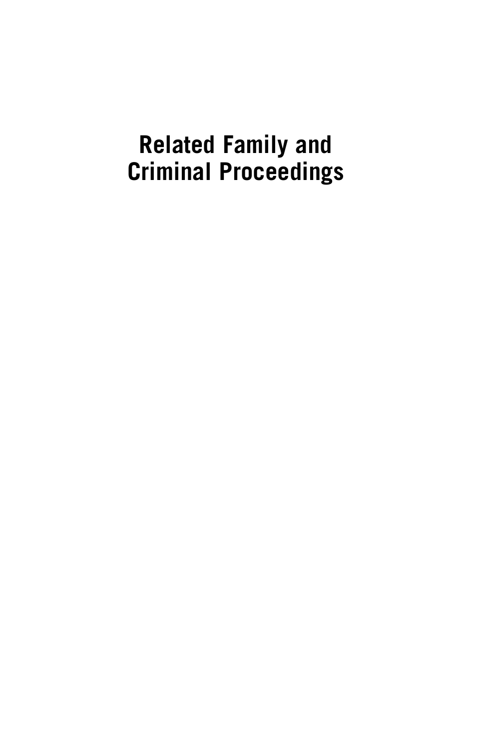# Related Family and Criminal Proceedings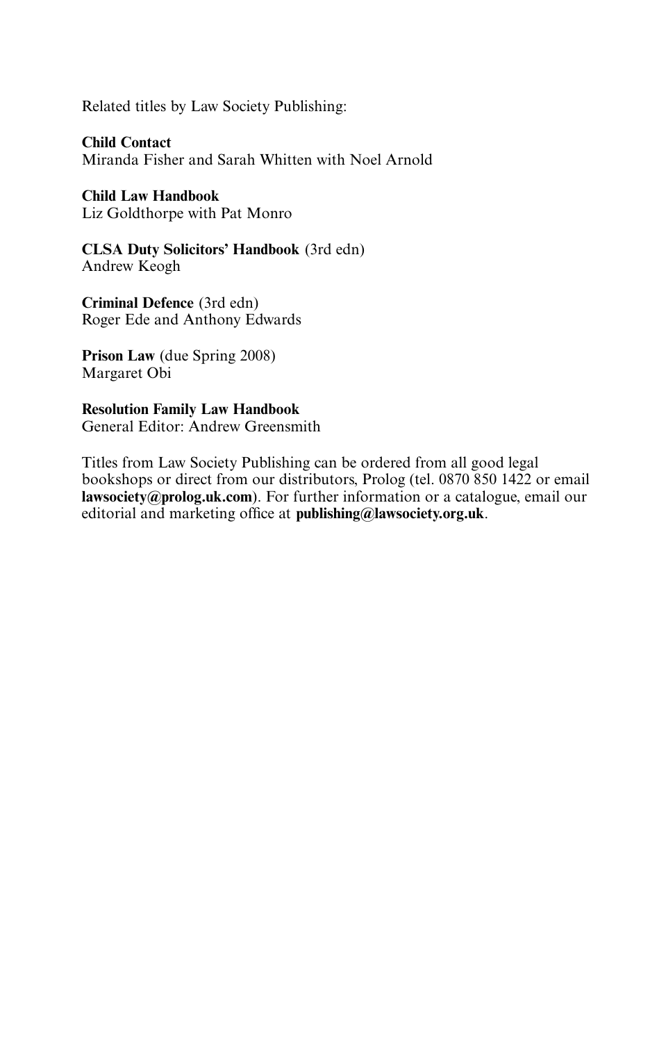Related titles by Law Society Publishing:

**Child Contact**
Miranda Fisher and Sarah Whitten with Noel Arnold

**Child Law Handbook**
Liz Goldthorpe with Pat Monro

**CLSA Duty Solicitors' Handbook** (3rd edn)
Andrew Keogh

**Criminal Defence** (3rd edn)
Roger Ede and Anthony Edwards

**Prison Law** (due Spring 2008)
Margaret Obi

**Resolution Family Law Handbook**
General Editor: Andrew Greensmith

Titles from Law Society Publishing can be ordered from all good legal bookshops or direct from our distributors, Prolog (tel. 0870 850 1422 or email **lawsociety@prolog.uk.com**). For further information or a catalogue, email our editorial and marketing office at **publishing@lawsociety.org.uk**.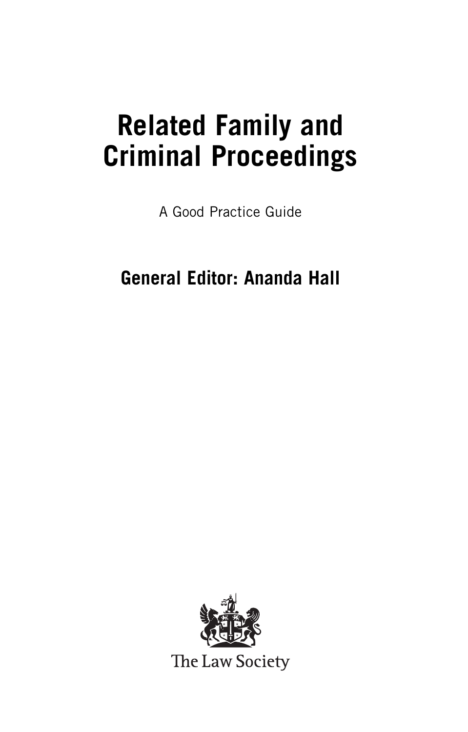# Related Family and Criminal Proceedings

A Good Practice Guide

**General Editor: Ananda Hall**

The Law Society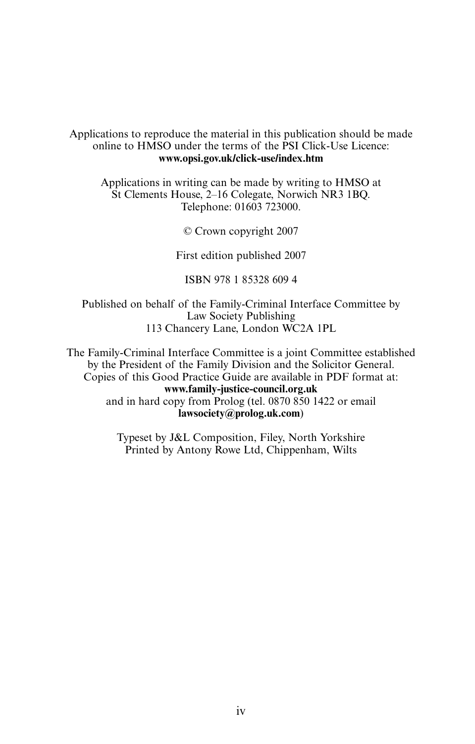Applications to reproduce the material in this publication should be made online to HMSO under the terms of the PSI Click-Use Licence:
**www.opsi.gov.uk/click-use/index.htm**

Applications in writing can be made by writing to HMSO at St Clements House, 2–16 Colegate, Norwich NR3 1BQ. Telephone: 01603 723000.

© Crown copyright 2007

First edition published 2007

ISBN 978 1 85328 609 4

Published on behalf of the Family-Criminal Interface Committee by Law Society Publishing
113 Chancery Lane, London WC2A 1PL

The Family-Criminal Interface Committee is a joint Committee established by the President of the Family Division and the Solicitor General. Copies of this Good Practice Guide are available in PDF format at:
**www.family-justice-council.org.uk**
and in hard copy from Prolog (tel. 0870 850 1422 or email **lawsociety@prolog.uk.com**)

Typeset by J&L Composition, Filey, North Yorkshire
Printed by Antony Rowe Ltd, Chippenham, Wilts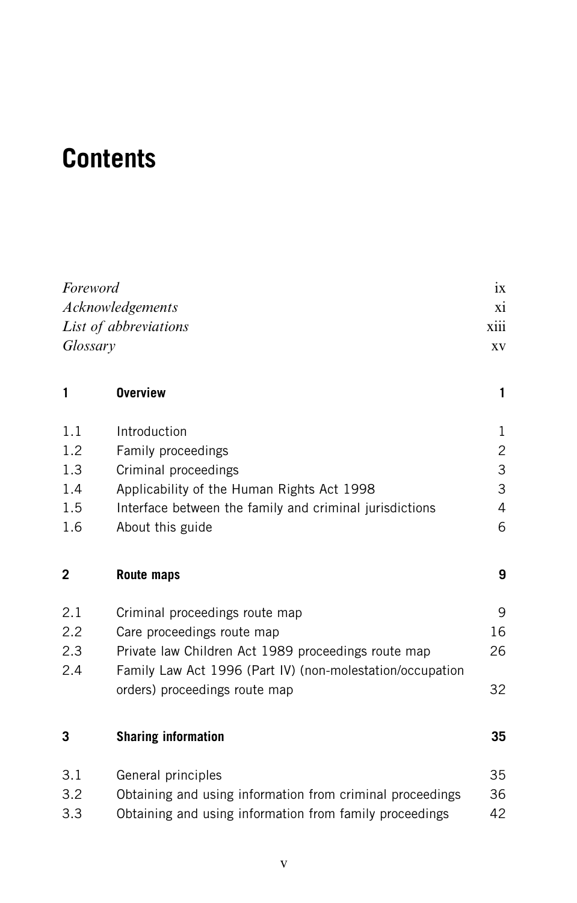# Contents

| | | |
|---|---|---|
| *Foreword* | | ix |
| *Acknowledgements* | | xi |
| *List of abbreviations* | | xiii |
| *Glossary* | | xv |
| **1** | **Overview** | **1** |
| 1.1 | Introduction | 1 |
| 1.2 | Family proceedings | 2 |
| 1.3 | Criminal proceedings | 3 |
| 1.4 | Applicability of the Human Rights Act 1998 | 3 |
| 1.5 | Interface between the family and criminal jurisdictions | 4 |
| 1.6 | About this guide | 6 |
| **2** | **Route maps** | **9** |
| 2.1 | Criminal proceedings route map | 9 |
| 2.2 | Care proceedings route map | 16 |
| 2.3 | Private law Children Act 1989 proceedings route map | 26 |
| 2.4 | Family Law Act 1996 (Part IV) (non-molestation/occupation orders) proceedings route map | 32 |
| **3** | **Sharing information** | **35** |
| 3.1 | General principles | 35 |
| 3.2 | Obtaining and using information from criminal proceedings | 36 |
| 3.3 | Obtaining and using information from family proceedings | 42 |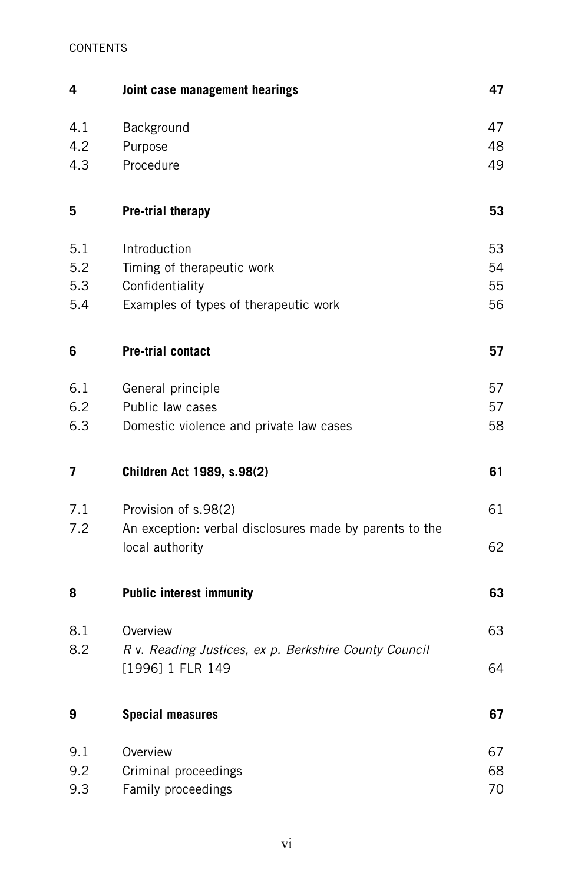| | | |
|---|---|---|
| **4** | **Joint case management hearings** | **47** |
| 4.1 | Background | 47 |
| 4.2 | Purpose | 48 |
| 4.3 | Procedure | 49 |
| **5** | **Pre-trial therapy** | **53** |
| 5.1 | Introduction | 53 |
| 5.2 | Timing of therapeutic work | 54 |
| 5.3 | Confidentiality | 55 |
| 5.4 | Examples of types of therapeutic work | 56 |
| **6** | **Pre-trial contact** | **57** |
| 6.1 | General principle | 57 |
| 6.2 | Public law cases | 57 |
| 6.3 | Domestic violence and private law cases | 58 |
| **7** | **Children Act 1989, s.98(2)** | **61** |
| 7.1 | Provision of s.98(2) | 61 |
| 7.2 | An exception: verbal disclosures made by parents to the local authority | 62 |
| **8** | **Public interest immunity** | **63** |
| 8.1 | Overview | 63 |
| 8.2 | *R* v. *Reading Justices, ex p. Berkshire County Council* [1996] 1 FLR 149 | 64 |
| **9** | **Special measures** | **67** |
| 9.1 | Overview | 67 |
| 9.2 | Criminal proceedings | 68 |
| 9.3 | Family proceedings | 70 |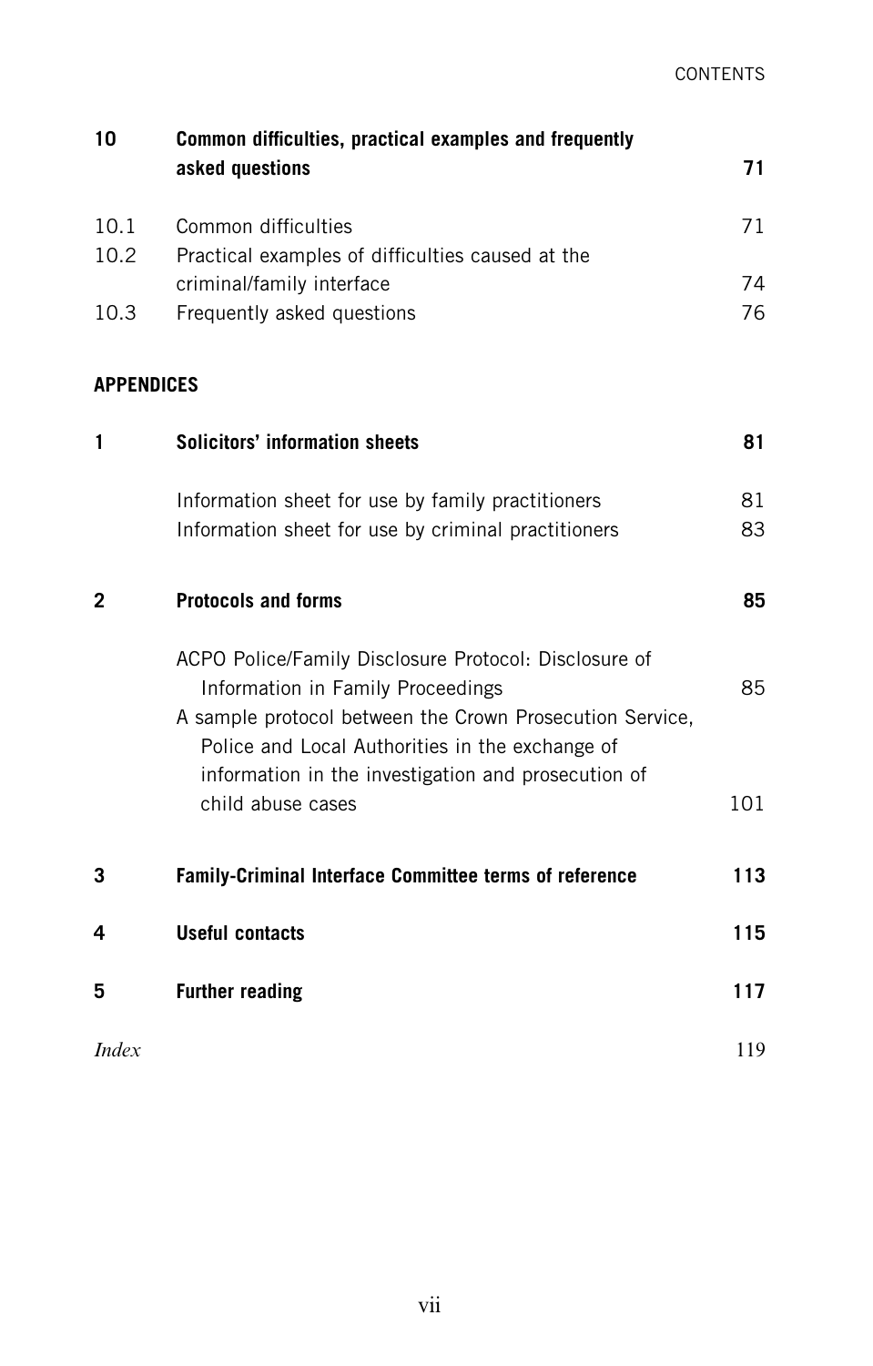| | | |
|---|---|---|
| **10** | **Common difficulties, practical examples and frequently asked questions** | **71** |
| 10.1 | Common difficulties | 71 |
| 10.2 | Practical examples of difficulties caused at the criminal/family interface | 74 |
| 10.3 | Frequently asked questions | 76 |

**APPENDICES**

| | | |
|---|---|---|
| **1** | **Solicitors' information sheets** | **81** |
| | Information sheet for use by family practitioners | 81 |
| | Information sheet for use by criminal practitioners | 83 |
| **2** | **Protocols and forms** | **85** |
| | ACPO Police/Family Disclosure Protocol: Disclosure of Information in Family Proceedings | 85 |
| | A sample protocol between the Crown Prosecution Service, Police and Local Authorities in the exchange of information in the investigation and prosecution of child abuse cases | 101 |
| **3** | **Family-Criminal Interface Committee terms of reference** | **113** |
| **4** | **Useful contacts** | **115** |
| **5** | **Further reading** | **117** |
| *Index* | | 119 |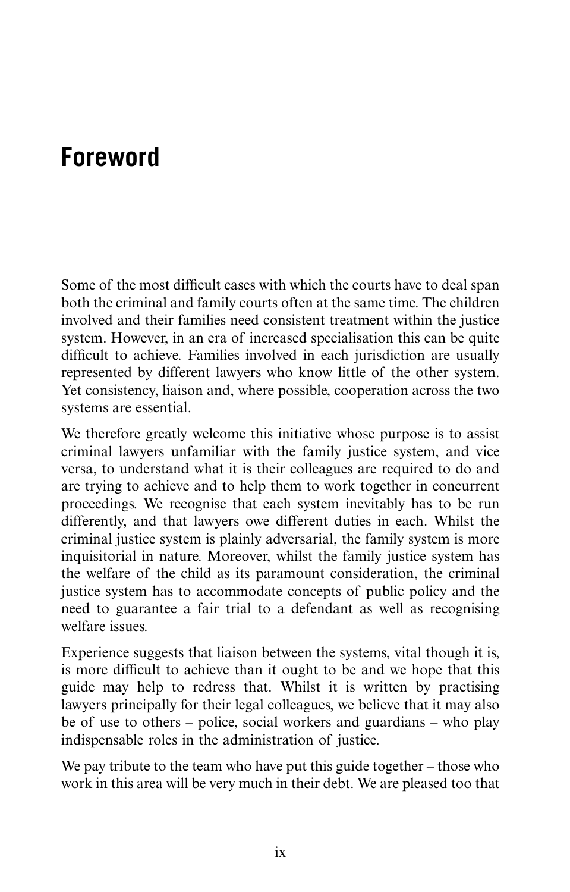# Foreword

Some of the most difficult cases with which the courts have to deal span both the criminal and family courts often at the same time. The children involved and their families need consistent treatment within the justice system. However, in an era of increased specialisation this can be quite difficult to achieve. Families involved in each jurisdiction are usually represented by different lawyers who know little of the other system. Yet consistency, liaison and, where possible, cooperation across the two systems are essential.

We therefore greatly welcome this initiative whose purpose is to assist criminal lawyers unfamiliar with the family justice system, and vice versa, to understand what it is their colleagues are required to do and are trying to achieve and to help them to work together in concurrent proceedings. We recognise that each system inevitably has to be run differently, and that lawyers owe different duties in each. Whilst the criminal justice system is plainly adversarial, the family system is more inquisitorial in nature. Moreover, whilst the family justice system has the welfare of the child as its paramount consideration, the criminal justice system has to accommodate concepts of public policy and the need to guarantee a fair trial to a defendant as well as recognising welfare issues.

Experience suggests that liaison between the systems, vital though it is, is more difficult to achieve than it ought to be and we hope that this guide may help to redress that. Whilst it is written by practising lawyers principally for their legal colleagues, we believe that it may also be of use to others – police, social workers and guardians – who play indispensable roles in the administration of justice.

We pay tribute to the team who have put this guide together – those who work in this area will be very much in their debt. We are pleased too that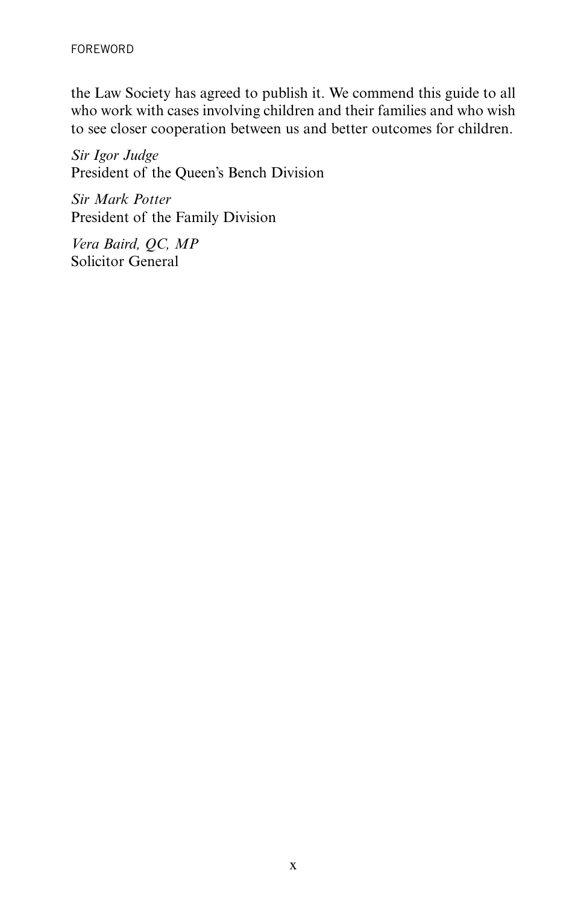the Law Society has agreed to publish it. We commend this guide to all who work with cases involving children and their families and who wish to see closer cooperation between us and better outcomes for children.

*Sir Igor Judge*
President of the Queen's Bench Division

*Sir Mark Potter*
President of the Family Division

*Vera Baird, QC, MP*
Solicitor General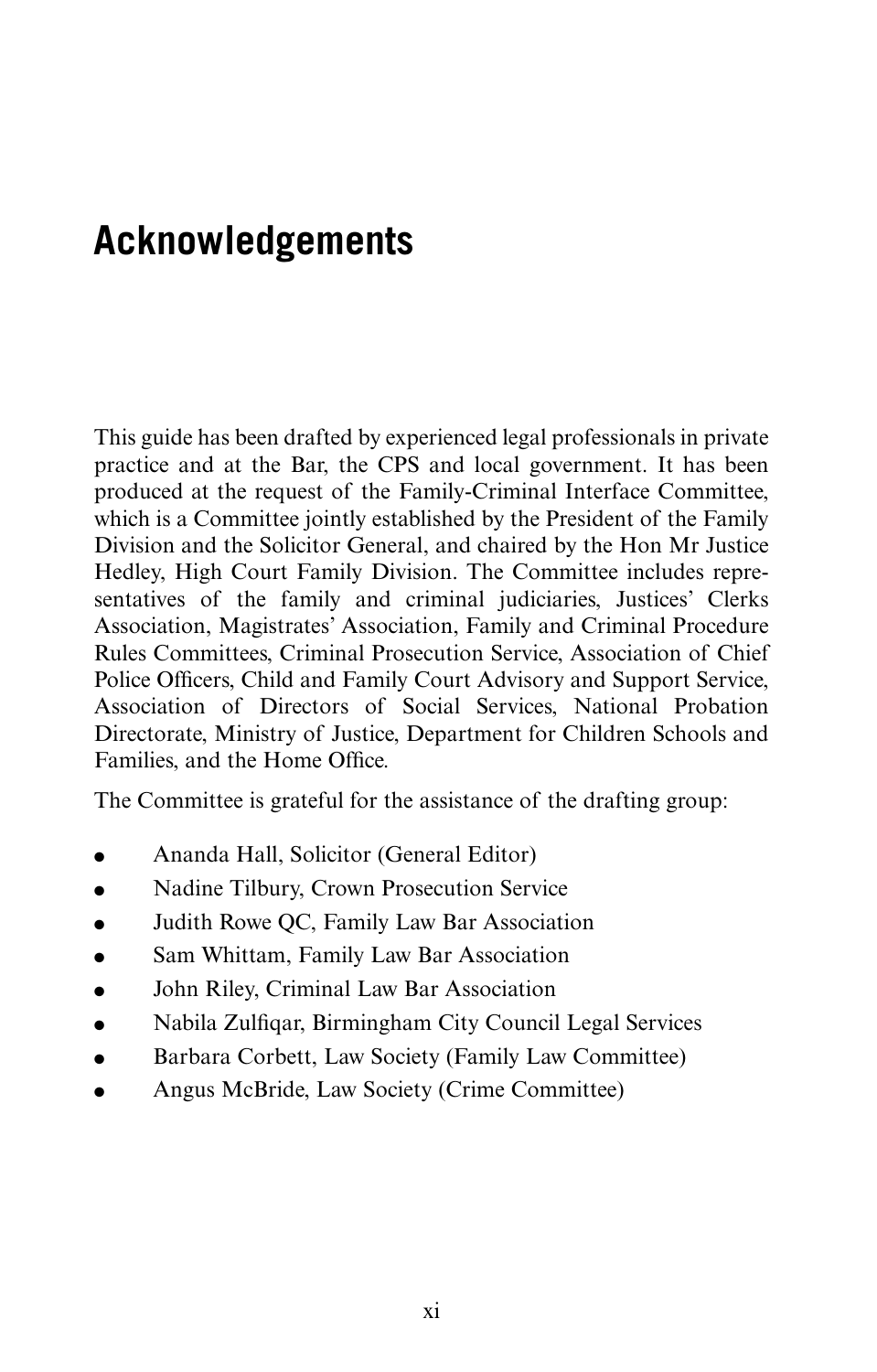# Acknowledgements

This guide has been drafted by experienced legal professionals in private practice and at the Bar, the CPS and local government. It has been produced at the request of the Family-Criminal Interface Committee, which is a Committee jointly established by the President of the Family Division and the Solicitor General, and chaired by the Hon Mr Justice Hedley, High Court Family Division. The Committee includes representatives of the family and criminal judiciaries, Justices' Clerks Association, Magistrates' Association, Family and Criminal Procedure Rules Committees, Criminal Prosecution Service, Association of Chief Police Officers, Child and Family Court Advisory and Support Service, Association of Directors of Social Services, National Probation Directorate, Ministry of Justice, Department for Children Schools and Families, and the Home Office.

The Committee is grateful for the assistance of the drafting group:

- Ananda Hall, Solicitor (General Editor)
- Nadine Tilbury, Crown Prosecution Service
- Judith Rowe QC, Family Law Bar Association
- Sam Whittam, Family Law Bar Association
- John Riley, Criminal Law Bar Association
- Nabila Zulfiqar, Birmingham City Council Legal Services
- Barbara Corbett, Law Society (Family Law Committee)
- Angus McBride, Law Society (Crime Committee)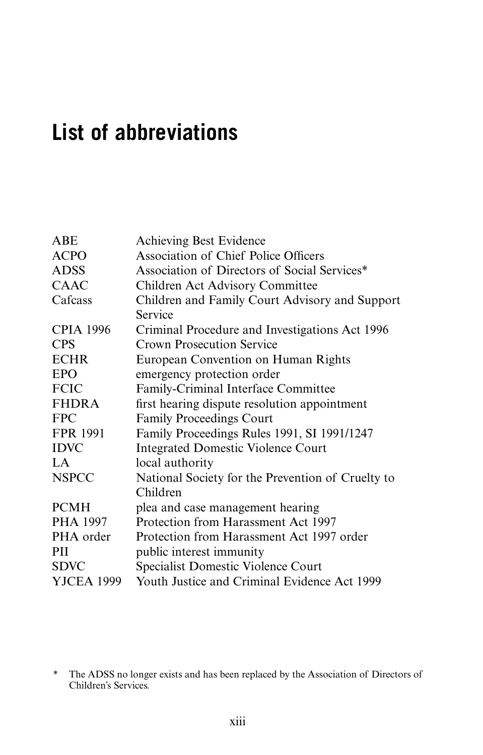# List of abbreviations

| | |
|---|---|
| ABE | Achieving Best Evidence |
| ACPO | Association of Chief Police Officers |
| ADSS | Association of Directors of Social Services* |
| CAAC | Children Act Advisory Committee |
| Cafcass | Children and Family Court Advisory and Support Service |
| CPIA 1996 | Criminal Procedure and Investigations Act 1996 |
| CPS | Crown Prosecution Service |
| ECHR | European Convention on Human Rights |
| EPO | emergency protection order |
| FCIC | Family-Criminal Interface Committee |
| FHDRA | first hearing dispute resolution appointment |
| FPC | Family Proceedings Court |
| FPR 1991 | Family Proceedings Rules 1991, SI 1991/1247 |
| IDVC | Integrated Domestic Violence Court |
| LA | local authority |
| NSPCC | National Society for the Prevention of Cruelty to Children |
| PCMH | plea and case management hearing |
| PHA 1997 | Protection from Harassment Act 1997 |
| PHA order | Protection from Harassment Act 1997 order |
| PII | public interest immunity |
| SDVC | Specialist Domestic Violence Court |
| YJCEA 1999 | Youth Justice and Criminal Evidence Act 1999 |

\* The ADSS no longer exists and has been replaced by the Association of Directors of Children's Services.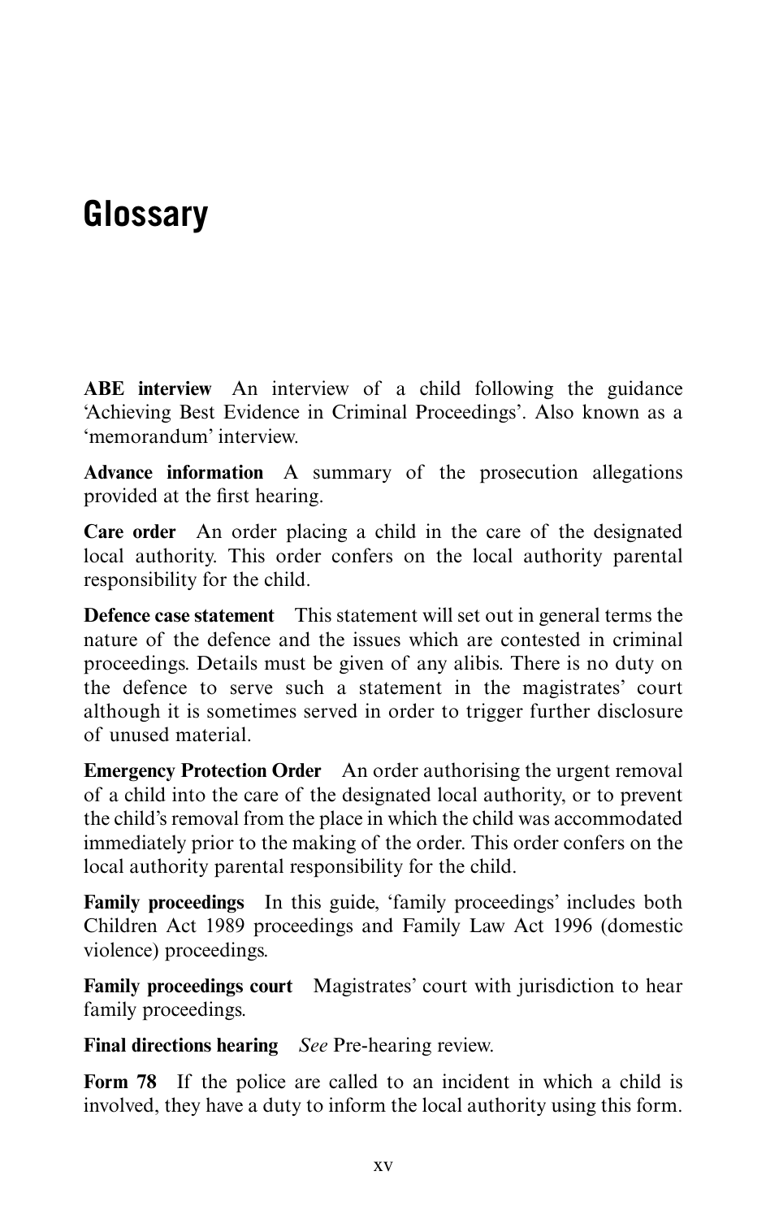# Glossary

**ABE interview** An interview of a child following the guidance 'Achieving Best Evidence in Criminal Proceedings'. Also known as a 'memorandum' interview.

**Advance information** A summary of the prosecution allegations provided at the first hearing.

**Care order** An order placing a child in the care of the designated local authority. This order confers on the local authority parental responsibility for the child.

**Defence case statement** This statement will set out in general terms the nature of the defence and the issues which are contested in criminal proceedings. Details must be given of any alibis. There is no duty on the defence to serve such a statement in the magistrates' court although it is sometimes served in order to trigger further disclosure of unused material.

**Emergency Protection Order** An order authorising the urgent removal of a child into the care of the designated local authority, or to prevent the child's removal from the place in which the child was accommodated immediately prior to the making of the order. This order confers on the local authority parental responsibility for the child.

**Family proceedings** In this guide, 'family proceedings' includes both Children Act 1989 proceedings and Family Law Act 1996 (domestic violence) proceedings.

**Family proceedings court** Magistrates' court with jurisdiction to hear family proceedings.

**Final directions hearing** *See* Pre-hearing review.

**Form 78** If the police are called to an incident in which a child is involved, they have a duty to inform the local authority using this form.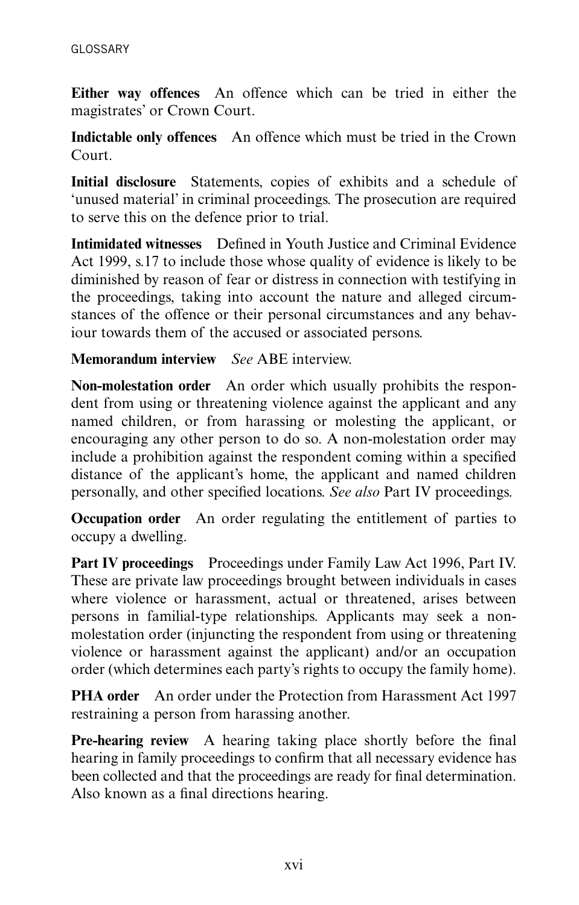**Either way offences** An offence which can be tried in either the magistrates' or Crown Court.

**Indictable only offences** An offence which must be tried in the Crown Court.

**Initial disclosure** Statements, copies of exhibits and a schedule of 'unused material' in criminal proceedings. The prosecution are required to serve this on the defence prior to trial.

**Intimidated witnesses** Defined in Youth Justice and Criminal Evidence Act 1999, s.17 to include those whose quality of evidence is likely to be diminished by reason of fear or distress in connection with testifying in the proceedings, taking into account the nature and alleged circumstances of the offence or their personal circumstances and any behaviour towards them of the accused or associated persons.

**Memorandum interview** *See* ABE interview.

**Non-molestation order** An order which usually prohibits the respondent from using or threatening violence against the applicant and any named children, or from harassing or molesting the applicant, or encouraging any other person to do so. A non-molestation order may include a prohibition against the respondent coming within a specified distance of the applicant's home, the applicant and named children personally, and other specified locations. *See also* Part IV proceedings.

**Occupation order** An order regulating the entitlement of parties to occupy a dwelling.

**Part IV proceedings** Proceedings under Family Law Act 1996, Part IV. These are private law proceedings brought between individuals in cases where violence or harassment, actual or threatened, arises between persons in familial-type relationships. Applicants may seek a non-molestation order (injuncting the respondent from using or threatening violence or harassment against the applicant) and/or an occupation order (which determines each party's rights to occupy the family home).

**PHA order** An order under the Protection from Harassment Act 1997 restraining a person from harassing another.

**Pre-hearing review** A hearing taking place shortly before the final hearing in family proceedings to confirm that all necessary evidence has been collected and that the proceedings are ready for final determination. Also known as a final directions hearing.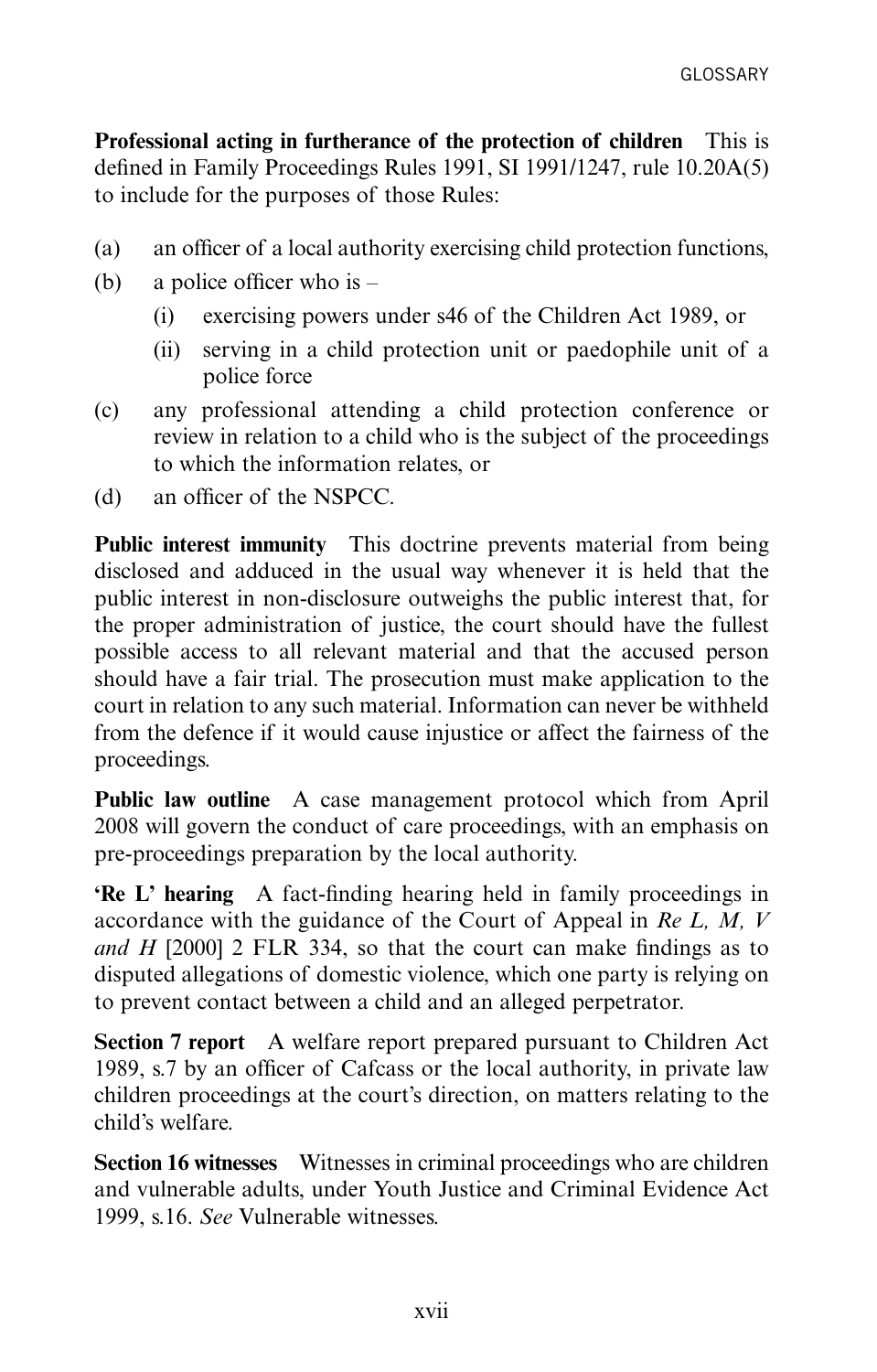**Professional acting in furtherance of the protection of children** This is defined in Family Proceedings Rules 1991, SI 1991/1247, rule 10.20A(5) to include for the purposes of those Rules:

(a) an officer of a local authority exercising child protection functions,

(b) a police officer who is –

  (i) exercising powers under s46 of the Children Act 1989, or

  (ii) serving in a child protection unit or paedophile unit of a police force

(c) any professional attending a child protection conference or review in relation to a child who is the subject of the proceedings to which the information relates, or

(d) an officer of the NSPCC.

**Public interest immunity** This doctrine prevents material from being disclosed and adduced in the usual way whenever it is held that the public interest in non-disclosure outweighs the public interest that, for the proper administration of justice, the court should have the fullest possible access to all relevant material and that the accused person should have a fair trial. The prosecution must make application to the court in relation to any such material. Information can never be withheld from the defence if it would cause injustice or affect the fairness of the proceedings.

**Public law outline** A case management protocol which from April 2008 will govern the conduct of care proceedings, with an emphasis on pre-proceedings preparation by the local authority.

**'Re L' hearing** A fact-finding hearing held in family proceedings in accordance with the guidance of the Court of Appeal in *Re L, M, V and H* [2000] 2 FLR 334, so that the court can make findings as to disputed allegations of domestic violence, which one party is relying on to prevent contact between a child and an alleged perpetrator.

**Section 7 report** A welfare report prepared pursuant to Children Act 1989, s.7 by an officer of Cafcass or the local authority, in private law children proceedings at the court's direction, on matters relating to the child's welfare.

**Section 16 witnesses** Witnesses in criminal proceedings who are children and vulnerable adults, under Youth Justice and Criminal Evidence Act 1999, s.16. *See* Vulnerable witnesses.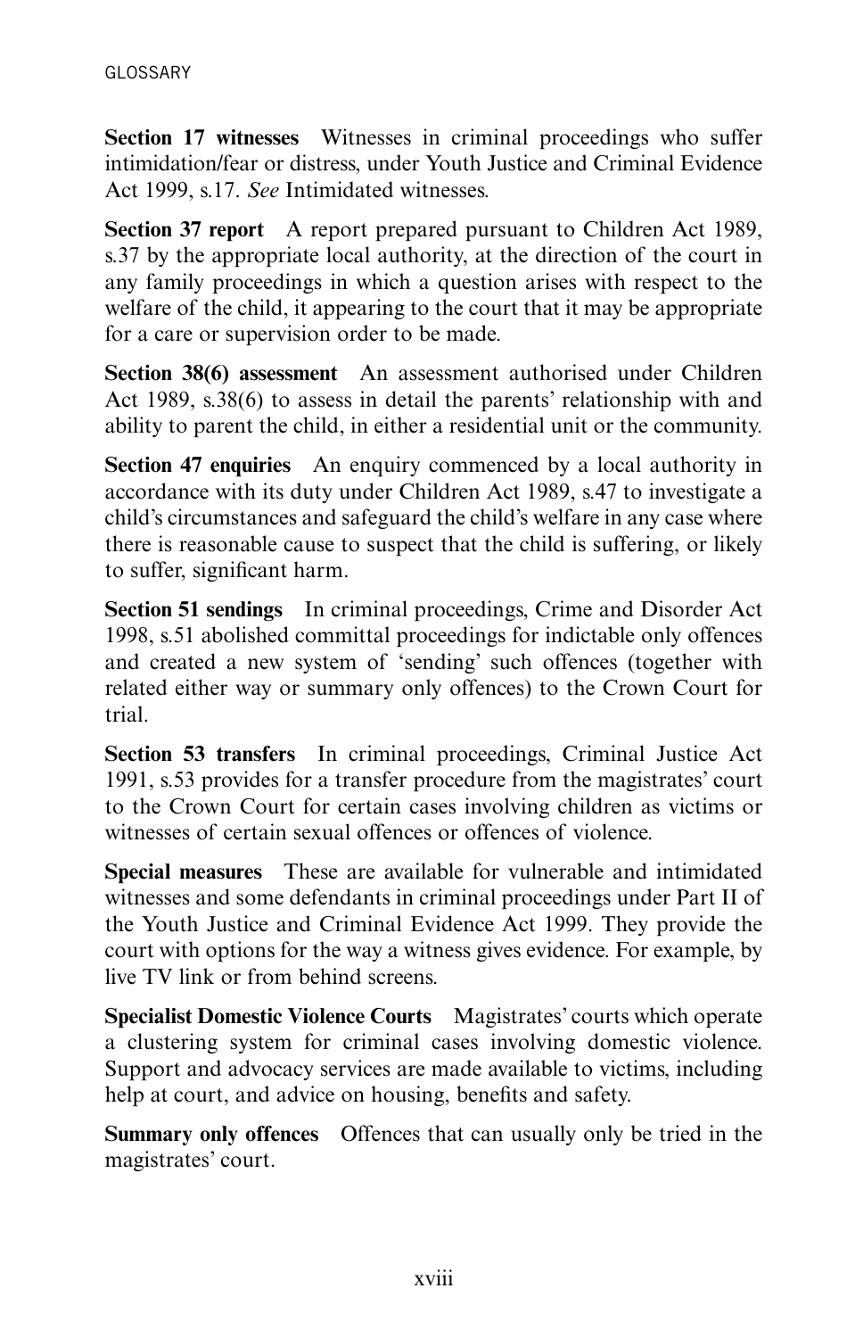**Section 17 witnesses** Witnesses in criminal proceedings who suffer intimidation/fear or distress, under Youth Justice and Criminal Evidence Act 1999, s.17. *See* Intimidated witnesses.

**Section 37 report** A report prepared pursuant to Children Act 1989, s.37 by the appropriate local authority, at the direction of the court in any family proceedings in which a question arises with respect to the welfare of the child, it appearing to the court that it may be appropriate for a care or supervision order to be made.

**Section 38(6) assessment** An assessment authorised under Children Act 1989, s.38(6) to assess in detail the parents' relationship with and ability to parent the child, in either a residential unit or the community.

**Section 47 enquiries** An enquiry commenced by a local authority in accordance with its duty under Children Act 1989, s.47 to investigate a child's circumstances and safeguard the child's welfare in any case where there is reasonable cause to suspect that the child is suffering, or likely to suffer, significant harm.

**Section 51 sendings** In criminal proceedings, Crime and Disorder Act 1998, s.51 abolished committal proceedings for indictable only offences and created a new system of 'sending' such offences (together with related either way or summary only offences) to the Crown Court for trial.

**Section 53 transfers** In criminal proceedings, Criminal Justice Act 1991, s.53 provides for a transfer procedure from the magistrates' court to the Crown Court for certain cases involving children as victims or witnesses of certain sexual offences or offences of violence.

**Special measures** These are available for vulnerable and intimidated witnesses and some defendants in criminal proceedings under Part II of the Youth Justice and Criminal Evidence Act 1999. They provide the court with options for the way a witness gives evidence. For example, by live TV link or from behind screens.

**Specialist Domestic Violence Courts** Magistrates' courts which operate a clustering system for criminal cases involving domestic violence. Support and advocacy services are made available to victims, including help at court, and advice on housing, benefits and safety.

**Summary only offences** Offences that can usually only be tried in the magistrates' court.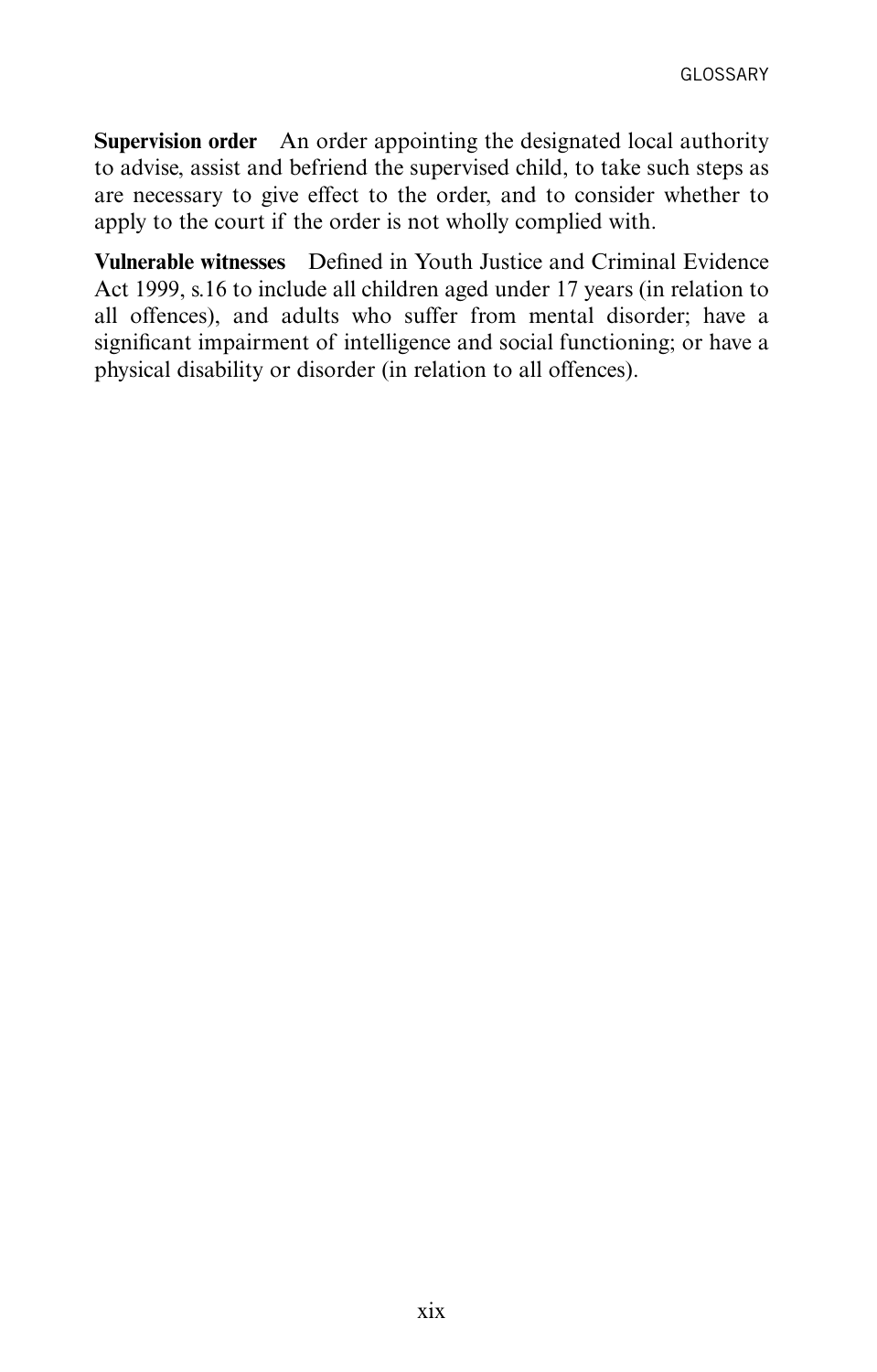**Supervision order** An order appointing the designated local authority to advise, assist and befriend the supervised child, to take such steps as are necessary to give effect to the order, and to consider whether to apply to the court if the order is not wholly complied with.

**Vulnerable witnesses** Defined in Youth Justice and Criminal Evidence Act 1999, s.16 to include all children aged under 17 years (in relation to all offences), and adults who suffer from mental disorder; have a significant impairment of intelligence and social functioning; or have a physical disability or disorder (in relation to all offences).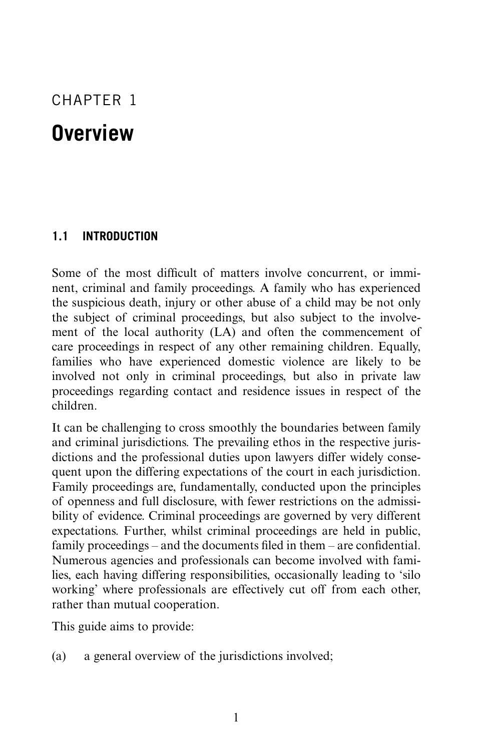# CHAPTER 1

# Overview

## 1.1 INTRODUCTION

Some of the most difficult of matters involve concurrent, or imminent, criminal and family proceedings. A family who has experienced the suspicious death, injury or other abuse of a child may be not only the subject of criminal proceedings, but also subject to the involvement of the local authority (LA) and often the commencement of care proceedings in respect of any other remaining children. Equally, families who have experienced domestic violence are likely to be involved not only in criminal proceedings, but also in private law proceedings regarding contact and residence issues in respect of the children.

It can be challenging to cross smoothly the boundaries between family and criminal jurisdictions. The prevailing ethos in the respective jurisdictions and the professional duties upon lawyers differ widely consequent upon the differing expectations of the court in each jurisdiction. Family proceedings are, fundamentally, conducted upon the principles of openness and full disclosure, with fewer restrictions on the admissibility of evidence. Criminal proceedings are governed by very different expectations. Further, whilst criminal proceedings are held in public, family proceedings – and the documents filed in them – are confidential. Numerous agencies and professionals can become involved with families, each having differing responsibilities, occasionally leading to 'silo working' where professionals are effectively cut off from each other, rather than mutual cooperation.

This guide aims to provide:

(a) a general overview of the jurisdictions involved;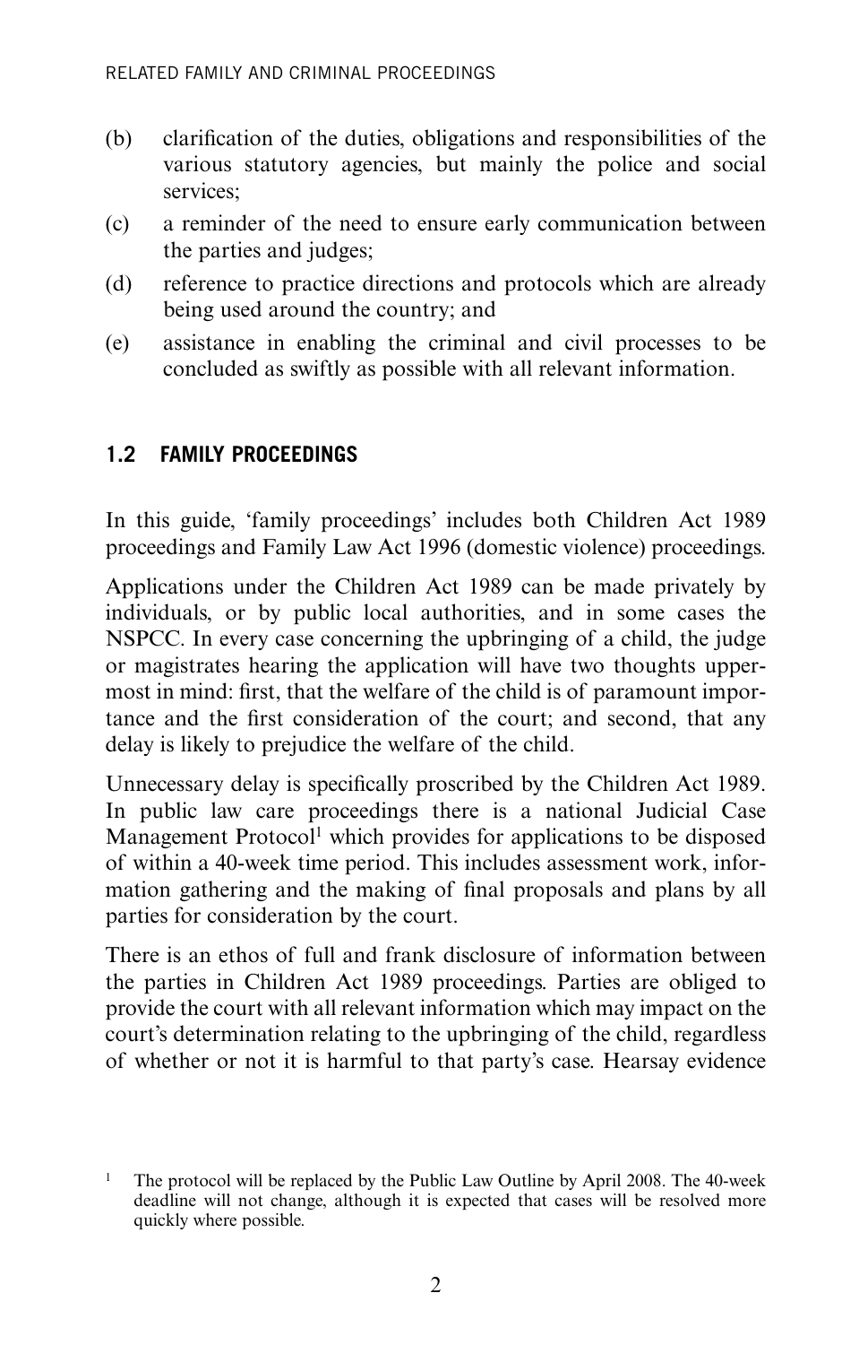(b) clarification of the duties, obligations and responsibilities of the various statutory agencies, but mainly the police and social services;

(c) a reminder of the need to ensure early communication between the parties and judges;

(d) reference to practice directions and protocols which are already being used around the country; and

(e) assistance in enabling the criminal and civil processes to be concluded as swiftly as possible with all relevant information.

## 1.2 FAMILY PROCEEDINGS

In this guide, 'family proceedings' includes both Children Act 1989 proceedings and Family Law Act 1996 (domestic violence) proceedings.

Applications under the Children Act 1989 can be made privately by individuals, or by public local authorities, and in some cases the NSPCC. In every case concerning the upbringing of a child, the judge or magistrates hearing the application will have two thoughts uppermost in mind: first, that the welfare of the child is of paramount importance and the first consideration of the court; and second, that any delay is likely to prejudice the welfare of the child.

Unnecessary delay is specifically proscribed by the Children Act 1989. In public law care proceedings there is a national Judicial Case Management Protocol[1] which provides for applications to be disposed of within a 40-week time period. This includes assessment work, information gathering and the making of final proposals and plans by all parties for consideration by the court.

There is an ethos of full and frank disclosure of information between the parties in Children Act 1989 proceedings. Parties are obliged to provide the court with all relevant information which may impact on the court's determination relating to the upbringing of the child, regardless of whether or not it is harmful to that party's case. Hearsay evidence

[1] The protocol will be replaced by the Public Law Outline by April 2008. The 40-week deadline will not change, although it is expected that cases will be resolved more quickly where possible.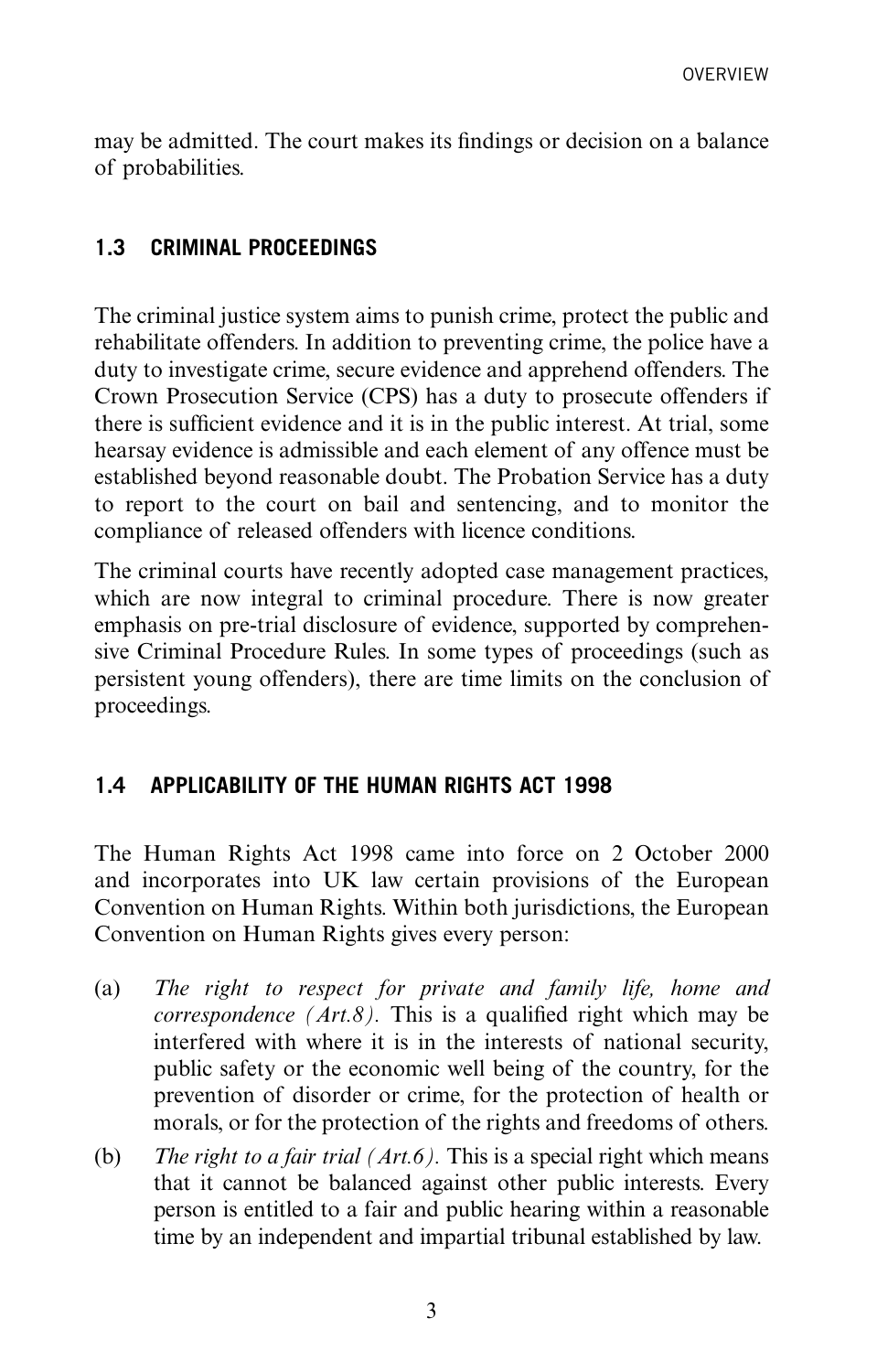may be admitted. The court makes its findings or decision on a balance of probabilities.

## 1.3 CRIMINAL PROCEEDINGS

The criminal justice system aims to punish crime, protect the public and rehabilitate offenders. In addition to preventing crime, the police have a duty to investigate crime, secure evidence and apprehend offenders. The Crown Prosecution Service (CPS) has a duty to prosecute offenders if there is sufficient evidence and it is in the public interest. At trial, some hearsay evidence is admissible and each element of any offence must be established beyond reasonable doubt. The Probation Service has a duty to report to the court on bail and sentencing, and to monitor the compliance of released offenders with licence conditions.

The criminal courts have recently adopted case management practices, which are now integral to criminal procedure. There is now greater emphasis on pre-trial disclosure of evidence, supported by comprehensive Criminal Procedure Rules. In some types of proceedings (such as persistent young offenders), there are time limits on the conclusion of proceedings.

## 1.4 APPLICABILITY OF THE HUMAN RIGHTS ACT 1998

The Human Rights Act 1998 came into force on 2 October 2000 and incorporates into UK law certain provisions of the European Convention on Human Rights. Within both jurisdictions, the European Convention on Human Rights gives every person:

(a) *The right to respect for private and family life, home and correspondence (Art.8).* This is a qualified right which may be interfered with where it is in the interests of national security, public safety or the economic well being of the country, for the prevention of disorder or crime, for the protection of health or morals, or for the protection of the rights and freedoms of others.

(b) *The right to a fair trial (Art.6).* This is a special right which means that it cannot be balanced against other public interests. Every person is entitled to a fair and public hearing within a reasonable time by an independent and impartial tribunal established by law.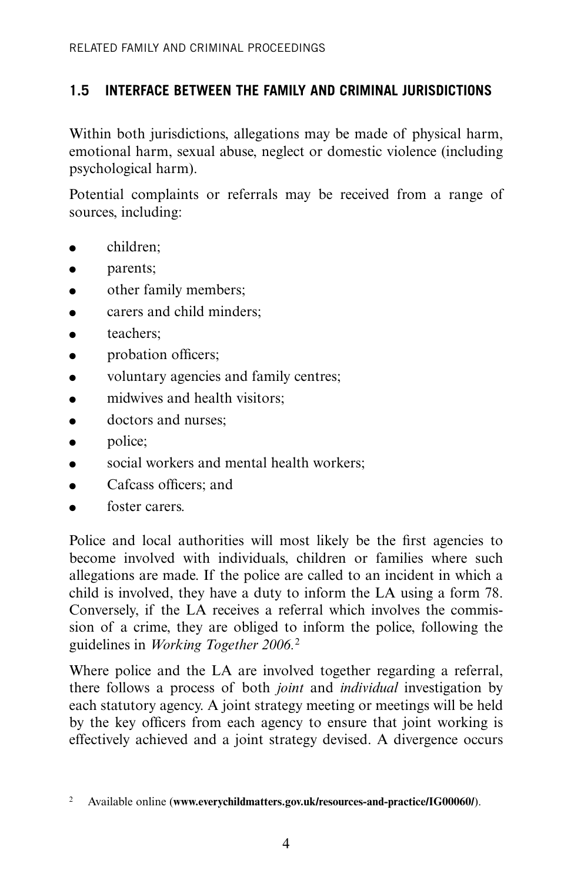## 1.5 INTERFACE BETWEEN THE FAMILY AND CRIMINAL JURISDICTIONS

Within both jurisdictions, allegations may be made of physical harm, emotional harm, sexual abuse, neglect or domestic violence (including psychological harm).

Potential complaints or referrals may be received from a range of sources, including:

- children;
- parents;
- other family members;
- carers and child minders;
- teachers;
- probation officers;
- voluntary agencies and family centres;
- midwives and health visitors;
- doctors and nurses;
- police;
- social workers and mental health workers;
- Cafcass officers; and
- foster carers.

Police and local authorities will most likely be the first agencies to become involved with individuals, children or families where such allegations are made. If the police are called to an incident in which a child is involved, they have a duty to inform the LA using a form 78. Conversely, if the LA receives a referral which involves the commission of a crime, they are obliged to inform the police, following the guidelines in *Working Together 2006*.[2]

Where police and the LA are involved together regarding a referral, there follows a process of both *joint* and *individual* investigation by each statutory agency. A joint strategy meeting or meetings will be held by the key officers from each agency to ensure that joint working is effectively achieved and a joint strategy devised. A divergence occurs

[2] Available online (**www.everychildmatters.gov.uk/resources-and-practice/IG00060/**).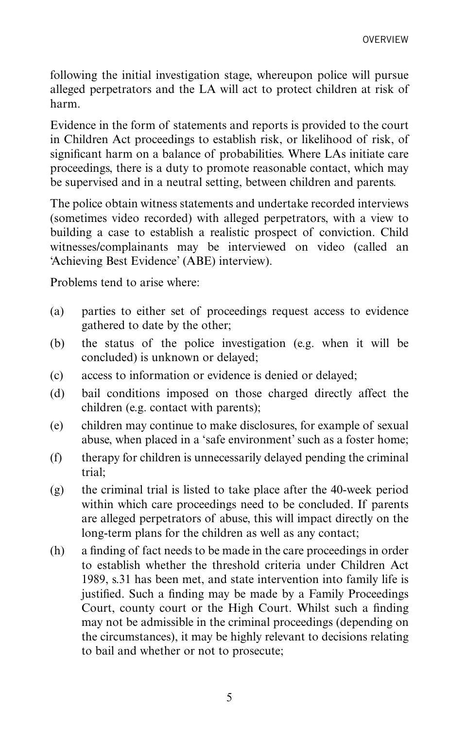following the initial investigation stage, whereupon police will pursue alleged perpetrators and the LA will act to protect children at risk of harm.

Evidence in the form of statements and reports is provided to the court in Children Act proceedings to establish risk, or likelihood of risk, of significant harm on a balance of probabilities. Where LAs initiate care proceedings, there is a duty to promote reasonable contact, which may be supervised and in a neutral setting, between children and parents.

The police obtain witness statements and undertake recorded interviews (sometimes video recorded) with alleged perpetrators, with a view to building a case to establish a realistic prospect of conviction. Child witnesses/complainants may be interviewed on video (called an 'Achieving Best Evidence' (ABE) interview).

Problems tend to arise where:

(a) parties to either set of proceedings request access to evidence gathered to date by the other;

(b) the status of the police investigation (e.g. when it will be concluded) is unknown or delayed;

(c) access to information or evidence is denied or delayed;

(d) bail conditions imposed on those charged directly affect the children (e.g. contact with parents);

(e) children may continue to make disclosures, for example of sexual abuse, when placed in a 'safe environment' such as a foster home;

(f) therapy for children is unnecessarily delayed pending the criminal trial;

(g) the criminal trial is listed to take place after the 40-week period within which care proceedings need to be concluded. If parents are alleged perpetrators of abuse, this will impact directly on the long-term plans for the children as well as any contact;

(h) a finding of fact needs to be made in the care proceedings in order to establish whether the threshold criteria under Children Act 1989, s.31 has been met, and state intervention into family life is justified. Such a finding may be made by a Family Proceedings Court, county court or the High Court. Whilst such a finding may not be admissible in the criminal proceedings (depending on the circumstances), it may be highly relevant to decisions relating to bail and whether or not to prosecute;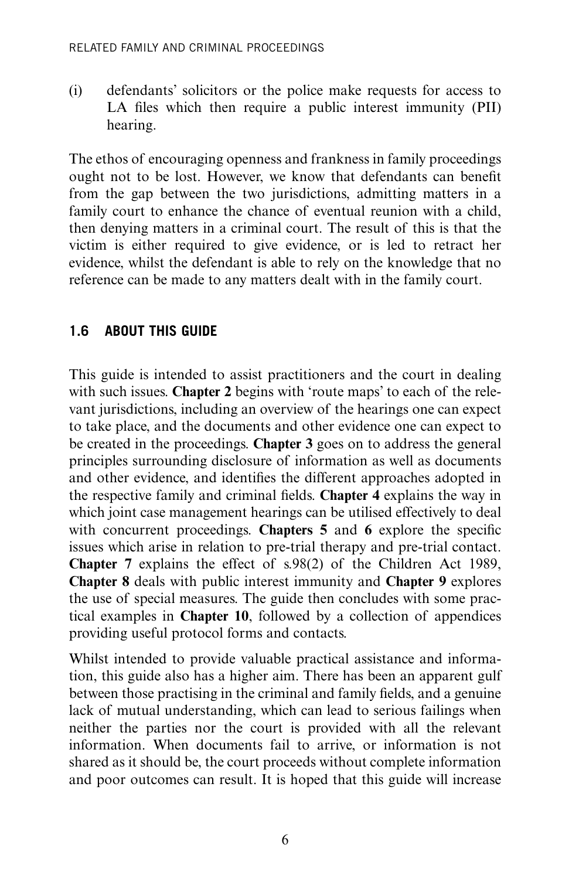(i) defendants' solicitors or the police make requests for access to LA files which then require a public interest immunity (PII) hearing.

The ethos of encouraging openness and frankness in family proceedings ought not to be lost. However, we know that defendants can benefit from the gap between the two jurisdictions, admitting matters in a family court to enhance the chance of eventual reunion with a child, then denying matters in a criminal court. The result of this is that the victim is either required to give evidence, or is led to retract her evidence, whilst the defendant is able to rely on the knowledge that no reference can be made to any matters dealt with in the family court.

## 1.6 ABOUT THIS GUIDE

This guide is intended to assist practitioners and the court in dealing with such issues. **Chapter 2** begins with 'route maps' to each of the relevant jurisdictions, including an overview of the hearings one can expect to take place, and the documents and other evidence one can expect to be created in the proceedings. **Chapter 3** goes on to address the general principles surrounding disclosure of information as well as documents and other evidence, and identifies the different approaches adopted in the respective family and criminal fields. **Chapter 4** explains the way in which joint case management hearings can be utilised effectively to deal with concurrent proceedings. **Chapters 5** and **6** explore the specific issues which arise in relation to pre-trial therapy and pre-trial contact. **Chapter 7** explains the effect of s.98(2) of the Children Act 1989, **Chapter 8** deals with public interest immunity and **Chapter 9** explores the use of special measures. The guide then concludes with some practical examples in **Chapter 10**, followed by a collection of appendices providing useful protocol forms and contacts.

Whilst intended to provide valuable practical assistance and information, this guide also has a higher aim. There has been an apparent gulf between those practising in the criminal and family fields, and a genuine lack of mutual understanding, which can lead to serious failings when neither the parties nor the court is provided with all the relevant information. When documents fail to arrive, or information is not shared as it should be, the court proceeds without complete information and poor outcomes can result. It is hoped that this guide will increase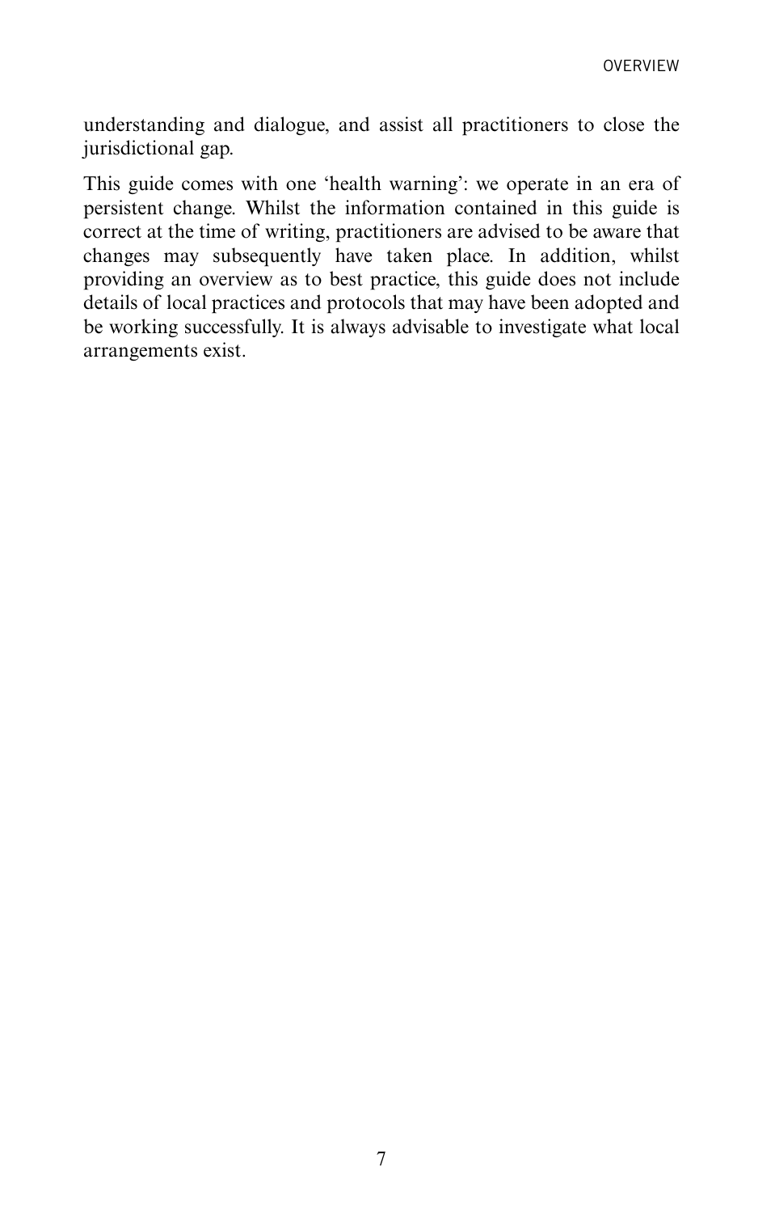understanding and dialogue, and assist all practitioners to close the jurisdictional gap.

This guide comes with one 'health warning': we operate in an era of persistent change. Whilst the information contained in this guide is correct at the time of writing, practitioners are advised to be aware that changes may subsequently have taken place. In addition, whilst providing an overview as to best practice, this guide does not include details of local practices and protocols that may have been adopted and be working successfully. It is always advisable to investigate what local arrangements exist.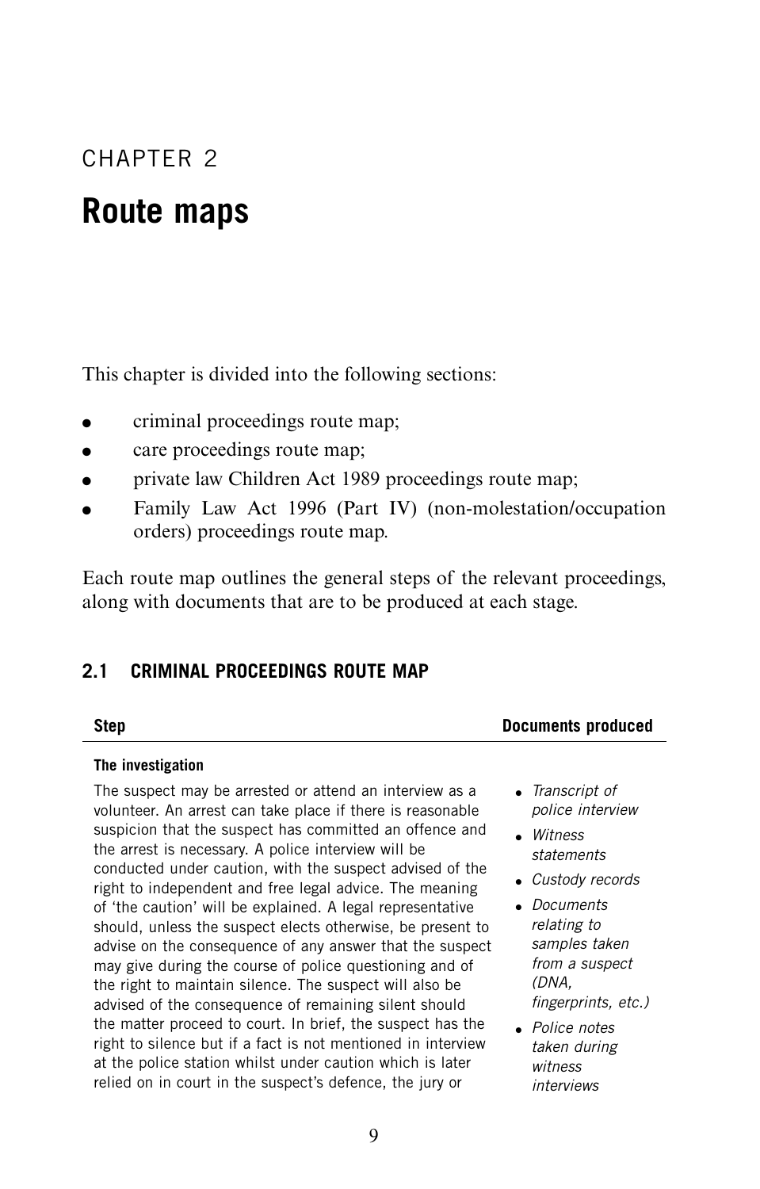# CHAPTER 2

# Route maps

This chapter is divided into the following sections:

- criminal proceedings route map;
- care proceedings route map;
- private law Children Act 1989 proceedings route map;
- Family Law Act 1996 (Part IV) (non-molestation/occupation orders) proceedings route map.

Each route map outlines the general steps of the relevant proceedings, along with documents that are to be produced at each stage.

## 2.1 CRIMINAL PROCEEDINGS ROUTE MAP

| Step | Documents produced |
|---|---|
| **The investigation** | |
| The suspect may be arrested or attend an interview as a volunteer. An arrest can take place if there is reasonable suspicion that the suspect has committed an offence and the arrest is necessary. A police interview will be conducted under caution, with the suspect advised of the right to independent and free legal advice. The meaning of 'the caution' will be explained. A legal representative should, unless the suspect elects otherwise, be present to advise on the consequence of any answer that the suspect may give during the course of police questioning and of the right to maintain silence. The suspect will also be advised of the consequence of remaining silent should the matter proceed to court. In brief, the suspect has the right to silence but if a fact is not mentioned in interview at the police station whilst under caution which is later relied on in court in the suspect's defence, the jury or | • *Transcript of police interview*<br>• *Witness statements*<br>• *Custody records*<br>• *Documents relating to samples taken from a suspect (DNA, fingerprints, etc.)*<br>• *Police notes taken during witness interviews* |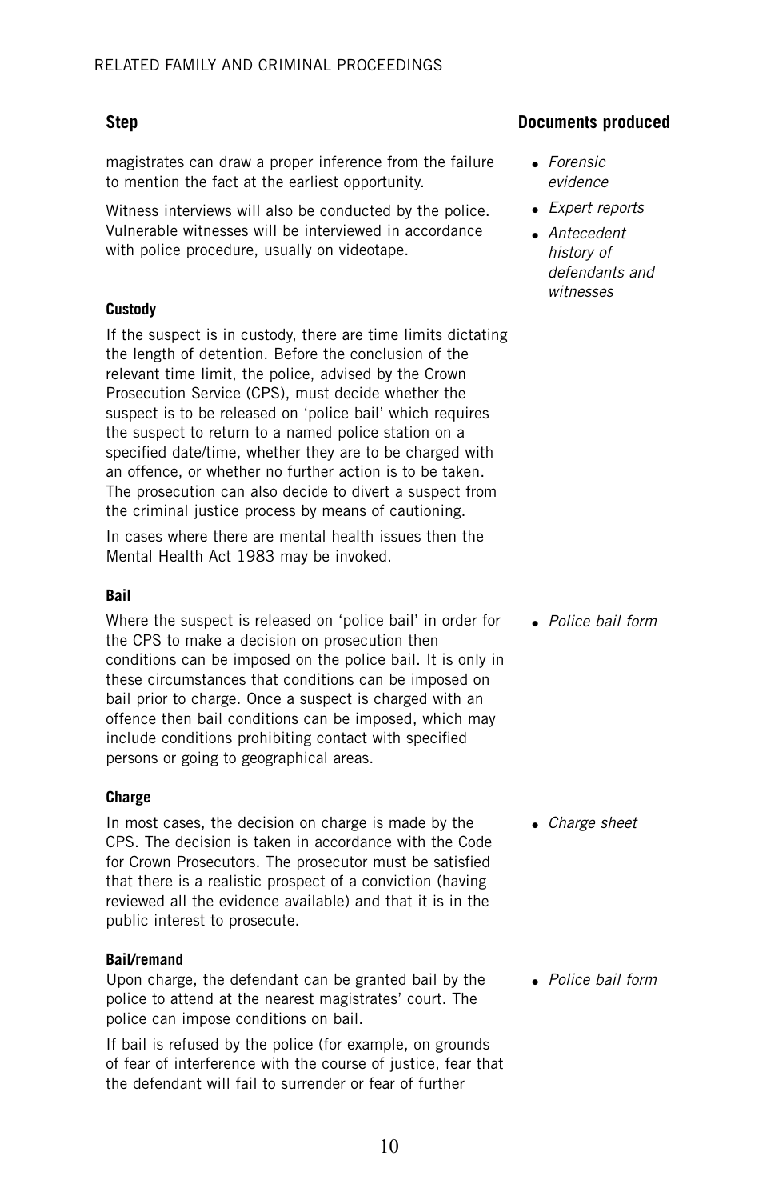| Step | Documents produced |
|---|---|
| magistrates can draw a proper inference from the failure to mention the fact at the earliest opportunity.<br><br>Witness interviews will also be conducted by the police. Vulnerable witnesses will be interviewed in accordance with police procedure, usually on videotape. | • *Forensic evidence*<br>• *Expert reports*<br>• *Antecedent history of defendants and witnesses* |
| **Custody**<br><br>If the suspect is in custody, there are time limits dictating the length of detention. Before the conclusion of the relevant time limit, the police, advised by the Crown Prosecution Service (CPS), must decide whether the suspect is to be released on 'police bail' which requires the suspect to return to a named police station on a specified date/time, whether they are to be charged with an offence, or whether no further action is to be taken. The prosecution can also decide to divert a suspect from the criminal justice process by means of cautioning.<br><br>In cases where there are mental health issues then the Mental Health Act 1983 may be invoked. | |
| **Bail**<br><br>Where the suspect is released on 'police bail' in order for the CPS to make a decision on prosecution then conditions can be imposed on the police bail. It is only in these circumstances that conditions can be imposed on bail prior to charge. Once a suspect is charged with an offence then bail conditions can be imposed, which may include conditions prohibiting contact with specified persons or going to geographical areas. | • *Police bail form* |
| **Charge**<br><br>In most cases, the decision on charge is made by the CPS. The decision is taken in accordance with the Code for Crown Prosecutors. The prosecutor must be satisfied that there is a realistic prospect of a conviction (having reviewed all the evidence available) and that it is in the public interest to prosecute. | • *Charge sheet* |
| **Bail/remand**<br><br>Upon charge, the defendant can be granted bail by the police to attend at the nearest magistrates' court. The police can impose conditions on bail.<br><br>If bail is refused by the police (for example, on grounds of fear of interference with the course of justice, fear that the defendant will fail to surrender or fear of further | • *Police bail form* |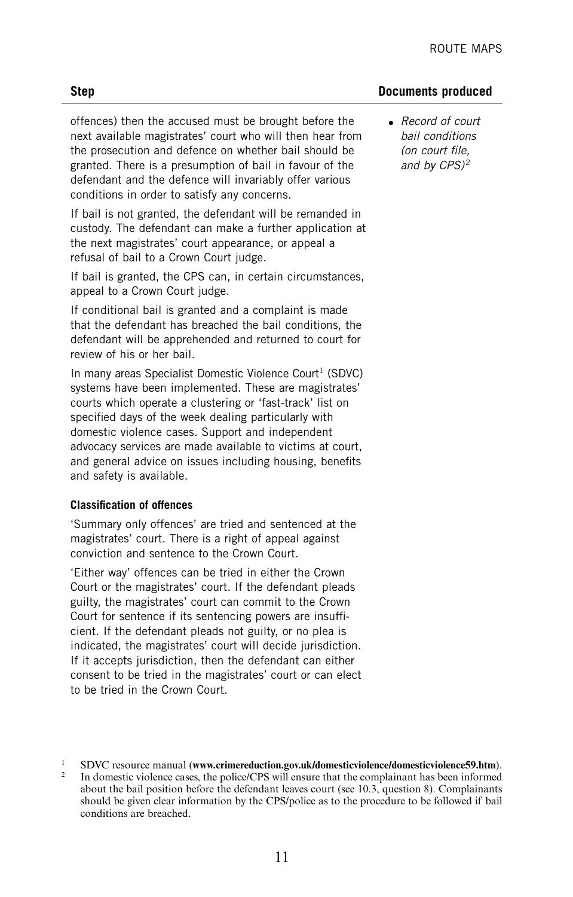| Step | Documents produced |
|---|---|
| offences) then the accused must be brought before the next available magistrates' court who will then hear from the prosecution and defence on whether bail should be granted. There is a presumption of bail in favour of the defendant and the defence will invariably offer various conditions in order to satisfy any concerns. | • *Record of court bail conditions (on court file, and by CPS)*[2] |

If bail is not granted, the defendant will be remanded in custody. The defendant can make a further application at the next magistrates' court appearance, or appeal a refusal of bail to a Crown Court judge.

If bail is granted, the CPS can, in certain circumstances, appeal to a Crown Court judge.

If conditional bail is granted and a complaint is made that the defendant has breached the bail conditions, the defendant will be apprehended and returned to court for review of his or her bail.

In many areas Specialist Domestic Violence Court[1] (SDVC) systems have been implemented. These are magistrates' courts which operate a clustering or 'fast-track' list on specified days of the week dealing particularly with domestic violence cases. Support and independent advocacy services are made available to victims at court, and general advice on issues including housing, benefits and safety is available.

**Classification of offences**

'Summary only offences' are tried and sentenced at the magistrates' court. There is a right of appeal against conviction and sentence to the Crown Court.

'Either way' offences can be tried in either the Crown Court or the magistrates' court. If the defendant pleads guilty, the magistrates' court can commit to the Crown Court for sentence if its sentencing powers are insufficient. If the defendant pleads not guilty, or no plea is indicated, the magistrates' court will decide jurisdiction. If it accepts jurisdiction, then the defendant can either consent to be tried in the magistrates' court or can elect to be tried in the Crown Court.

---

1 SDVC resource manual (**www.crimereduction.gov.uk/domesticviolence/domesticviolence59.htm**).

2 In domestic violence cases, the police/CPS will ensure that the complainant has been informed about the bail position before the defendant leaves court (see 10.3, question 8). Complainants should be given clear information by the CPS/police as to the procedure to be followed if bail conditions are breached.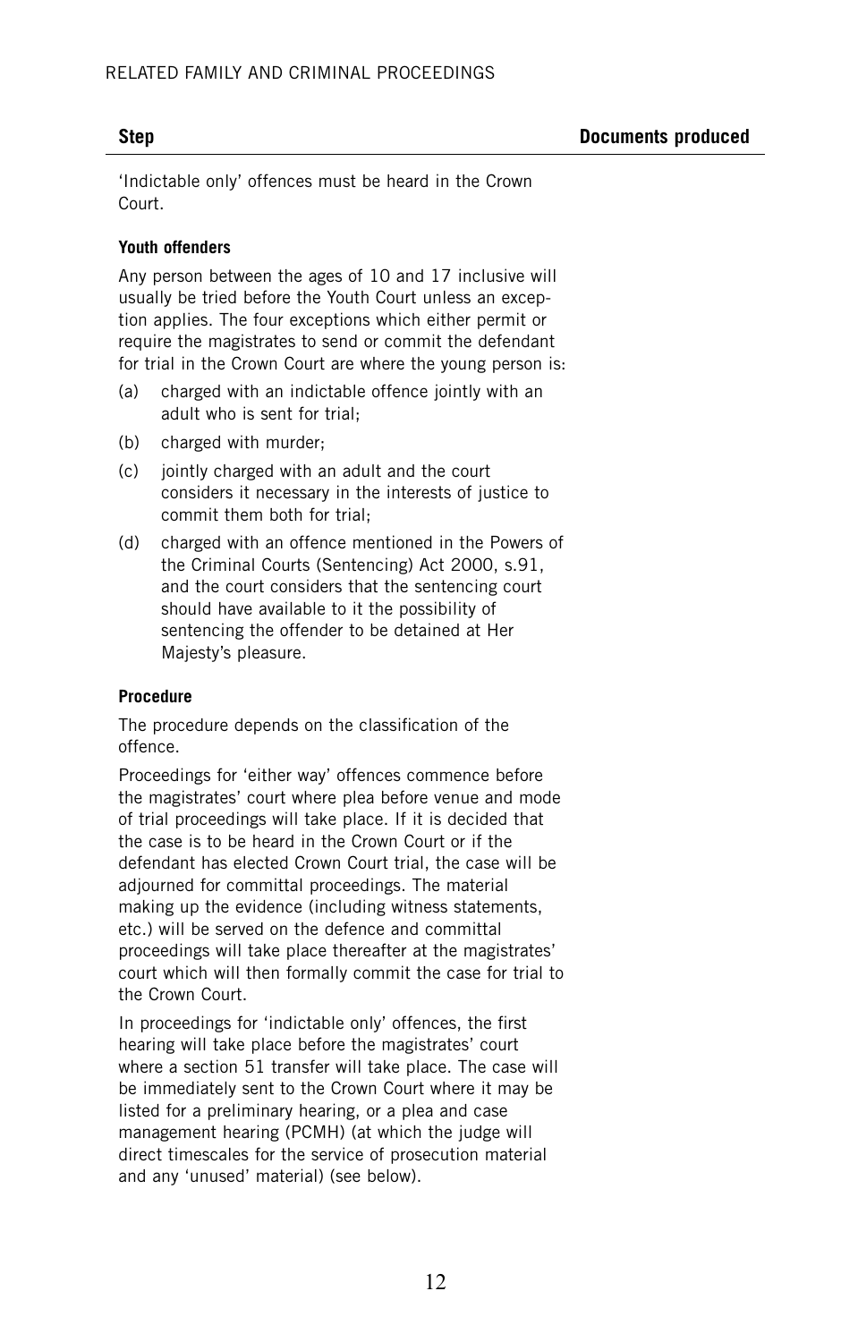| Step | Documents produced |
|---|---|
| 'Indictable only' offences must be heard in the Crown Court. | |

**Youth offenders**

Any person between the ages of 10 and 17 inclusive will usually be tried before the Youth Court unless an exception applies. The four exceptions which either permit or require the magistrates to send or commit the defendant for trial in the Crown Court are where the young person is:

(a) charged with an indictable offence jointly with an adult who is sent for trial;

(b) charged with murder;

(c) jointly charged with an adult and the court considers it necessary in the interests of justice to commit them both for trial;

(d) charged with an offence mentioned in the Powers of the Criminal Courts (Sentencing) Act 2000, s.91, and the court considers that the sentencing court should have available to it the possibility of sentencing the offender to be detained at Her Majesty's pleasure.

**Procedure**

The procedure depends on the classification of the offence.

Proceedings for 'either way' offences commence before the magistrates' court where plea before venue and mode of trial proceedings will take place. If it is decided that the case is to be heard in the Crown Court or if the defendant has elected Crown Court trial, the case will be adjourned for committal proceedings. The material making up the evidence (including witness statements, etc.) will be served on the defence and committal proceedings will take place thereafter at the magistrates' court which will then formally commit the case for trial to the Crown Court.

In proceedings for 'indictable only' offences, the first hearing will take place before the magistrates' court where a section 51 transfer will take place. The case will be immediately sent to the Crown Court where it may be listed for a preliminary hearing, or a plea and case management hearing (PCMH) (at which the judge will direct timescales for the service of prosecution material and any 'unused' material) (see below).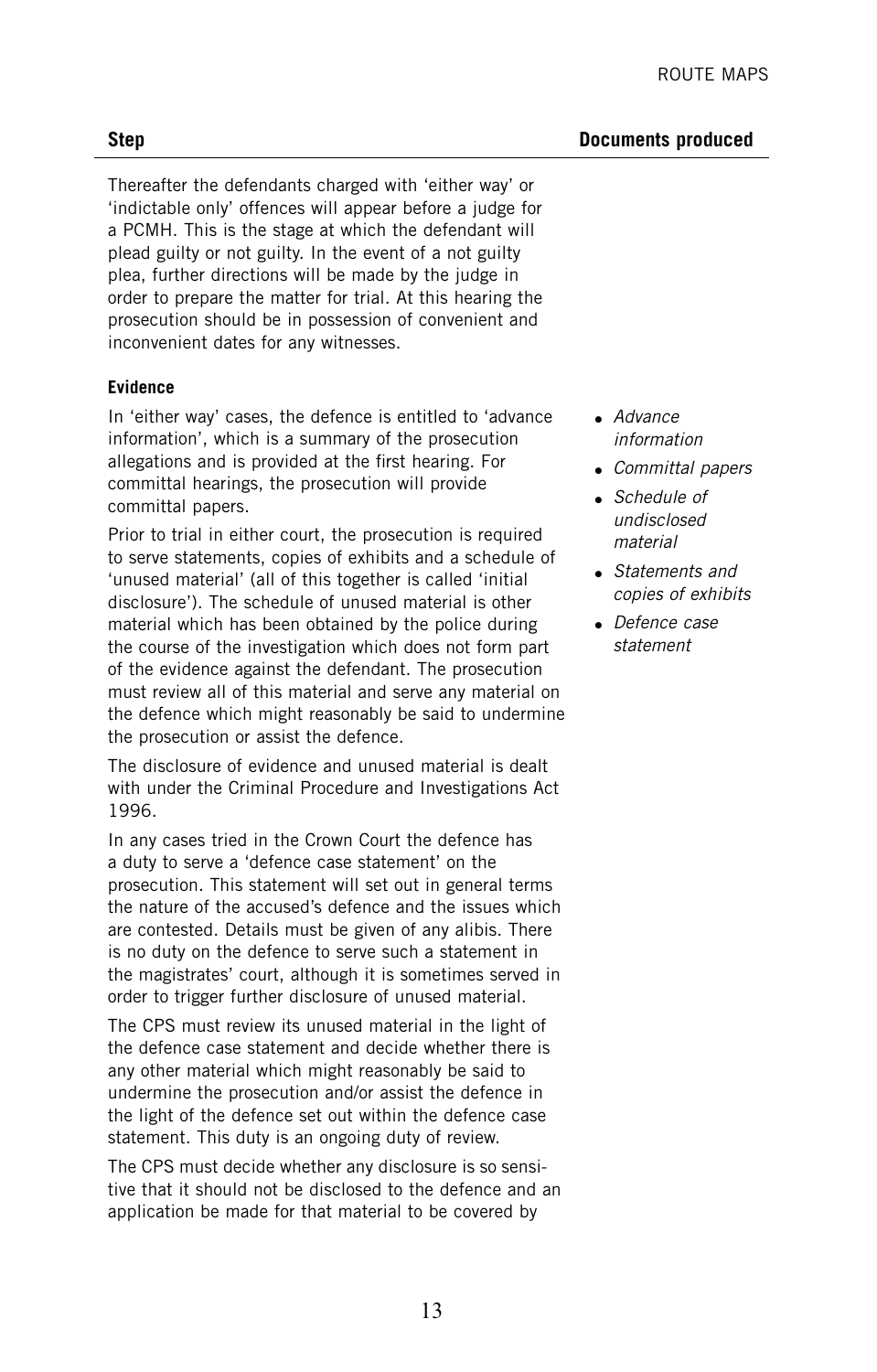| Step | Documents produced |
| --- | --- |
| Thereafter the defendants charged with 'either way' or 'indictable only' offences will appear before a judge for a PCMH. This is the stage at which the defendant will plead guilty or not guilty. In the event of a not guilty plea, further directions will be made by the judge in order to prepare the matter for trial. At this hearing the prosecution should be in possession of convenient and inconvenient dates for any witnesses. | |

**Evidence**

In 'either way' cases, the defence is entitled to 'advance information', which is a summary of the prosecution allegations and is provided at the first hearing. For committal hearings, the prosecution will provide committal papers.

Prior to trial in either court, the prosecution is required to serve statements, copies of exhibits and a schedule of 'unused material' (all of this together is called 'initial disclosure'). The schedule of unused material is other material which has been obtained by the police during the course of the investigation which does not form part of the evidence against the defendant. The prosecution must review all of this material and serve any material on the defence which might reasonably be said to undermine the prosecution or assist the defence.

The disclosure of evidence and unused material is dealt with under the Criminal Procedure and Investigations Act 1996.

In any cases tried in the Crown Court the defence has a duty to serve a 'defence case statement' on the prosecution. This statement will set out in general terms the nature of the accused's defence and the issues which are contested. Details must be given of any alibis. There is no duty on the defence to serve such a statement in the magistrates' court, although it is sometimes served in order to trigger further disclosure of unused material.

The CPS must review its unused material in the light of the defence case statement and decide whether there is any other material which might reasonably be said to undermine the prosecution and/or assist the defence in the light of the defence set out within the defence case statement. This duty is an ongoing duty of review.

The CPS must decide whether any disclosure is so sensitive that it should not be disclosed to the defence and an application be made for that material to be covered by

Documents produced:

- *Advance information*
- *Committal papers*
- *Schedule of undisclosed material*
- *Statements and copies of exhibits*
- *Defence case statement*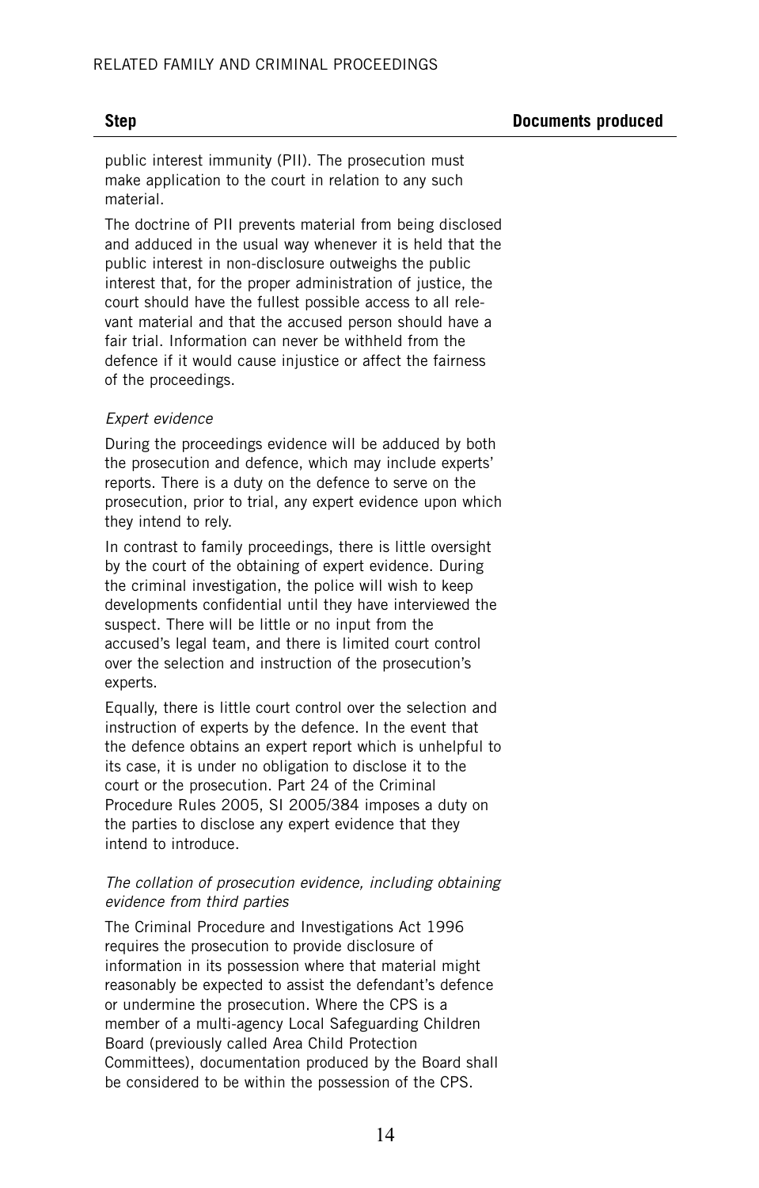| Step | Documents produced |
|---|---|
| public interest immunity (PII). The prosecution must make application to the court in relation to any such material.<br><br>The doctrine of PII prevents material from being disclosed and adduced in the usual way whenever it is held that the public interest in non-disclosure outweighs the public interest that, for the proper administration of justice, the court should have the fullest possible access to all relevant material and that the accused person should have a fair trial. Information can never be withheld from the defence if it would cause injustice or affect the fairness of the proceedings.<br><br>*Expert evidence*<br><br>During the proceedings evidence will be adduced by both the prosecution and defence, which may include experts' reports. There is a duty on the defence to serve on the prosecution, prior to trial, any expert evidence upon which they intend to rely.<br><br>In contrast to family proceedings, there is little oversight by the court of the obtaining of expert evidence. During the criminal investigation, the police will wish to keep developments confidential until they have interviewed the suspect. There will be little or no input from the accused's legal team, and there is limited court control over the selection and instruction of the prosecution's experts.<br><br>Equally, there is little court control over the selection and instruction of experts by the defence. In the event that the defence obtains an expert report which is unhelpful to its case, it is under no obligation to disclose it to the court or the prosecution. Part 24 of the Criminal Procedure Rules 2005, SI 2005/384 imposes a duty on the parties to disclose any expert evidence that they intend to introduce.<br><br>*The collation of prosecution evidence, including obtaining evidence from third parties*<br><br>The Criminal Procedure and Investigations Act 1996 requires the prosecution to provide disclosure of information in its possession where that material might reasonably be expected to assist the defendant's defence or undermine the prosecution. Where the CPS is a member of a multi-agency Local Safeguarding Children Board (previously called Area Child Protection Committees), documentation produced by the Board shall be considered to be within the possession of the CPS. | |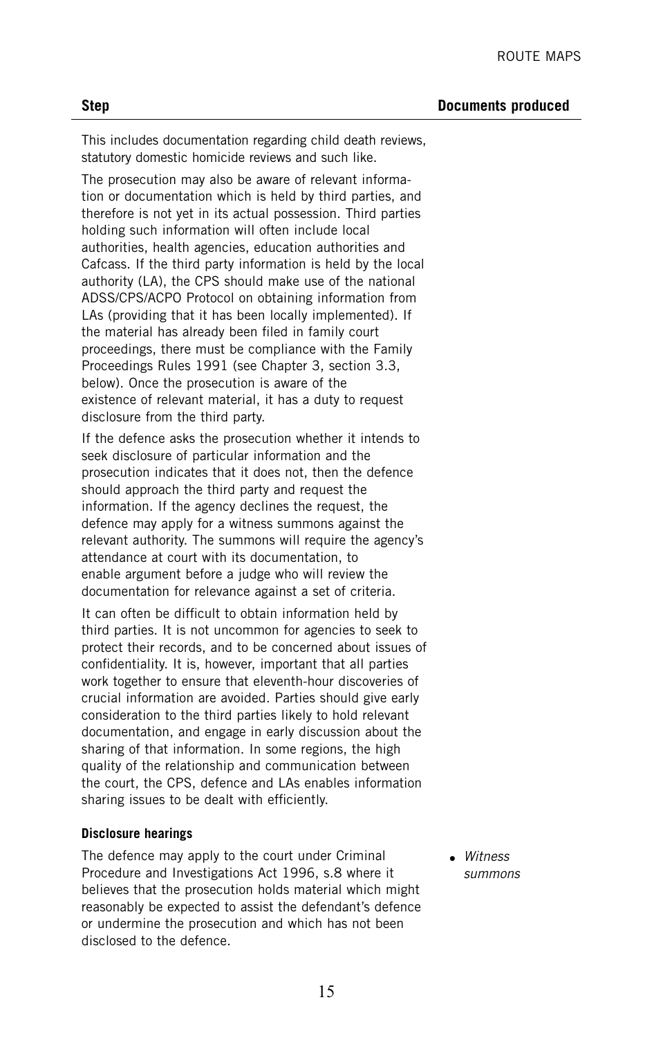| Step | Documents produced |
| --- | --- |

This includes documentation regarding child death reviews, statutory domestic homicide reviews and such like.

The prosecution may also be aware of relevant information or documentation which is held by third parties, and therefore is not yet in its actual possession. Third parties holding such information will often include local authorities, health agencies, education authorities and Cafcass. If the third party information is held by the local authority (LA), the CPS should make use of the national ADSS/CPS/ACPO Protocol on obtaining information from LAs (providing that it has been locally implemented). If the material has already been filed in family court proceedings, there must be compliance with the Family Proceedings Rules 1991 (see Chapter 3, section 3.3, below). Once the prosecution is aware of the existence of relevant material, it has a duty to request disclosure from the third party.

If the defence asks the prosecution whether it intends to seek disclosure of particular information and the prosecution indicates that it does not, then the defence should approach the third party and request the information. If the agency declines the request, the defence may apply for a witness summons against the relevant authority. The summons will require the agency's attendance at court with its documentation, to enable argument before a judge who will review the documentation for relevance against a set of criteria.

It can often be difficult to obtain information held by third parties. It is not uncommon for agencies to seek to protect their records, and to be concerned about issues of confidentiality. It is, however, important that all parties work together to ensure that eleventh-hour discoveries of crucial information are avoided. Parties should give early consideration to the third parties likely to hold relevant documentation, and engage in early discussion about the sharing of that information. In some regions, the high quality of the relationship and communication between the court, the CPS, defence and LAs enables information sharing issues to be dealt with efficiently.

**Disclosure hearings**

The defence may apply to the court under Criminal Procedure and Investigations Act 1996, s.8 where it believes that the prosecution holds material which might reasonably be expected to assist the defendant's defence or undermine the prosecution and which has not been disclosed to the defence.

- *Witness summons*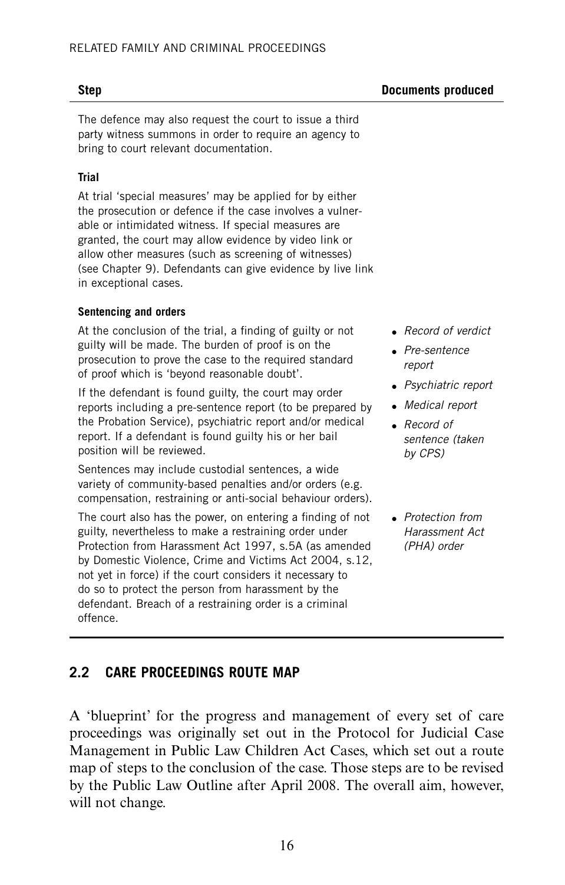| Step | Documents produced |
|---|---|
| The defence may also request the court to issue a third party witness summons in order to require an agency to bring to court relevant documentation. | |
| **Trial** | |
| At trial 'special measures' may be applied for by either the prosecution or defence if the case involves a vulnerable or intimidated witness. If special measures are granted, the court may allow evidence by video link or allow other measures (such as screening of witnesses) (see Chapter 9). Defendants can give evidence by live link in exceptional cases. | |
| **Sentencing and orders** | |
| At the conclusion of the trial, a finding of guilty or not guilty will be made. The burden of proof is on the prosecution to prove the case to the required standard of proof which is 'beyond reasonable doubt'.<br><br>If the defendant is found guilty, the court may order reports including a pre-sentence report (to be prepared by the Probation Service), psychiatric report and/or medical report. If a defendant is found guilty his or her bail position will be reviewed.<br><br>Sentences may include custodial sentences, a wide variety of community-based penalties and/or orders (e.g. compensation, restraining or anti-social behaviour orders). | • *Record of verdict*<br>• *Pre-sentence report*<br>• *Psychiatric report*<br>• *Medical report*<br>• *Record of sentence (taken by CPS)* |
| The court also has the power, on entering a finding of not guilty, nevertheless to make a restraining order under Protection from Harassment Act 1997, s.5A (as amended by Domestic Violence, Crime and Victims Act 2004, s.12, not yet in force) if the court considers it necessary to do so to protect the person from harassment by the defendant. Breach of a restraining order is a criminal offence. | • *Protection from Harassment Act (PHA) order* |

## 2.2 CARE PROCEEDINGS ROUTE MAP

A 'blueprint' for the progress and management of every set of care proceedings was originally set out in the Protocol for Judicial Case Management in Public Law Children Act Cases, which set out a route map of steps to the conclusion of the case. Those steps are to be revised by the Public Law Outline after April 2008. The overall aim, however, will not change.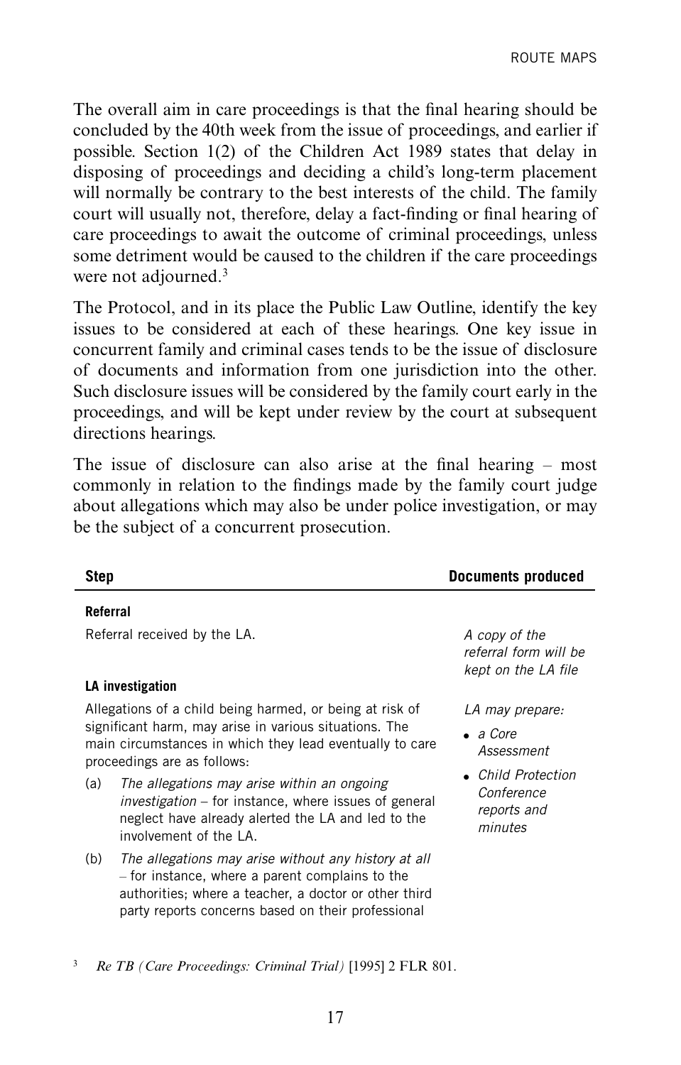The overall aim in care proceedings is that the final hearing should be concluded by the 40th week from the issue of proceedings, and earlier if possible. Section 1(2) of the Children Act 1989 states that delay in disposing of proceedings and deciding a child's long-term placement will normally be contrary to the best interests of the child. The family court will usually not, therefore, delay a fact-finding or final hearing of care proceedings to await the outcome of criminal proceedings, unless some detriment would be caused to the children if the care proceedings were not adjourned.[3]

The Protocol, and in its place the Public Law Outline, identify the key issues to be considered at each of these hearings. One key issue in concurrent family and criminal cases tends to be the issue of disclosure of documents and information from one jurisdiction into the other. Such disclosure issues will be considered by the family court early in the proceedings, and will be kept under review by the court at subsequent directions hearings.

The issue of disclosure can also arise at the final hearing – most commonly in relation to the findings made by the family court judge about allegations which may also be under police investigation, or may be the subject of a concurrent prosecution.

| Step | Documents produced |
|---|---|
| **Referral** | |
| Referral received by the LA. | *A copy of the referral form will be kept on the LA file* |
| **LA investigation** | |
| Allegations of a child being harmed, or being at risk of significant harm, may arise in various situations. The main circumstances in which they lead eventually to care proceedings are as follows:<br>(a) *The allegations may arise within an ongoing investigation* – for instance, where issues of general neglect have already alerted the LA and led to the involvement of the LA.<br>(b) *The allegations may arise without any history at all* – for instance, where a parent complains to the authorities; where a teacher, a doctor or other third party reports concerns based on their professional | *LA may prepare:*<br>• *a Core Assessment*<br>• *Child Protection Conference reports and minutes* |

[3] *Re TB (Care Proceedings: Criminal Trial)* [1995] 2 FLR 801.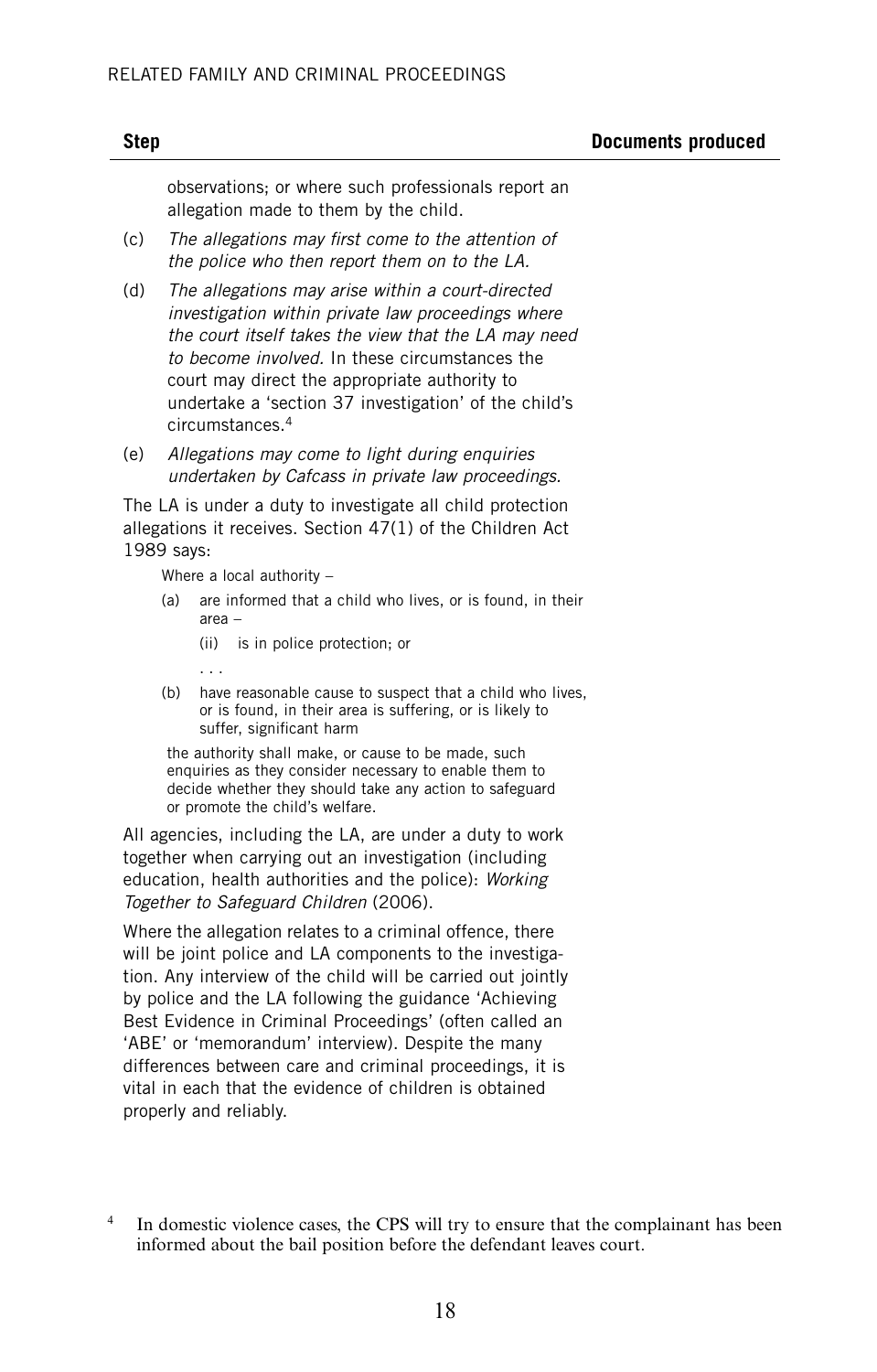| Step | Documents produced |
| --- | --- |

observations; or where such professionals report an allegation made to them by the child.

(c) *The allegations may first come to the attention of the police who then report them on to the LA.*

(d) *The allegations may arise within a court-directed investigation within private law proceedings where the court itself takes the view that the LA may need to become involved.* In these circumstances the court may direct the appropriate authority to undertake a 'section 37 investigation' of the child's circumstances.[4]

(e) *Allegations may come to light during enquiries undertaken by Cafcass in private law proceedings.*

The LA is under a duty to investigate all child protection allegations it receives. Section 47(1) of the Children Act 1989 says:

> Where a local authority –
>
> (a) are informed that a child who lives, or is found, in their area –
>
> (ii) is in police protection; or
>
> . . .
>
> (b) have reasonable cause to suspect that a child who lives, or is found, in their area is suffering, or is likely to suffer, significant harm
>
> the authority shall make, or cause to be made, such enquiries as they consider necessary to enable them to decide whether they should take any action to safeguard or promote the child's welfare.

All agencies, including the LA, are under a duty to work together when carrying out an investigation (including education, health authorities and the police): *Working Together to Safeguard Children* (2006).

Where the allegation relates to a criminal offence, there will be joint police and LA components to the investigation. Any interview of the child will be carried out jointly by police and the LA following the guidance 'Achieving Best Evidence in Criminal Proceedings' (often called an 'ABE' or 'memorandum' interview). Despite the many differences between care and criminal proceedings, it is vital in each that the evidence of children is obtained properly and reliably.

[4] In domestic violence cases, the CPS will try to ensure that the complainant has been informed about the bail position before the defendant leaves court.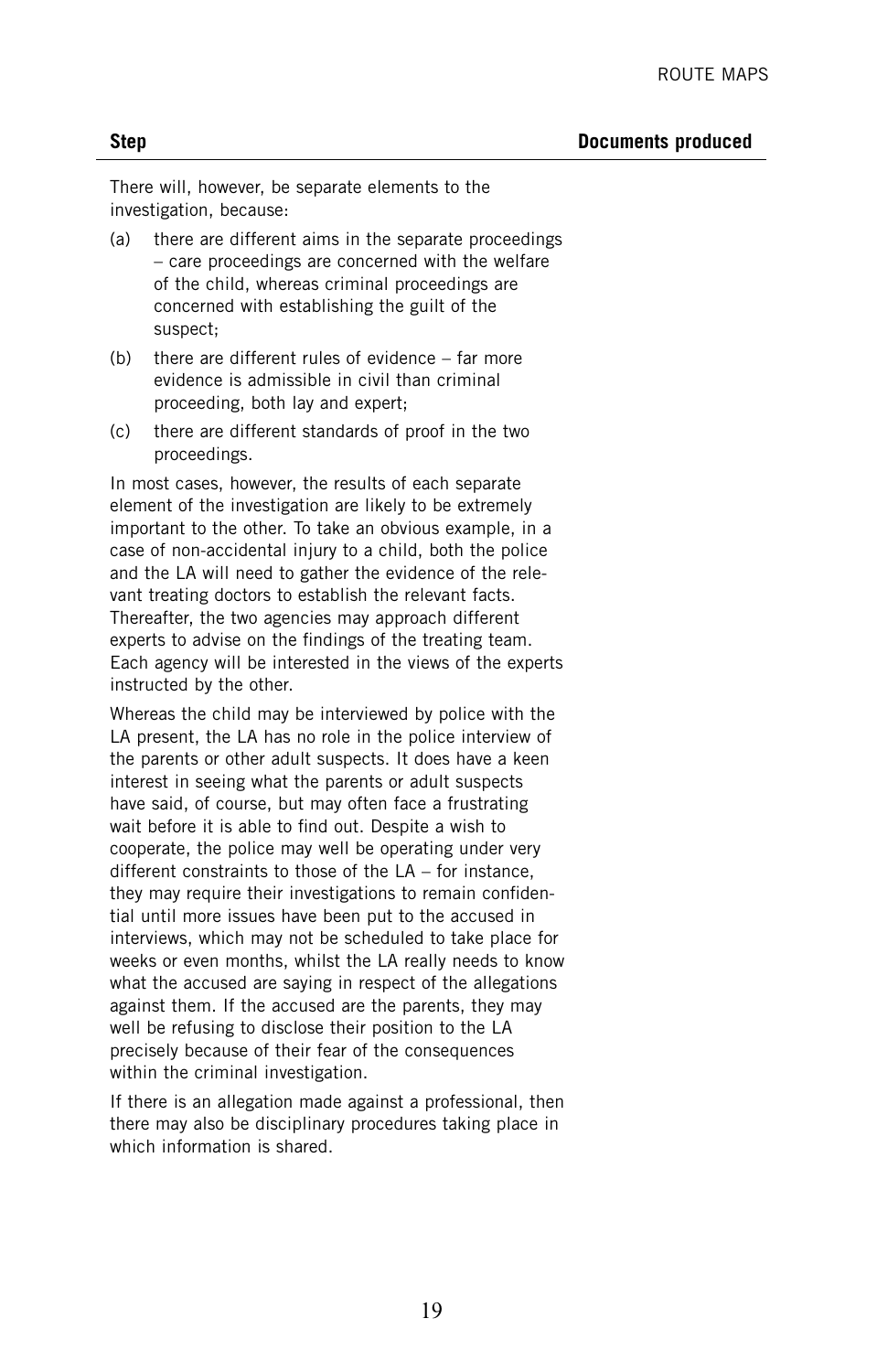| Step | Documents produced |
| --- | --- |

There will, however, be separate elements to the investigation, because:

(a) there are different aims in the separate proceedings – care proceedings are concerned with the welfare of the child, whereas criminal proceedings are concerned with establishing the guilt of the suspect;

(b) there are different rules of evidence – far more evidence is admissible in civil than criminal proceeding, both lay and expert;

(c) there are different standards of proof in the two proceedings.

In most cases, however, the results of each separate element of the investigation are likely to be extremely important to the other. To take an obvious example, in a case of non-accidental injury to a child, both the police and the LA will need to gather the evidence of the relevant treating doctors to establish the relevant facts. Thereafter, the two agencies may approach different experts to advise on the findings of the treating team. Each agency will be interested in the views of the experts instructed by the other.

Whereas the child may be interviewed by police with the LA present, the LA has no role in the police interview of the parents or other adult suspects. It does have a keen interest in seeing what the parents or adult suspects have said, of course, but may often face a frustrating wait before it is able to find out. Despite a wish to cooperate, the police may well be operating under very different constraints to those of the LA – for instance, they may require their investigations to remain confidential until more issues have been put to the accused in interviews, which may not be scheduled to take place for weeks or even months, whilst the LA really needs to know what the accused are saying in respect of the allegations against them. If the accused are the parents, they may well be refusing to disclose their position to the LA precisely because of their fear of the consequences within the criminal investigation.

If there is an allegation made against a professional, then there may also be disciplinary procedures taking place in which information is shared.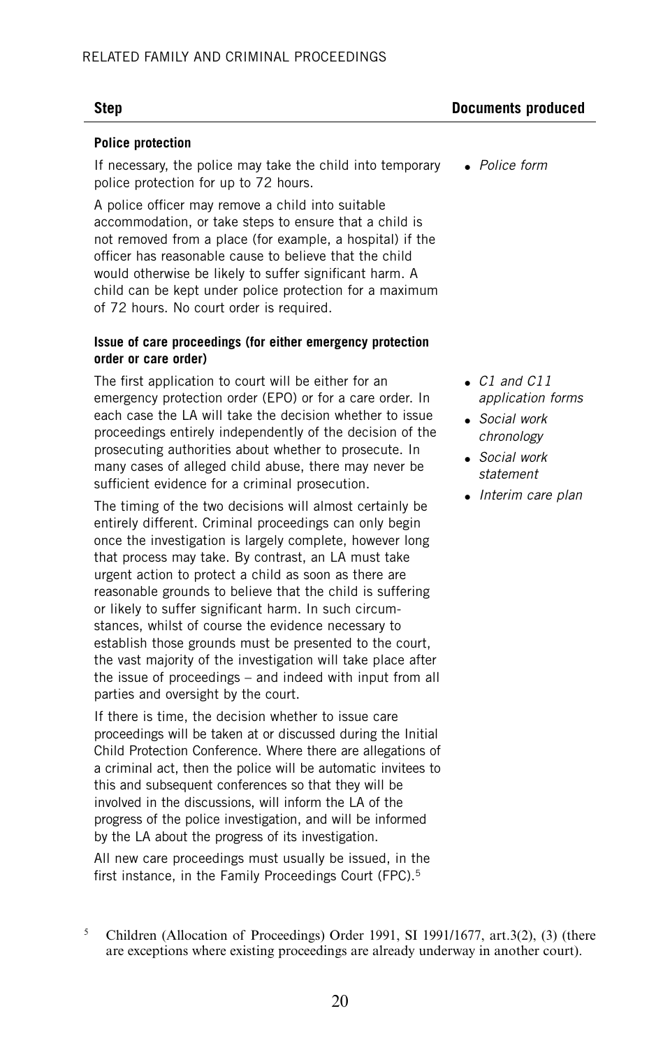| Step | Documents produced |
|---|---|
| **Police protection**<br><br>If necessary, the police may take the child into temporary police protection for up to 72 hours.<br><br>A police officer may remove a child into suitable accommodation, or take steps to ensure that a child is not removed from a place (for example, a hospital) if the officer has reasonable cause to believe that the child would otherwise be likely to suffer significant harm. A child can be kept under police protection for a maximum of 72 hours. No court order is required. | • *Police form* |
| **Issue of care proceedings (for either emergency protection order or care order)**<br><br>The first application to court will be either for an emergency protection order (EPO) or for a care order. In each case the LA will take the decision whether to issue care proceedings entirely independently of the decision of the prosecuting authorities about whether to prosecute. In many cases of alleged child abuse, there may never be sufficient evidence for a criminal prosecution.<br><br>The timing of the two decisions will almost certainly be entirely different. Criminal proceedings can only begin once the investigation is largely complete, however long that process may take. By contrast, an LA must take urgent action to protect a child as soon as there are reasonable grounds to believe that the child is suffering or likely to suffer significant harm. In such circumstances, whilst of course the evidence necessary to establish those grounds must be presented to the court, the vast majority of the investigation will take place after the issue of proceedings – and indeed with input from all parties and oversight by the court.<br><br>If there is time, the decision whether to issue care proceedings will be taken at or discussed during the Initial Child Protection Conference. Where there are allegations of a criminal act, then the police will be automatic invitees to this and subsequent conferences so that they will be involved in the discussions, will inform the LA of the progress of the police investigation, and will be informed by the LA about the progress of its investigation.<br><br>All new care proceedings must usually be issued, in the first instance, in the Family Proceedings Court (FPC).[5] | • *C1 and C11 application forms*<br>• *Social work chronology*<br>• *Social work statement*<br>• *Interim care plan* |

[5] Children (Allocation of Proceedings) Order 1991, SI 1991/1677, art.3(2), (3) (there are exceptions where existing proceedings are already underway in another court).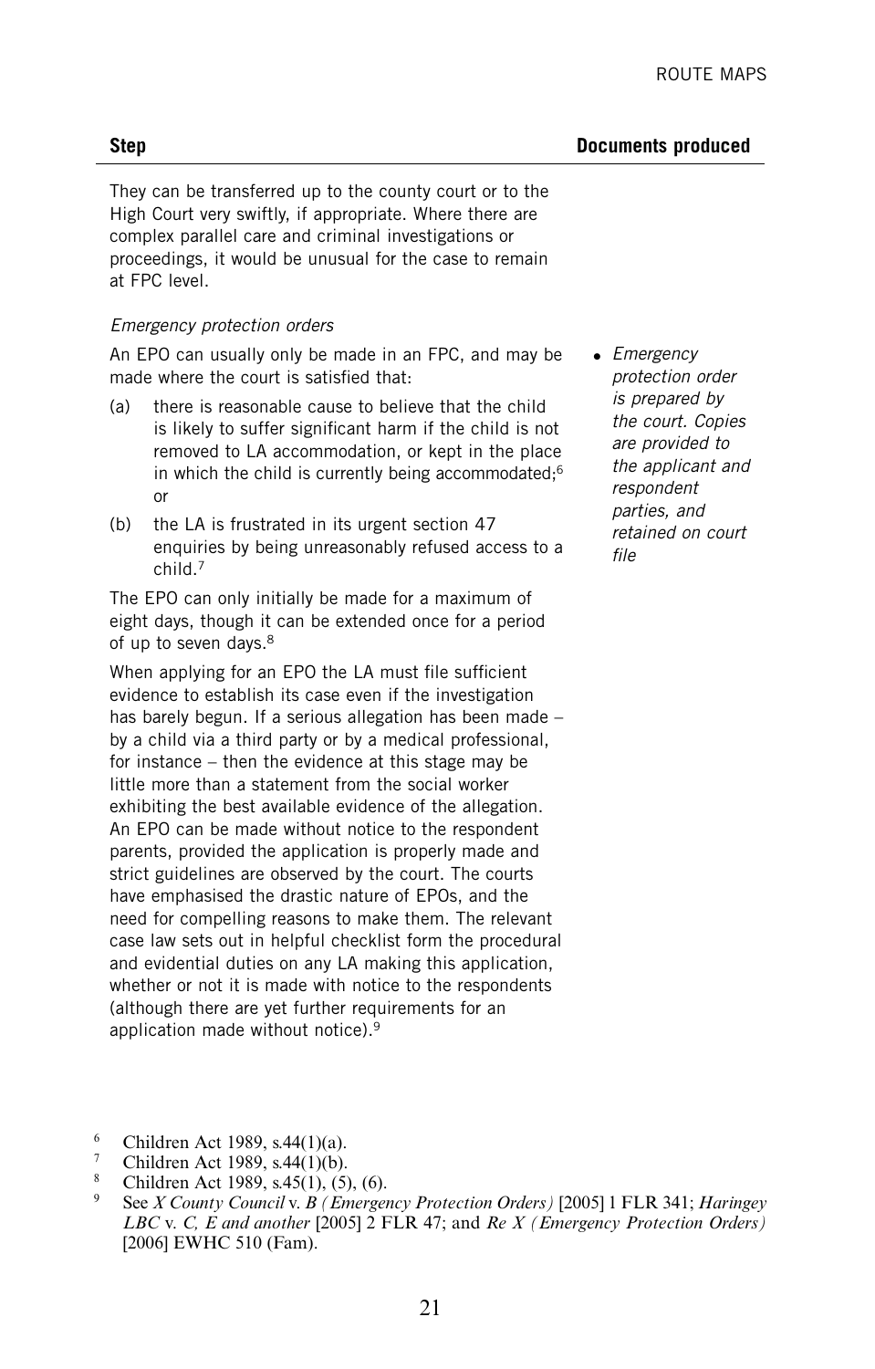| Step | Documents produced |
|---|---|
| They can be transferred up to the county court or to the High Court very swiftly, if appropriate. Where there are complex parallel care and criminal investigations or proceedings, it would be unusual for the case to remain at FPC level. | |
| *Emergency protection orders* | |
| An EPO can usually only be made in an FPC, and may be made where the court is satisfied that:<br>(a) there is reasonable cause to believe that the child is likely to suffer significant harm if the child is not removed to LA accommodation, or kept in the place in which the child is currently being accommodated;[6] or<br>(b) the LA is frustrated in its urgent section 47 enquiries by being unreasonably refused access to a child.[7] | • *Emergency protection order is prepared by the court. Copies are provided to the applicant and respondent parties, and retained on court file* |
| The EPO can only initially be made for a maximum of eight days, though it can be extended once for a period of up to seven days.[8] | |
| When applying for an EPO the LA must file sufficient evidence to establish its case even if the investigation has barely begun. If a serious allegation has been made – by a child via a third party or by a medical professional, for instance – then the evidence at this stage may be little more than a statement from the social worker exhibiting the best available evidence of the allegation. An EPO can be made without notice to the respondent parents, provided the application is properly made and strict guidelines are observed by the court. The courts have emphasised the drastic nature of EPOs, and the need for compelling reasons to make them. The relevant case law sets out in helpful checklist form the procedural and evidential duties on any LA making this application, whether or not it is made with notice to the respondents (although there are yet further requirements for an application made without notice).[9] | |

[6] Children Act 1989, s.44(1)(a).

[7] Children Act 1989, s.44(1)(b).

[8] Children Act 1989, s.45(1), (5), (6).

[9] See *X County Council* v. *B (Emergency Protection Orders)* [2005] 1 FLR 341; *Haringey LBC* v. *C, E and another* [2005] 2 FLR 47; and *Re X (Emergency Protection Orders)* [2006] EWHC 510 (Fam).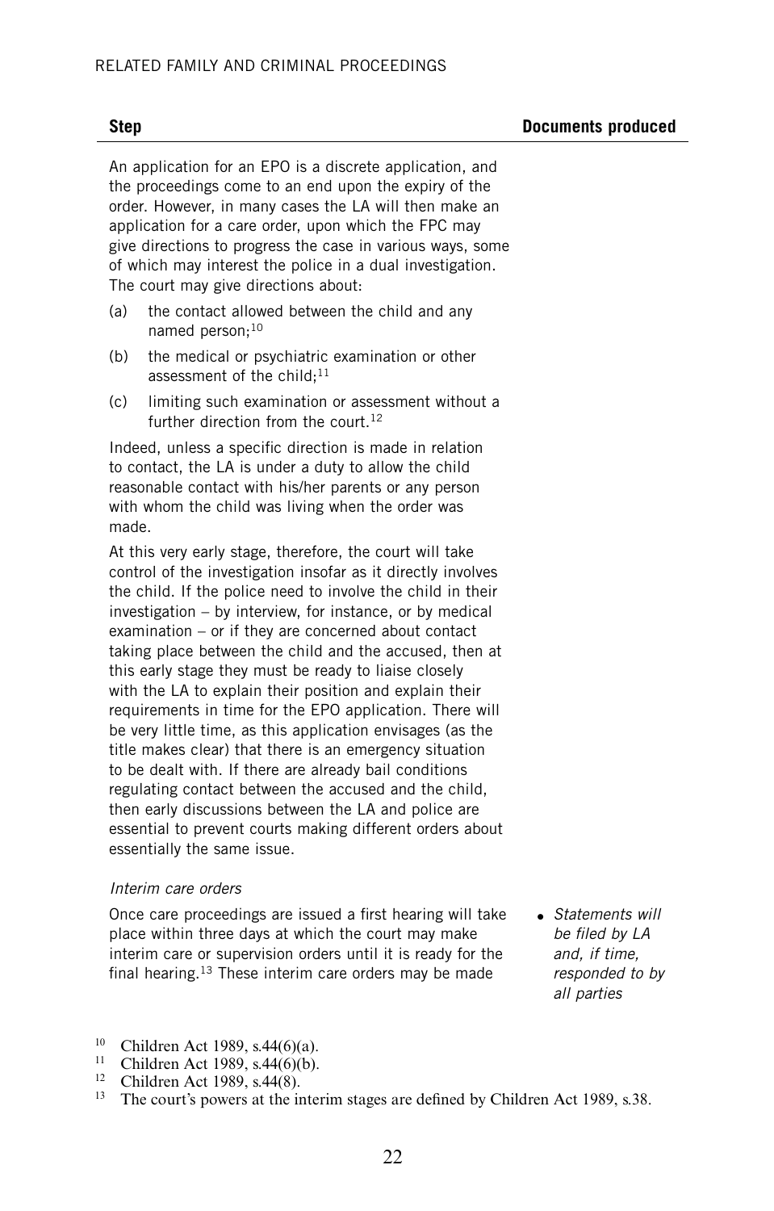| Step | Documents produced |
|---|---|
| An application for an EPO is a discrete application, and the proceedings come to an end upon the expiry of the order. However, in many cases the LA will then make an application for a care order, upon which the FPC may give directions to progress the case in various ways, some of which may interest the police in a dual investigation. The court may give directions about: | |

(a) the contact allowed between the child and any named person;[10]

(b) the medical or psychiatric examination or other assessment of the child;[11]

(c) limiting such examination or assessment without a further direction from the court.[12]

Indeed, unless a specific direction is made in relation to contact, the LA is under a duty to allow the child reasonable contact with his/her parents or any person with whom the child was living when the order was made.

At this very early stage, therefore, the court will take control of the investigation insofar as it directly involves the child. If the police need to involve the child in their investigation – by interview, for instance, or by medical examination – or if they are concerned about contact taking place between the child and the accused, then at this early stage they must be ready to liaise closely with the LA to explain their position and explain their requirements in time for the EPO application. There will be very little time, as this application envisages (as the title makes clear) that there is an emergency situation to be dealt with. If there are already bail conditions regulating contact between the accused and the child, then early discussions between the LA and police are essential to prevent courts making different orders about essentially the same issue.

*Interim care orders*

| | |
|---|---|
| Once care proceedings are issued a first hearing will take place within three days at which the court may make interim care or supervision orders until it is ready for the final hearing.[13] These interim care orders may be made | • *Statements will be filed by LA and, if time, responded to by all parties* |

[10] Children Act 1989, s.44(6)(a).
[11] Children Act 1989, s.44(6)(b).
[12] Children Act 1989, s.44(8).
[13] The court's powers at the interim stages are defined by Children Act 1989, s.38.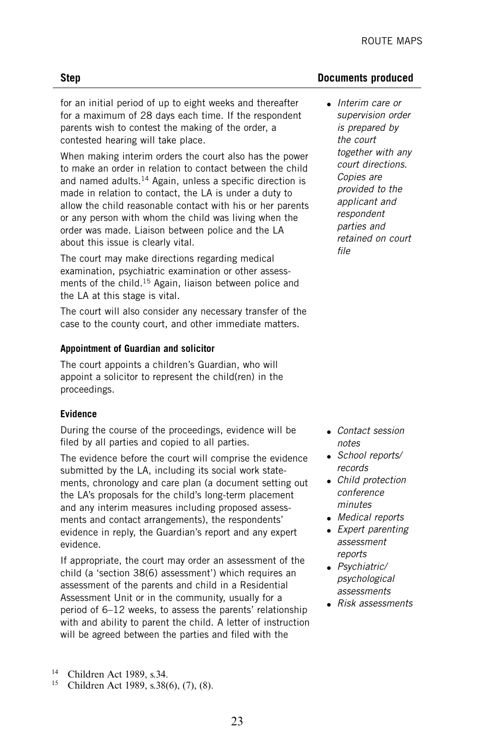| Step | Documents produced |
| --- | --- |
| for an initial period of up to eight weeks and thereafter for a maximum of 28 days each time. If the respondent parents wish to contest the making of the order, a contested hearing will take place.<br><br>When making interim orders the court also has the power to make an order in relation to contact between the child and named adults.[14] Again, unless a specific direction is made in relation to contact, the LA is under a duty to allow the child reasonable contact with his or her parents or any person with whom the child was living when the order was made. Liaison between police and the LA about this issue is clearly vital.<br><br>The court may make directions regarding medical examination, psychiatric examination or other assessments of the child.[15] Again, liaison between police and the LA at this stage is vital.<br><br>The court will also consider any necessary transfer of the case to the county court, and other immediate matters. | • *Interim care or supervision order is prepared by the court together with any court directions. Copies are provided to the applicant and respondent parties and retained on court file* |
| **Appointment of Guardian and solicitor**<br><br>The court appoints a children's Guardian, who will appoint a solicitor to represent the child(ren) in the proceedings. | |
| **Evidence**<br><br>During the course of the proceedings, evidence will be filed by all parties and copied to all parties.<br><br>The evidence before the court will comprise the evidence submitted by the LA, including its social work statements, chronology and care plan (a document setting out the LA's proposals for the child's long-term placement and any interim measures including proposed assessments and contact arrangements), the respondents' evidence in reply, the Guardian's report and any expert evidence.<br><br>If appropriate, the court may order an assessment of the child (a 'section 38(6) assessment') which requires an assessment of the parents and child in a Residential Assessment Unit or in the community, usually for a period of 6–12 weeks, to assess the parents' relationship with and ability to parent the child. A letter of instruction will be agreed between the parties and filed with the | • *Contact session notes*<br>• *School reports/records*<br>• *Child protection conference minutes*<br>• *Medical reports*<br>• *Expert parenting assessment reports*<br>• *Psychiatric/psychological assessments*<br>• *Risk assessments* |

[14] Children Act 1989, s.34.

[15] Children Act 1989, s.38(6), (7), (8).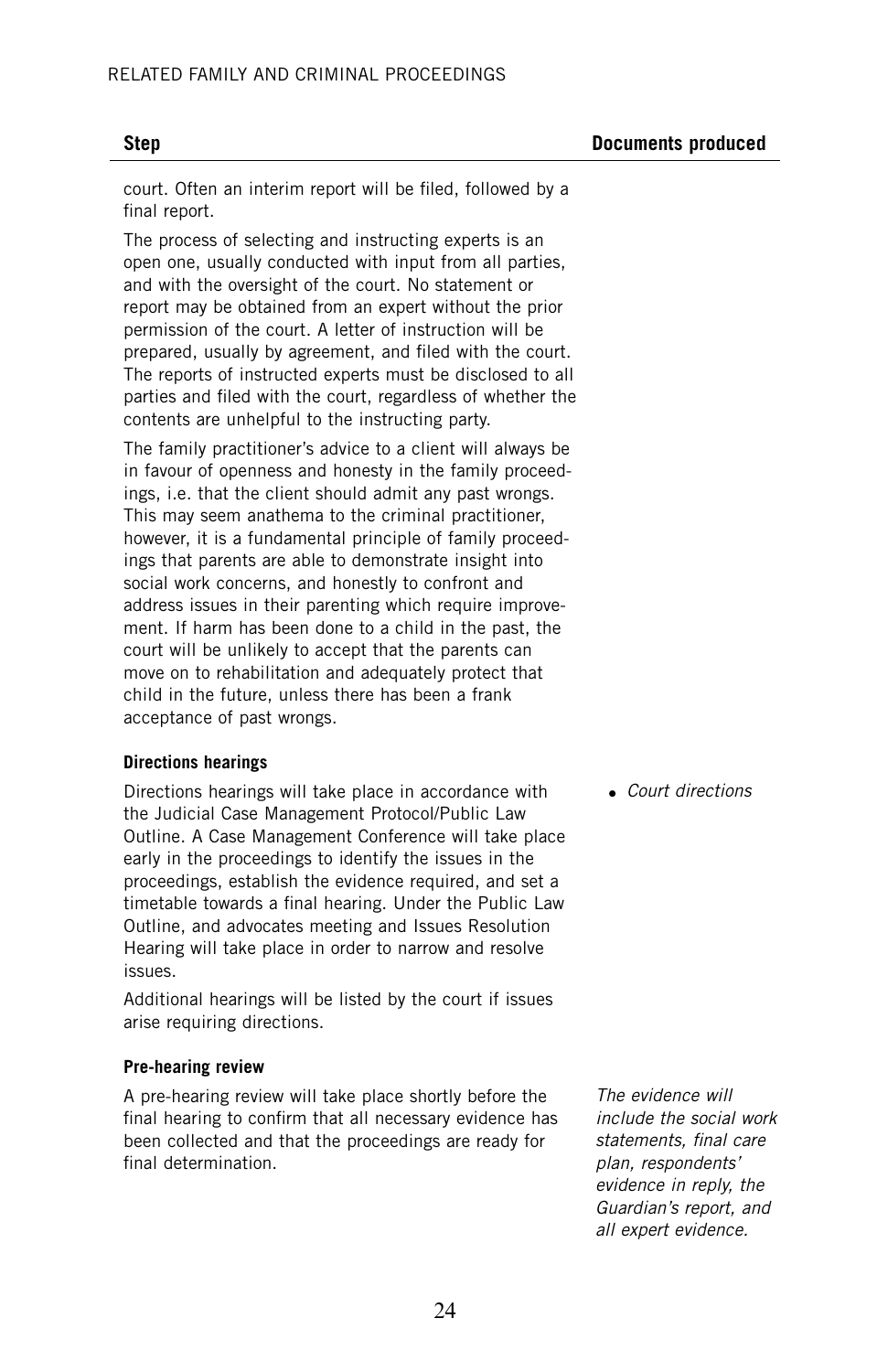| Step | Documents produced |
|---|---|
| court. Often an interim report will be filed, followed by a final report.<br><br>The process of selecting and instructing experts is an open one, usually conducted with input from all parties, and with the oversight of the court. No statement or report may be obtained from an expert without the prior permission of the court. A letter of instruction will be prepared, usually by agreement, and filed with the court. The reports of instructed experts must be disclosed to all parties and filed with the court, regardless of whether the contents are unhelpful to the instructing party.<br><br>The family practitioner's advice to a client will always be in favour of openness and honesty in the family proceedings, i.e. that the client should admit any past wrongs. This may seem anathema to the criminal practitioner, however, it is a fundamental principle of family proceedings that parents are able to demonstrate insight into social work concerns, and honestly to confront and address issues in their parenting which require improvement. If harm has been done to a child in the past, the court will be unlikely to accept that the parents can move on to rehabilitation and adequately protect that child in the future, unless there has been a frank acceptance of past wrongs. | |
| **Directions hearings**<br><br>Directions hearings will take place in accordance with the Judicial Case Management Protocol/Public Law Outline. A Case Management Conference will take place early in the proceedings to identify the issues in the proceedings, establish the evidence required, and set a timetable towards a final hearing. Under the Public Law Outline, and advocates meeting and Issues Resolution Hearing will take place in order to narrow and resolve issues.<br><br>Additional hearings will be listed by the court if issues arise requiring directions. | • *Court directions* |
| **Pre-hearing review**<br><br>A pre-hearing review will take place shortly before the final hearing to confirm that all necessary evidence has been collected and that the proceedings are ready for final determination. | *The evidence will include the social work statements, final care plan, respondents' evidence in reply, the Guardian's report, and all expert evidence.* |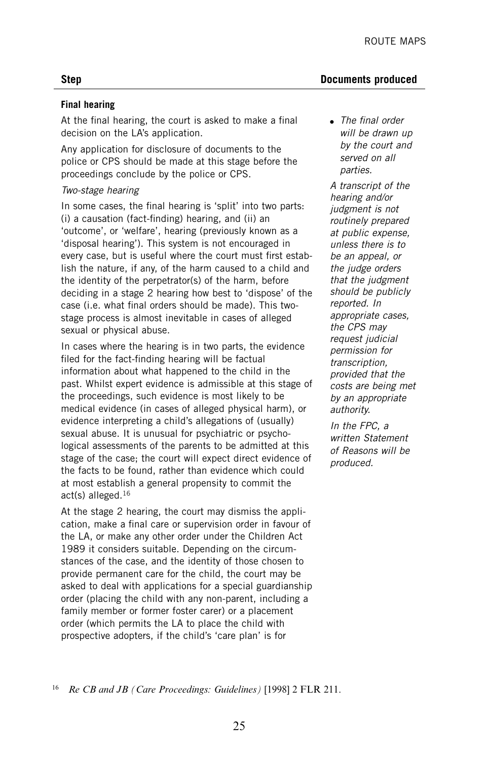| Step | Documents produced |
|---|---|
| **Final hearing** | |

At the final hearing, the court is asked to make a final decision on the LA's application.

Any application for disclosure of documents to the police or CPS should be made at this stage before the proceedings conclude by the police or CPS.

*Two-stage hearing*

In some cases, the final hearing is 'split' into two parts: (i) a causation (fact-finding) hearing, and (ii) an 'outcome', or 'welfare', hearing (previously known as a 'disposal hearing'). This system is not encouraged in every case, but is useful where the court must first establish the nature, if any, of the harm caused to a child and the identity of the perpetrator(s) of the harm, before deciding in a stage 2 hearing how best to 'dispose' of the case (i.e. what final orders should be made). This two-stage process is almost inevitable in cases of alleged sexual or physical abuse.

In cases where the hearing is in two parts, the evidence filed for the fact-finding hearing will be factual information about what happened to the child in the past. Whilst expert evidence is admissible at this stage of the proceedings, such evidence is most likely to be medical evidence (in cases of alleged physical harm), or evidence interpreting a child's allegations of (usually) sexual abuse. It is unusual for psychiatric or psychological assessments of the parents to be admitted at this stage of the case; the court will expect direct evidence of the facts to be found, rather than evidence which could at most establish a general propensity to commit the act(s) alleged.[16]

At the stage 2 hearing, the court may dismiss the application, make a final care or supervision order in favour of the LA, or make any other order under the Children Act 1989 it considers suitable. Depending on the circumstances of the case, and the identity of those chosen to provide permanent care for the child, the court may be asked to deal with applications for a special guardianship order (placing the child with any non-parent, including a family member or former foster carer) or a placement order (which permits the LA to place the child with prospective adopters, if the child's 'care plan' is for

**Documents produced:**

- *The final order will be drawn up by the court and served on all parties.*

*A transcript of the hearing and/or judgment is not routinely prepared at public expense, unless there is to be an appeal, or the judge orders that the judgment should be publicly reported. In appropriate cases, the CPS may request judicial permission for transcription, provided that the costs are being met by an appropriate authority.*

*In the FPC, a written Statement of Reasons will be produced.*

---

[16] *Re CB and JB (Care Proceedings: Guidelines)* [1998] 2 FLR 211.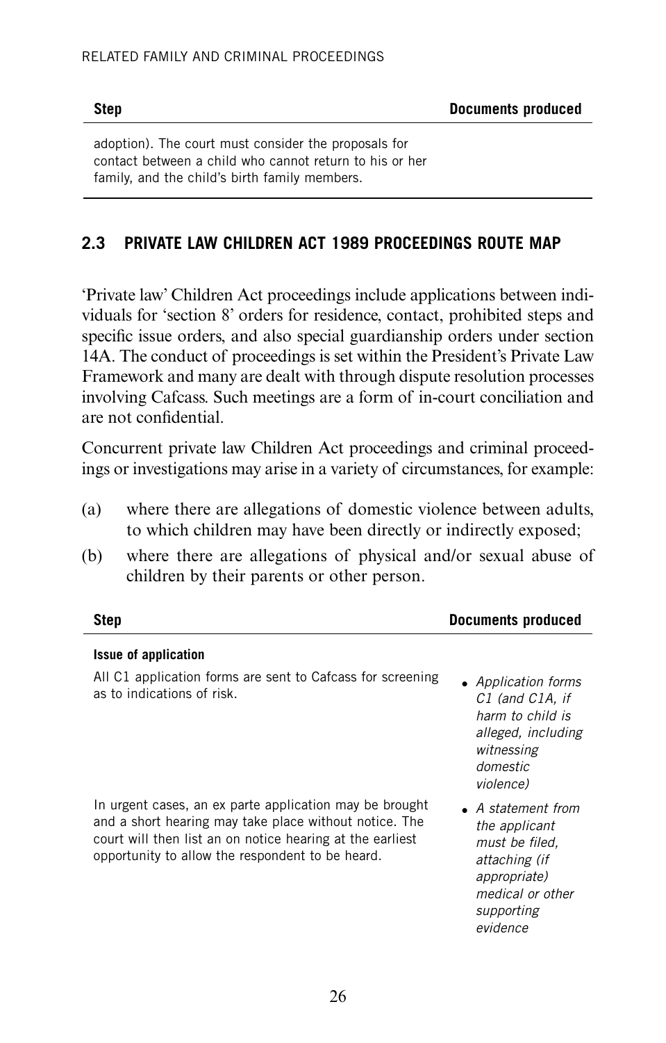| Step | Documents produced |
|---|---|
| adoption). The court must consider the proposals for contact between a child who cannot return to his or her family, and the child's birth family members. | |

## 2.3 PRIVATE LAW CHILDREN ACT 1989 PROCEEDINGS ROUTE MAP

'Private law' Children Act proceedings include applications between individuals for 'section 8' orders for residence, contact, prohibited steps and specific issue orders, and also special guardianship orders under section 14A. The conduct of proceedings is set within the President's Private Law Framework and many are dealt with through dispute resolution processes involving Cafcass. Such meetings are a form of in-court conciliation and are not confidential.

Concurrent private law Children Act proceedings and criminal proceedings or investigations may arise in a variety of circumstances, for example:

(a) where there are allegations of domestic violence between adults, to which children may have been directly or indirectly exposed;

(b) where there are allegations of physical and/or sexual abuse of children by their parents or other person.

| Step | Documents produced |
|---|---|
| **Issue of application** | |
| All C1 application forms are sent to Cafcass for screening as to indications of risk. | • *Application forms C1 (and C1A, if harm to child is alleged, including witnessing domestic violence)* |
| In urgent cases, an ex parte application may be brought and a short hearing may take place without notice. The court will then list an on notice hearing at the earliest opportunity to allow the respondent to be heard. | • *A statement from the applicant must be filed, attaching (if appropriate) medical or other supporting evidence* |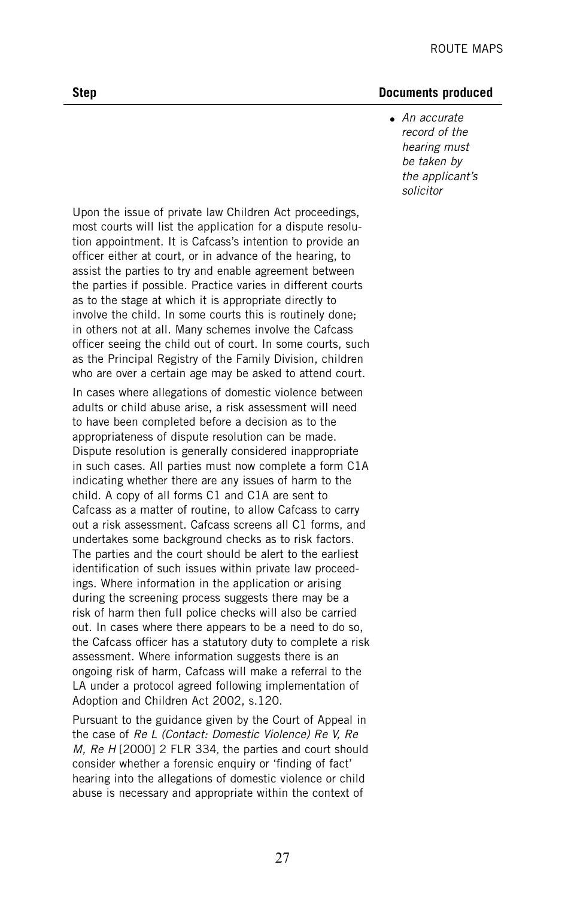| Step | Documents produced |
|---|---|
| | • *An accurate record of the hearing must be taken by the applicant's solicitor* |

Upon the issue of private law Children Act proceedings, most courts will list the application for a dispute resolution appointment. It is Cafcass's intention to provide an officer either at court, or in advance of the hearing, to assist the parties to try and enable agreement between the parties if possible. Practice varies in different courts as to the stage at which it is appropriate directly to involve the child. In some courts this is routinely done; in others not at all. Many schemes involve the Cafcass officer seeing the child out of court. In some courts, such as the Principal Registry of the Family Division, children who are over a certain age may be asked to attend court.

In cases where allegations of domestic violence between adults or child abuse arise, a risk assessment will need to have been completed before a decision as to the appropriateness of dispute resolution can be made. Dispute resolution is generally considered inappropriate in such cases. All parties must now complete a form C1A indicating whether there are any issues of harm to the child. A copy of all forms C1 and C1A are sent to Cafcass as a matter of routine, to allow Cafcass to carry out a risk assessment. Cafcass screens all C1 forms, and undertakes some background checks as to risk factors. The parties and the court should be alert to the earliest identification of such issues within private law proceedings. Where information in the application or arising during the screening process suggests there may be a risk of harm then full police checks will also be carried out. In cases where there appears to be a need to do so, the Cafcass officer has a statutory duty to complete a risk assessment. Where information suggests there is an ongoing risk of harm, Cafcass will make a referral to the LA under a protocol agreed following implementation of Adoption and Children Act 2002, s.120.

Pursuant to the guidance given by the Court of Appeal in the case of *Re L (Contact: Domestic Violence) Re V, Re M, Re H* [2000] 2 FLR 334, the parties and court should consider whether a forensic enquiry or 'finding of fact' hearing into the allegations of domestic violence or child abuse is necessary and appropriate within the context of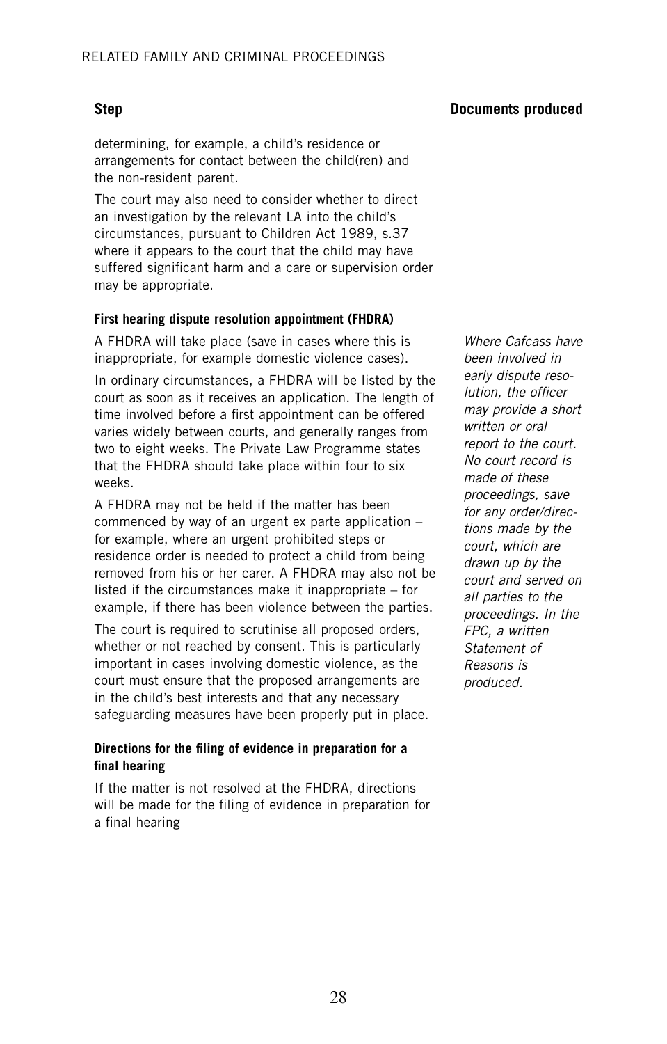| Step | Documents produced |
|---|---|
| determining, for example, a child's residence or arrangements for contact between the child(ren) and the non-resident parent.<br><br>The court may also need to consider whether to direct an investigation by the relevant LA into the child's circumstances, pursuant to Children Act 1989, s.37 where it appears to the court that the child may have suffered significant harm and a care or supervision order may be appropriate. | |
| **First hearing dispute resolution appointment (FHDRA)**<br><br>A FHDRA will take place (save in cases where this is inappropriate, for example domestic violence cases).<br><br>In ordinary circumstances, a FHDRA will be listed by the court as soon as it receives an application. The length of time involved before a first appointment can be offered varies widely between courts, and generally ranges from two to eight weeks. The Private Law Programme states that the FHDRA should take place within four to six weeks.<br><br>A FHDRA may not be held if the matter has been commenced by way of an urgent ex parte application – for example, where an urgent prohibited steps or residence order is needed to protect a child from being removed from his or her carer. A FHDRA may also not be listed if the circumstances make it inappropriate – for example, if there has been violence between the parties.<br><br>The court is required to scrutinise all proposed orders, whether or not reached by consent. This is particularly important in cases involving domestic violence, as the court must ensure that the proposed arrangements are in the child's best interests and that any necessary safeguarding measures have been properly put in place. | *Where Cafcass have been involved in early dispute resolution, the officer may provide a short written or oral report to the court. No court record is made of these proceedings, save for any order/directions made by the court, which are drawn up by the court and served on all parties to the proceedings. In the FPC, a written Statement of Reasons is produced.* |
| **Directions for the filing of evidence in preparation for a final hearing**<br><br>If the matter is not resolved at the FHDRA, directions will be made for the filing of evidence in preparation for a final hearing | |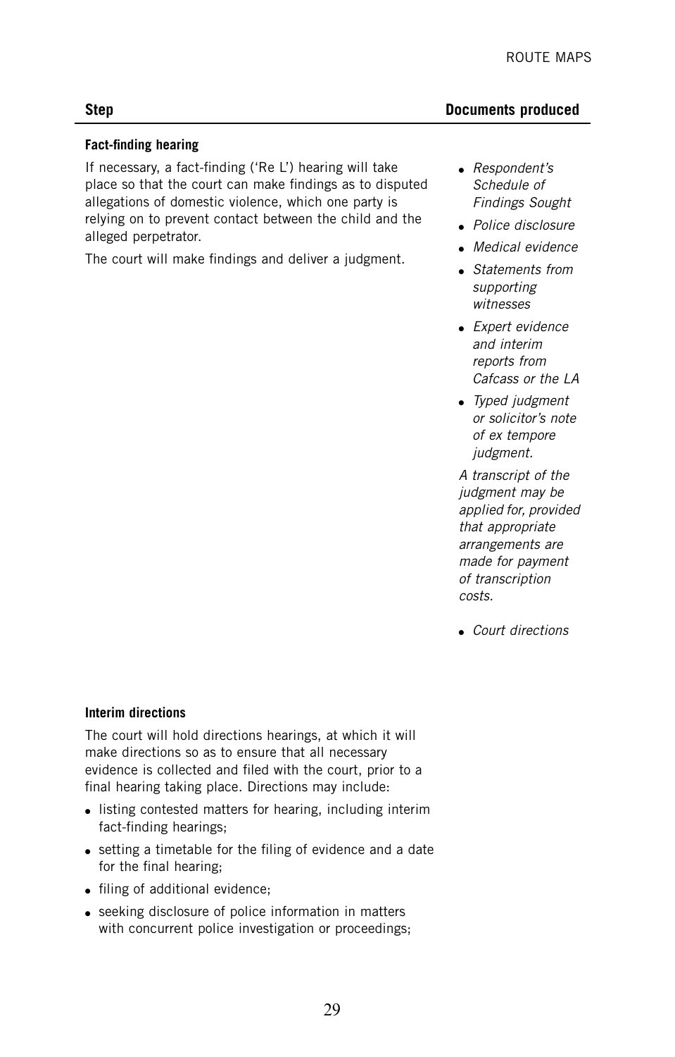| Step | Documents produced |
|---|---|
| **Fact-finding hearing**<br><br>If necessary, a fact-finding ('Re L') hearing will take place so that the court can make findings as to disputed allegations of domestic violence, which one party is relying on to prevent contact between the child and the alleged perpetrator.<br><br>The court will make findings and deliver a judgment. | • *Respondent's Schedule of Findings Sought*<br>• *Police disclosure*<br>• *Medical evidence*<br>• *Statements from supporting witnesses*<br>• *Expert evidence and interim reports from Cafcass or the LA*<br>• *Typed judgment or solicitor's note of ex tempore judgment.*<br><br>*A transcript of the judgment may be applied for, provided that appropriate arrangements are made for payment of transcription costs.*<br><br>• *Court directions* |
| **Interim directions**<br><br>The court will hold directions hearings, at which it will make directions so as to ensure that all necessary evidence is collected and filed with the court, prior to a final hearing taking place. Directions may include:<br><br>• listing contested matters for hearing, including interim fact-finding hearings;<br>• setting a timetable for the filing of evidence and a date for the final hearing;<br>• filing of additional evidence;<br>• seeking disclosure of police information in matters with concurrent police investigation or proceedings; | |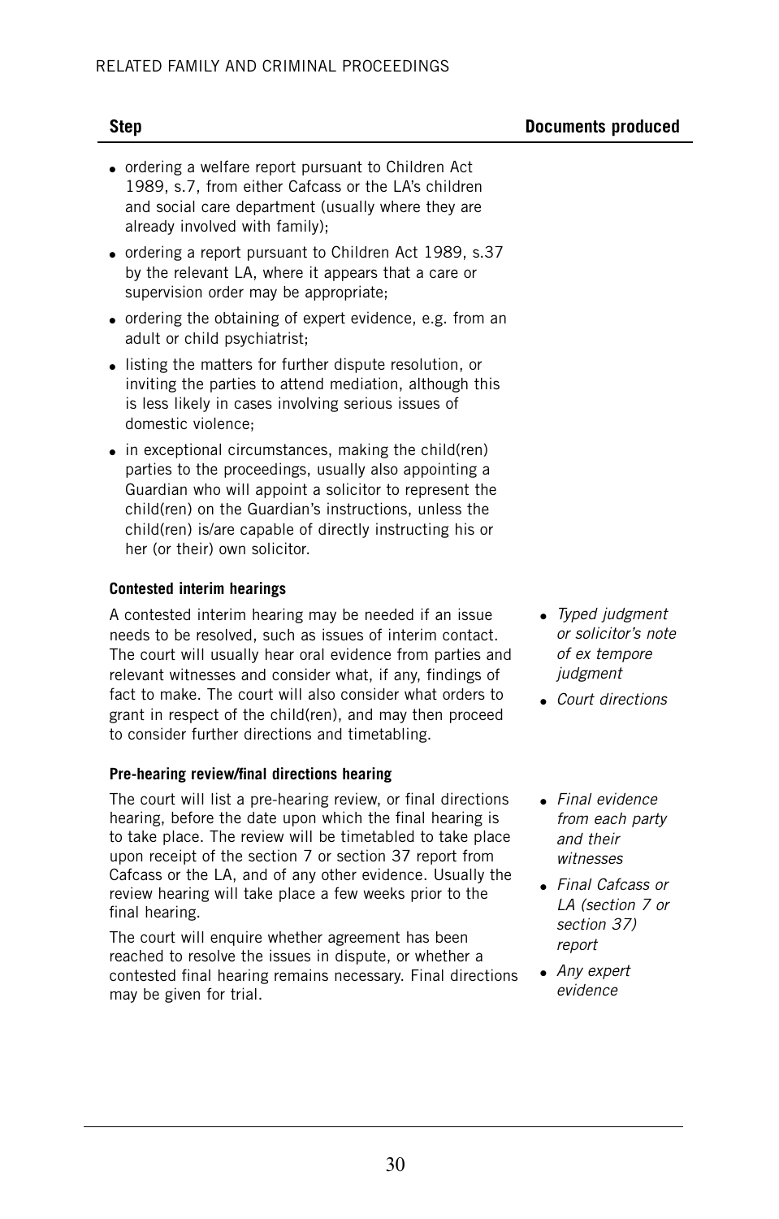| Step | Documents produced |
|---|---|
| • ordering a welfare report pursuant to Children Act 1989, s.7, from either Cafcass or the LA's children and social care department (usually where they are already involved with family);<br>• ordering a report pursuant to Children Act 1989, s.37 by the relevant LA, where it appears that a care or supervision order may be appropriate;<br>• ordering the obtaining of expert evidence, e.g. from an adult or child psychiatrist;<br>• listing the matters for further dispute resolution, or inviting the parties to attend mediation, although this is less likely in cases involving serious issues of domestic violence;<br>• in exceptional circumstances, making the child(ren) parties to the proceedings, usually also appointing a Guardian who will appoint a solicitor to represent the child(ren) on the Guardian's instructions, unless the child(ren) is/are capable of directly instructing his or her (or their) own solicitor. | |
| **Contested interim hearings**<br>A contested interim hearing may be needed if an issue needs to be resolved, such as issues of interim contact. The court will usually hear oral evidence from parties and relevant witnesses and consider what, if any, findings of fact to make. The court will also consider what orders to grant in respect of the child(ren), and may then proceed to consider further directions and timetabling. | • *Typed judgment or solicitor's note of ex tempore judgment*<br>• *Court directions* |
| **Pre-hearing review/final directions hearing**<br>The court will list a pre-hearing review, or final directions hearing, before the date upon which the final hearing is to take place. The review will be timetabled to take place upon receipt of the section 7 or section 37 report from Cafcass or the LA, and of any other evidence. Usually the review hearing will take place a few weeks prior to the final hearing.<br>The court will enquire whether agreement has been reached to resolve the issues in dispute, or whether a contested final hearing remains necessary. Final directions may be given for trial. | • *Final evidence from each party and their witnesses*<br>• *Final Cafcass or LA (section 7 or section 37) report*<br>• *Any expert evidence* |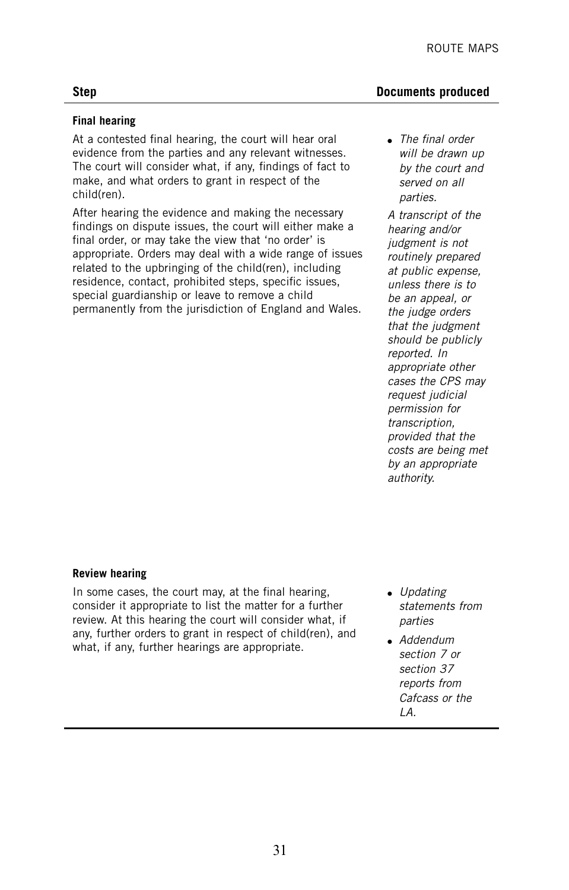| Step | Documents produced |
| --- | --- |
| **Final hearing**<br><br>At a contested final hearing, the court will hear oral evidence from the parties and any relevant witnesses. The court will consider what, if any, findings of fact to make, and what orders to grant in respect of the child(ren).<br><br>After hearing the evidence and making the necessary findings on dispute issues, the court will either make a final order, or may take the view that 'no order' is appropriate. Orders may deal with a wide range of issues related to the upbringing of the child(ren), including residence, contact, prohibited steps, specific issues, special guardianship or leave to remove a child permanently from the jurisdiction of England and Wales. | • *The final order will be drawn up by the court and served on all parties.*<br><br>*A transcript of the hearing and/or judgment is not routinely prepared at public expense, unless there is to be an appeal, or the judge orders that the judgment should be publicly reported. In appropriate other cases the CPS may request judicial permission for transcription, provided that the costs are being met by an appropriate authority.* |
| **Review hearing**<br><br>In some cases, the court may, at the final hearing, consider it appropriate to list the matter for a further review. At this hearing the court will consider what, if any, further orders to grant in respect of child(ren), and what, if any, further hearings are appropriate. | • *Updating statements from parties*<br>• *Addendum section 7 or section 37 reports from Cafcass or the LA.* |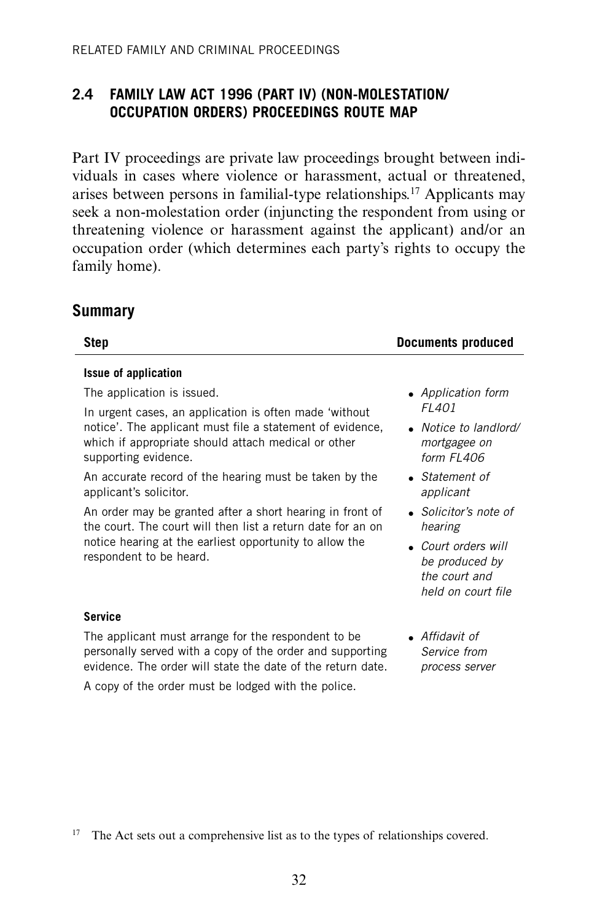## 2.4 FAMILY LAW ACT 1996 (PART IV) (NON-MOLESTATION/ OCCUPATION ORDERS) PROCEEDINGS ROUTE MAP

Part IV proceedings are private law proceedings brought between individuals in cases where violence or harassment, actual or threatened, arises between persons in familial-type relationships.[17] Applicants may seek a non-molestation order (injuncting the respondent from using or threatening violence or harassment against the applicant) and/or an occupation order (which determines each party's rights to occupy the family home).

### Summary

| Step | Documents produced |
|---|---|
| **Issue of application** | |
| The application is issued.<br>In urgent cases, an application is often made 'without notice'. The applicant must file a statement of evidence, which if appropriate should attach medical or other supporting evidence.<br>An accurate record of the hearing must be taken by the applicant's solicitor.<br>An order may be granted after a short hearing in front of the court. The court will then list a return date for an on notice hearing at the earliest opportunity to allow the respondent to be heard. | • *Application form FL401*<br>• *Notice to landlord/ mortgagee on form FL406*<br>• *Statement of applicant*<br>• *Solicitor's note of hearing*<br>• *Court orders will be produced by the court and held on court file* |
| **Service** | |
| The applicant must arrange for the respondent to be personally served with a copy of the order and supporting evidence. The order will state the date of the return date.<br>A copy of the order must be lodged with the police. | • *Affidavit of Service from process server* |

[17] The Act sets out a comprehensive list as to the types of relationships covered.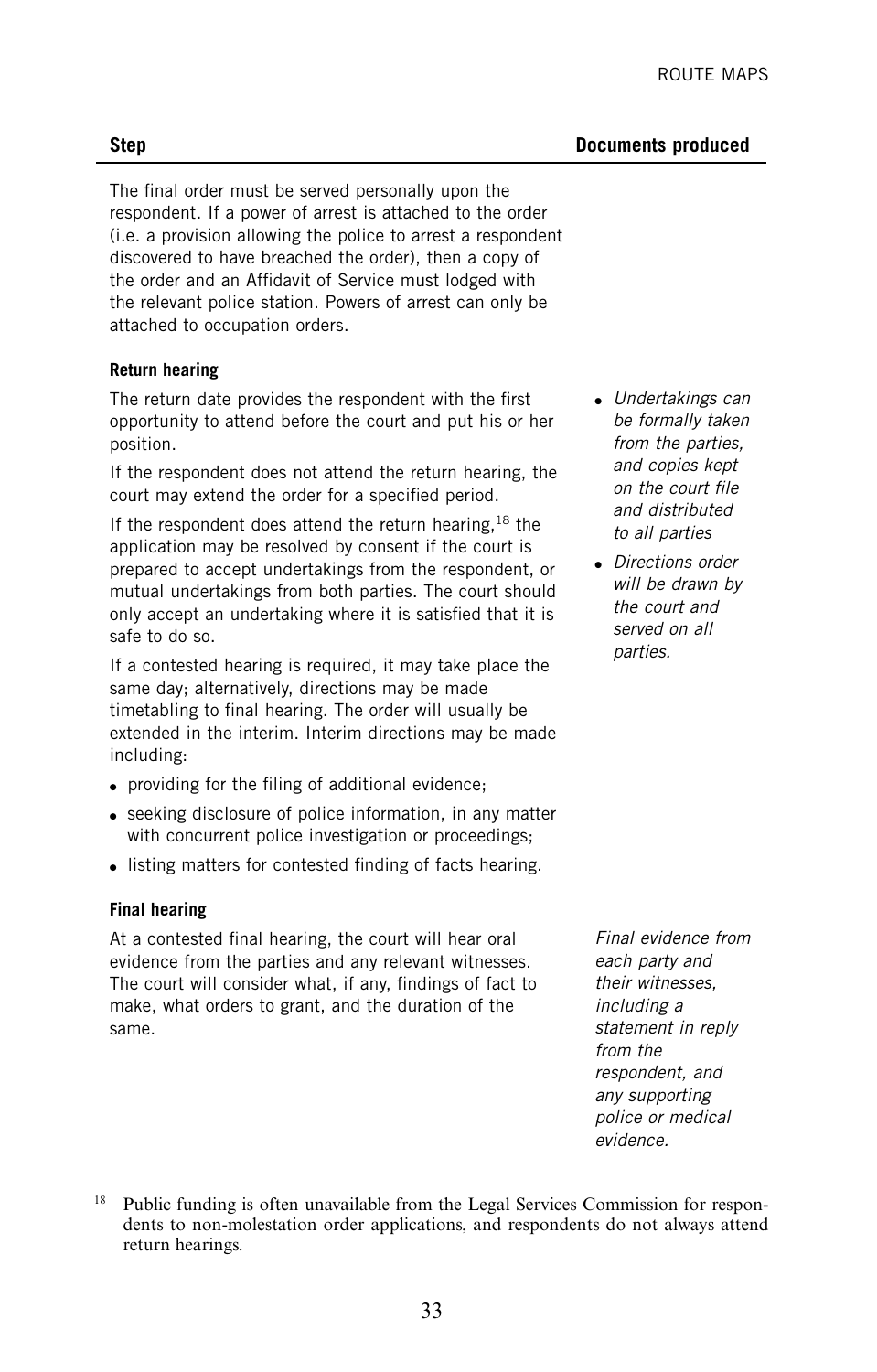| Step | Documents produced |
|---|---|
| The final order must be served personally upon the respondent. If a power of arrest is attached to the order (i.e. a provision allowing the police to arrest a respondent discovered to have breached the order), then a copy of the order and an Affidavit of Service must lodged with the relevant police station. Powers of arrest can only be attached to occupation orders. | |
| **Return hearing**<br><br>The return date provides the respondent with the first opportunity to attend before the court and put his or her position.<br><br>If the respondent does not attend the return hearing, the court may extend the order for a specified period.<br><br>If the respondent does attend the return hearing,[18] the application may be resolved by consent if the court is prepared to accept undertakings from the respondent, or mutual undertakings from both parties. The court should only accept an undertaking where it is satisfied that it is safe to do so.<br><br>If a contested hearing is required, it may take place the same day; alternatively, directions may be made timetabling to final hearing. The order will usually be extended in the interim. Interim directions may be made including:<br><br>• providing for the filing of additional evidence;<br>• seeking disclosure of police information, in any matter with concurrent police investigation or proceedings;<br>• listing matters for contested finding of facts hearing. | • *Undertakings can be formally taken from the parties, and copies kept on the court file and distributed to all parties*<br>• *Directions order will be drawn by the court and served on all parties.* |
| **Final hearing**<br><br>At a contested final hearing, the court will hear oral evidence from the parties and any relevant witnesses. The court will consider what, if any, findings of fact to make, what orders to grant, and the duration of the same. | *Final evidence from each party and their witnesses, including a statement in reply from the respondent, and any supporting police or medical evidence.* |

[18] Public funding is often unavailable from the Legal Services Commission for respondents to non-molestation order applications, and respondents do not always attend return hearings.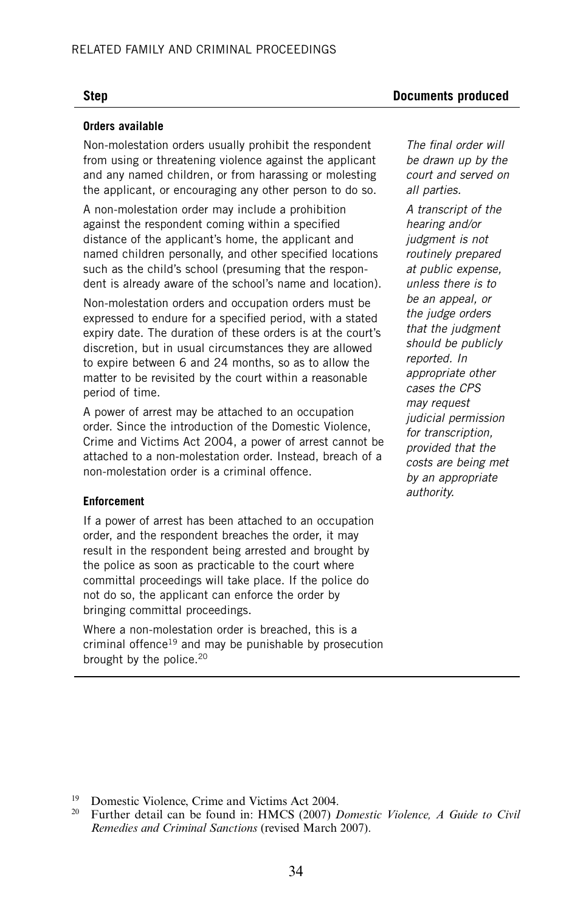| Step | Documents produced |
|---|---|
| **Orders available**<br><br>Non-molestation orders usually prohibit the respondent from using or threatening violence against the applicant and any named children, or from harassing or molesting the applicant, or encouraging any other person to do so.<br><br>A non-molestation order may include a prohibition against the respondent coming within a specified distance of the applicant's home, the applicant and named children personally, and other specified locations such as the child's school (presuming that the respondent is already aware of the school's name and location).<br><br>Non-molestation orders and occupation orders must be expressed to endure for a specified period, with a stated expiry date. The duration of these orders is at the court's discretion, but in usual circumstances they are allowed to expire between 6 and 24 months, so as to allow the matter to be revisited by the court within a reasonable period of time.<br><br>A power of arrest may be attached to an occupation order. Since the introduction of the Domestic Violence, Crime and Victims Act 2004, a power of arrest cannot be attached to a non-molestation order. Instead, breach of a non-molestation order is a criminal offence.<br><br>**Enforcement**<br><br>If a power of arrest has been attached to an occupation order, and the respondent breaches the order, it may result in the respondent being arrested and brought by the police as soon as practicable to the court where committal proceedings will take place. If the police do not do so, the applicant can enforce the order by bringing committal proceedings.<br><br>Where a non-molestation order is breached, this is a criminal offence[19] and may be punishable by prosecution brought by the police.[20] | *The final order will be drawn up by the court and served on all parties.*<br><br>*A transcript of the hearing and/or judgment is not routinely prepared at public expense, unless there is to be an appeal, or the judge orders that the judgment should be publicly reported. In appropriate other cases the CPS may request judicial permission for transcription, provided that the costs are being met by an appropriate authority.* |

[19] Domestic Violence, Crime and Victims Act 2004.

[20] Further detail can be found in: HMCS (2007) *Domestic Violence, A Guide to Civil Remedies and Criminal Sanctions* (revised March 2007).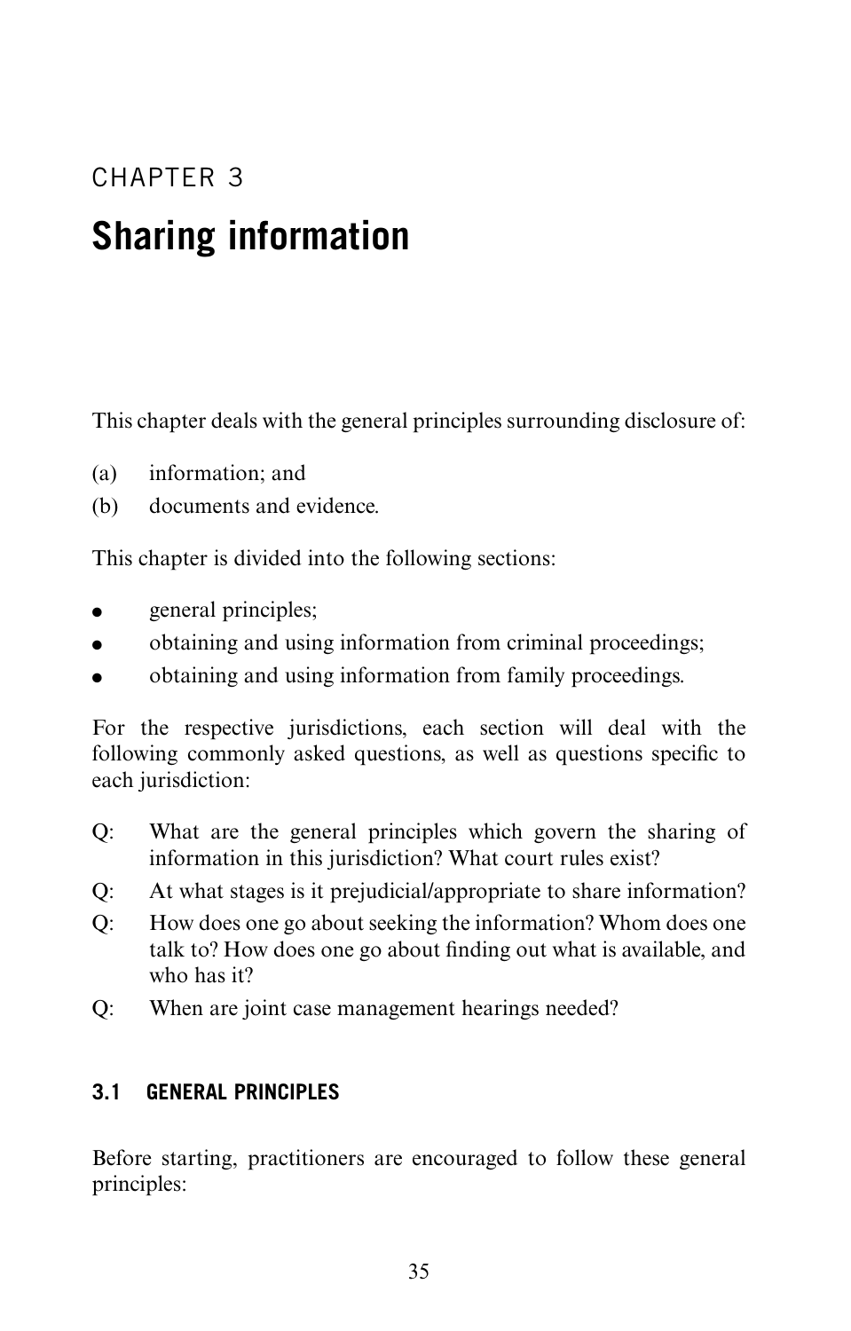CHAPTER 3

# Sharing information

This chapter deals with the general principles surrounding disclosure of:

(a) information; and

(b) documents and evidence.

This chapter is divided into the following sections:

- general principles;
- obtaining and using information from criminal proceedings;
- obtaining and using information from family proceedings.

For the respective jurisdictions, each section will deal with the following commonly asked questions, as well as questions specific to each jurisdiction:

Q: What are the general principles which govern the sharing of information in this jurisdiction? What court rules exist?

Q: At what stages is it prejudicial/appropriate to share information?

Q: How does one go about seeking the information? Whom does one talk to? How does one go about finding out what is available, and who has it?

Q: When are joint case management hearings needed?

## 3.1 GENERAL PRINCIPLES

Before starting, practitioners are encouraged to follow these general principles: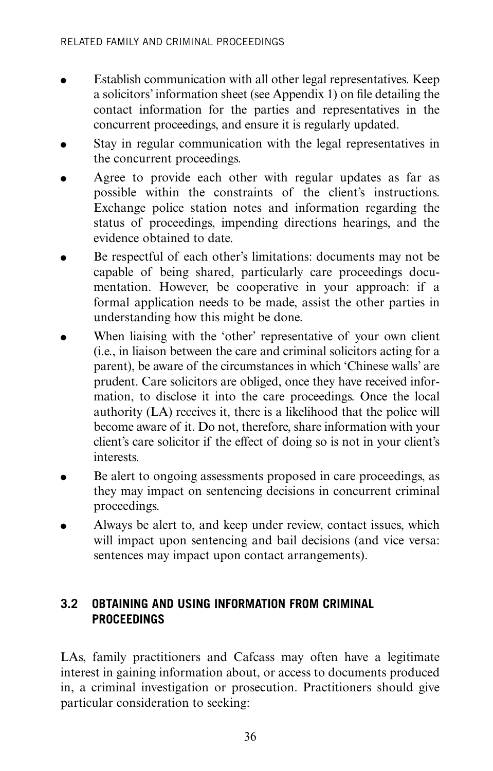- Establish communication with all other legal representatives. Keep a solicitors' information sheet (see Appendix 1) on file detailing the contact information for the parties and representatives in the concurrent proceedings, and ensure it is regularly updated.
- Stay in regular communication with the legal representatives in the concurrent proceedings.
- Agree to provide each other with regular updates as far as possible within the constraints of the client's instructions. Exchange police station notes and information regarding the status of proceedings, impending directions hearings, and the evidence obtained to date.
- Be respectful of each other's limitations: documents may not be capable of being shared, particularly care proceedings documentation. However, be cooperative in your approach: if a formal application needs to be made, assist the other parties in understanding how this might be done.
- When liaising with the 'other' representative of your own client (i.e., in liaison between the care and criminal solicitors acting for a parent), be aware of the circumstances in which 'Chinese walls' are prudent. Care solicitors are obliged, once they have received information, to disclose it into the care proceedings. Once the local authority (LA) receives it, there is a likelihood that the police will become aware of it. Do not, therefore, share information with your client's care solicitor if the effect of doing so is not in your client's interests.
- Be alert to ongoing assessments proposed in care proceedings, as they may impact on sentencing decisions in concurrent criminal proceedings.
- Always be alert to, and keep under review, contact issues, which will impact upon sentencing and bail decisions (and vice versa: sentences may impact upon contact arrangements).

## 3.2 OBTAINING AND USING INFORMATION FROM CRIMINAL PROCEEDINGS

LAs, family practitioners and Cafcass may often have a legitimate interest in gaining information about, or access to documents produced in, a criminal investigation or prosecution. Practitioners should give particular consideration to seeking: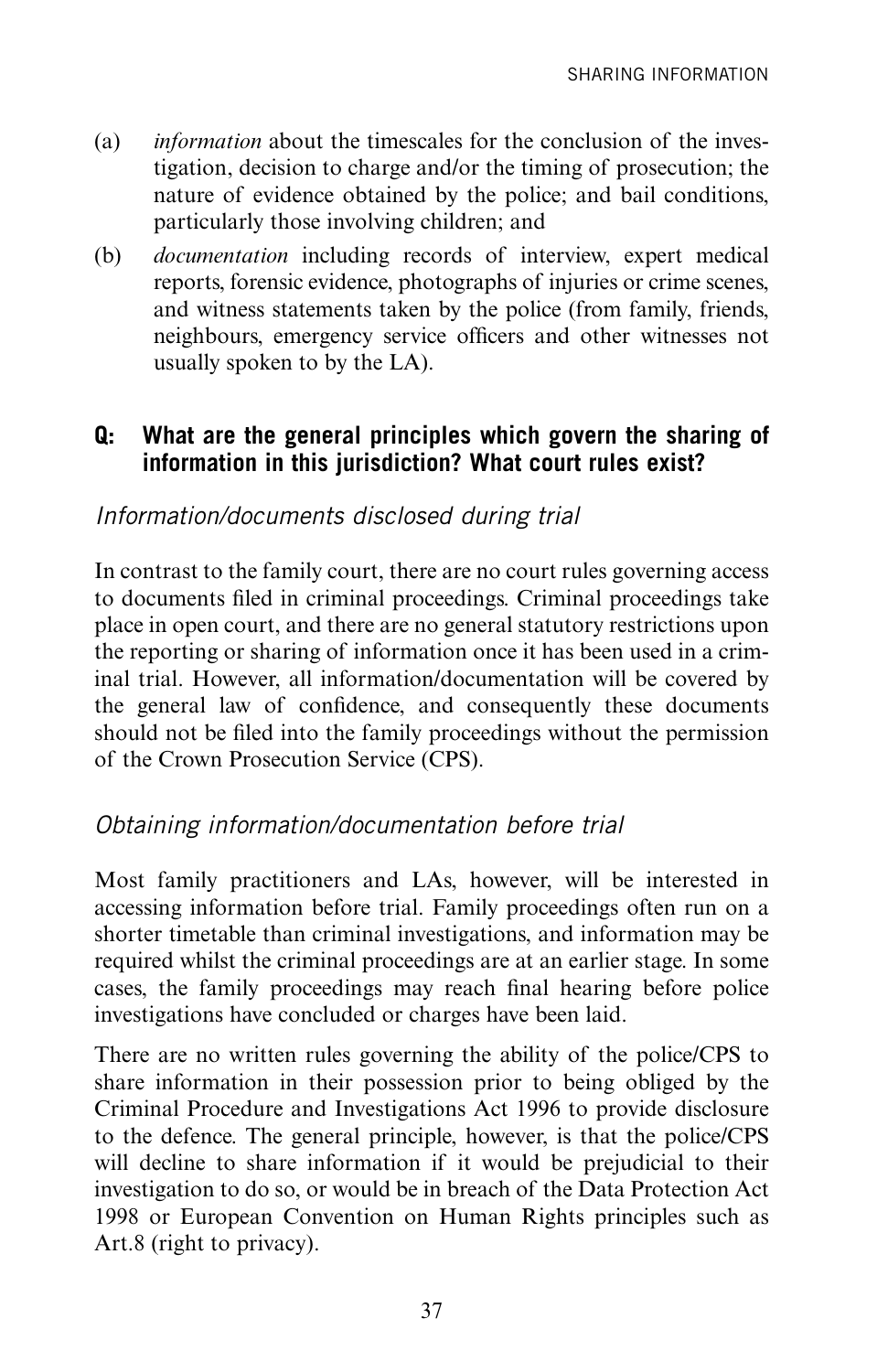(a) *information* about the timescales for the conclusion of the investigation, decision to charge and/or the timing of prosecution; the nature of evidence obtained by the police; and bail conditions, particularly those involving children; and

(b) *documentation* including records of interview, expert medical reports, forensic evidence, photographs of injuries or crime scenes, and witness statements taken by the police (from family, friends, neighbours, emergency service officers and other witnesses not usually spoken to by the LA).

## Q: What are the general principles which govern the sharing of information in this jurisdiction? What court rules exist?

### *Information/documents disclosed during trial*

In contrast to the family court, there are no court rules governing access to documents filed in criminal proceedings. Criminal proceedings take place in open court, and there are no general statutory restrictions upon the reporting or sharing of information once it has been used in a criminal trial. However, all information/documentation will be covered by the general law of confidence, and consequently these documents should not be filed into the family proceedings without the permission of the Crown Prosecution Service (CPS).

### *Obtaining information/documentation before trial*

Most family practitioners and LAs, however, will be interested in accessing information before trial. Family proceedings often run on a shorter timetable than criminal investigations, and information may be required whilst the criminal proceedings are at an earlier stage. In some cases, the family proceedings may reach final hearing before police investigations have concluded or charges have been laid.

There are no written rules governing the ability of the police/CPS to share information in their possession prior to being obliged by the Criminal Procedure and Investigations Act 1996 to provide disclosure to the defence. The general principle, however, is that the police/CPS will decline to share information if it would be prejudicial to their investigation to do so, or would be in breach of the Data Protection Act 1998 or European Convention on Human Rights principles such as Art.8 (right to privacy).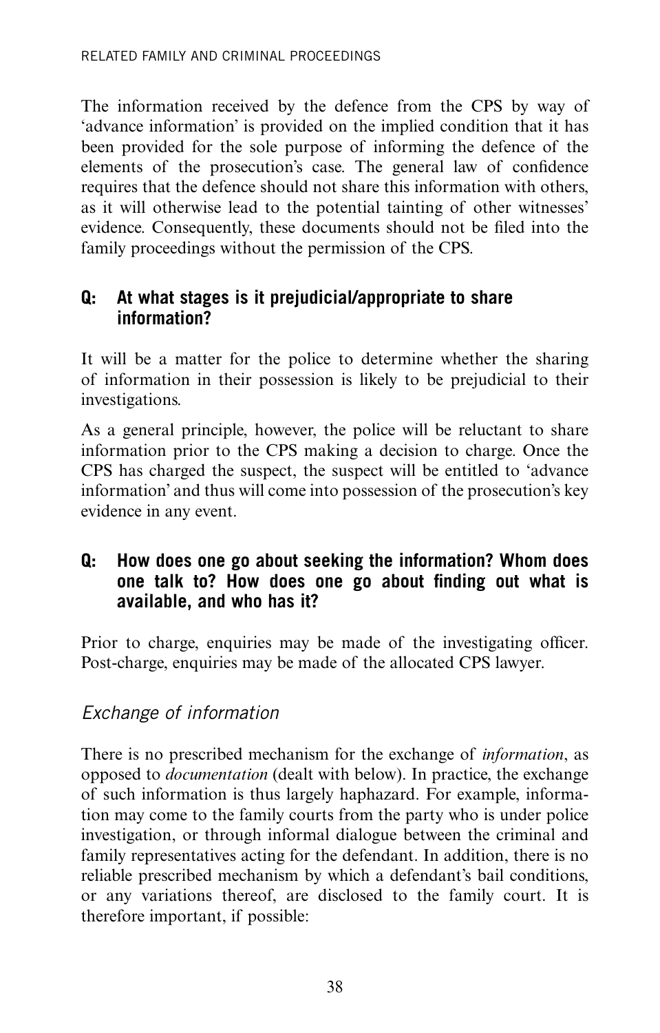The information received by the defence from the CPS by way of 'advance information' is provided on the implied condition that it has been provided for the sole purpose of informing the defence of the elements of the prosecution's case. The general law of confidence requires that the defence should not share this information with others, as it will otherwise lead to the potential tainting of other witnesses' evidence. Consequently, these documents should not be filed into the family proceedings without the permission of the CPS.

### Q: At what stages is it prejudicial/appropriate to share information?

It will be a matter for the police to determine whether the sharing of information in their possession is likely to be prejudicial to their investigations.

As a general principle, however, the police will be reluctant to share information prior to the CPS making a decision to charge. Once the CPS has charged the suspect, the suspect will be entitled to 'advance information' and thus will come into possession of the prosecution's key evidence in any event.

### Q: How does one go about seeking the information? Whom does one talk to? How does one go about finding out what is available, and who has it?

Prior to charge, enquiries may be made of the investigating officer. Post-charge, enquiries may be made of the allocated CPS lawyer.

## *Exchange of information*

There is no prescribed mechanism for the exchange of *information*, as opposed to *documentation* (dealt with below). In practice, the exchange of such information is thus largely haphazard. For example, information may come to the family courts from the party who is under police investigation, or through informal dialogue between the criminal and family representatives acting for the defendant. In addition, there is no reliable prescribed mechanism by which a defendant's bail conditions, or any variations thereof, are disclosed to the family court. It is therefore important, if possible: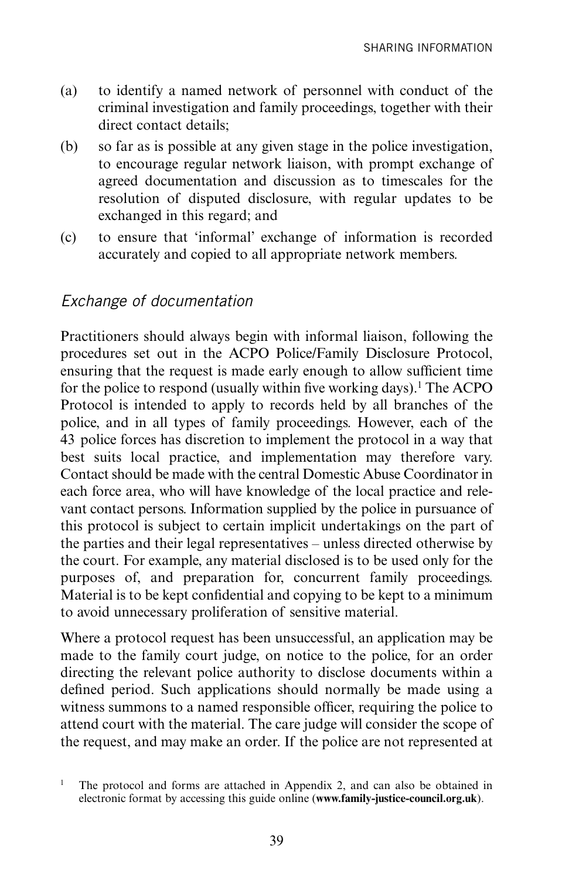(a) to identify a named network of personnel with conduct of the criminal investigation and family proceedings, together with their direct contact details;

(b) so far as is possible at any given stage in the police investigation, to encourage regular network liaison, with prompt exchange of agreed documentation and discussion as to timescales for the resolution of disputed disclosure, with regular updates to be exchanged in this regard; and

(c) to ensure that 'informal' exchange of information is recorded accurately and copied to all appropriate network members.

### *Exchange of documentation*

Practitioners should always begin with informal liaison, following the procedures set out in the ACPO Police/Family Disclosure Protocol, ensuring that the request is made early enough to allow sufficient time for the police to respond (usually within five working days).[1] The ACPO Protocol is intended to apply to records held by all branches of the police, and in all types of family proceedings. However, each of the 43 police forces has discretion to implement the protocol in a way that best suits local practice, and implementation may therefore vary. Contact should be made with the central Domestic Abuse Coordinator in each force area, who will have knowledge of the local practice and relevant contact persons. Information supplied by the police in pursuance of this protocol is subject to certain implicit undertakings on the part of the parties and their legal representatives – unless directed otherwise by the court. For example, any material disclosed is to be used only for the purposes of, and preparation for, concurrent family proceedings. Material is to be kept confidential and copying to be kept to a minimum to avoid unnecessary proliferation of sensitive material.

Where a protocol request has been unsuccessful, an application may be made to the family court judge, on notice to the police, for an order directing the relevant police authority to disclose documents within a defined period. Such applications should normally be made using a witness summons to a named responsible officer, requiring the police to attend court with the material. The care judge will consider the scope of the request, and may make an order. If the police are not represented at

[1] The protocol and forms are attached in Appendix 2, and can also be obtained in electronic format by accessing this guide online (**www.family-justice-council.org.uk**).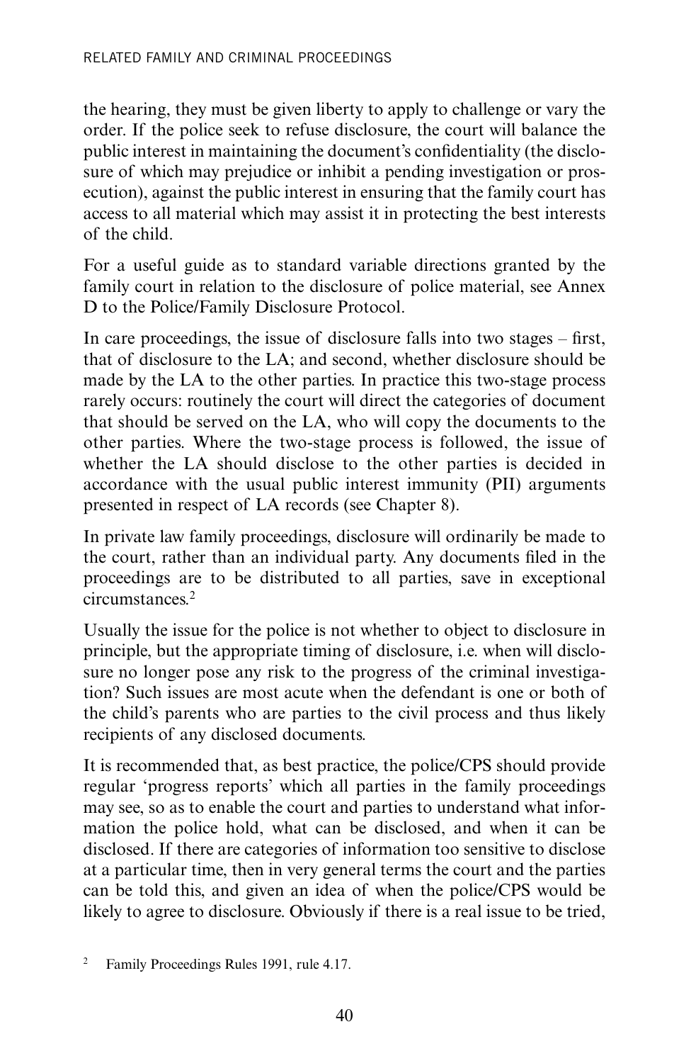the hearing, they must be given liberty to apply to challenge or vary the order. If the police seek to refuse disclosure, the court will balance the public interest in maintaining the document's confidentiality (the disclosure of which may prejudice or inhibit a pending investigation or prosecution), against the public interest in ensuring that the family court has access to all material which may assist it in protecting the best interests of the child.

For a useful guide as to standard variable directions granted by the family court in relation to the disclosure of police material, see Annex D to the Police/Family Disclosure Protocol.

In care proceedings, the issue of disclosure falls into two stages – first, that of disclosure to the LA; and second, whether disclosure should be made by the LA to the other parties. In practice this two-stage process rarely occurs: routinely the court will direct the categories of document that should be served on the LA, who will copy the documents to the other parties. Where the two-stage process is followed, the issue of whether the LA should disclose to the other parties is decided in accordance with the usual public interest immunity (PII) arguments presented in respect of LA records (see Chapter 8).

In private law family proceedings, disclosure will ordinarily be made to the court, rather than an individual party. Any documents filed in the proceedings are to be distributed to all parties, save in exceptional circumstances.[2]

Usually the issue for the police is not whether to object to disclosure in principle, but the appropriate timing of disclosure, i.e. when will disclosure no longer pose any risk to the progress of the criminal investigation? Such issues are most acute when the defendant is one or both of the child's parents who are parties to the civil process and thus likely recipients of any disclosed documents.

It is recommended that, as best practice, the police/CPS should provide regular 'progress reports' which all parties in the family proceedings may see, so as to enable the court and parties to understand what information the police hold, what can be disclosed, and when it can be disclosed. If there are categories of information too sensitive to disclose at a particular time, then in very general terms the court and the parties can be told this, and given an idea of when the police/CPS would be likely to agree to disclosure. Obviously if there is a real issue to be tried,

[2] Family Proceedings Rules 1991, rule 4.17.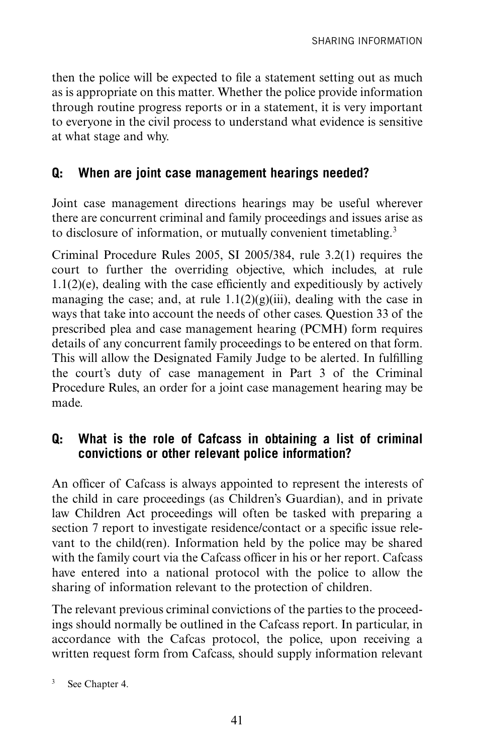then the police will be expected to file a statement setting out as much as is appropriate on this matter. Whether the police provide information through routine progress reports or in a statement, it is very important to everyone in the civil process to understand what evidence is sensitive at what stage and why.

### Q: When are joint case management hearings needed?

Joint case management directions hearings may be useful wherever there are concurrent criminal and family proceedings and issues arise as to disclosure of information, or mutually convenient timetabling.[3]

Criminal Procedure Rules 2005, SI 2005/384, rule 3.2(1) requires the court to further the overriding objective, which includes, at rule 1.1(2)(e), dealing with the case efficiently and expeditiously by actively managing the case; and, at rule 1.1(2)(g)(iii), dealing with the case in ways that take into account the needs of other cases. Question 33 of the prescribed plea and case management hearing (PCMH) form requires details of any concurrent family proceedings to be entered on that form. This will allow the Designated Family Judge to be alerted. In fulfilling the court's duty of case management in Part 3 of the Criminal Procedure Rules, an order for a joint case management hearing may be made.

### Q: What is the role of Cafcass in obtaining a list of criminal convictions or other relevant police information?

An officer of Cafcass is always appointed to represent the interests of the child in care proceedings (as Children's Guardian), and in private law Children Act proceedings will often be tasked with preparing a section 7 report to investigate residence/contact or a specific issue relevant to the child(ren). Information held by the police may be shared with the family court via the Cafcass officer in his or her report. Cafcass have entered into a national protocol with the police to allow the sharing of information relevant to the protection of children.

The relevant previous criminal convictions of the parties to the proceedings should normally be outlined in the Cafcass report. In particular, in accordance with the Cafcas protocol, the police, upon receiving a written request form from Cafcass, should supply information relevant

[3] See Chapter 4.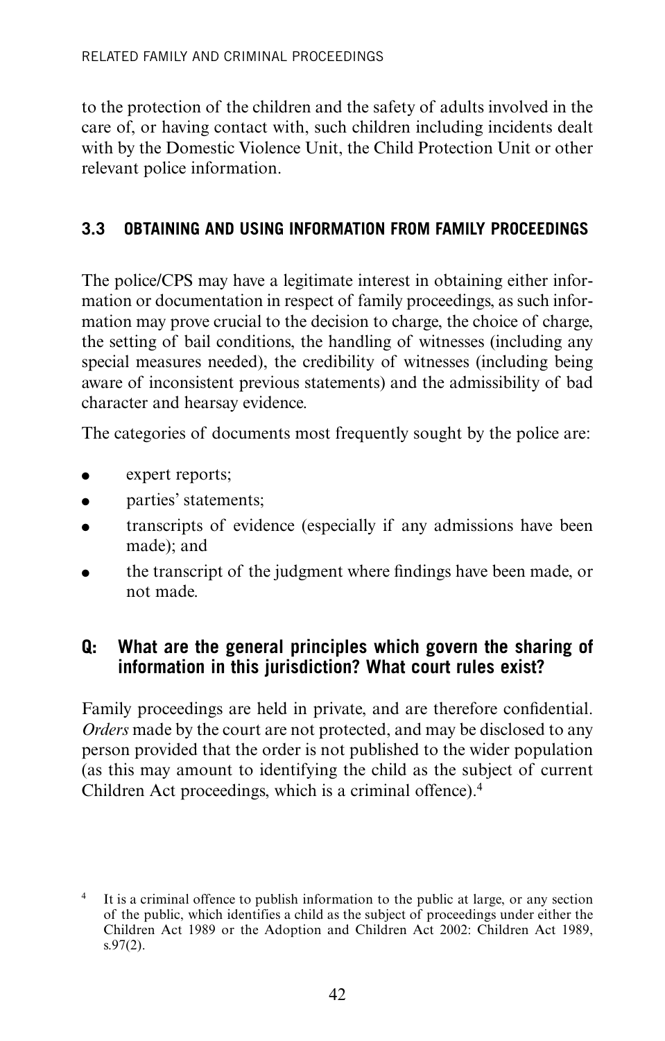to the protection of the children and the safety of adults involved in the care of, or having contact with, such children including incidents dealt with by the Domestic Violence Unit, the Child Protection Unit or other relevant police information.

## 3.3 OBTAINING AND USING INFORMATION FROM FAMILY PROCEEDINGS

The police/CPS may have a legitimate interest in obtaining either information or documentation in respect of family proceedings, as such information may prove crucial to the decision to charge, the choice of charge, the setting of bail conditions, the handling of witnesses (including any special measures needed), the credibility of witnesses (including being aware of inconsistent previous statements) and the admissibility of bad character and hearsay evidence.

The categories of documents most frequently sought by the police are:

- expert reports;
- parties' statements;
- transcripts of evidence (especially if any admissions have been made); and
- the transcript of the judgment where findings have been made, or not made.

### Q: What are the general principles which govern the sharing of information in this jurisdiction? What court rules exist?

Family proceedings are held in private, and are therefore confidential. *Orders* made by the court are not protected, and may be disclosed to any person provided that the order is not published to the wider population (as this may amount to identifying the child as the subject of current Children Act proceedings, which is a criminal offence).[4]

[4] It is a criminal offence to publish information to the public at large, or any section of the public, which identifies a child as the subject of proceedings under either the Children Act 1989 or the Adoption and Children Act 2002: Children Act 1989, s.97(2).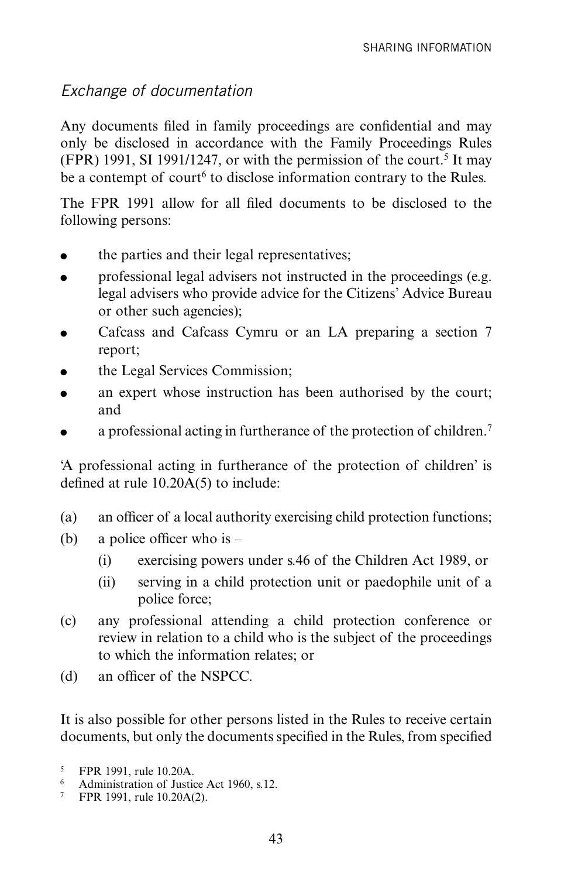### *Exchange of documentation*

Any documents filed in family proceedings are confidential and may only be disclosed in accordance with the Family Proceedings Rules (FPR) 1991, SI 1991/1247, or with the permission of the court.[5] It may be a contempt of court[6] to disclose information contrary to the Rules.

The FPR 1991 allow for all filed documents to be disclosed to the following persons:

- the parties and their legal representatives;
- professional legal advisers not instructed in the proceedings (e.g. legal advisers who provide advice for the Citizens' Advice Bureau or other such agencies);
- Cafcass and Cafcass Cymru or an LA preparing a section 7 report;
- the Legal Services Commission;
- an expert whose instruction has been authorised by the court; and
- a professional acting in furtherance of the protection of children.[7]

'A professional acting in furtherance of the protection of children' is defined at rule 10.20A(5) to include:

(a) an officer of a local authority exercising child protection functions;

(b) a police officer who is –

  (i) exercising powers under s.46 of the Children Act 1989, or

  (ii) serving in a child protection unit or paedophile unit of a police force;

(c) any professional attending a child protection conference or review in relation to a child who is the subject of the proceedings to which the information relates; or

(d) an officer of the NSPCC.

It is also possible for other persons listed in the Rules to receive certain documents, but only the documents specified in the Rules, from specified

[5] FPR 1991, rule 10.20A.

[6] Administration of Justice Act 1960, s.12.

[7] FPR 1991, rule 10.20A(2).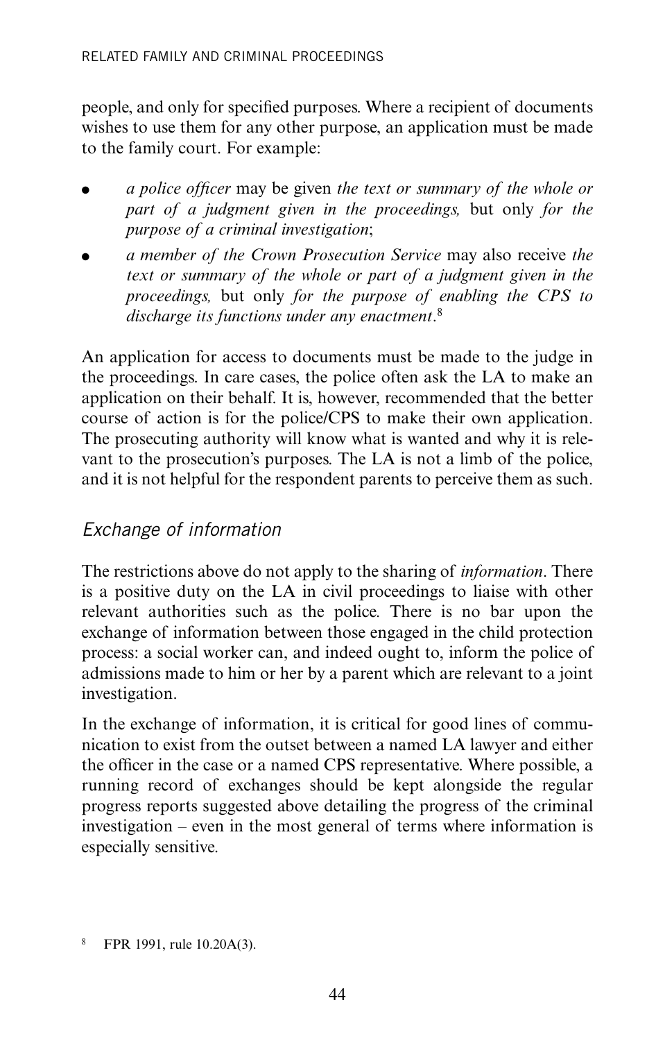people, and only for specified purposes. Where a recipient of documents wishes to use them for any other purpose, an application must be made to the family court. For example:

- *a police officer* may be given *the text or summary of the whole or part of a judgment given in the proceedings,* but only *for the purpose of a criminal investigation*;
- *a member of the Crown Prosecution Service* may also receive *the text or summary of the whole or part of a judgment given in the proceedings,* but only *for the purpose of enabling the CPS to discharge its functions under any enactment*.[8]

An application for access to documents must be made to the judge in the proceedings. In care cases, the police often ask the LA to make an application on their behalf. It is, however, recommended that the better course of action is for the police/CPS to make their own application. The prosecuting authority will know what is wanted and why it is relevant to the prosecution's purposes. The LA is not a limb of the police, and it is not helpful for the respondent parents to perceive them as such.

### *Exchange of information*

The restrictions above do not apply to the sharing of *information*. There is a positive duty on the LA in civil proceedings to liaise with other relevant authorities such as the police. There is no bar upon the exchange of information between those engaged in the child protection process: a social worker can, and indeed ought to, inform the police of admissions made to him or her by a parent which are relevant to a joint investigation.

In the exchange of information, it is critical for good lines of communication to exist from the outset between a named LA lawyer and either the officer in the case or a named CPS representative. Where possible, a running record of exchanges should be kept alongside the regular progress reports suggested above detailing the progress of the criminal investigation – even in the most general of terms where information is especially sensitive.

[8] FPR 1991, rule 10.20A(3).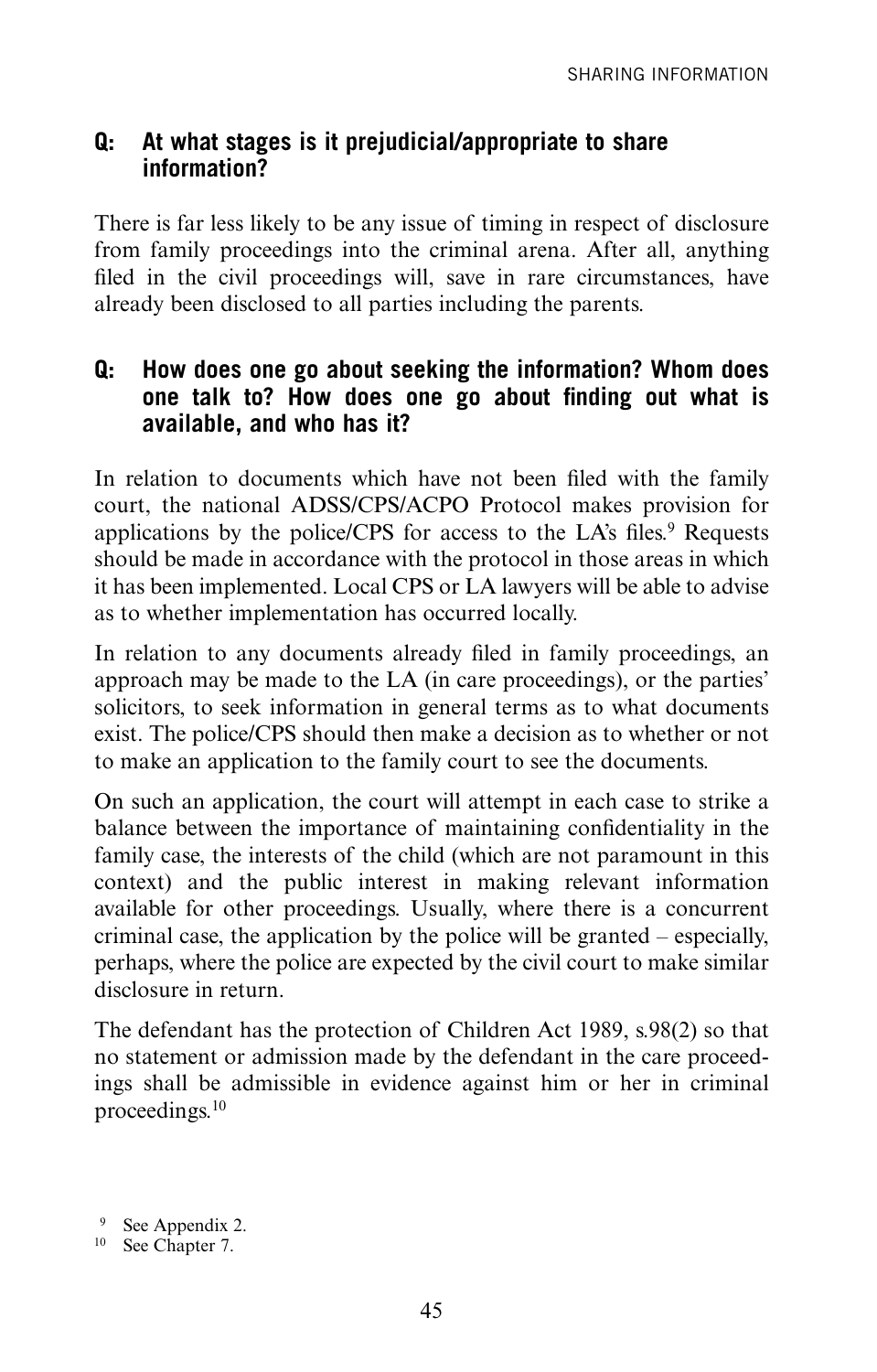**Q: At what stages is it prejudicial/appropriate to share information?**

There is far less likely to be any issue of timing in respect of disclosure from family proceedings into the criminal arena. After all, anything filed in the civil proceedings will, save in rare circumstances, have already been disclosed to all parties including the parents.

**Q: How does one go about seeking the information? Whom does one talk to? How does one go about finding out what is available, and who has it?**

In relation to documents which have not been filed with the family court, the national ADSS/CPS/ACPO Protocol makes provision for applications by the police/CPS for access to the LA's files.[9] Requests should be made in accordance with the protocol in those areas in which it has been implemented. Local CPS or LA lawyers will be able to advise as to whether implementation has occurred locally.

In relation to any documents already filed in family proceedings, an approach may be made to the LA (in care proceedings), or the parties' solicitors, to seek information in general terms as to what documents exist. The police/CPS should then make a decision as to whether or not to make an application to the family court to see the documents.

On such an application, the court will attempt in each case to strike a balance between the importance of maintaining confidentiality in the family case, the interests of the child (which are not paramount in this context) and the public interest in making relevant information available for other proceedings. Usually, where there is a concurrent criminal case, the application by the police will be granted – especially, perhaps, where the police are expected by the civil court to make similar disclosure in return.

The defendant has the protection of Children Act 1989, s.98(2) so that no statement or admission made by the defendant in the care proceedings shall be admissible in evidence against him or her in criminal proceedings.[10]

[9] See Appendix 2.
[10] See Chapter 7.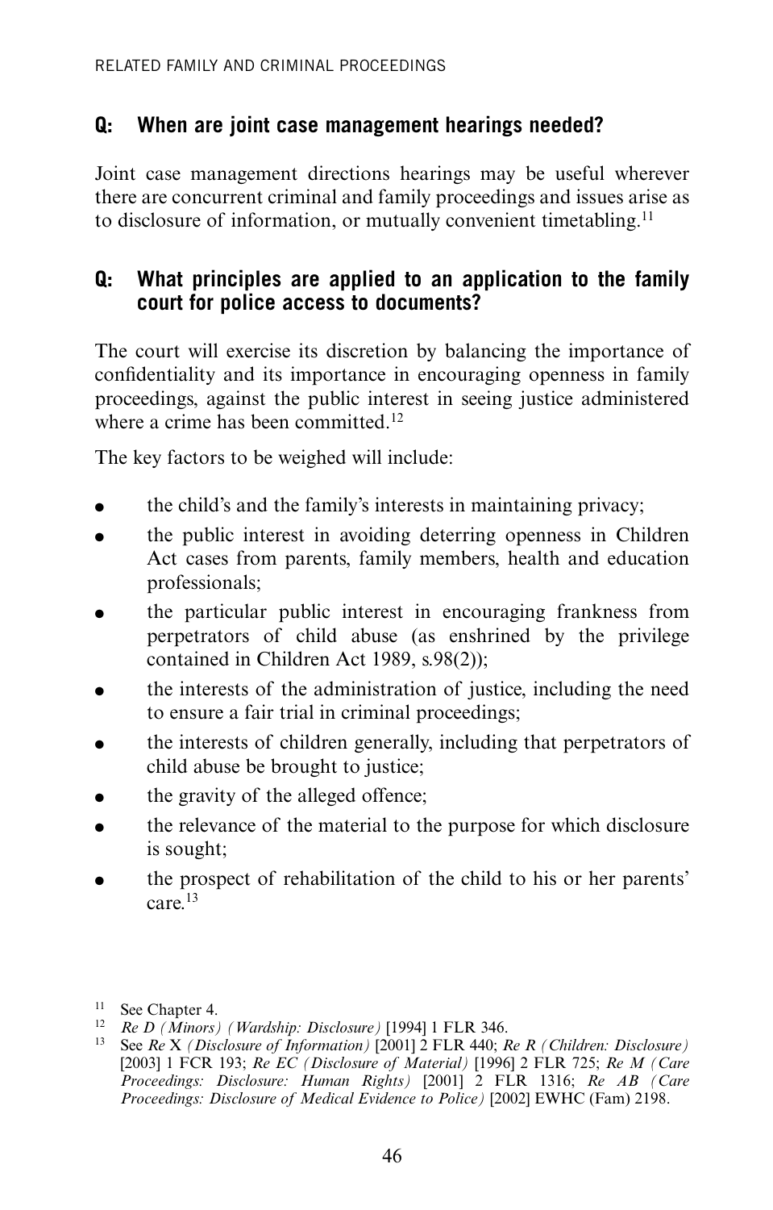## Q: When are joint case management hearings needed?

Joint case management directions hearings may be useful wherever there are concurrent criminal and family proceedings and issues arise as to disclosure of information, or mutually convenient timetabling.[11]

## Q: What principles are applied to an application to the family court for police access to documents?

The court will exercise its discretion by balancing the importance of confidentiality and its importance in encouraging openness in family proceedings, against the public interest in seeing justice administered where a crime has been committed.[12]

The key factors to be weighed will include:

- the child's and the family's interests in maintaining privacy;
- the public interest in avoiding deterring openness in Children Act cases from parents, family members, health and education professionals;
- the particular public interest in encouraging frankness from perpetrators of child abuse (as enshrined by the privilege contained in Children Act 1989, s.98(2));
- the interests of the administration of justice, including the need to ensure a fair trial in criminal proceedings;
- the interests of children generally, including that perpetrators of child abuse be brought to justice;
- the gravity of the alleged offence;
- the relevance of the material to the purpose for which disclosure is sought;
- the prospect of rehabilitation of the child to his or her parents' care.[13]

---

[11] See Chapter 4.

[12] *Re D (Minors) (Wardship: Disclosure)* [1994] 1 FLR 346.

[13] See *Re* X *(Disclosure of Information)* [2001] 2 FLR 440; *Re R (Children: Disclosure)* [2003] 1 FCR 193; *Re EC (Disclosure of Material)* [1996] 2 FLR 725; *Re M (Care Proceedings: Disclosure: Human Rights)* [2001] 2 FLR 1316; *Re AB (Care Proceedings: Disclosure of Medical Evidence to Police)* [2002] EWHC (Fam) 2198.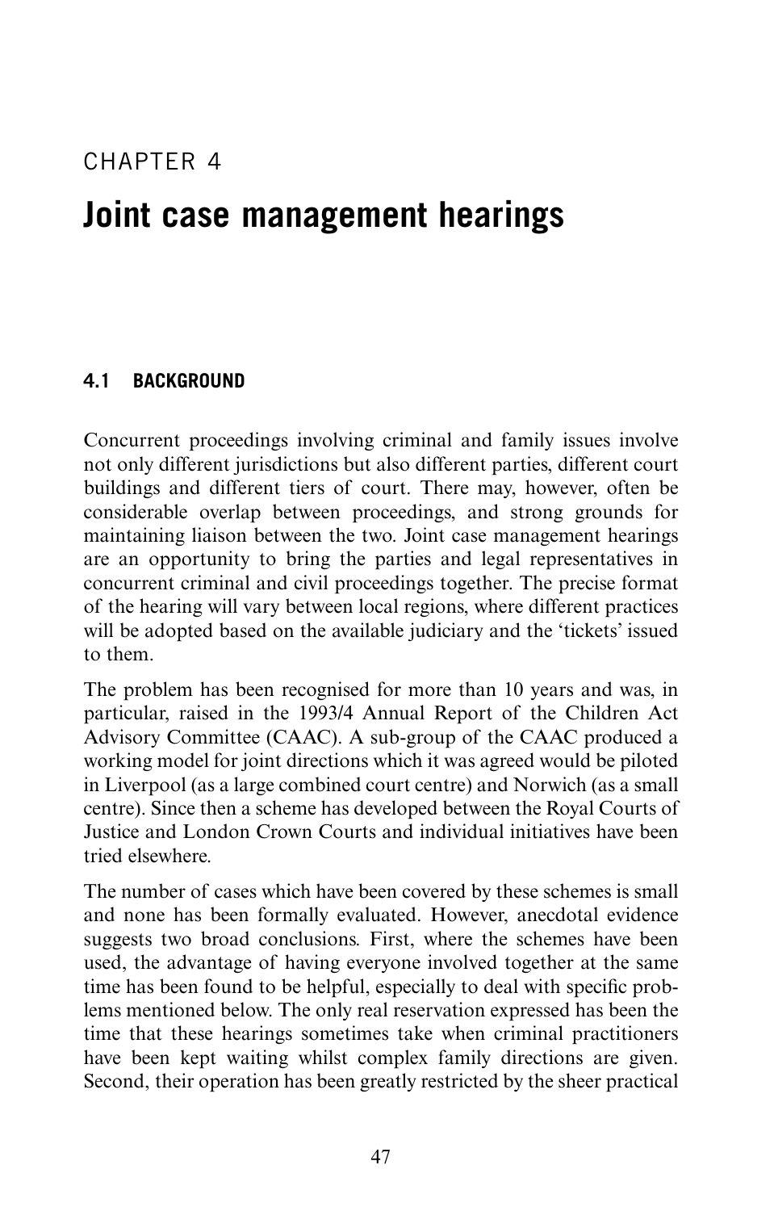CHAPTER 4

# Joint case management hearings

## 4.1 BACKGROUND

Concurrent proceedings involving criminal and family issues involve not only different jurisdictions but also different parties, different court buildings and different tiers of court. There may, however, often be considerable overlap between proceedings, and strong grounds for maintaining liaison between the two. Joint case management hearings are an opportunity to bring the parties and legal representatives in concurrent criminal and civil proceedings together. The precise format of the hearing will vary between local regions, where different practices will be adopted based on the available judiciary and the 'tickets' issued to them.

The problem has been recognised for more than 10 years and was, in particular, raised in the 1993/4 Annual Report of the Children Act Advisory Committee (CAAC). A sub-group of the CAAC produced a working model for joint directions which it was agreed would be piloted in Liverpool (as a large combined court centre) and Norwich (as a small centre). Since then a scheme has developed between the Royal Courts of Justice and London Crown Courts and individual initiatives have been tried elsewhere.

The number of cases which have been covered by these schemes is small and none has been formally evaluated. However, anecdotal evidence suggests two broad conclusions. First, where the schemes have been used, the advantage of having everyone involved together at the same time has been found to be helpful, especially to deal with specific problems mentioned below. The only real reservation expressed has been the time that these hearings sometimes take when criminal practitioners have been kept waiting whilst complex family directions are given. Second, their operation has been greatly restricted by the sheer practical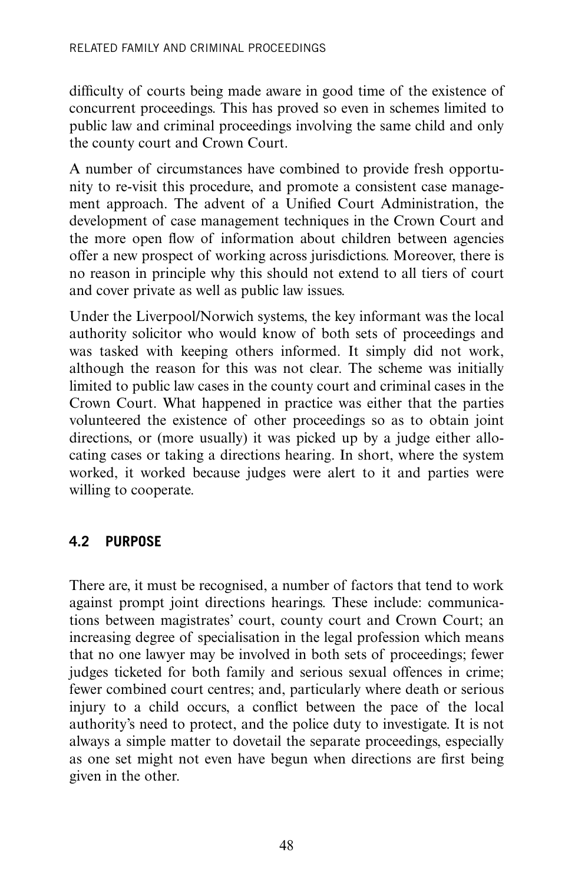difficulty of courts being made aware in good time of the existence of concurrent proceedings. This has proved so even in schemes limited to public law and criminal proceedings involving the same child and only the county court and Crown Court.

A number of circumstances have combined to provide fresh opportunity to re-visit this procedure, and promote a consistent case management approach. The advent of a Unified Court Administration, the development of case management techniques in the Crown Court and the more open flow of information about children between agencies offer a new prospect of working across jurisdictions. Moreover, there is no reason in principle why this should not extend to all tiers of court and cover private as well as public law issues.

Under the Liverpool/Norwich systems, the key informant was the local authority solicitor who would know of both sets of proceedings and was tasked with keeping others informed. It simply did not work, although the reason for this was not clear. The scheme was initially limited to public law cases in the county court and criminal cases in the Crown Court. What happened in practice was either that the parties volunteered the existence of other proceedings so as to obtain joint directions, or (more usually) it was picked up by a judge either allocating cases or taking a directions hearing. In short, where the system worked, it worked because judges were alert to it and parties were willing to cooperate.

## 4.2 PURPOSE

There are, it must be recognised, a number of factors that tend to work against prompt joint directions hearings. These include: communications between magistrates' court, county court and Crown Court; an increasing degree of specialisation in the legal profession which means that no one lawyer may be involved in both sets of proceedings; fewer judges ticketed for both family and serious sexual offences in crime; fewer combined court centres; and, particularly where death or serious injury to a child occurs, a conflict between the pace of the local authority's need to protect, and the police duty to investigate. It is not always a simple matter to dovetail the separate proceedings, especially as one set might not even have begun when directions are first being given in the other.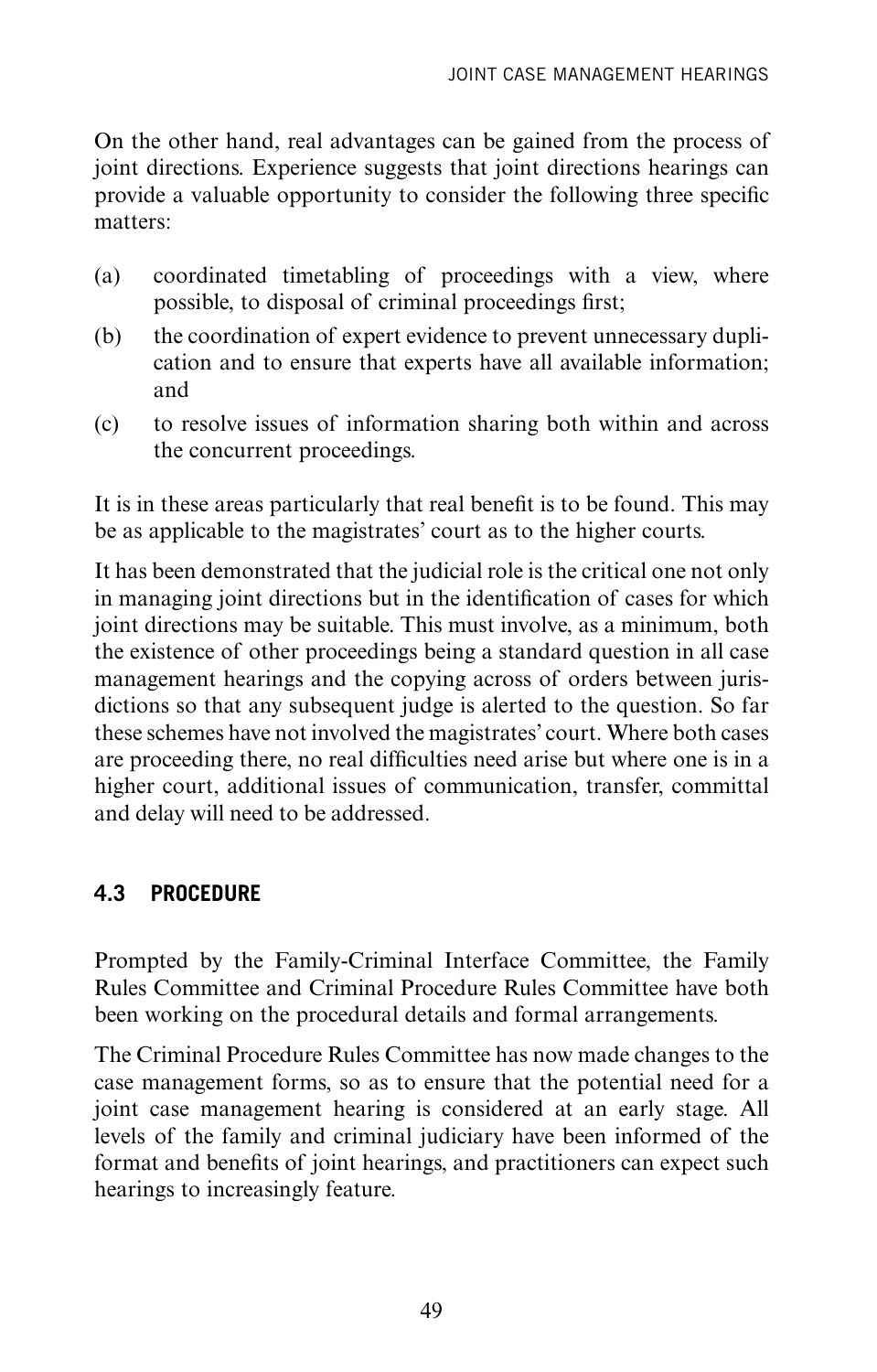On the other hand, real advantages can be gained from the process of joint directions. Experience suggests that joint directions hearings can provide a valuable opportunity to consider the following three specific matters:

(a) coordinated timetabling of proceedings with a view, where possible, to disposal of criminal proceedings first;

(b) the coordination of expert evidence to prevent unnecessary duplication and to ensure that experts have all available information; and

(c) to resolve issues of information sharing both within and across the concurrent proceedings.

It is in these areas particularly that real benefit is to be found. This may be as applicable to the magistrates' court as to the higher courts.

It has been demonstrated that the judicial role is the critical one not only in managing joint directions but in the identification of cases for which joint directions may be suitable. This must involve, as a minimum, both the existence of other proceedings being a standard question in all case management hearings and the copying across of orders between jurisdictions so that any subsequent judge is alerted to the question. So far these schemes have not involved the magistrates' court. Where both cases are proceeding there, no real difficulties need arise but where one is in a higher court, additional issues of communication, transfer, committal and delay will need to be addressed.

## 4.3 PROCEDURE

Prompted by the Family-Criminal Interface Committee, the Family Rules Committee and Criminal Procedure Rules Committee have both been working on the procedural details and formal arrangements.

The Criminal Procedure Rules Committee has now made changes to the case management forms, so as to ensure that the potential need for a joint case management hearing is considered at an early stage. All levels of the family and criminal judiciary have been informed of the format and benefits of joint hearings, and practitioners can expect such hearings to increasingly feature.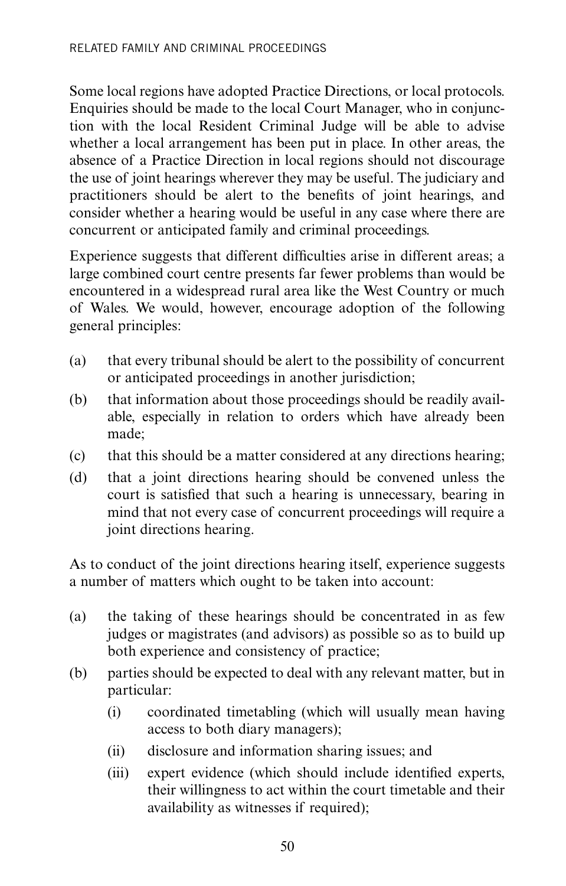Some local regions have adopted Practice Directions, or local protocols. Enquiries should be made to the local Court Manager, who in conjunction with the local Resident Criminal Judge will be able to advise whether a local arrangement has been put in place. In other areas, the absence of a Practice Direction in local regions should not discourage the use of joint hearings wherever they may be useful. The judiciary and practitioners should be alert to the benefits of joint hearings, and consider whether a hearing would be useful in any case where there are concurrent or anticipated family and criminal proceedings.

Experience suggests that different difficulties arise in different areas; a large combined court centre presents far fewer problems than would be encountered in a widespread rural area like the West Country or much of Wales. We would, however, encourage adoption of the following general principles:

- (a) that every tribunal should be alert to the possibility of concurrent or anticipated proceedings in another jurisdiction;
- (b) that information about those proceedings should be readily available, especially in relation to orders which have already been made;
- (c) that this should be a matter considered at any directions hearing;
- (d) that a joint directions hearing should be convened unless the court is satisfied that such a hearing is unnecessary, bearing in mind that not every case of concurrent proceedings will require a joint directions hearing.

As to conduct of the joint directions hearing itself, experience suggests a number of matters which ought to be taken into account:

- (a) the taking of these hearings should be concentrated in as few judges or magistrates (and advisors) as possible so as to build up both experience and consistency of practice;
- (b) parties should be expected to deal with any relevant matter, but in particular:
  - (i) coordinated timetabling (which will usually mean having access to both diary managers);
  - (ii) disclosure and information sharing issues; and
  - (iii) expert evidence (which should include identified experts, their willingness to act within the court timetable and their availability as witnesses if required);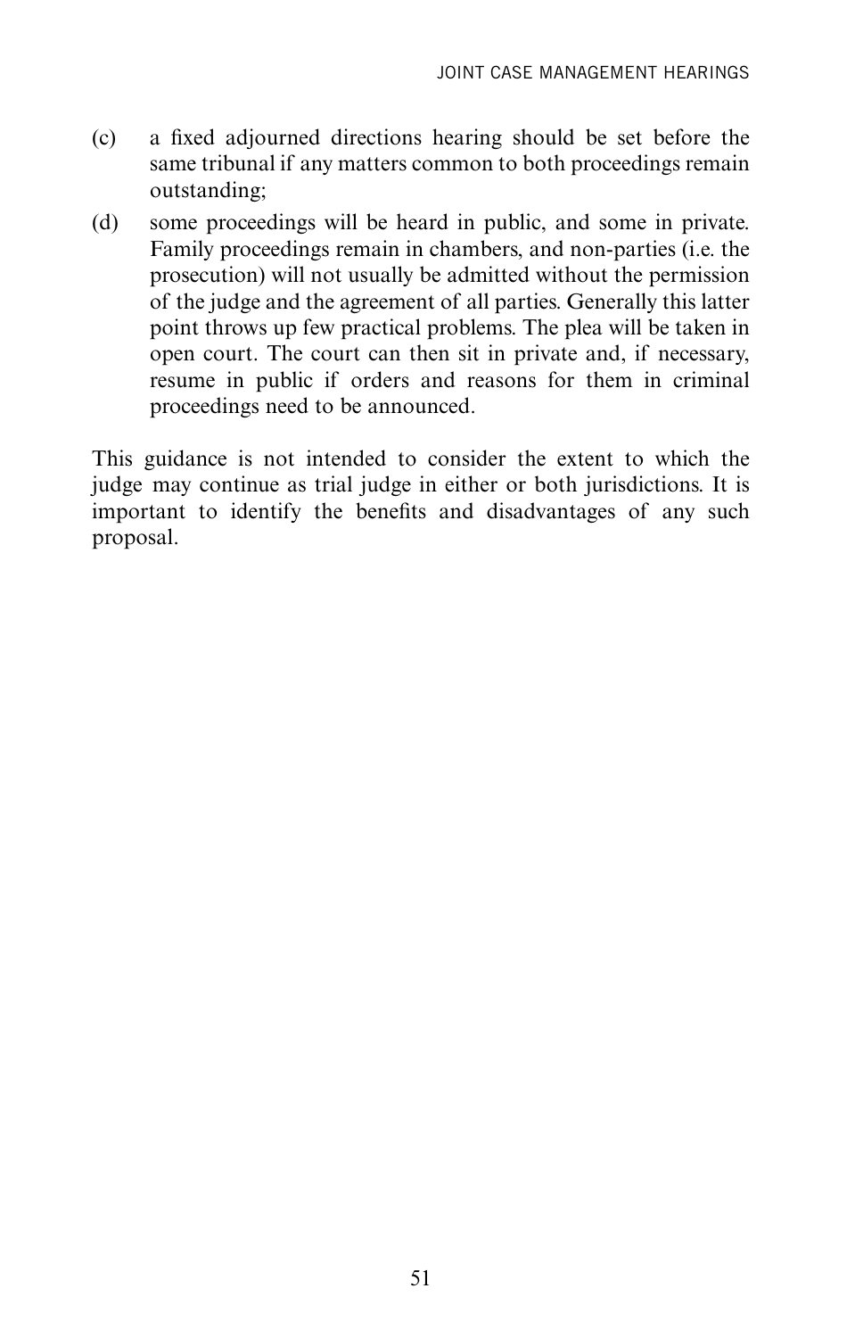(c) a fixed adjourned directions hearing should be set before the same tribunal if any matters common to both proceedings remain outstanding;

(d) some proceedings will be heard in public, and some in private. Family proceedings remain in chambers, and non-parties (i.e. the prosecution) will not usually be admitted without the permission of the judge and the agreement of all parties. Generally this latter point throws up few practical problems. The plea will be taken in open court. The court can then sit in private and, if necessary, resume in public if orders and reasons for them in criminal proceedings need to be announced.

This guidance is not intended to consider the extent to which the judge may continue as trial judge in either or both jurisdictions. It is important to identify the benefits and disadvantages of any such proposal.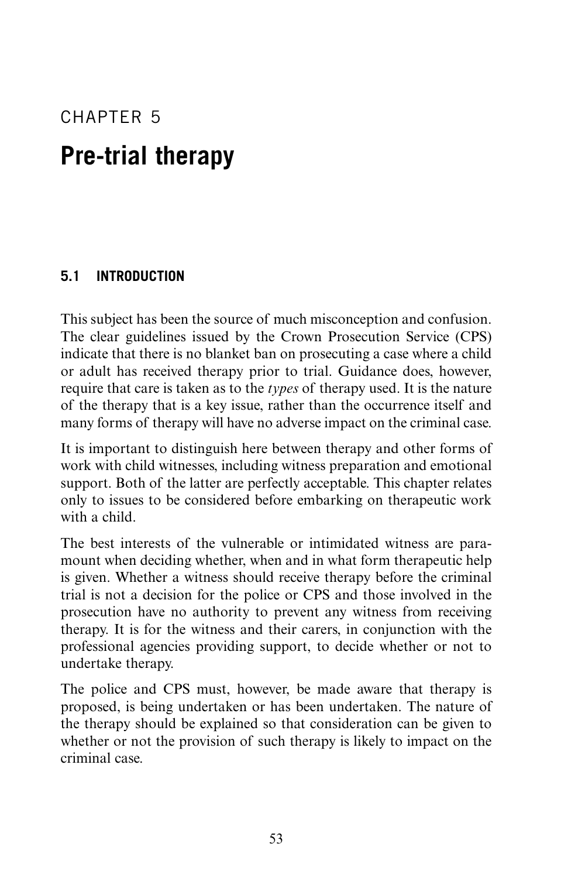# CHAPTER 5

# Pre-trial therapy

## 5.1 INTRODUCTION

This subject has been the source of much misconception and confusion. The clear guidelines issued by the Crown Prosecution Service (CPS) indicate that there is no blanket ban on prosecuting a case where a child or adult has received therapy prior to trial. Guidance does, however, require that care is taken as to the *types* of therapy used. It is the nature of the therapy that is a key issue, rather than the occurrence itself and many forms of therapy will have no adverse impact on the criminal case.

It is important to distinguish here between therapy and other forms of work with child witnesses, including witness preparation and emotional support. Both of the latter are perfectly acceptable. This chapter relates only to issues to be considered before embarking on therapeutic work with a child.

The best interests of the vulnerable or intimidated witness are paramount when deciding whether, when and in what form therapeutic help is given. Whether a witness should receive therapy before the criminal trial is not a decision for the police or CPS and those involved in the prosecution have no authority to prevent any witness from receiving therapy. It is for the witness and their carers, in conjunction with the professional agencies providing support, to decide whether or not to undertake therapy.

The police and CPS must, however, be made aware that therapy is proposed, is being undertaken or has been undertaken. The nature of the therapy should be explained so that consideration can be given to whether or not the provision of such therapy is likely to impact on the criminal case.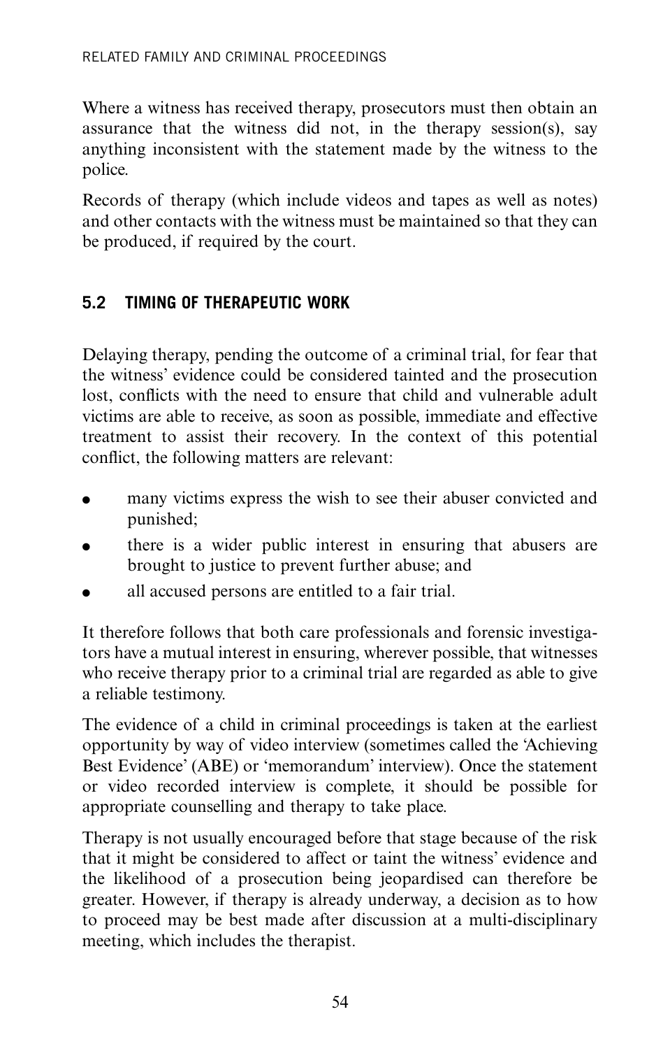Where a witness has received therapy, prosecutors must then obtain an assurance that the witness did not, in the therapy session(s), say anything inconsistent with the statement made by the witness to the police.

Records of therapy (which include videos and tapes as well as notes) and other contacts with the witness must be maintained so that they can be produced, if required by the court.

## 5.2 TIMING OF THERAPEUTIC WORK

Delaying therapy, pending the outcome of a criminal trial, for fear that the witness' evidence could be considered tainted and the prosecution lost, conflicts with the need to ensure that child and vulnerable adult victims are able to receive, as soon as possible, immediate and effective treatment to assist their recovery. In the context of this potential conflict, the following matters are relevant:

- many victims express the wish to see their abuser convicted and punished;
- there is a wider public interest in ensuring that abusers are brought to justice to prevent further abuse; and
- all accused persons are entitled to a fair trial.

It therefore follows that both care professionals and forensic investigators have a mutual interest in ensuring, wherever possible, that witnesses who receive therapy prior to a criminal trial are regarded as able to give a reliable testimony.

The evidence of a child in criminal proceedings is taken at the earliest opportunity by way of video interview (sometimes called the 'Achieving Best Evidence' (ABE) or 'memorandum' interview). Once the statement or video recorded interview is complete, it should be possible for appropriate counselling and therapy to take place.

Therapy is not usually encouraged before that stage because of the risk that it might be considered to affect or taint the witness' evidence and the likelihood of a prosecution being jeopardised can therefore be greater. However, if therapy is already underway, a decision as to how to proceed may be best made after discussion at a multi-disciplinary meeting, which includes the therapist.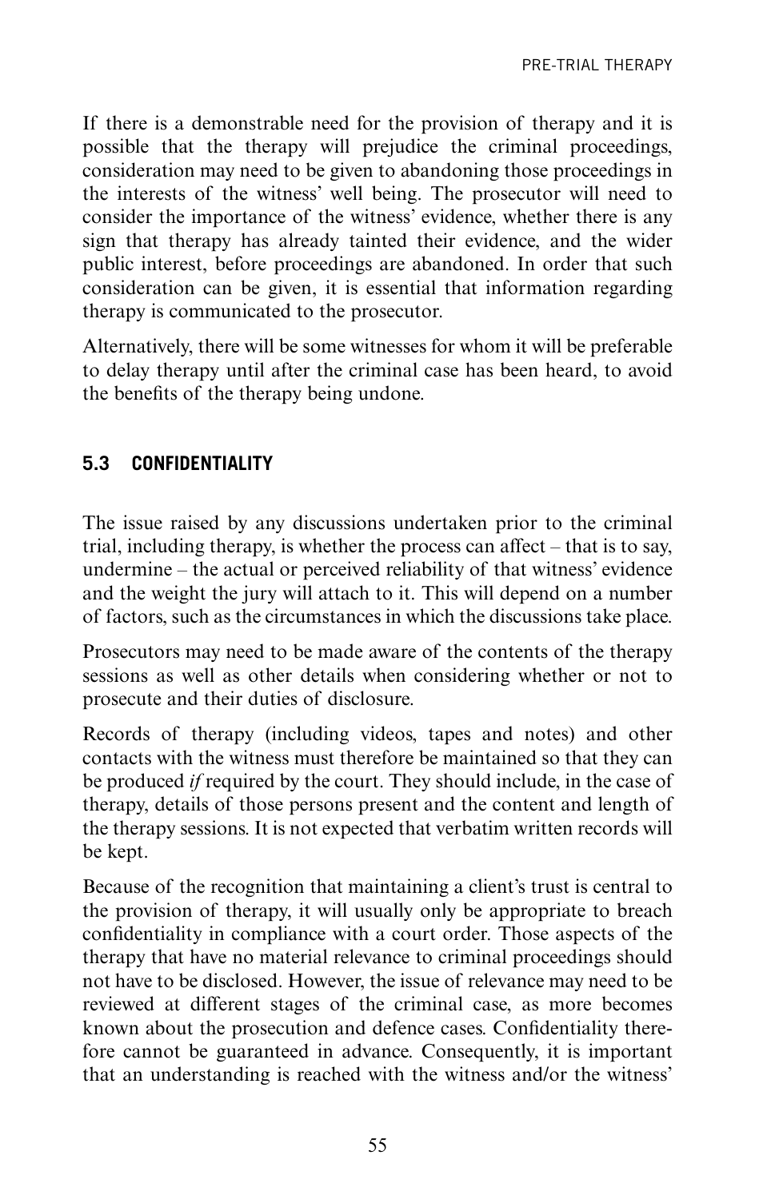If there is a demonstrable need for the provision of therapy and it is possible that the therapy will prejudice the criminal proceedings, consideration may need to be given to abandoning those proceedings in the interests of the witness' well being. The prosecutor will need to consider the importance of the witness' evidence, whether there is any sign that therapy has already tainted their evidence, and the wider public interest, before proceedings are abandoned. In order that such consideration can be given, it is essential that information regarding therapy is communicated to the prosecutor.

Alternatively, there will be some witnesses for whom it will be preferable to delay therapy until after the criminal case has been heard, to avoid the benefits of the therapy being undone.

## 5.3 CONFIDENTIALITY

The issue raised by any discussions undertaken prior to the criminal trial, including therapy, is whether the process can affect – that is to say, undermine – the actual or perceived reliability of that witness' evidence and the weight the jury will attach to it. This will depend on a number of factors, such as the circumstances in which the discussions take place.

Prosecutors may need to be made aware of the contents of the therapy sessions as well as other details when considering whether or not to prosecute and their duties of disclosure.

Records of therapy (including videos, tapes and notes) and other contacts with the witness must therefore be maintained so that they can be produced *if* required by the court. They should include, in the case of therapy, details of those persons present and the content and length of the therapy sessions. It is not expected that verbatim written records will be kept.

Because of the recognition that maintaining a client's trust is central to the provision of therapy, it will usually only be appropriate to breach confidentiality in compliance with a court order. Those aspects of the therapy that have no material relevance to criminal proceedings should not have to be disclosed. However, the issue of relevance may need to be reviewed at different stages of the criminal case, as more becomes known about the prosecution and defence cases. Confidentiality therefore cannot be guaranteed in advance. Consequently, it is important that an understanding is reached with the witness and/or the witness'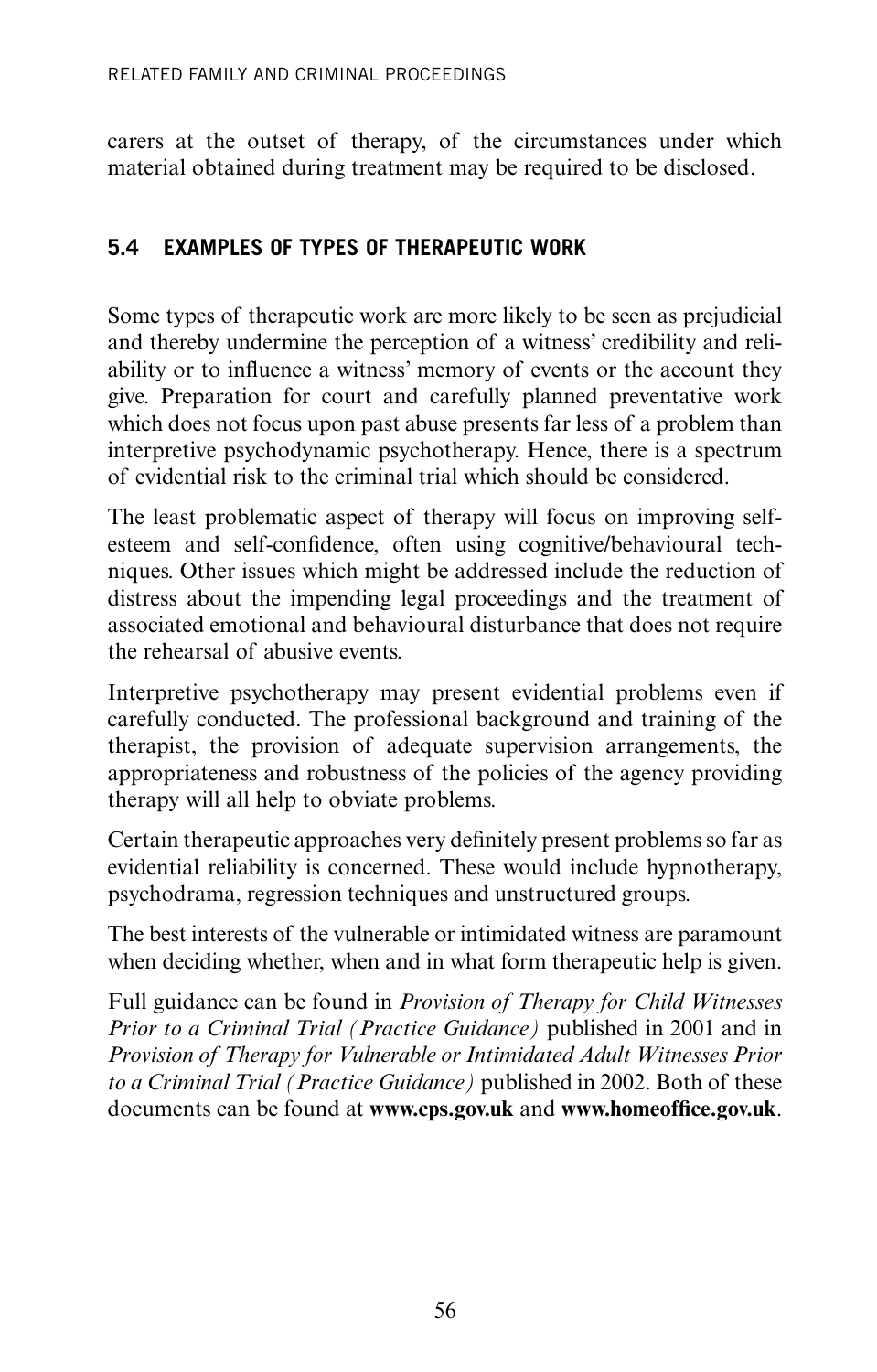carers at the outset of therapy, of the circumstances under which material obtained during treatment may be required to be disclosed.

## 5.4 EXAMPLES OF TYPES OF THERAPEUTIC WORK

Some types of therapeutic work are more likely to be seen as prejudicial and thereby undermine the perception of a witness' credibility and reliability or to influence a witness' memory of events or the account they give. Preparation for court and carefully planned preventative work which does not focus upon past abuse presents far less of a problem than interpretive psychodynamic psychotherapy. Hence, there is a spectrum of evidential risk to the criminal trial which should be considered.

The least problematic aspect of therapy will focus on improving self-esteem and self-confidence, often using cognitive/behavioural techniques. Other issues which might be addressed include the reduction of distress about the impending legal proceedings and the treatment of associated emotional and behavioural disturbance that does not require the rehearsal of abusive events.

Interpretive psychotherapy may present evidential problems even if carefully conducted. The professional background and training of the therapist, the provision of adequate supervision arrangements, the appropriateness and robustness of the policies of the agency providing therapy will all help to obviate problems.

Certain therapeutic approaches very definitely present problems so far as evidential reliability is concerned. These would include hypnotherapy, psychodrama, regression techniques and unstructured groups.

The best interests of the vulnerable or intimidated witness are paramount when deciding whether, when and in what form therapeutic help is given.

Full guidance can be found in *Provision of Therapy for Child Witnesses Prior to a Criminal Trial (Practice Guidance)* published in 2001 and in *Provision of Therapy for Vulnerable or Intimidated Adult Witnesses Prior to a Criminal Trial (Practice Guidance)* published in 2002. Both of these documents can be found at **www.cps.gov.uk** and **www.homeoffice.gov.uk**.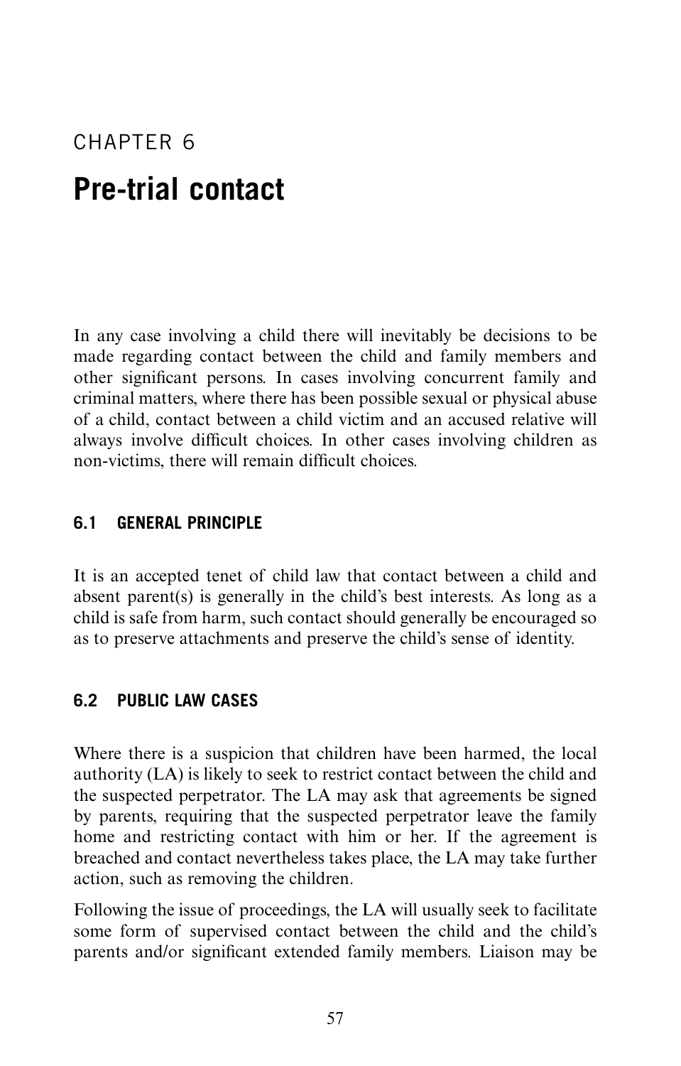# CHAPTER 6

# Pre-trial contact

In any case involving a child there will inevitably be decisions to be made regarding contact between the child and family members and other significant persons. In cases involving concurrent family and criminal matters, where there has been possible sexual or physical abuse of a child, contact between a child victim and an accused relative will always involve difficult choices. In other cases involving children as non-victims, there will remain difficult choices.

## 6.1 GENERAL PRINCIPLE

It is an accepted tenet of child law that contact between a child and absent parent(s) is generally in the child's best interests. As long as a child is safe from harm, such contact should generally be encouraged so as to preserve attachments and preserve the child's sense of identity.

## 6.2 PUBLIC LAW CASES

Where there is a suspicion that children have been harmed, the local authority (LA) is likely to seek to restrict contact between the child and the suspected perpetrator. The LA may ask that agreements be signed by parents, requiring that the suspected perpetrator leave the family home and restricting contact with him or her. If the agreement is breached and contact nevertheless takes place, the LA may take further action, such as removing the children.

Following the issue of proceedings, the LA will usually seek to facilitate some form of supervised contact between the child and the child's parents and/or significant extended family members. Liaison may be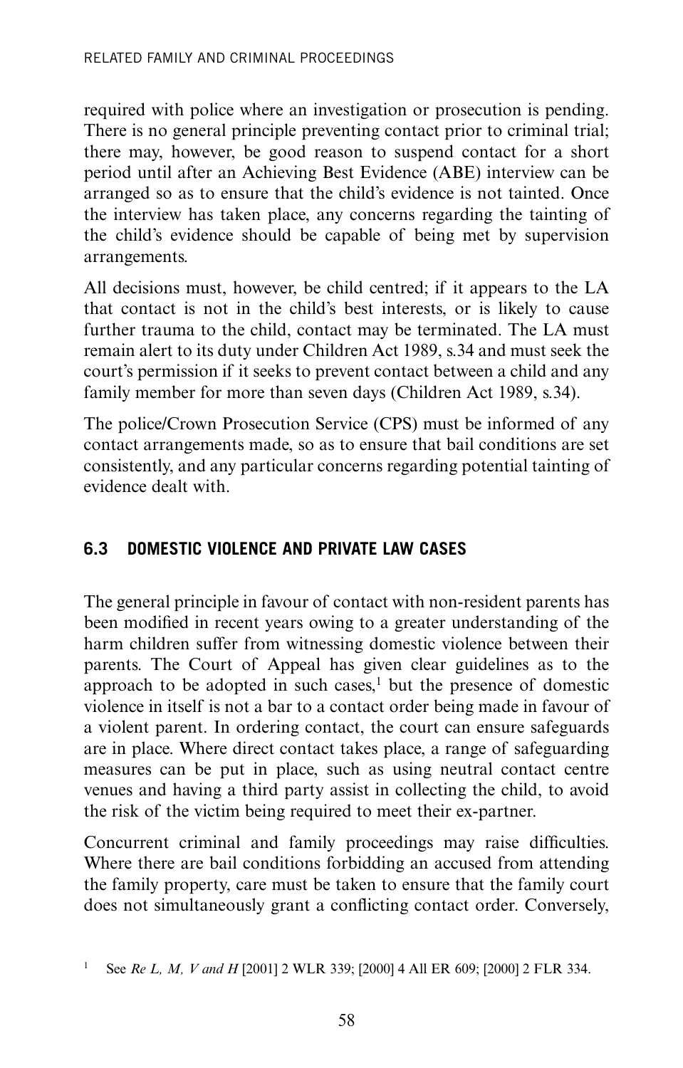required with police where an investigation or prosecution is pending. There is no general principle preventing contact prior to criminal trial; there may, however, be good reason to suspend contact for a short period until after an Achieving Best Evidence (ABE) interview can be arranged so as to ensure that the child's evidence is not tainted. Once the interview has taken place, any concerns regarding the tainting of the child's evidence should be capable of being met by supervision arrangements.

All decisions must, however, be child centred; if it appears to the LA that contact is not in the child's best interests, or is likely to cause further trauma to the child, contact may be terminated. The LA must remain alert to its duty under Children Act 1989, s.34 and must seek the court's permission if it seeks to prevent contact between a child and any family member for more than seven days (Children Act 1989, s.34).

The police/Crown Prosecution Service (CPS) must be informed of any contact arrangements made, so as to ensure that bail conditions are set consistently, and any particular concerns regarding potential tainting of evidence dealt with.

## 6.3 DOMESTIC VIOLENCE AND PRIVATE LAW CASES

The general principle in favour of contact with non-resident parents has been modified in recent years owing to a greater understanding of the harm children suffer from witnessing domestic violence between their parents. The Court of Appeal has given clear guidelines as to the approach to be adopted in such cases,[1] but the presence of domestic violence in itself is not a bar to a contact order being made in favour of a violent parent. In ordering contact, the court can ensure safeguards are in place. Where direct contact takes place, a range of safeguarding measures can be put in place, such as using neutral contact centre venues and having a third party assist in collecting the child, to avoid the risk of the victim being required to meet their ex-partner.

Concurrent criminal and family proceedings may raise difficulties. Where there are bail conditions forbidding an accused from attending the family property, care must be taken to ensure that the family court does not simultaneously grant a conflicting contact order. Conversely,

[1] See *Re L, M, V and H* [2001] 2 WLR 339; [2000] 4 All ER 609; [2000] 2 FLR 334.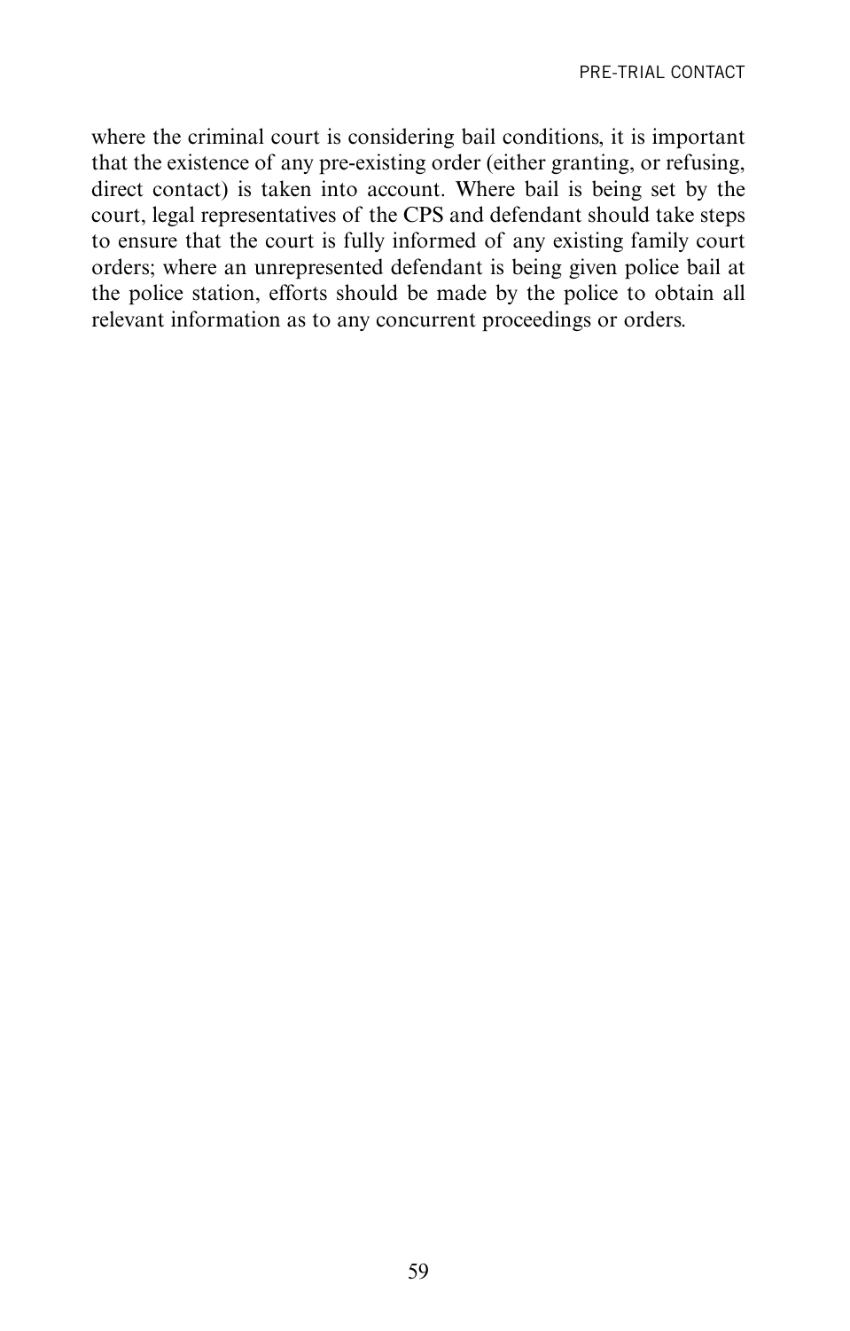where the criminal court is considering bail conditions, it is important that the existence of any pre-existing order (either granting, or refusing, direct contact) is taken into account. Where bail is being set by the court, legal representatives of the CPS and defendant should take steps to ensure that the court is fully informed of any existing family court orders; where an unrepresented defendant is being given police bail at the police station, efforts should be made by the police to obtain all relevant information as to any concurrent proceedings or orders.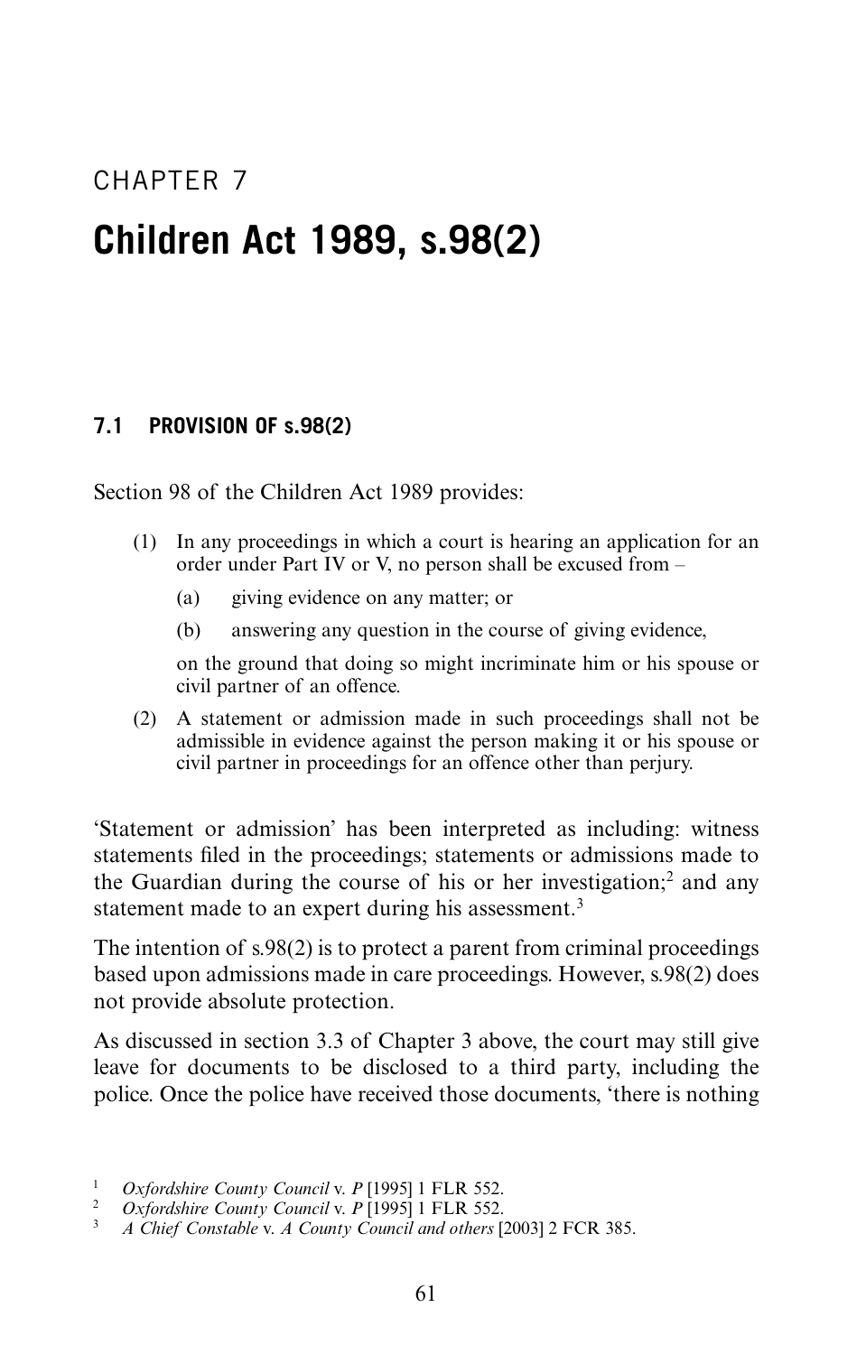CHAPTER 7

# Children Act 1989, s.98(2)

## 7.1 PROVISION OF s.98(2)

Section 98 of the Children Act 1989 provides:

> (1) In any proceedings in which a court is hearing an application for an order under Part IV or V, no person shall be excused from –
>
> (a) giving evidence on any matter; or
>
> (b) answering any question in the course of giving evidence,
>
> on the ground that doing so might incriminate him or his spouse or civil partner of an offence.
>
> (2) A statement or admission made in such proceedings shall not be admissible in evidence against the person making it or his spouse or civil partner in proceedings for an offence other than perjury.

'Statement or admission' has been interpreted as including: witness statements filed in the proceedings; statements or admissions made to the Guardian during the course of his or her investigation;[2] and any statement made to an expert during his assessment.[3]

The intention of s.98(2) is to protect a parent from criminal proceedings based upon admissions made in care proceedings. However, s.98(2) does not provide absolute protection.

As discussed in section 3.3 of Chapter 3 above, the court may still give leave for documents to be disclosed to a third party, including the police. Once the police have received those documents, 'there is nothing

---

1 *Oxfordshire County Council* v. *P* [1995] 1 FLR 552.

2 *Oxfordshire County Council* v. *P* [1995] 1 FLR 552.

3 *A Chief Constable* v. *A County Council and others* [2003] 2 FCR 385.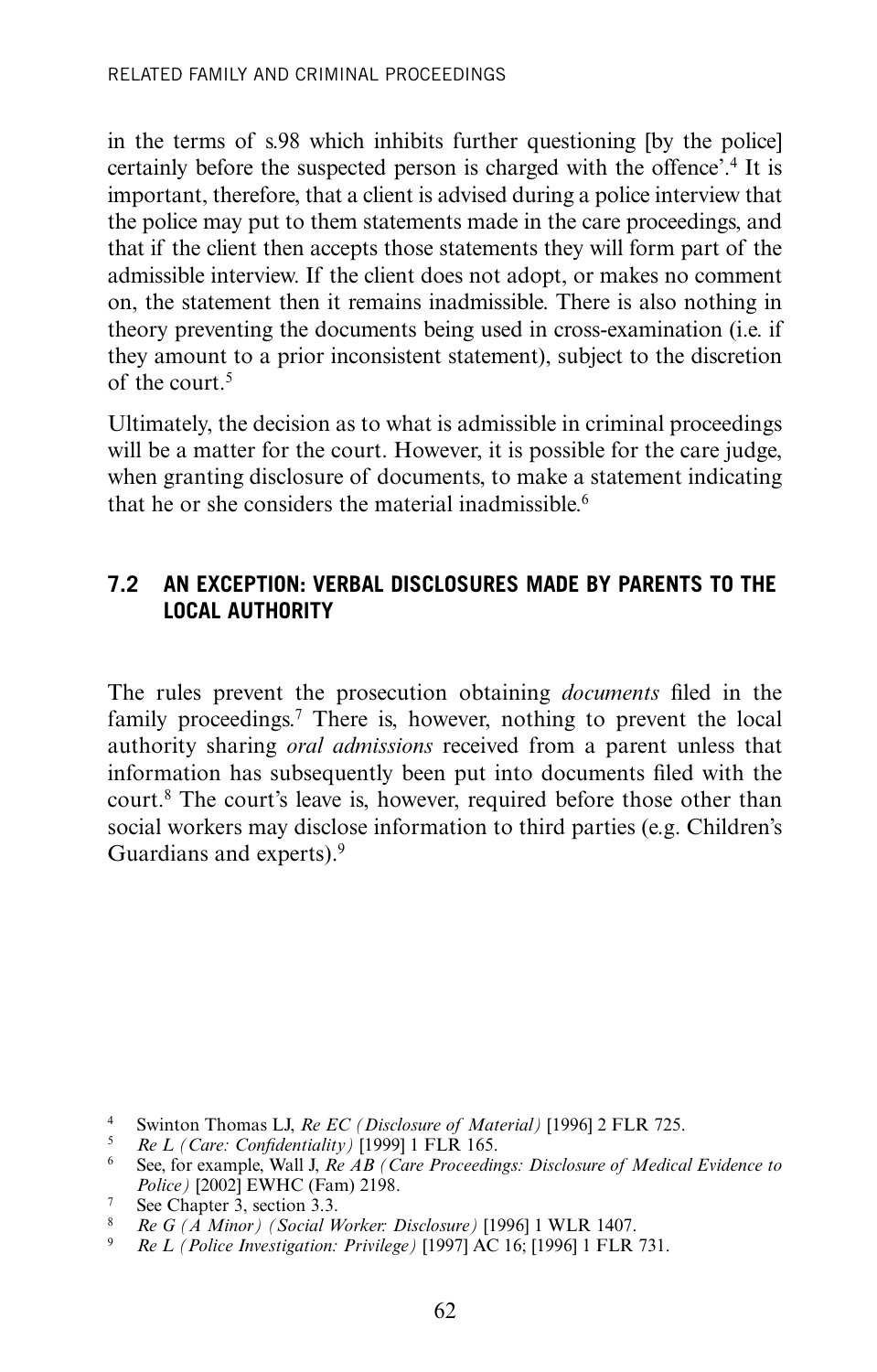in the terms of s.98 which inhibits further questioning [by the police] certainly before the suspected person is charged with the offence'.[4] It is important, therefore, that a client is advised during a police interview that the police may put to them statements made in the care proceedings, and that if the client then accepts those statements they will form part of the admissible interview. If the client does not adopt, or makes no comment on, the statement then it remains inadmissible. There is also nothing in theory preventing the documents being used in cross-examination (i.e. if they amount to a prior inconsistent statement), subject to the discretion of the court.[5]

Ultimately, the decision as to what is admissible in criminal proceedings will be a matter for the court. However, it is possible for the care judge, when granting disclosure of documents, to make a statement indicating that he or she considers the material inadmissible.[6]

## 7.2 AN EXCEPTION: VERBAL DISCLOSURES MADE BY PARENTS TO THE LOCAL AUTHORITY

The rules prevent the prosecution obtaining *documents* filed in the family proceedings.[7] There is, however, nothing to prevent the local authority sharing *oral admissions* received from a parent unless that information has subsequently been put into documents filed with the court.[8] The court's leave is, however, required before those other than social workers may disclose information to third parties (e.g. Children's Guardians and experts).[9]

[4] Swinton Thomas LJ, *Re EC (Disclosure of Material)* [1996] 2 FLR 725.

[5] *Re L (Care: Confidentiality)* [1999] 1 FLR 165.

[6] See, for example, Wall J, *Re AB (Care Proceedings: Disclosure of Medical Evidence to Police)* [2002] EWHC (Fam) 2198.

[7] See Chapter 3, section 3.3.

[8] *Re G (A Minor) (Social Worker: Disclosure)* [1996] 1 WLR 1407.

[9] *Re L (Police Investigation: Privilege)* [1997] AC 16; [1996] 1 FLR 731.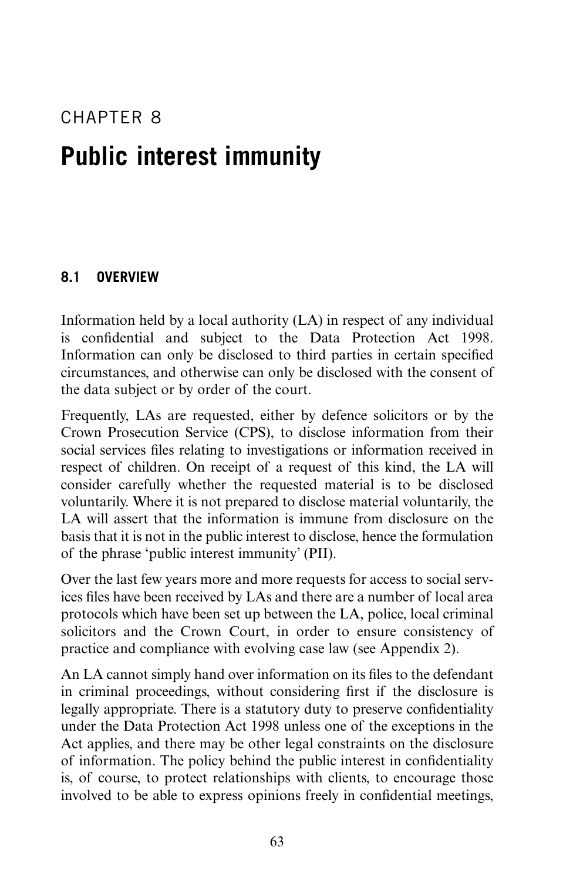# CHAPTER 8

# Public interest immunity

## 8.1 OVERVIEW

Information held by a local authority (LA) in respect of any individual is confidential and subject to the Data Protection Act 1998. Information can only be disclosed to third parties in certain specified circumstances, and otherwise can only be disclosed with the consent of the data subject or by order of the court.

Frequently, LAs are requested, either by defence solicitors or by the Crown Prosecution Service (CPS), to disclose information from their social services files relating to investigations or information received in respect of children. On receipt of a request of this kind, the LA will consider carefully whether the requested material is to be disclosed voluntarily. Where it is not prepared to disclose material voluntarily, the LA will assert that the information is immune from disclosure on the basis that it is not in the public interest to disclose, hence the formulation of the phrase 'public interest immunity' (PII).

Over the last few years more and more requests for access to social services files have been received by LAs and there are a number of local area protocols which have been set up between the LA, police, local criminal solicitors and the Crown Court, in order to ensure consistency of practice and compliance with evolving case law (see Appendix 2).

An LA cannot simply hand over information on its files to the defendant in criminal proceedings, without considering first if the disclosure is legally appropriate. There is a statutory duty to preserve confidentiality under the Data Protection Act 1998 unless one of the exceptions in the Act applies, and there may be other legal constraints on the disclosure of information. The policy behind the public interest in confidentiality is, of course, to protect relationships with clients, to encourage those involved to be able to express opinions freely in confidential meetings,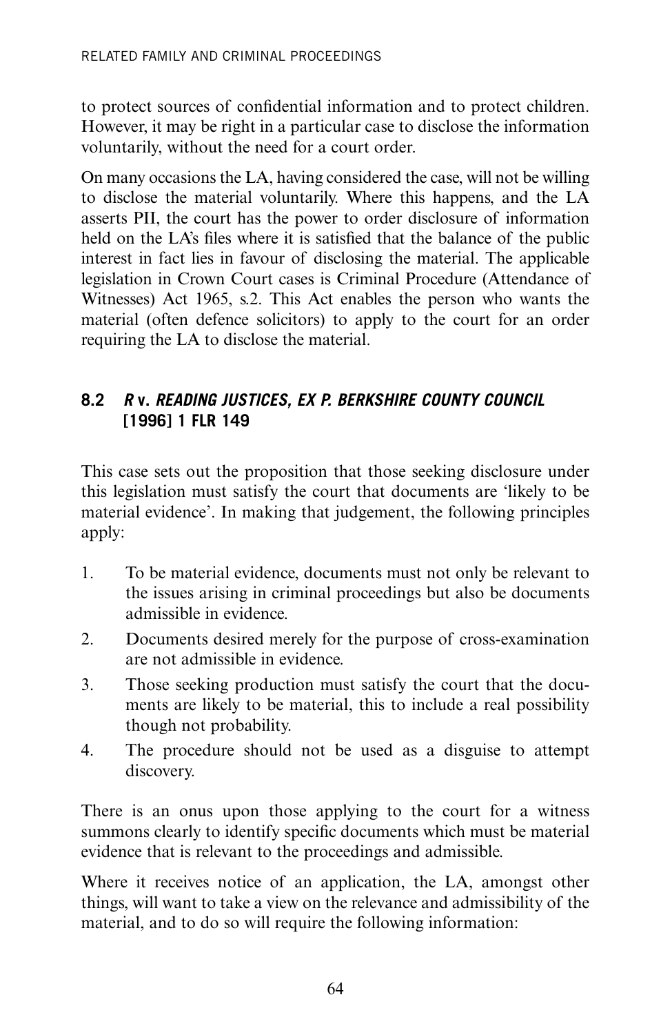to protect sources of confidential information and to protect children. However, it may be right in a particular case to disclose the information voluntarily, without the need for a court order.

On many occasions the LA, having considered the case, will not be willing to disclose the material voluntarily. Where this happens, and the LA asserts PII, the court has the power to order disclosure of information held on the LA's files where it is satisfied that the balance of the public interest in fact lies in favour of disclosing the material. The applicable legislation in Crown Court cases is Criminal Procedure (Attendance of Witnesses) Act 1965, s.2. This Act enables the person who wants the material (often defence solicitors) to apply to the court for an order requiring the LA to disclose the material.

## 8.2 *R* v. *READING JUSTICES, EX P. BERKSHIRE COUNTY COUNCIL* [1996] 1 FLR 149

This case sets out the proposition that those seeking disclosure under this legislation must satisfy the court that documents are 'likely to be material evidence'. In making that judgement, the following principles apply:

1. To be material evidence, documents must not only be relevant to the issues arising in criminal proceedings but also be documents admissible in evidence.
2. Documents desired merely for the purpose of cross-examination are not admissible in evidence.
3. Those seeking production must satisfy the court that the documents are likely to be material, this to include a real possibility though not probability.
4. The procedure should not be used as a disguise to attempt discovery.

There is an onus upon those applying to the court for a witness summons clearly to identify specific documents which must be material evidence that is relevant to the proceedings and admissible.

Where it receives notice of an application, the LA, amongst other things, will want to take a view on the relevance and admissibility of the material, and to do so will require the following information: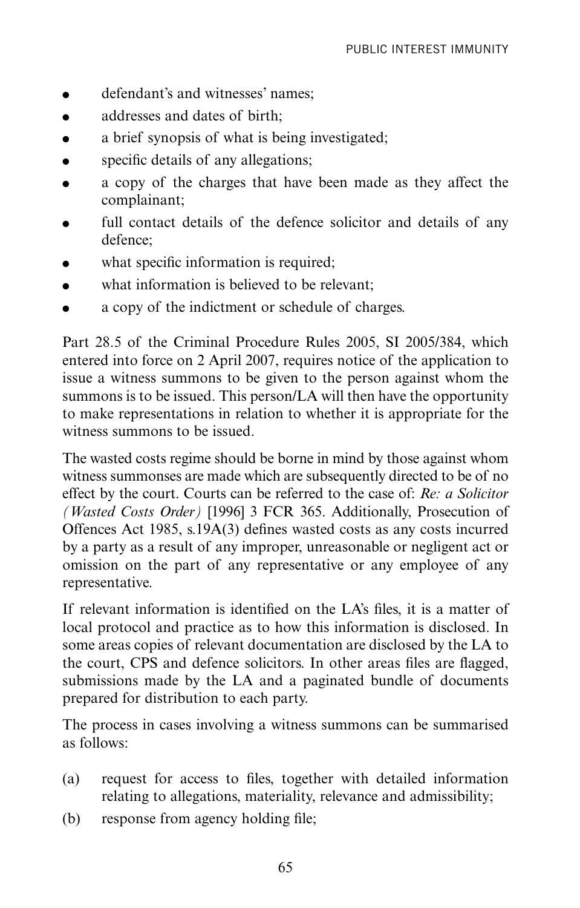- defendant's and witnesses' names;
- addresses and dates of birth;
- a brief synopsis of what is being investigated;
- specific details of any allegations;
- a copy of the charges that have been made as they affect the complainant;
- full contact details of the defence solicitor and details of any defence;
- what specific information is required;
- what information is believed to be relevant;
- a copy of the indictment or schedule of charges.

Part 28.5 of the Criminal Procedure Rules 2005, SI 2005/384, which entered into force on 2 April 2007, requires notice of the application to issue a witness summons to be given to the person against whom the summons is to be issued. This person/LA will then have the opportunity to make representations in relation to whether it is appropriate for the witness summons to be issued.

The wasted costs regime should be borne in mind by those against whom witness summonses are made which are subsequently directed to be of no effect by the court. Courts can be referred to the case of: *Re: a Solicitor (Wasted Costs Order)* [1996] 3 FCR 365. Additionally, Prosecution of Offences Act 1985, s.19A(3) defines wasted costs as any costs incurred by a party as a result of any improper, unreasonable or negligent act or omission on the part of any representative or any employee of any representative.

If relevant information is identified on the LA's files, it is a matter of local protocol and practice as to how this information is disclosed. In some areas copies of relevant documentation are disclosed by the LA to the court, CPS and defence solicitors. In other areas files are flagged, submissions made by the LA and a paginated bundle of documents prepared for distribution to each party.

The process in cases involving a witness summons can be summarised as follows:

(a) request for access to files, together with detailed information relating to allegations, materiality, relevance and admissibility;

(b) response from agency holding file;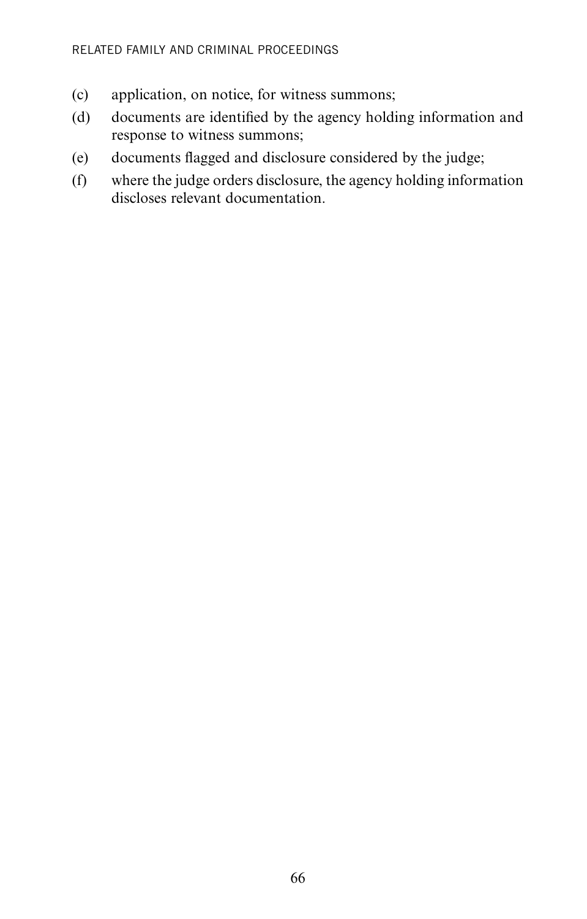(c) application, on notice, for witness summons;

(d) documents are identified by the agency holding information and response to witness summons;

(e) documents flagged and disclosure considered by the judge;

(f) where the judge orders disclosure, the agency holding information discloses relevant documentation.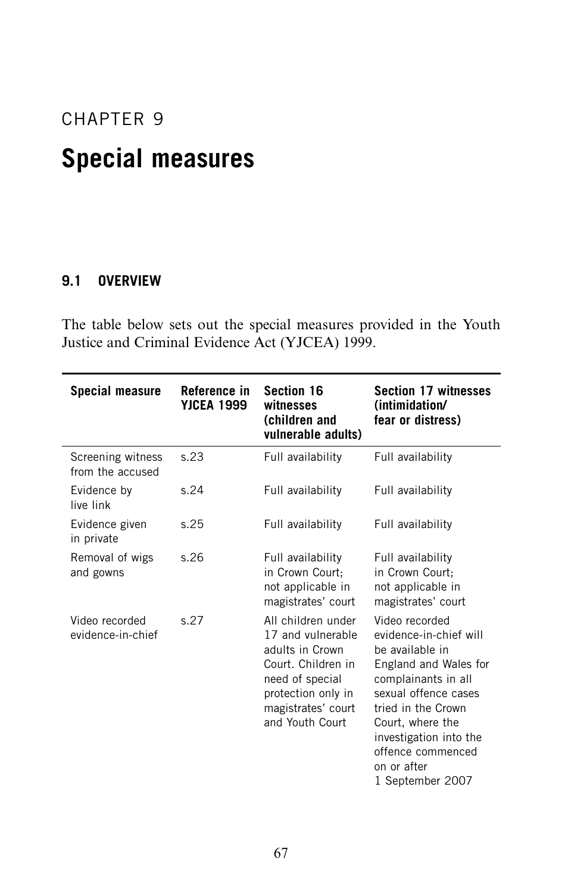# CHAPTER 9

# Special measures

## 9.1 OVERVIEW

The table below sets out the special measures provided in the Youth Justice and Criminal Evidence Act (YJCEA) 1999.

| Special measure | Reference in YJCEA 1999 | Section 16 witnesses (children and vulnerable adults) | Section 17 witnesses (intimidation/ fear or distress) |
|---|---|---|---|
| Screening witness from the accused | s.23 | Full availability | Full availability |
| Evidence by live link | s.24 | Full availability | Full availability |
| Evidence given in private | s.25 | Full availability | Full availability |
| Removal of wigs and gowns | s.26 | Full availability in Crown Court; not applicable in magistrates' court | Full availability in Crown Court; not applicable in magistrates' court |
| Video recorded evidence-in-chief | s.27 | All children under 17 and vulnerable adults in Crown Court. Children in need of special protection only in magistrates' court and Youth Court | Video recorded evidence-in-chief will be available in England and Wales for complainants in all sexual offence cases tried in the Crown Court, where the investigation into the offence commenced on or after 1 September 2007 |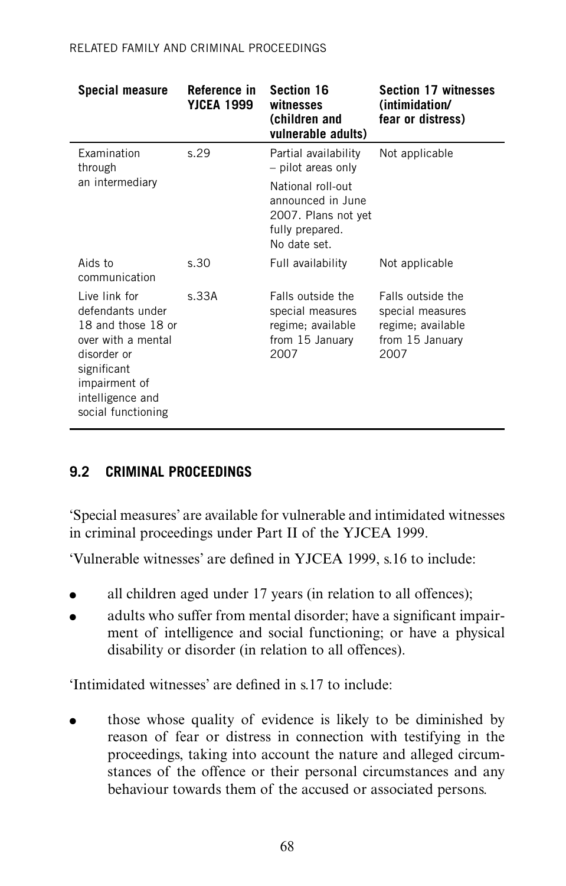| Special measure | Reference in YJCEA 1999 | Section 16 witnesses (children and vulnerable adults) | Section 17 witnesses (intimidation/ fear or distress) |
|---|---|---|---|
| Examination through an intermediary | s.29 | Partial availability – pilot areas only<br><br>National roll-out announced in June 2007. Plans not yet fully prepared. No date set. | Not applicable |
| Aids to communication | s.30 | Full availability | Not applicable |
| Live link for defendants under 18 and those 18 or over with a mental disorder or significant impairment of intelligence and social functioning | s.33A | Falls outside the special measures regime; available from 15 January 2007 | Falls outside the special measures regime; available from 15 January 2007 |

## 9.2 CRIMINAL PROCEEDINGS

'Special measures' are available for vulnerable and intimidated witnesses in criminal proceedings under Part II of the YJCEA 1999.

'Vulnerable witnesses' are defined in YJCEA 1999, s.16 to include:

- all children aged under 17 years (in relation to all offences);
- adults who suffer from mental disorder; have a significant impairment of intelligence and social functioning; or have a physical disability or disorder (in relation to all offences).

'Intimidated witnesses' are defined in s.17 to include:

- those whose quality of evidence is likely to be diminished by reason of fear or distress in connection with testifying in the proceedings, taking into account the nature and alleged circumstances of the offence or their personal circumstances and any behaviour towards them of the accused or associated persons.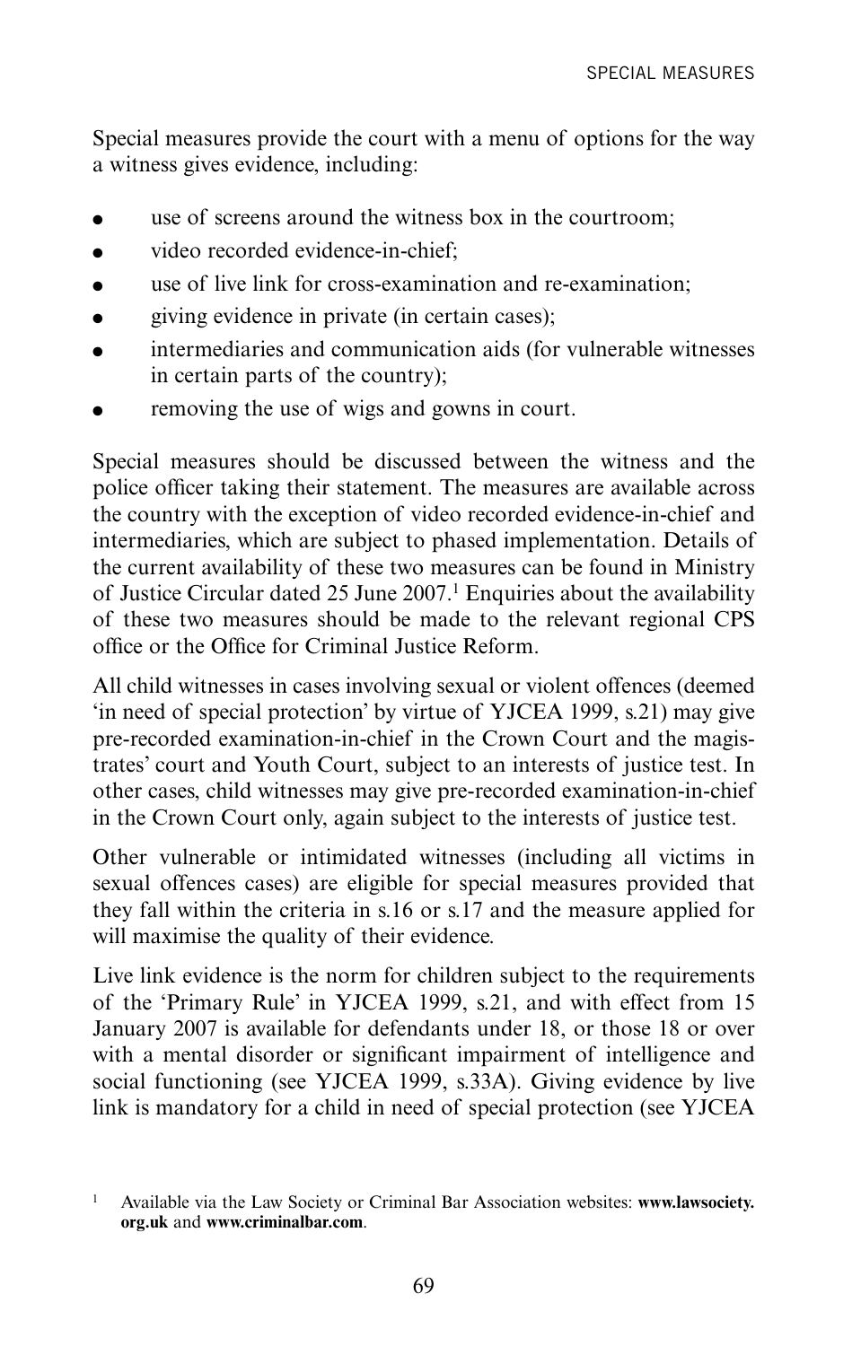Special measures provide the court with a menu of options for the way a witness gives evidence, including:

- use of screens around the witness box in the courtroom;
- video recorded evidence-in-chief;
- use of live link for cross-examination and re-examination;
- giving evidence in private (in certain cases);
- intermediaries and communication aids (for vulnerable witnesses in certain parts of the country);
- removing the use of wigs and gowns in court.

Special measures should be discussed between the witness and the police officer taking their statement. The measures are available across the country with the exception of video recorded evidence-in-chief and intermediaries, which are subject to phased implementation. Details of the current availability of these two measures can be found in Ministry of Justice Circular dated 25 June 2007.[1] Enquiries about the availability of these two measures should be made to the relevant regional CPS office or the Office for Criminal Justice Reform.

All child witnesses in cases involving sexual or violent offences (deemed 'in need of special protection' by virtue of YJCEA 1999, s.21) may give pre-recorded examination-in-chief in the Crown Court and the magistrates' court and Youth Court, subject to an interests of justice test. In other cases, child witnesses may give pre-recorded examination-in-chief in the Crown Court only, again subject to the interests of justice test.

Other vulnerable or intimidated witnesses (including all victims in sexual offences cases) are eligible for special measures provided that they fall within the criteria in s.16 or s.17 and the measure applied for will maximise the quality of their evidence.

Live link evidence is the norm for children subject to the requirements of the 'Primary Rule' in YJCEA 1999, s.21, and with effect from 15 January 2007 is available for defendants under 18, or those 18 or over with a mental disorder or significant impairment of intelligence and social functioning (see YJCEA 1999, s.33A). Giving evidence by live link is mandatory for a child in need of special protection (see YJCEA

[1] Available via the Law Society or Criminal Bar Association websites: **www.lawsociety.org.uk** and **www.criminalbar.com**.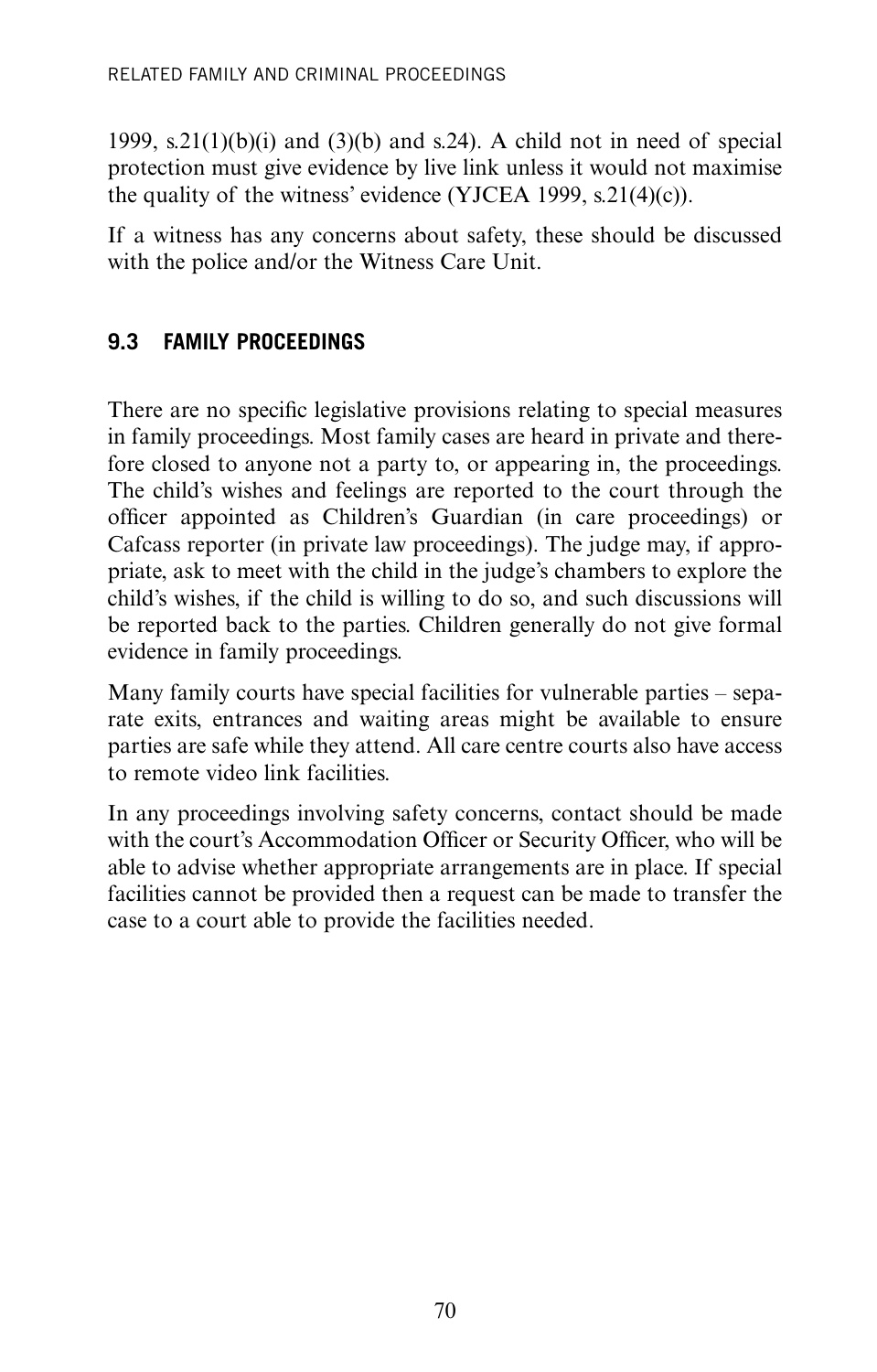1999, s.21(1)(b)(i) and (3)(b) and s.24). A child not in need of special protection must give evidence by live link unless it would not maximise the quality of the witness' evidence (YJCEA 1999, s.21(4)(c)).

If a witness has any concerns about safety, these should be discussed with the police and/or the Witness Care Unit.

## 9.3 FAMILY PROCEEDINGS

There are no specific legislative provisions relating to special measures in family proceedings. Most family cases are heard in private and therefore closed to anyone not a party to, or appearing in, the proceedings. The child's wishes and feelings are reported to the court through the officer appointed as Children's Guardian (in care proceedings) or Cafcass reporter (in private law proceedings). The judge may, if appropriate, ask to meet with the child in the judge's chambers to explore the child's wishes, if the child is willing to do so, and such discussions will be reported back to the parties. Children generally do not give formal evidence in family proceedings.

Many family courts have special facilities for vulnerable parties – separate exits, entrances and waiting areas might be available to ensure parties are safe while they attend. All care centre courts also have access to remote video link facilities.

In any proceedings involving safety concerns, contact should be made with the court's Accommodation Officer or Security Officer, who will be able to advise whether appropriate arrangements are in place. If special facilities cannot be provided then a request can be made to transfer the case to a court able to provide the facilities needed.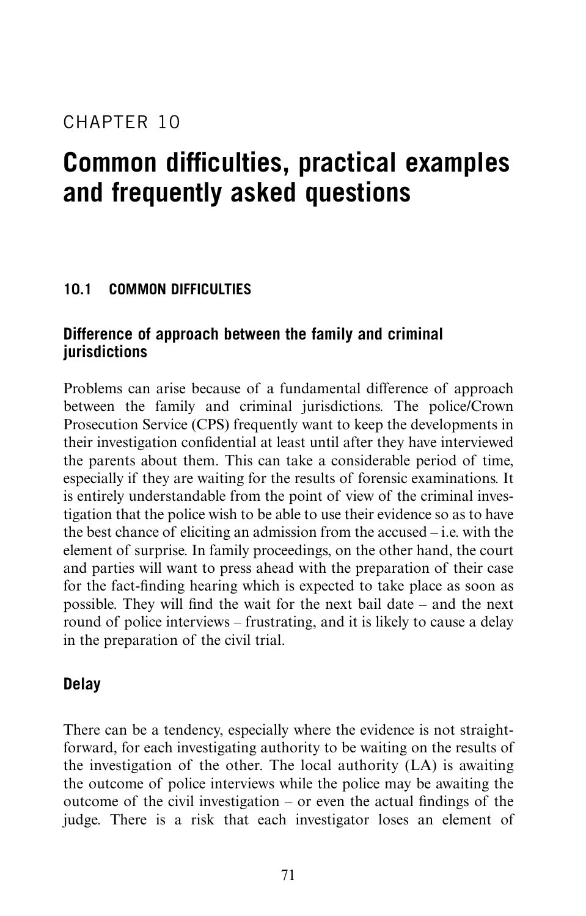CHAPTER 10

# Common difficulties, practical examples and frequently asked questions

## 10.1 COMMON DIFFICULTIES

### Difference of approach between the family and criminal jurisdictions

Problems can arise because of a fundamental difference of approach between the family and criminal jurisdictions. The police/Crown Prosecution Service (CPS) frequently want to keep the developments in their investigation confidential at least until after they have interviewed the parents about them. This can take a considerable period of time, especially if they are waiting for the results of forensic examinations. It is entirely understandable from the point of view of the criminal investigation that the police wish to be able to use their evidence so as to have the best chance of eliciting an admission from the accused – i.e. with the element of surprise. In family proceedings, on the other hand, the court and parties will want to press ahead with the preparation of their case for the fact-finding hearing which is expected to take place as soon as possible. They will find the wait for the next bail date – and the next round of police interviews – frustrating, and it is likely to cause a delay in the preparation of the civil trial.

### Delay

There can be a tendency, especially where the evidence is not straightforward, for each investigating authority to be waiting on the results of the investigation of the other. The local authority (LA) is awaiting the outcome of police interviews while the police may be awaiting the outcome of the civil investigation – or even the actual findings of the judge. There is a risk that each investigator loses an element of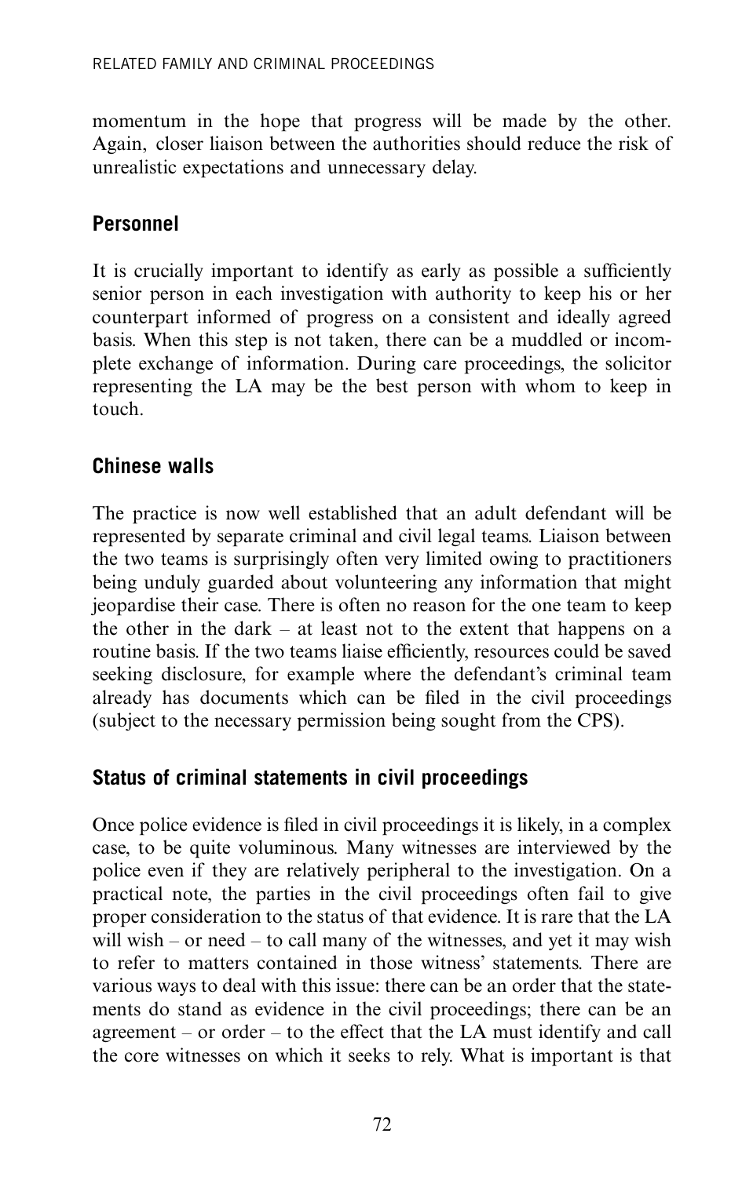momentum in the hope that progress will be made by the other. Again, closer liaison between the authorities should reduce the risk of unrealistic expectations and unnecessary delay.

## Personnel

It is crucially important to identify as early as possible a sufficiently senior person in each investigation with authority to keep his or her counterpart informed of progress on a consistent and ideally agreed basis. When this step is not taken, there can be a muddled or incomplete exchange of information. During care proceedings, the solicitor representing the LA may be the best person with whom to keep in touch.

## Chinese walls

The practice is now well established that an adult defendant will be represented by separate criminal and civil legal teams. Liaison between the two teams is surprisingly often very limited owing to practitioners being unduly guarded about volunteering any information that might jeopardise their case. There is often no reason for the one team to keep the other in the dark – at least not to the extent that happens on a routine basis. If the two teams liaise efficiently, resources could be saved seeking disclosure, for example where the defendant's criminal team already has documents which can be filed in the civil proceedings (subject to the necessary permission being sought from the CPS).

## Status of criminal statements in civil proceedings

Once police evidence is filed in civil proceedings it is likely, in a complex case, to be quite voluminous. Many witnesses are interviewed by the police even if they are relatively peripheral to the investigation. On a practical note, the parties in the civil proceedings often fail to give proper consideration to the status of that evidence. It is rare that the LA will wish – or need – to call many of the witnesses, and yet it may wish to refer to matters contained in those witness' statements. There are various ways to deal with this issue: there can be an order that the statements do stand as evidence in the civil proceedings; there can be an agreement – or order – to the effect that the LA must identify and call the core witnesses on which it seeks to rely. What is important is that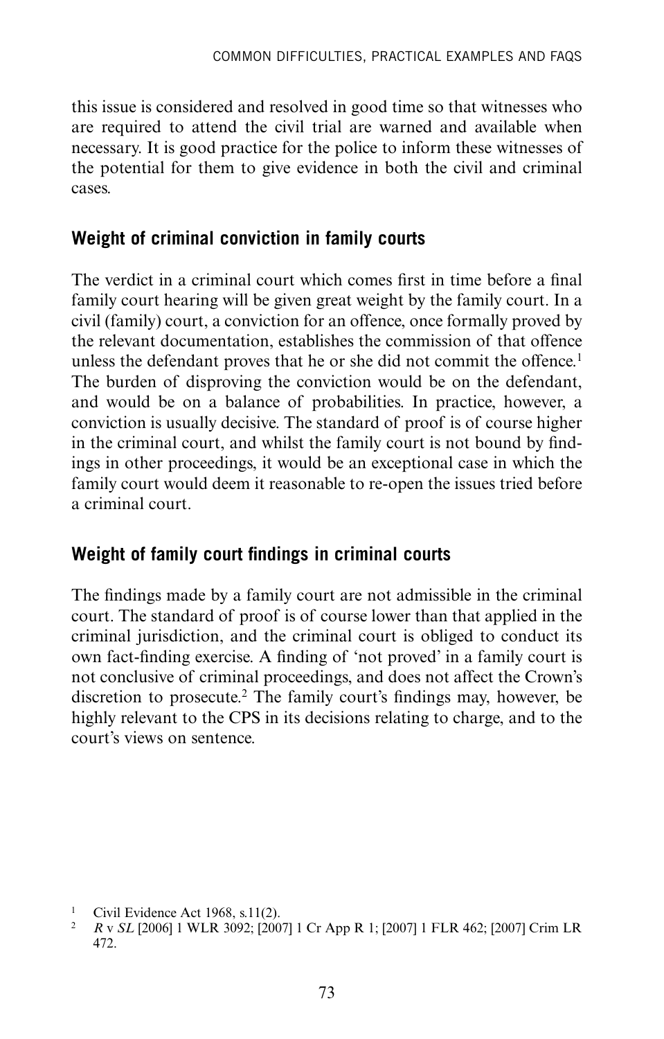this issue is considered and resolved in good time so that witnesses who are required to attend the civil trial are warned and available when necessary. It is good practice for the police to inform these witnesses of the potential for them to give evidence in both the civil and criminal cases.

## Weight of criminal conviction in family courts

The verdict in a criminal court which comes first in time before a final family court hearing will be given great weight by the family court. In a civil (family) court, a conviction for an offence, once formally proved by the relevant documentation, establishes the commission of that offence unless the defendant proves that he or she did not commit the offence.[1] The burden of disproving the conviction would be on the defendant, and would be on a balance of probabilities. In practice, however, a conviction is usually decisive. The standard of proof is of course higher in the criminal court, and whilst the family court is not bound by findings in other proceedings, it would be an exceptional case in which the family court would deem it reasonable to re-open the issues tried before a criminal court.

## Weight of family court findings in criminal courts

The findings made by a family court are not admissible in the criminal court. The standard of proof is of course lower than that applied in the criminal jurisdiction, and the criminal court is obliged to conduct its own fact-finding exercise. A finding of 'not proved' in a family court is not conclusive of criminal proceedings, and does not affect the Crown's discretion to prosecute.[2] The family court's findings may, however, be highly relevant to the CPS in its decisions relating to charge, and to the court's views on sentence.

[1] Civil Evidence Act 1968, s.11(2).

[2] *R* v *SL* [2006] 1 WLR 3092; [2007] 1 Cr App R 1; [2007] 1 FLR 462; [2007] Crim LR 472.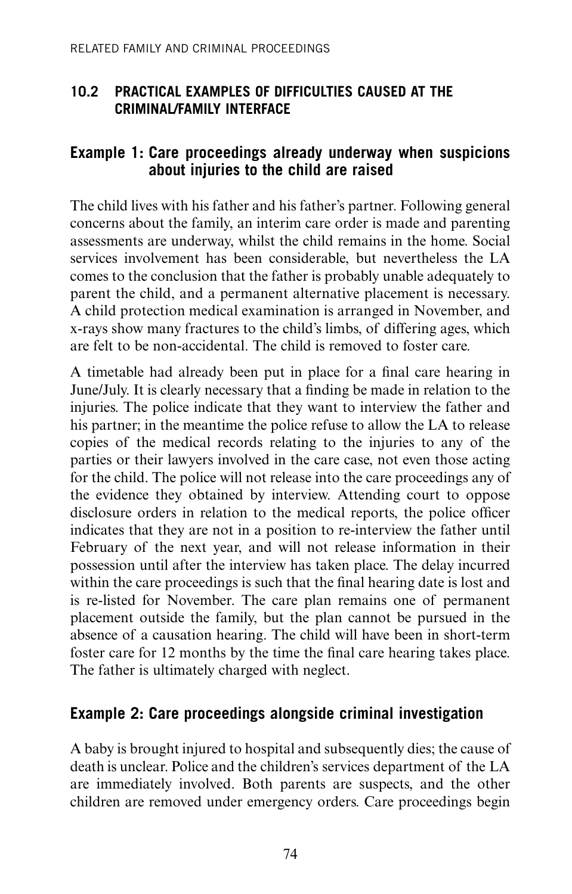## 10.2 PRACTICAL EXAMPLES OF DIFFICULTIES CAUSED AT THE CRIMINAL/FAMILY INTERFACE

### Example 1: Care proceedings already underway when suspicions about injuries to the child are raised

The child lives with his father and his father's partner. Following general concerns about the family, an interim care order is made and parenting assessments are underway, whilst the child remains in the home. Social services involvement has been considerable, but nevertheless the LA comes to the conclusion that the father is probably unable adequately to parent the child, and a permanent alternative placement is necessary. A child protection medical examination is arranged in November, and x-rays show many fractures to the child's limbs, of differing ages, which are felt to be non-accidental. The child is removed to foster care.

A timetable had already been put in place for a final care hearing in June/July. It is clearly necessary that a finding be made in relation to the injuries. The police indicate that they want to interview the father and his partner; in the meantime the police refuse to allow the LA to release copies of the medical records relating to the injuries to any of the parties or their lawyers involved in the care case, not even those acting for the child. The police will not release into the care proceedings any of the evidence they obtained by interview. Attending court to oppose disclosure orders in relation to the medical reports, the police officer indicates that they are not in a position to re-interview the father until February of the next year, and will not release information in their possession until after the interview has taken place. The delay incurred within the care proceedings is such that the final hearing date is lost and is re-listed for November. The care plan remains one of permanent placement outside the family, but the plan cannot be pursued in the absence of a causation hearing. The child will have been in short-term foster care for 12 months by the time the final care hearing takes place. The father is ultimately charged with neglect.

### Example 2: Care proceedings alongside criminal investigation

A baby is brought injured to hospital and subsequently dies; the cause of death is unclear. Police and the children's services department of the LA are immediately involved. Both parents are suspects, and the other children are removed under emergency orders. Care proceedings begin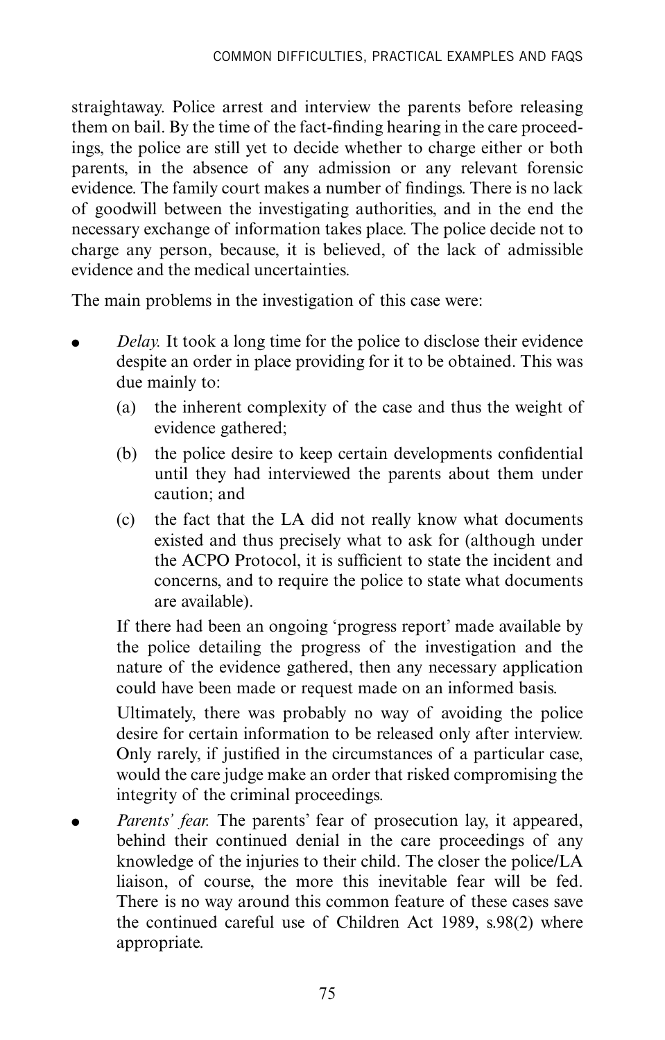straightaway. Police arrest and interview the parents before releasing them on bail. By the time of the fact-finding hearing in the care proceedings, the police are still yet to decide whether to charge either or both parents, in the absence of any admission or any relevant forensic evidence. The family court makes a number of findings. There is no lack of goodwill between the investigating authorities, and in the end the necessary exchange of information takes place. The police decide not to charge any person, because, it is believed, of the lack of admissible evidence and the medical uncertainties.

The main problems in the investigation of this case were:

- *Delay.* It took a long time for the police to disclose their evidence despite an order in place providing for it to be obtained. This was due mainly to:
  - (a) the inherent complexity of the case and thus the weight of evidence gathered;
  - (b) the police desire to keep certain developments confidential until they had interviewed the parents about them under caution; and
  - (c) the fact that the LA did not really know what documents existed and thus precisely what to ask for (although under the ACPO Protocol, it is sufficient to state the incident and concerns, and to require the police to state what documents are available).

  If there had been an ongoing 'progress report' made available by the police detailing the progress of the investigation and the nature of the evidence gathered, then any necessary application could have been made or request made on an informed basis.

  Ultimately, there was probably no way of avoiding the police desire for certain information to be released only after interview. Only rarely, if justified in the circumstances of a particular case, would the care judge make an order that risked compromising the integrity of the criminal proceedings.

- *Parents' fear.* The parents' fear of prosecution lay, it appeared, behind their continued denial in the care proceedings of any knowledge of the injuries to their child. The closer the police/LA liaison, of course, the more this inevitable fear will be fed. There is no way around this common feature of these cases save the continued careful use of Children Act 1989, s.98(2) where appropriate.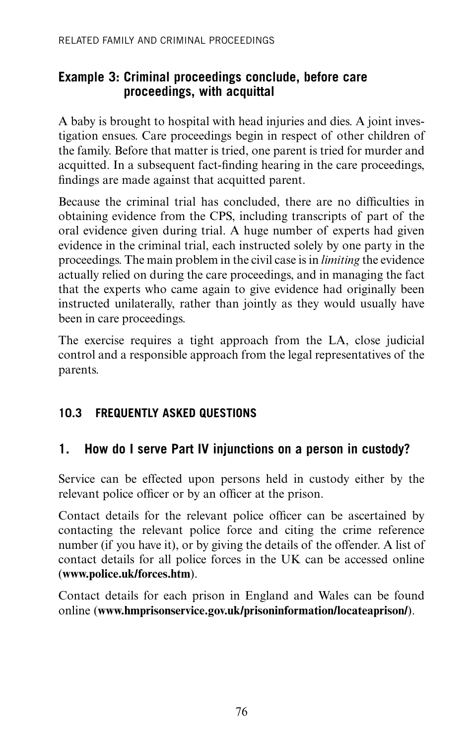### Example 3: Criminal proceedings conclude, before care proceedings, with acquittal

A baby is brought to hospital with head injuries and dies. A joint investigation ensues. Care proceedings begin in respect of other children of the family. Before that matter is tried, one parent is tried for murder and acquitted. In a subsequent fact-finding hearing in the care proceedings, findings are made against that acquitted parent.

Because the criminal trial has concluded, there are no difficulties in obtaining evidence from the CPS, including transcripts of part of the oral evidence given during trial. A huge number of experts had given evidence in the criminal trial, each instructed solely by one party in the proceedings. The main problem in the civil case is in *limiting* the evidence actually relied on during the care proceedings, and in managing the fact that the experts who came again to give evidence had originally been instructed unilaterally, rather than jointly as they would usually have been in care proceedings.

The exercise requires a tight approach from the LA, close judicial control and a responsible approach from the legal representatives of the parents.

## 10.3 FREQUENTLY ASKED QUESTIONS

### 1. How do I serve Part IV injunctions on a person in custody?

Service can be effected upon persons held in custody either by the relevant police officer or by an officer at the prison.

Contact details for the relevant police officer can be ascertained by contacting the relevant police force and citing the crime reference number (if you have it), or by giving the details of the offender. A list of contact details for all police forces in the UK can be accessed online (**www.police.uk/forces.htm**).

Contact details for each prison in England and Wales can be found online (**www.hmprisonservice.gov.uk/prisoninformation/locateaprison/**).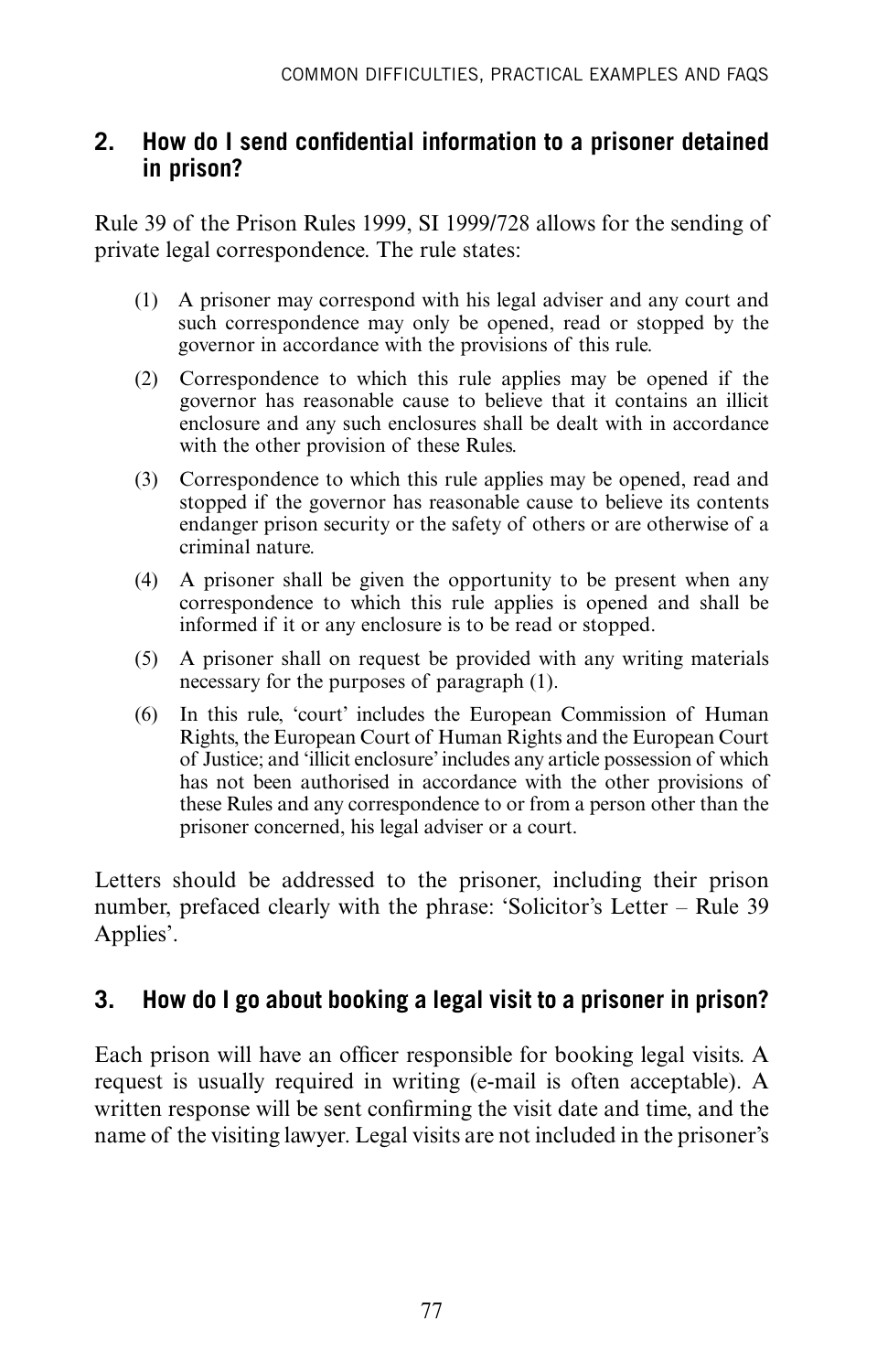## 2. How do I send confidential information to a prisoner detained in prison?

Rule 39 of the Prison Rules 1999, SI 1999/728 allows for the sending of private legal correspondence. The rule states:

> (1) A prisoner may correspond with his legal adviser and any court and such correspondence may only be opened, read or stopped by the governor in accordance with the provisions of this rule.
>
> (2) Correspondence to which this rule applies may be opened if the governor has reasonable cause to believe that it contains an illicit enclosure and any such enclosures shall be dealt with in accordance with the other provision of these Rules.
>
> (3) Correspondence to which this rule applies may be opened, read and stopped if the governor has reasonable cause to believe its contents endanger prison security or the safety of others or are otherwise of a criminal nature.
>
> (4) A prisoner shall be given the opportunity to be present when any correspondence to which this rule applies is opened and shall be informed if it or any enclosure is to be read or stopped.
>
> (5) A prisoner shall on request be provided with any writing materials necessary for the purposes of paragraph (1).
>
> (6) In this rule, 'court' includes the European Commission of Human Rights, the European Court of Human Rights and the European Court of Justice; and 'illicit enclosure' includes any article possession of which has not been authorised in accordance with the other provisions of these Rules and any correspondence to or from a person other than the prisoner concerned, his legal adviser or a court.

Letters should be addressed to the prisoner, including their prison number, prefaced clearly with the phrase: 'Solicitor's Letter – Rule 39 Applies'.

## 3. How do I go about booking a legal visit to a prisoner in prison?

Each prison will have an officer responsible for booking legal visits. A request is usually required in writing (e-mail is often acceptable). A written response will be sent confirming the visit date and time, and the name of the visiting lawyer. Legal visits are not included in the prisoner's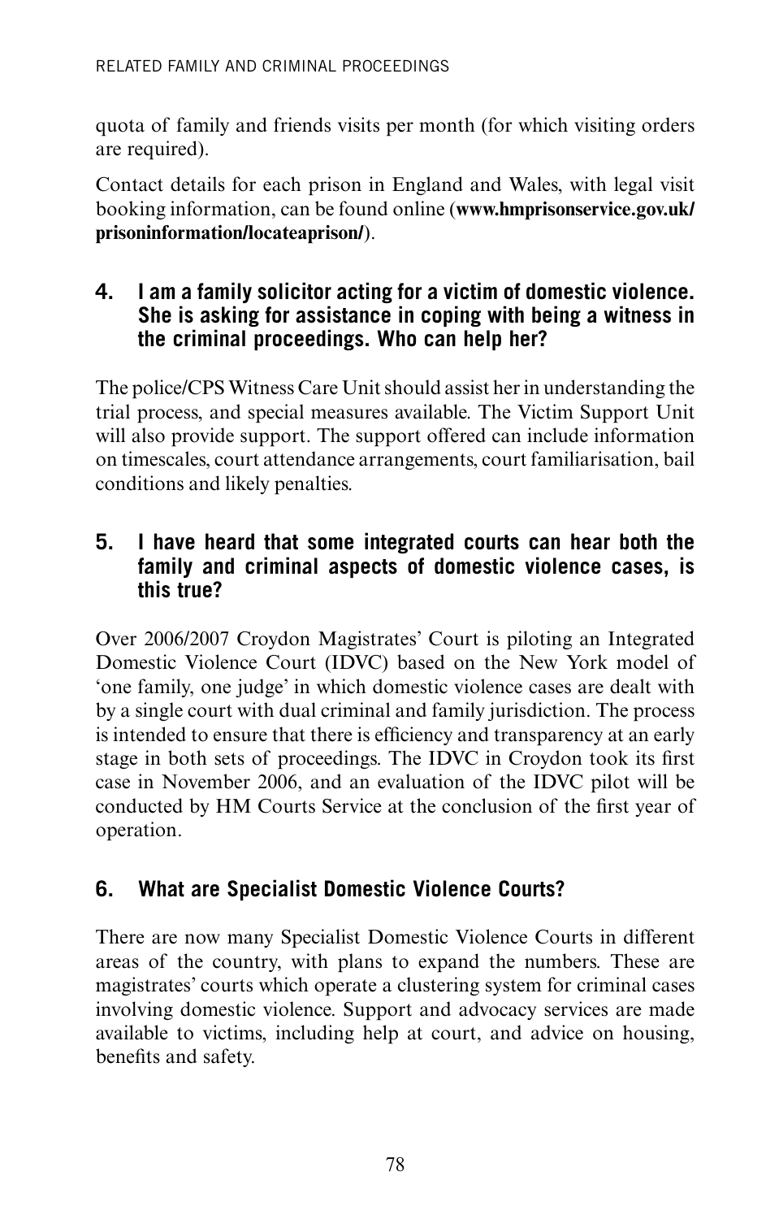quota of family and friends visits per month (for which visiting orders are required).

Contact details for each prison in England and Wales, with legal visit booking information, can be found online (**www.hmprisonservice.gov.uk/prisoninformation/locateaprison/**).

### 4. I am a family solicitor acting for a victim of domestic violence. She is asking for assistance in coping with being a witness in the criminal proceedings. Who can help her?

The police/CPS Witness Care Unit should assist her in understanding the trial process, and special measures available. The Victim Support Unit will also provide support. The support offered can include information on timescales, court attendance arrangements, court familiarisation, bail conditions and likely penalties.

### 5. I have heard that some integrated courts can hear both the family and criminal aspects of domestic violence cases, is this true?

Over 2006/2007 Croydon Magistrates' Court is piloting an Integrated Domestic Violence Court (IDVC) based on the New York model of 'one family, one judge' in which domestic violence cases are dealt with by a single court with dual criminal and family jurisdiction. The process is intended to ensure that there is efficiency and transparency at an early stage in both sets of proceedings. The IDVC in Croydon took its first case in November 2006, and an evaluation of the IDVC pilot will be conducted by HM Courts Service at the conclusion of the first year of operation.

### 6. What are Specialist Domestic Violence Courts?

There are now many Specialist Domestic Violence Courts in different areas of the country, with plans to expand the numbers. These are magistrates' courts which operate a clustering system for criminal cases involving domestic violence. Support and advocacy services are made available to victims, including help at court, and advice on housing, benefits and safety.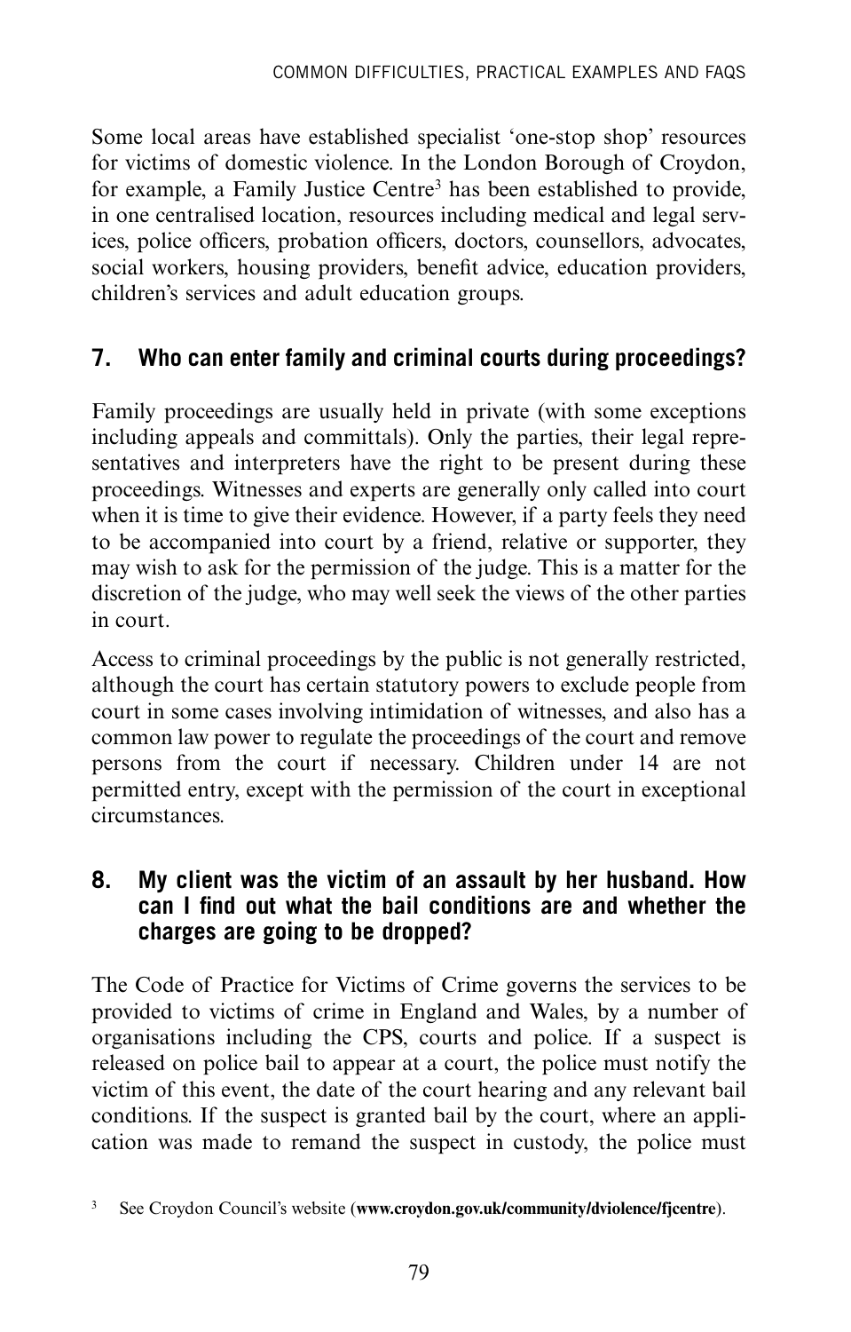Some local areas have established specialist 'one-stop shop' resources for victims of domestic violence. In the London Borough of Croydon, for example, a Family Justice Centre[3] has been established to provide, in one centralised location, resources including medical and legal services, police officers, probation officers, doctors, counsellors, advocates, social workers, housing providers, benefit advice, education providers, children's services and adult education groups.

## 7. Who can enter family and criminal courts during proceedings?

Family proceedings are usually held in private (with some exceptions including appeals and committals). Only the parties, their legal representatives and interpreters have the right to be present during these proceedings. Witnesses and experts are generally only called into court when it is time to give their evidence. However, if a party feels they need to be accompanied into court by a friend, relative or supporter, they may wish to ask for the permission of the judge. This is a matter for the discretion of the judge, who may well seek the views of the other parties in court.

Access to criminal proceedings by the public is not generally restricted, although the court has certain statutory powers to exclude people from court in some cases involving intimidation of witnesses, and also has a common law power to regulate the proceedings of the court and remove persons from the court if necessary. Children under 14 are not permitted entry, except with the permission of the court in exceptional circumstances.

## 8. My client was the victim of an assault by her husband. How can I find out what the bail conditions are and whether the charges are going to be dropped?

The Code of Practice for Victims of Crime governs the services to be provided to victims of crime in England and Wales, by a number of organisations including the CPS, courts and police. If a suspect is released on police bail to appear at a court, the police must notify the victim of this event, the date of the court hearing and any relevant bail conditions. If the suspect is granted bail by the court, where an application was made to remand the suspect in custody, the police must

[3] See Croydon Council's website (**www.croydon.gov.uk/community/dviolence/fjcentre**).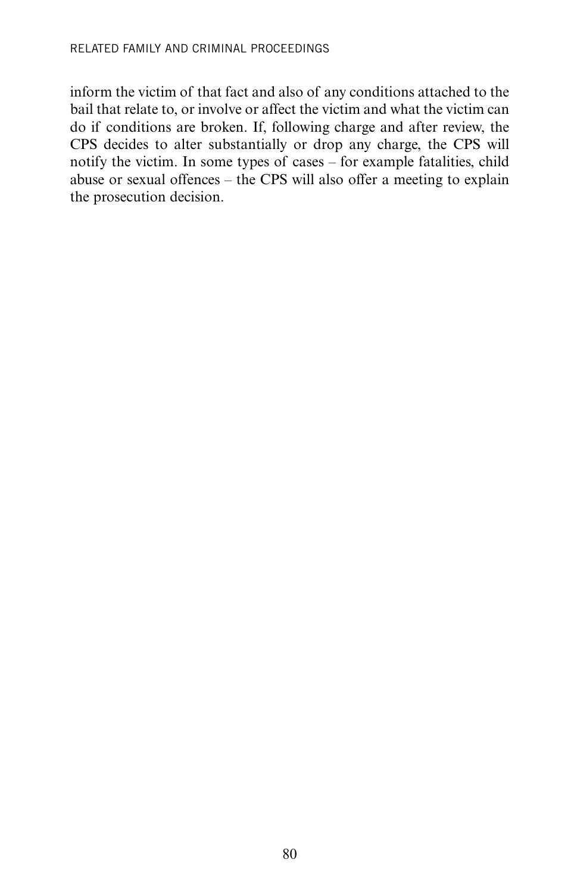inform the victim of that fact and also of any conditions attached to the bail that relate to, or involve or affect the victim and what the victim can do if conditions are broken. If, following charge and after review, the CPS decides to alter substantially or drop any charge, the CPS will notify the victim. In some types of cases – for example fatalities, child abuse or sexual offences – the CPS will also offer a meeting to explain the prosecution decision.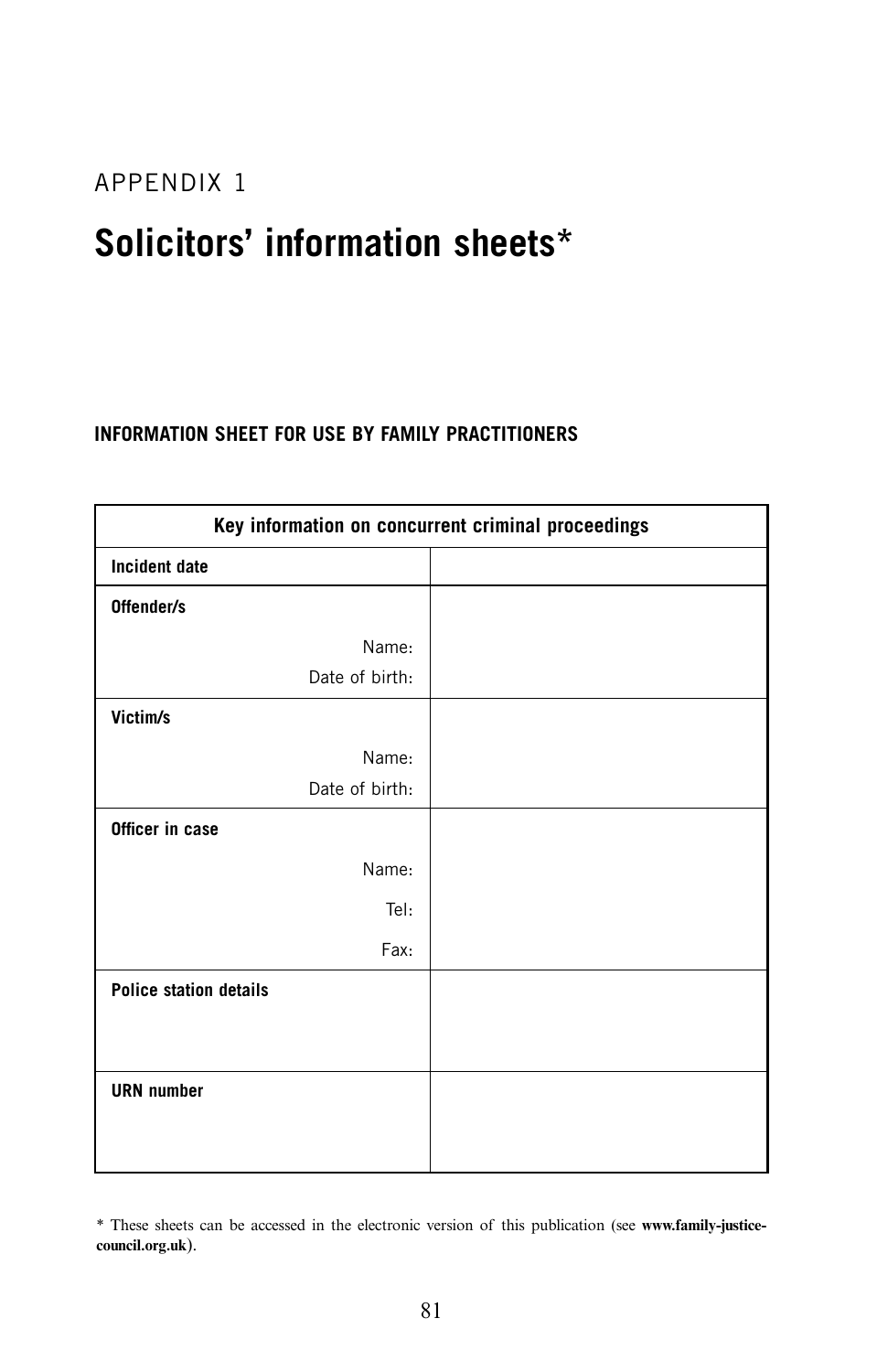APPENDIX 1

# Solicitors' information sheets*

### INFORMATION SHEET FOR USE BY FAMILY PRACTITIONERS

| Key information on concurrent criminal proceedings | |
|---|---|
| **Incident date** | |
| **Offender/s**<br>Name:<br>Date of birth: | |
| **Victim/s**<br>Name:<br>Date of birth: | |
| **Officer in case**<br>Name:<br>Tel:<br>Fax: | |
| **Police station details** | |
| **URN number** | |

* These sheets can be accessed in the electronic version of this publication (see **www.family-justice-council.org.uk**).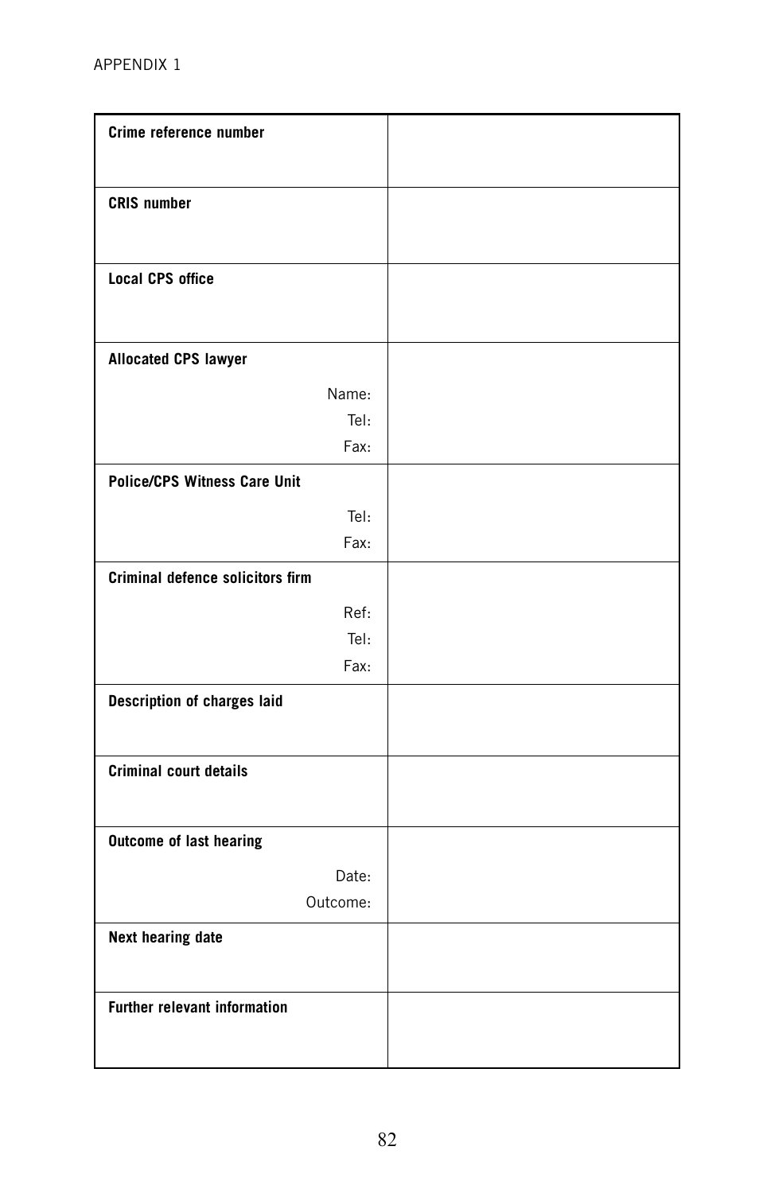APPENDIX 1

| Crime reference number | |
|---|---|
| **CRIS number** | |
| **Local CPS office** | |
| **Allocated CPS lawyer**<br>Name:<br>Tel:<br>Fax: | |
| **Police/CPS Witness Care Unit**<br>Tel:<br>Fax: | |
| **Criminal defence solicitors firm**<br>Ref:<br>Tel:<br>Fax: | |
| **Description of charges laid** | |
| **Criminal court details** | |
| **Outcome of last hearing**<br>Date:<br>Outcome: | |
| **Next hearing date** | |
| **Further relevant information** | |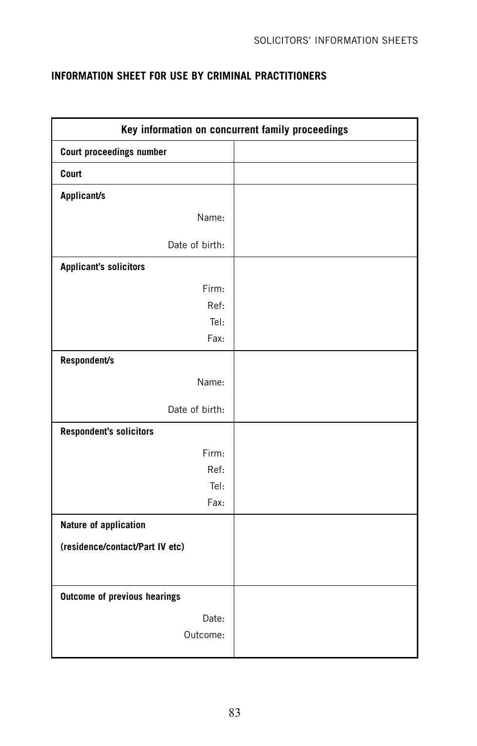## INFORMATION SHEET FOR USE BY CRIMINAL PRACTITIONERS

| Key information on concurrent family proceedings | |
|---|---|
| **Court proceedings number** | |
| **Court** | |
| **Applicant/s**<br>Name:<br>Date of birth: | |
| **Applicant's solicitors**<br>Firm:<br>Ref:<br>Tel:<br>Fax: | |
| **Respondent/s**<br>Name:<br>Date of birth: | |
| **Respondent's solicitors**<br>Firm:<br>Ref:<br>Tel:<br>Fax: | |
| **Nature of application**<br>**(residence/contact/Part IV etc)** | |
| **Outcome of previous hearings**<br>Date:<br>Outcome: | |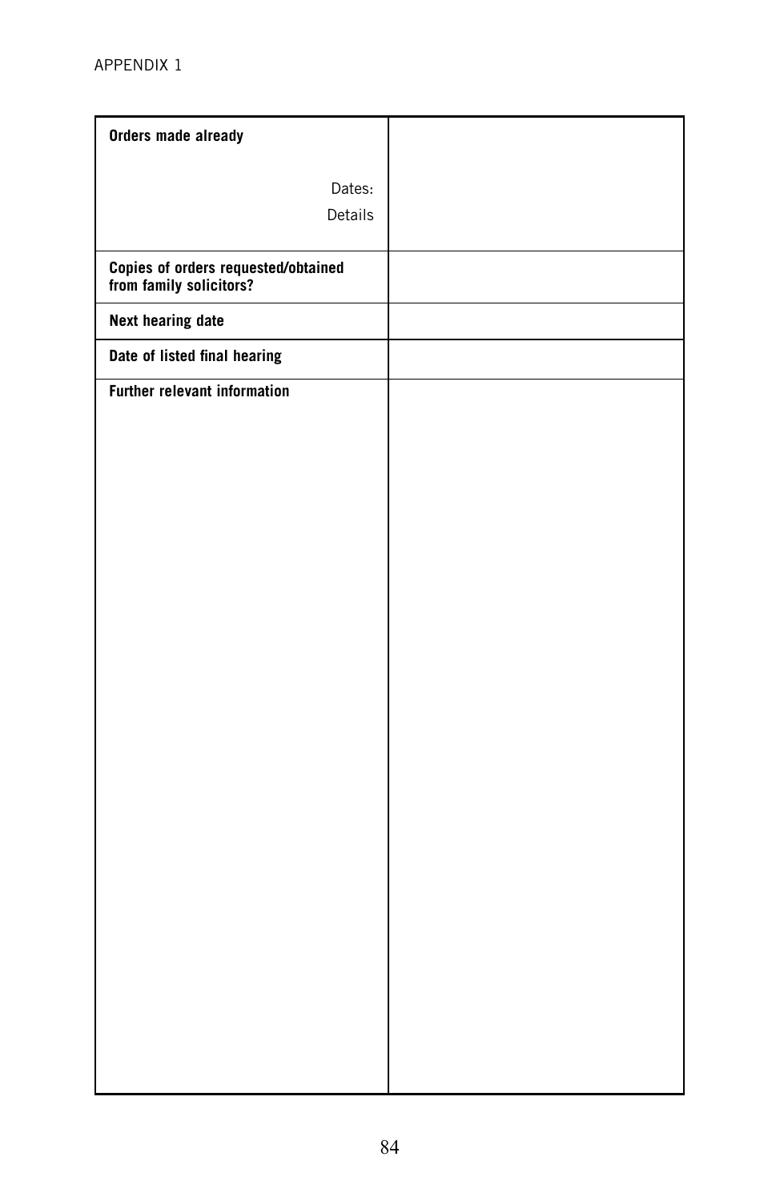| **Orders made already**<br><br>Dates:<br>Details | |
|---|---|
| **Copies of orders requested/obtained from family solicitors?** | |
| **Next hearing date** | |
| **Date of listed final hearing** | |
| **Further relevant information** | |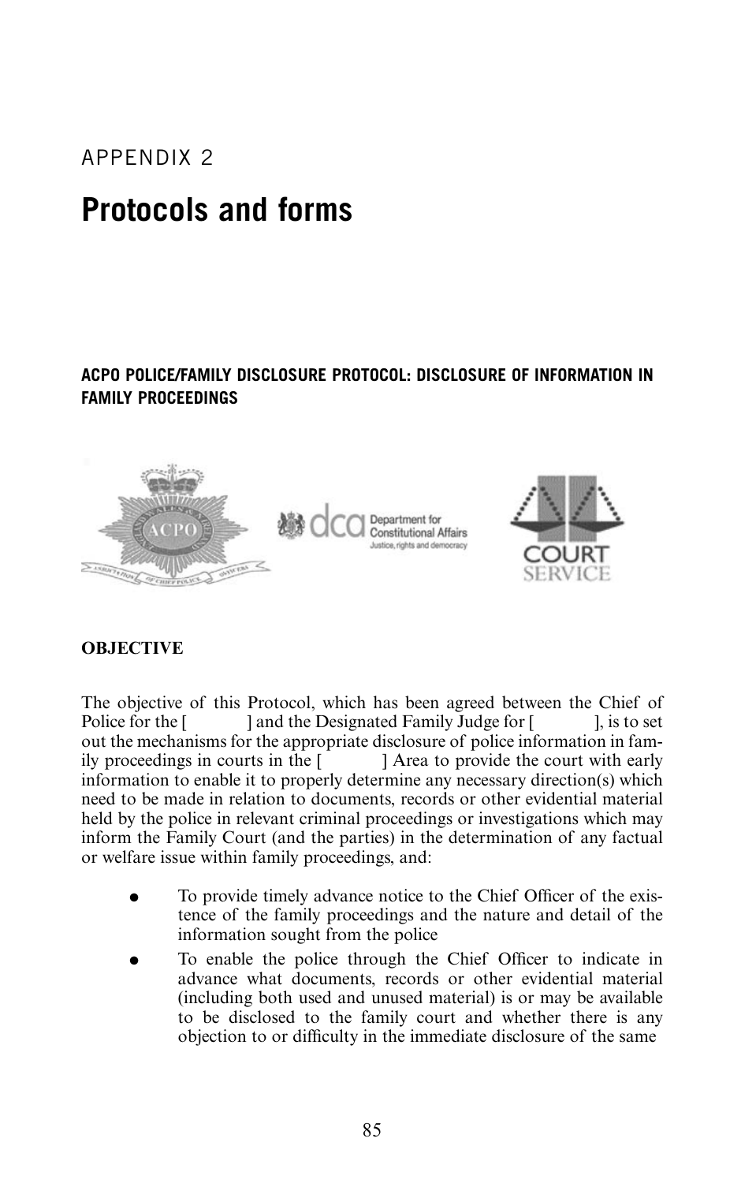APPENDIX 2

# Protocols and forms

## ACPO POLICE/FAMILY DISCLOSURE PROTOCOL: DISCLOSURE OF INFORMATION IN FAMILY PROCEEDINGS

**OBJECTIVE**

The objective of this Protocol, which has been agreed between the Chief of Police for the [ ] and the Designated Family Judge for [ ], is to set out the mechanisms for the appropriate disclosure of police information in family proceedings in courts in the [ ] Area to provide the court with early information to enable it to properly determine any necessary direction(s) which need to be made in relation to documents, records or other evidential material held by the police in relevant criminal proceedings or investigations which may inform the Family Court (and the parties) in the determination of any factual or welfare issue within family proceedings, and:

- To provide timely advance notice to the Chief Officer of the existence of the family proceedings and the nature and detail of the information sought from the police
- To enable the police through the Chief Officer to indicate in advance what documents, records or other evidential material (including both used and unused material) is or may be available to be disclosed to the family court and whether there is any objection to or difficulty in the immediate disclosure of the same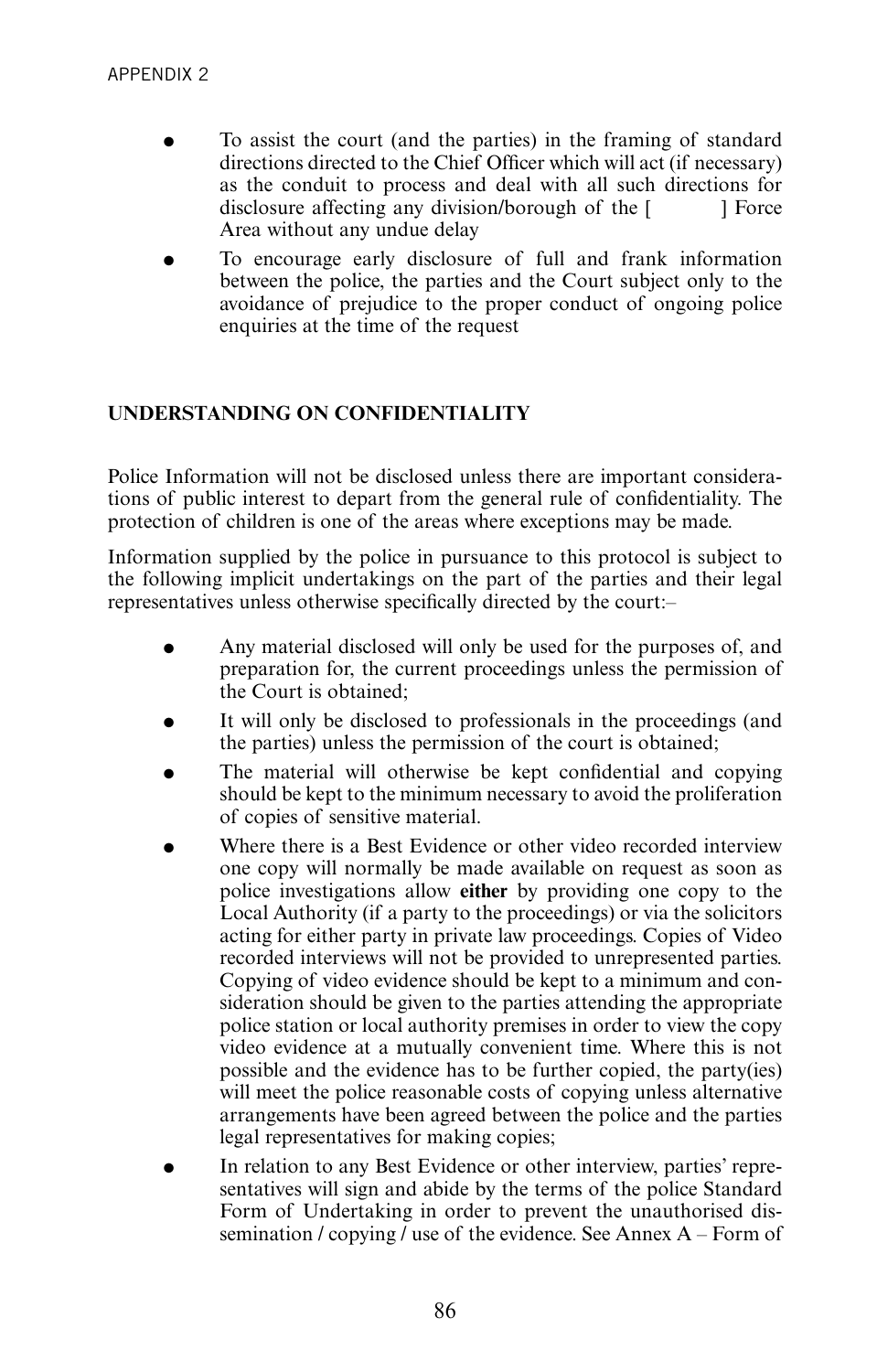- To assist the court (and the parties) in the framing of standard directions directed to the Chief Officer which will act (if necessary) as the conduit to process and deal with all such directions for disclosure affecting any division/borough of the [ ] Force Area without any undue delay
- To encourage early disclosure of full and frank information between the police, the parties and the Court subject only to the avoidance of prejudice to the proper conduct of ongoing police enquiries at the time of the request

**UNDERSTANDING ON CONFIDENTIALITY**

Police Information will not be disclosed unless there are important considerations of public interest to depart from the general rule of confidentiality. The protection of children is one of the areas where exceptions may be made.

Information supplied by the police in pursuance to this protocol is subject to the following implicit undertakings on the part of the parties and their legal representatives unless otherwise specifically directed by the court:–

- Any material disclosed will only be used for the purposes of, and preparation for, the current proceedings unless the permission of the Court is obtained;
- It will only be disclosed to professionals in the proceedings (and the parties) unless the permission of the court is obtained;
- The material will otherwise be kept confidential and copying should be kept to the minimum necessary to avoid the proliferation of copies of sensitive material.
- Where there is a Best Evidence or other video recorded interview one copy will normally be made available on request as soon as police investigations allow **either** by providing one copy to the Local Authority (if a party to the proceedings) or via the solicitors acting for either party in private law proceedings. Copies of Video recorded interviews will not be provided to unrepresented parties. Copying of video evidence should be kept to a minimum and consideration should be given to the parties attending the appropriate police station or local authority premises in order to view the copy video evidence at a mutually convenient time. Where this is not possible and the evidence has to be further copied, the party(ies) will meet the police reasonable costs of copying unless alternative arrangements have been agreed between the police and the parties legal representatives for making copies;
- In relation to any Best Evidence or other interview, parties' representatives will sign and abide by the terms of the police Standard Form of Undertaking in order to prevent the unauthorised dissemination / copying / use of the evidence. See Annex A – Form of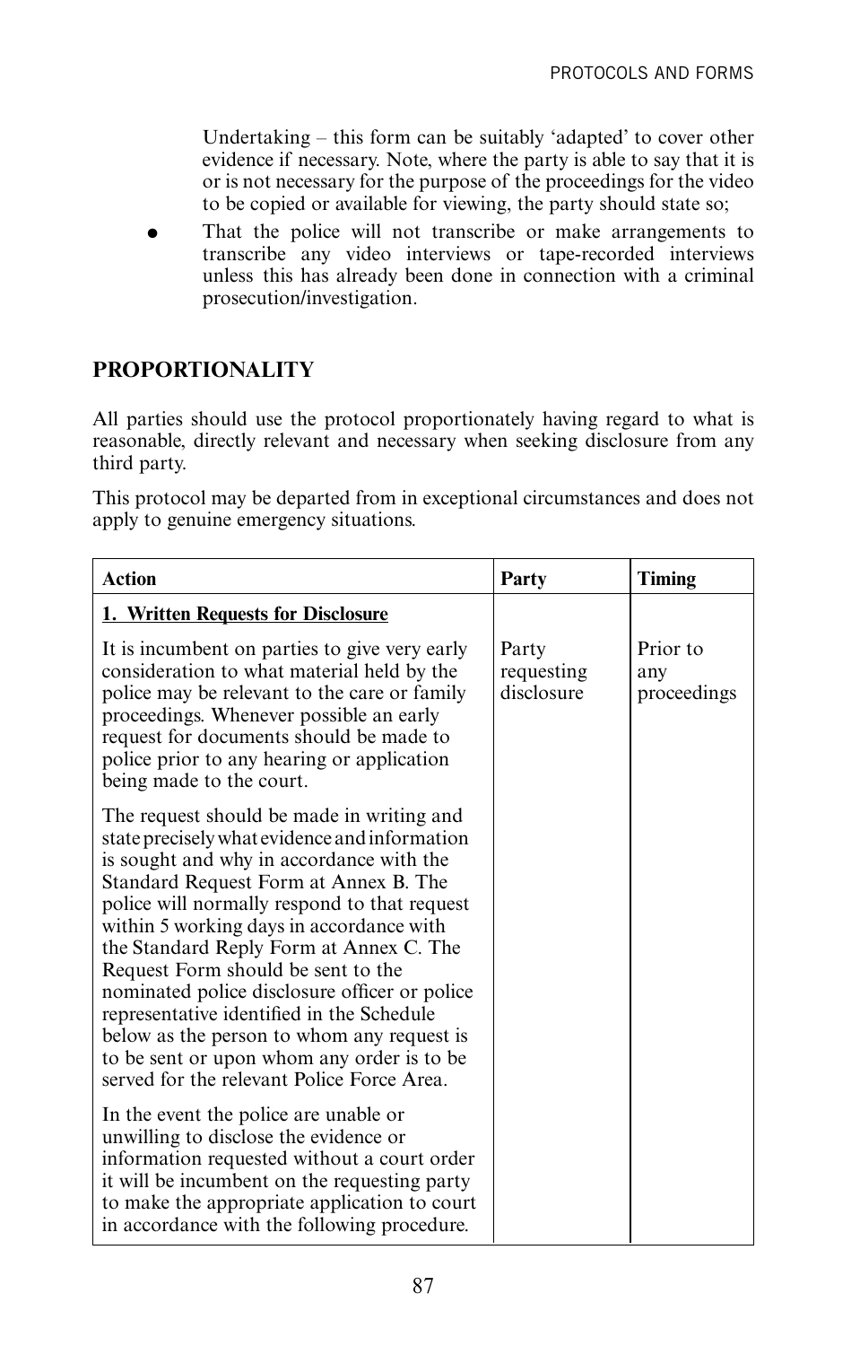Undertaking – this form can be suitably 'adapted' to cover other evidence if necessary. Note, where the party is able to say that it is or is not necessary for the purpose of the proceedings for the video to be copied or available for viewing, the party should state so;

- That the police will not transcribe or make arrangements to transcribe any video interviews or tape-recorded interviews unless this has already been done in connection with a criminal prosecution/investigation.

## PROPORTIONALITY

All parties should use the protocol proportionately having regard to what is reasonable, directly relevant and necessary when seeking disclosure from any third party.

This protocol may be departed from in exceptional circumstances and does not apply to genuine emergency situations.

| Action | Party | Timing |
|---|---|---|
| **1. Written Requests for Disclosure** | | |
| It is incumbent on parties to give very early consideration to what material held by the police may be relevant to the care or family proceedings. Whenever possible an early request for documents should be made to police prior to any hearing or application being made to the court. | Party requesting disclosure | Prior to any proceedings |
| The request should be made in writing and state precisely what evidence and information is sought and why in accordance with the Standard Request Form at Annex B. The police will normally respond to that request within 5 working days in accordance with the Standard Reply Form at Annex C. The Request Form should be sent to the nominated police disclosure officer or police representative identified in the Schedule below as the person to whom any request is to be sent or upon whom any order is to be served for the relevant Police Force Area. | | |
| In the event the police are unable or unwilling to disclose the evidence or information requested without a court order it will be incumbent on the requesting party to make the appropriate application to court in accordance with the following procedure. | | |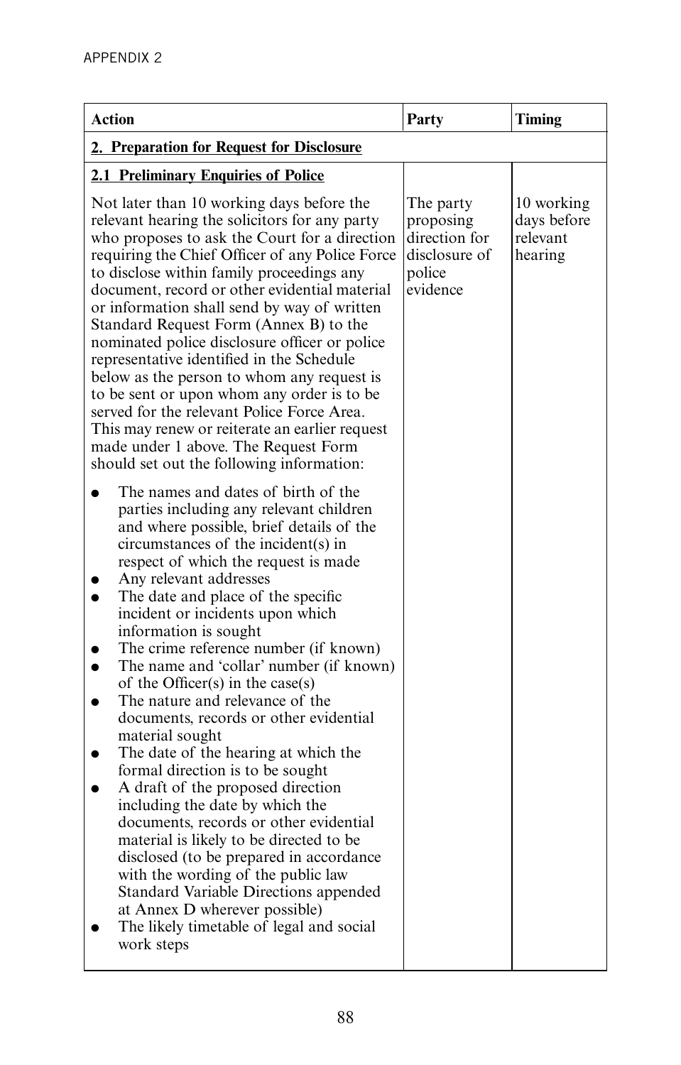| **Action** | **Party** | **Timing** |
| --- | --- | --- |
| **2. Preparation for Request for Disclosure** | | |
| **2.1 Preliminary Enquiries of Police**<br><br>Not later than 10 working days before the relevant hearing the solicitors for any party who proposes to ask the Court for a direction requiring the Chief Officer of any Police Force to disclose within family proceedings any document, record or other evidential material or information shall send by way of written Standard Request Form (Annex B) to the nominated police disclosure officer or police representative identified in the Schedule below as the person to whom any request is to be sent or upon whom any order is to be served for the relevant Police Force Area. This may renew or reiterate an earlier request made under 1 above. The Request Form should set out the following information:<br><br>● The names and dates of birth of the parties including any relevant children and where possible, brief details of the circumstances of the incident(s) in respect of which the request is made<br>● Any relevant addresses<br>● The date and place of the specific incident or incidents upon which information is sought<br>● The crime reference number (if known)<br>● The name and 'collar' number (if known) of the Officer(s) in the case(s)<br>● The nature and relevance of the documents, records or other evidential material sought<br>● The date of the hearing at which the formal direction is to be sought<br>● A draft of the proposed direction including the date by which the documents, records or other evidential material is likely to be directed to be disclosed (to be prepared in accordance with the wording of the public law Standard Variable Directions appended at Annex D wherever possible)<br>● The likely timetable of legal and social work steps | The party proposing direction for disclosure of police evidence | 10 working days before relevant hearing |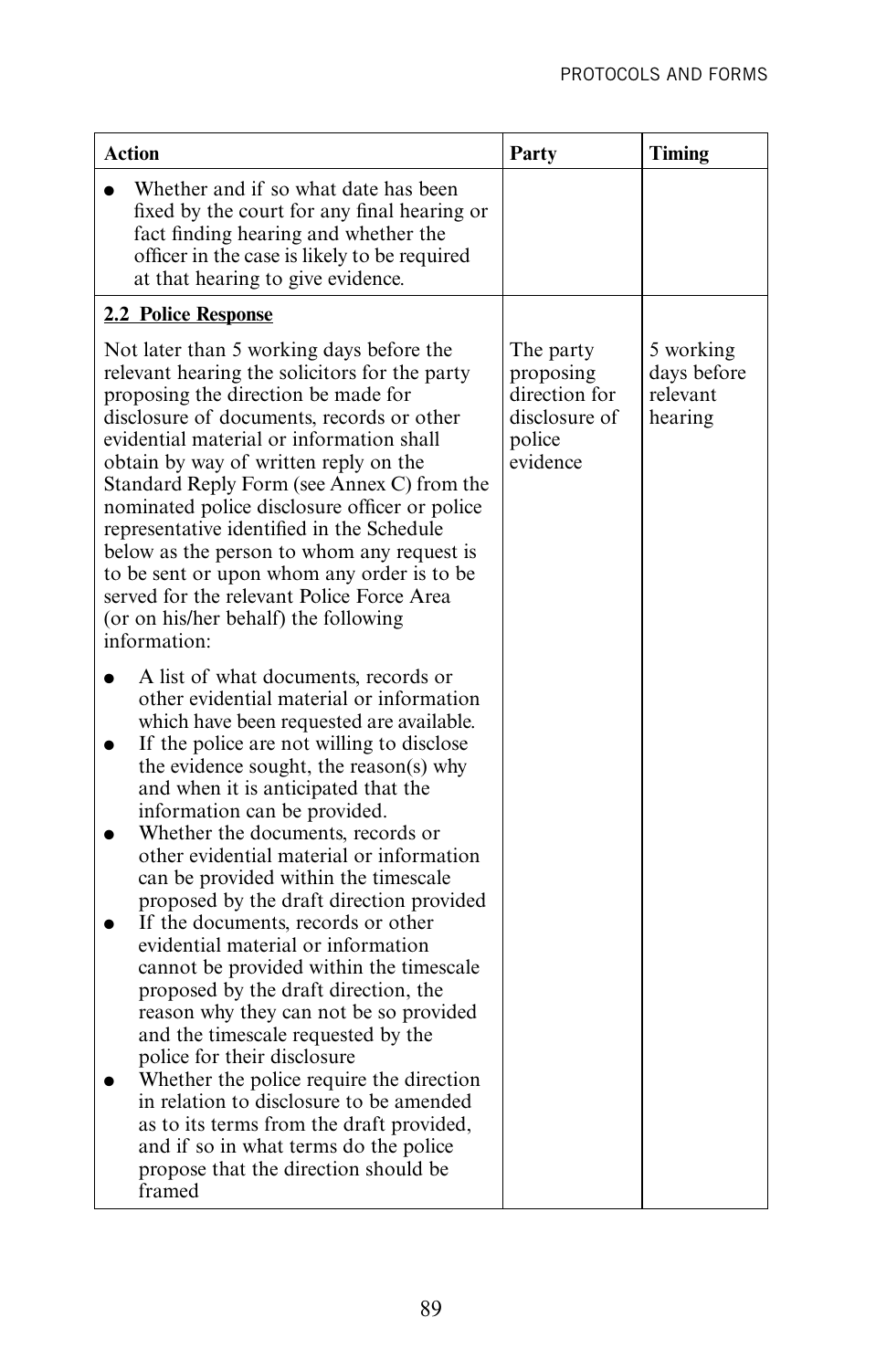| Action | Party | Timing |
|---|---|---|
| ● Whether and if so what date has been fixed by the court for any final hearing or fact finding hearing and whether the officer in the case is likely to be required at that hearing to give evidence. | | |
| **<u>2.2 Police Response</u>**<br><br>Not later than 5 working days before the relevant hearing the solicitors for the party proposing the direction be made for disclosure of documents, records or other evidential material or information shall obtain by way of written reply on the Standard Reply Form (see Annex C) from the nominated police disclosure officer or police representative identified in the Schedule below as the person to whom any request is to be sent or upon whom any order is to be served for the relevant Police Force Area (or on his/her behalf) the following information:<br><br>● A list of what documents, records or other evidential material or information which have been requested are available.<br>● If the police are not willing to disclose the evidence sought, the reason(s) why and when it is anticipated that the information can be provided.<br>● Whether the documents, records or other evidential material or information can be provided within the timescale proposed by the draft direction provided<br>● If the documents, records or other evidential material or information cannot be provided within the timescale proposed by the draft direction, the reason why they can not be so provided and the timescale requested by the police for their disclosure<br>● Whether the police require the direction in relation to disclosure to be amended as to its terms from the draft provided, and if so in what terms do the police propose that the direction should be framed | The party proposing direction for disclosure of police evidence | 5 working days before relevant hearing |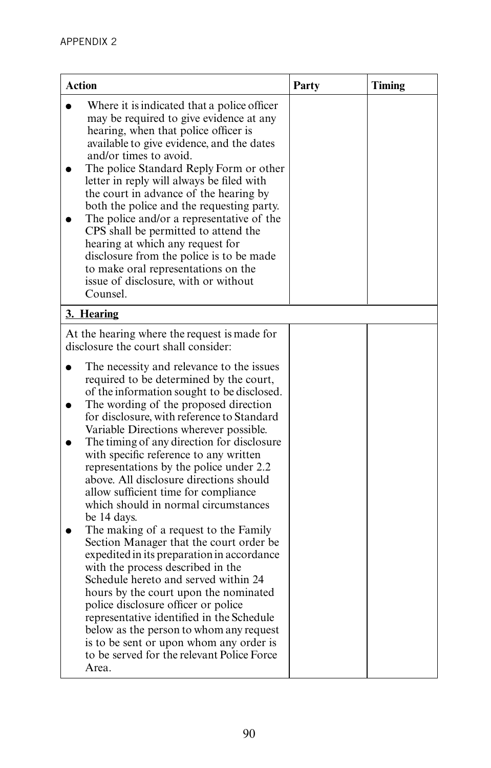| Action | Party | Timing |
|---|---|---|
| ● Where it is indicated that a police officer may be required to give evidence at any hearing, when that police officer is available to give evidence, and the dates and/or times to avoid.<br>● The police Standard Reply Form or other letter in reply will always be filed with the court in advance of the hearing by both the police and the requesting party.<br>● The police and/or a representative of the CPS shall be permitted to attend the hearing at which any request for disclosure from the police is to be made to make oral representations on the issue of disclosure, with or without Counsel. | | |
| **3. Hearing** | | |
| At the hearing where the request is made for disclosure the court shall consider:<br>● The necessity and relevance to the issues required to be determined by the court, of the information sought to be disclosed.<br>● The wording of the proposed direction for disclosure, with reference to Standard Variable Directions wherever possible.<br>● The timing of any direction for disclosure with specific reference to any written representations by the police under 2.2 above. All disclosure directions should allow sufficient time for compliance which should in normal circumstances be 14 days.<br>● The making of a request to the Family Section Manager that the court order be expedited in its preparation in accordance with the process described in the Schedule hereto and served within 24 hours by the court upon the nominated police disclosure officer or police representative identified in the Schedule below as the person to whom any request is to be sent or upon whom any order is to be served for the relevant Police Force Area. | | |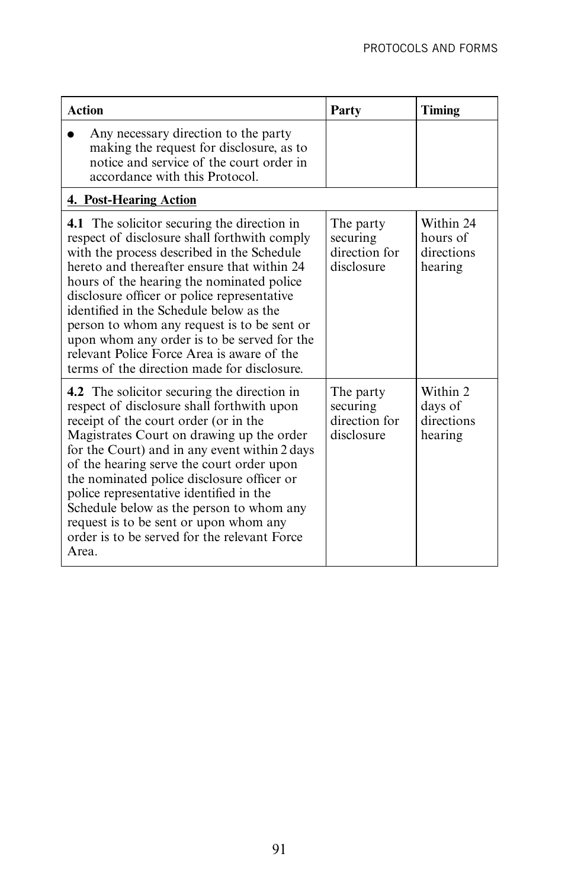| Action | Party | Timing |
| --- | --- | --- |
| ● Any necessary direction to the party making the request for disclosure, as to notice and service of the court order in accordance with this Protocol. | | |
| **4. Post-Hearing Action** | | |
| **4.1** The solicitor securing the direction in respect of disclosure shall forthwith comply with the process described in the Schedule hereto and thereafter ensure that within 24 hours of the hearing the nominated police disclosure officer or police representative identified in the Schedule below as the person to whom any request is to be sent or upon whom any order is to be served for the relevant Police Force Area is aware of the terms of the direction made for disclosure. | The party securing direction for disclosure | Within 24 hours of directions hearing |
| **4.2** The solicitor securing the direction in respect of disclosure shall forthwith upon receipt of the court order (or in the Magistrates Court on drawing up the order for the Court) and in any event within 2 days of the hearing serve the court order upon the nominated police disclosure officer or police representative identified in the Schedule below as the person to whom any request is to be sent or upon whom any order is to be served for the relevant Force Area. | The party securing direction for disclosure | Within 2 days of directions hearing |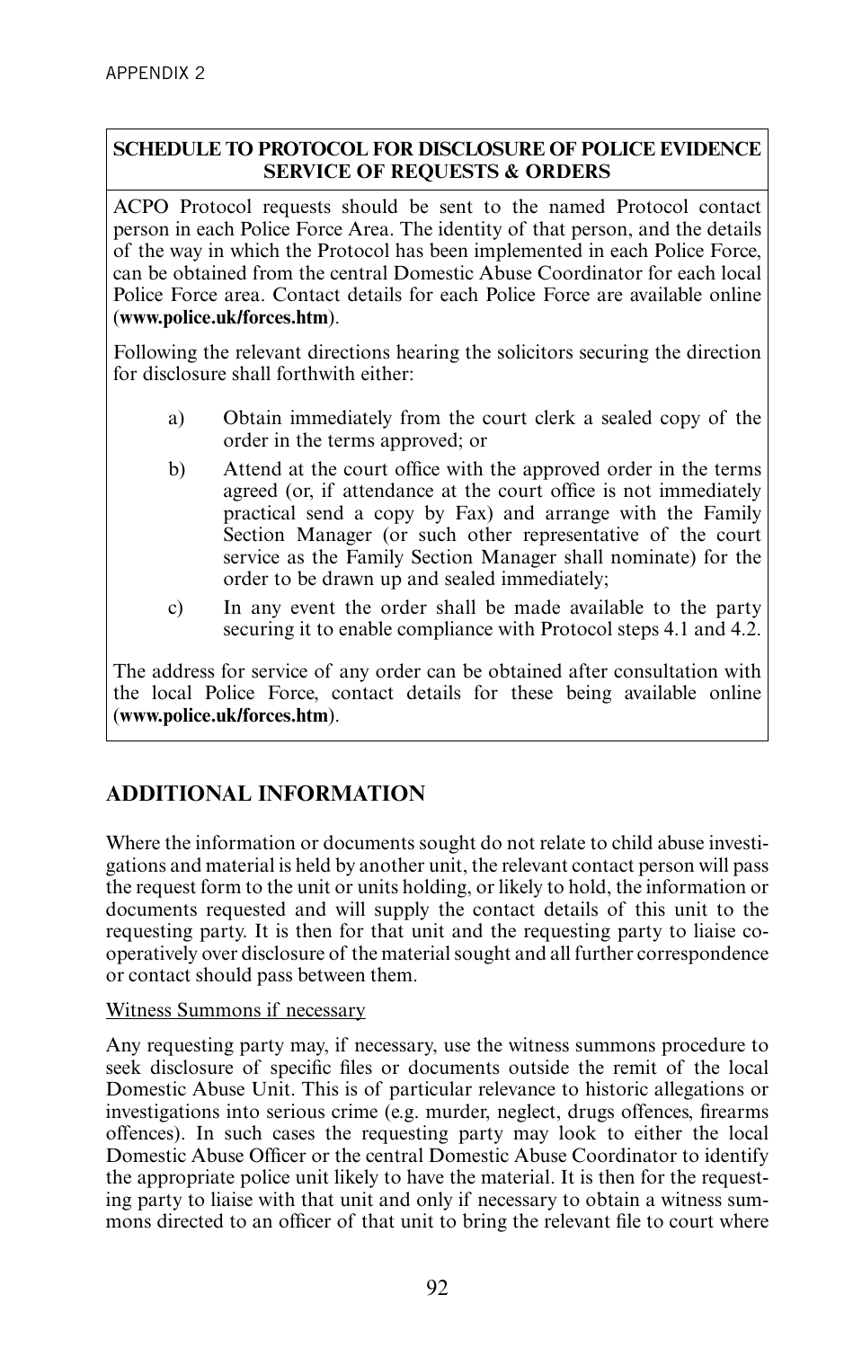**SCHEDULE TO PROTOCOL FOR DISCLOSURE OF POLICE EVIDENCE SERVICE OF REQUESTS & ORDERS**

ACPO Protocol requests should be sent to the named Protocol contact person in each Police Force Area. The identity of that person, and the details of the way in which the Protocol has been implemented in each Police Force, can be obtained from the central Domestic Abuse Coordinator for each local Police Force area. Contact details for each Police Force are available online (**www.police.uk/forces.htm**).

Following the relevant directions hearing the solicitors securing the direction for disclosure shall forthwith either:

a) Obtain immediately from the court clerk a sealed copy of the order in the terms approved; or

b) Attend at the court office with the approved order in the terms agreed (or, if attendance at the court office is not immediately practical send a copy by Fax) and arrange with the Family Section Manager (or such other representative of the court service as the Family Section Manager shall nominate) for the order to be drawn up and sealed immediately;

c) In any event the order shall be made available to the party securing it to enable compliance with Protocol steps 4.1 and 4.2.

The address for service of any order can be obtained after consultation with the local Police Force, contact details for these being available online (**www.police.uk/forces.htm**).

## ADDITIONAL INFORMATION

Where the information or documents sought do not relate to child abuse investigations and material is held by another unit, the relevant contact person will pass the request form to the unit or units holding, or likely to hold, the information or documents requested and will supply the contact details of this unit to the requesting party. It is then for that unit and the requesting party to liaise co-operatively over disclosure of the material sought and all further correspondence or contact should pass between them.

Witness Summons if necessary

Any requesting party may, if necessary, use the witness summons procedure to seek disclosure of specific files or documents outside the remit of the local Domestic Abuse Unit. This is of particular relevance to historic allegations or investigations into serious crime (e.g. murder, neglect, drugs offences, firearms offences). In such cases the requesting party may look to either the local Domestic Abuse Officer or the central Domestic Abuse Coordinator to identify the appropriate police unit likely to have the material. It is then for the requesting party to liaise with that unit and only if necessary to obtain a witness summons directed to an officer of that unit to bring the relevant file to court where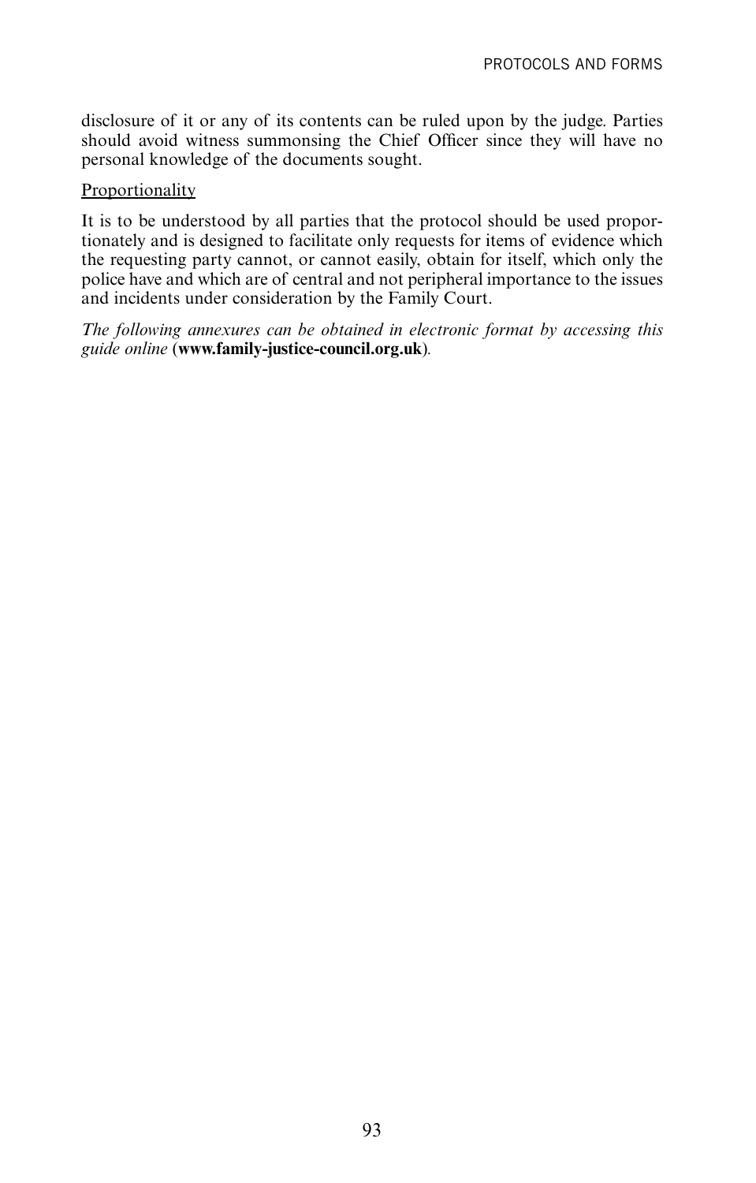disclosure of it or any of its contents can be ruled upon by the judge. Parties should avoid witness summonsing the Chief Officer since they will have no personal knowledge of the documents sought.

<u>Proportionality</u>

It is to be understood by all parties that the protocol should be used proportionately and is designed to facilitate only requests for items of evidence which the requesting party cannot, or cannot easily, obtain for itself, which only the police have and which are of central and not peripheral importance to the issues and incidents under consideration by the Family Court.

*The following annexures can be obtained in electronic format by accessing this guide online* (**www.family-justice-council.org.uk**).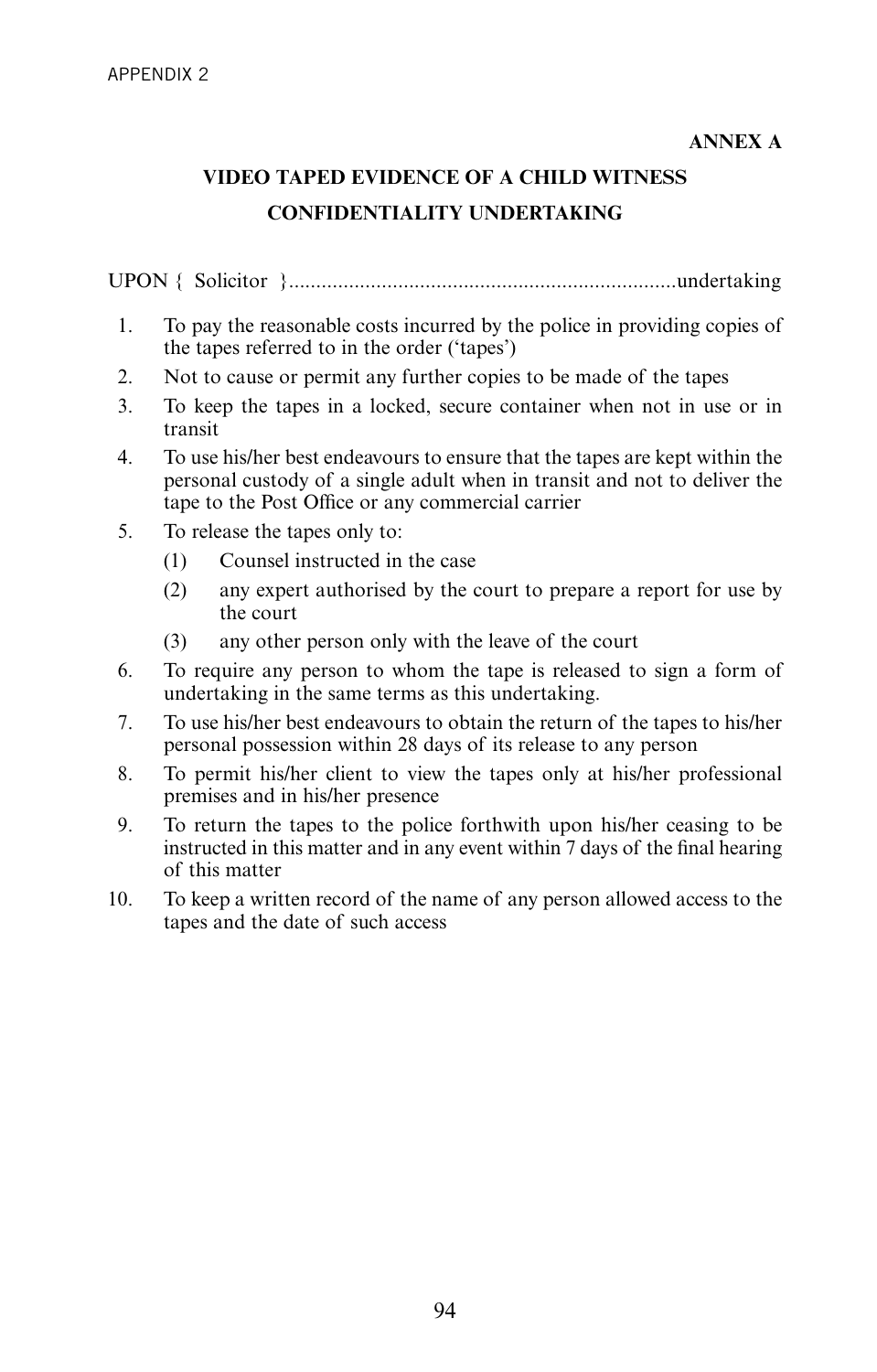**ANNEX A**

**VIDEO TAPED EVIDENCE OF A CHILD WITNESS**

**CONFIDENTIALITY UNDERTAKING**

UPON { Solicitor }......................................................................undertaking

1. To pay the reasonable costs incurred by the police in providing copies of the tapes referred to in the order ('tapes')
2. Not to cause or permit any further copies to be made of the tapes
3. To keep the tapes in a locked, secure container when not in use or in transit
4. To use his/her best endeavours to ensure that the tapes are kept within the personal custody of a single adult when in transit and not to deliver the tape to the Post Office or any commercial carrier
5. To release the tapes only to:
   (1) Counsel instructed in the case
   (2) any expert authorised by the court to prepare a report for use by the court
   (3) any other person only with the leave of the court
6. To require any person to whom the tape is released to sign a form of undertaking in the same terms as this undertaking.
7. To use his/her best endeavours to obtain the return of the tapes to his/her personal possession within 28 days of its release to any person
8. To permit his/her client to view the tapes only at his/her professional premises and in his/her presence
9. To return the tapes to the police forthwith upon his/her ceasing to be instructed in this matter and in any event within 7 days of the final hearing of this matter
10. To keep a written record of the name of any person allowed access to the tapes and the date of such access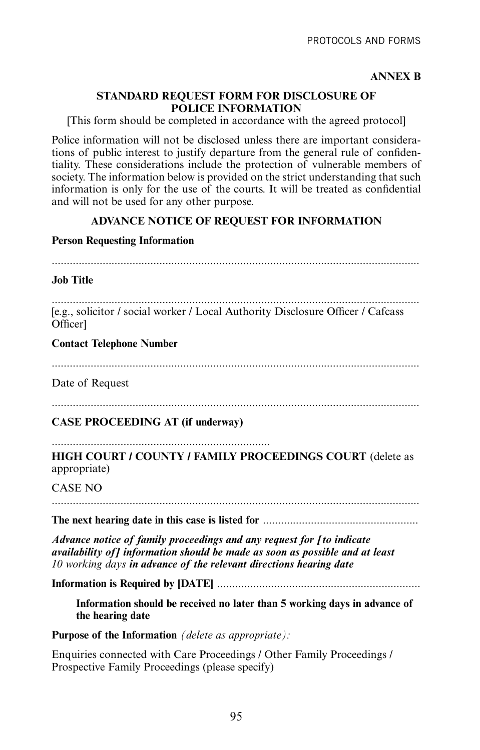**ANNEX B**

## STANDARD REQUEST FORM FOR DISCLOSURE OF POLICE INFORMATION

[This form should be completed in accordance with the agreed protocol]

Police information will not be disclosed unless there are important considerations of public interest to justify departure from the general rule of confidentiality. These considerations include the protection of vulnerable members of society. The information below is provided on the strict understanding that such information is only for the use of the courts. It will be treated as confidential and will not be used for any other purpose.

### ADVANCE NOTICE OF REQUEST FOR INFORMATION

**Person Requesting Information**

.............................................................................................................................

**Job Title**

.............................................................................................................................
[e.g., solicitor / social worker / Local Authority Disclosure Officer / Cafcass Officer]

**Contact Telephone Number**

.............................................................................................................................

Date of Request

.............................................................................................................................

**CASE PROCEEDING AT (if underway)**

.........................................................................
**HIGH COURT / COUNTY / FAMILY PROCEEDINGS COURT** (delete as appropriate)

CASE NO
.............................................................................................................................

**The next hearing date in this case is listed for** ....................................................

***Advance notice of family proceedings and any request for [to indicate availability of] information should be made as soon as possible and at least*** *10 working days* ***in advance of the relevant directions hearing date***

**Information is Required by [DATE]** ....................................................................

> **Information should be received no later than 5 working days in advance of the hearing date**

**Purpose of the Information** *(delete as appropriate):*

Enquiries connected with Care Proceedings / Other Family Proceedings / Prospective Family Proceedings (please specify)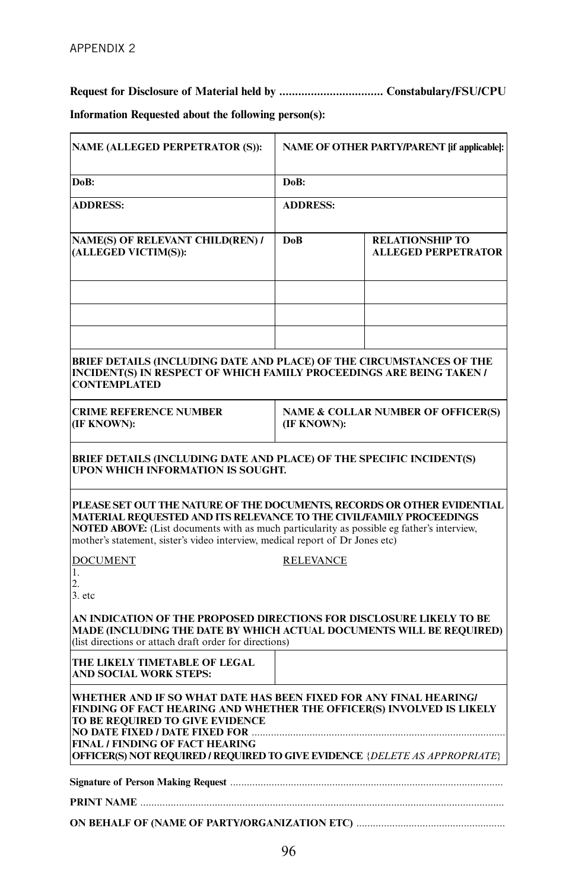APPENDIX 2

**Request for Disclosure of Material held by ................................ Constabulary/FSU/CPU**

**Information Requested about the following person(s):**

| **NAME (ALLEGED PERPETRATOR (S)):** | **NAME OF OTHER PARTY/PARENT [if applicable]:** | |
|---|---|---|
| **DoB:** | **DoB:** | |
| **ADDRESS:** | **ADDRESS:** | |
| **NAME(S) OF RELEVANT CHILD(REN) / (ALLEGED VICTIM(S)):** | **DoB** | **RELATIONSHIP TO ALLEGED PERPETRATOR** |
| | | |
| | | |
| | | |
| **BRIEF DETAILS (INCLUDING DATE AND PLACE) OF THE CIRCUMSTANCES OF THE INCIDENT(S) IN RESPECT OF WHICH FAMILY PROCEEDINGS ARE BEING TAKEN / CONTEMPLATED** | | |
| **CRIME REFERENCE NUMBER (IF KNOWN):** | **NAME & COLLAR NUMBER OF OFFICER(S) (IF KNOWN):** | |
| **BRIEF DETAILS (INCLUDING DATE AND PLACE) OF THE SPECIFIC INCIDENT(S) UPON WHICH INFORMATION IS SOUGHT.** | | |
| **PLEASE SET OUT THE NATURE OF THE DOCUMENTS, RECORDS OR OTHER EVIDENTIAL MATERIAL REQUESTED AND ITS RELEVANCE TO THE CIVIL/FAMILY PROCEEDINGS NOTED ABOVE:** (List documents with as much particularity as possible eg father's interview, mother's statement, sister's video interview, medical report of Dr Jones etc)<br><br>DOCUMENT 1. 2. 3. etc — RELEVANCE<br><br>**AN INDICATION OF THE PROPOSED DIRECTIONS FOR DISCLOSURE LIKELY TO BE MADE (INCLUDING THE DATE BY WHICH ACTUAL DOCUMENTS WILL BE REQUIRED)** (list directions or attach draft order for directions) | | |
| **THE LIKELY TIMETABLE OF LEGAL AND SOCIAL WORK STEPS:** | | |
| **WHETHER AND IF SO WHAT DATE HAS BEEN FIXED FOR ANY FINAL HEARING/ FINDING OF FACT HEARING AND WHETHER THE OFFICER(S) INVOLVED IS LIKELY TO BE REQUIRED TO GIVE EVIDENCE**<br>**NO DATE FIXED / DATE FIXED FOR** ..........................................<br>**FINAL / FINDING OF FACT HEARING**<br>**OFFICER(S) NOT REQUIRED / REQUIRED TO GIVE EVIDENCE** {*DELETE AS APPROPRIATE*} | | |

**Signature of Person Making Request** ..................................................................................................

**PRINT NAME** ..................................................................................................................................

**ON BEHALF OF (NAME OF PARTY/ORGANIZATION ETC)** .....................................................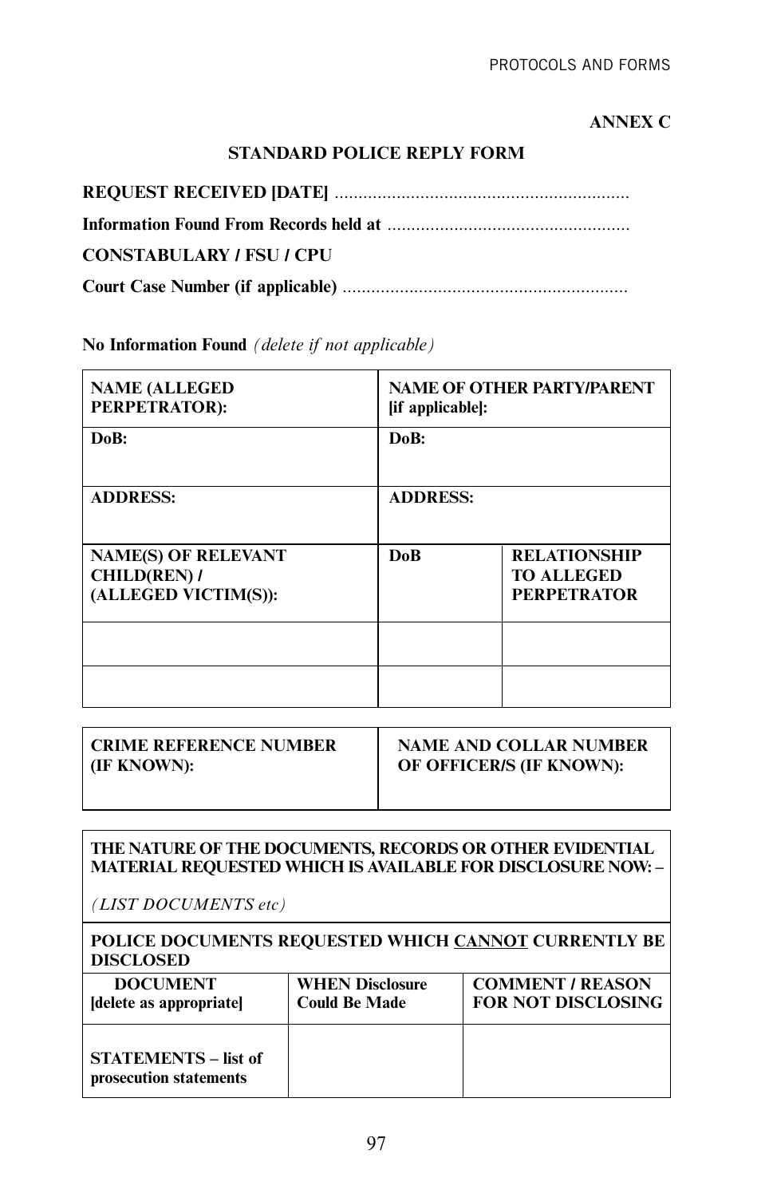**ANNEX C**

## STANDARD POLICE REPLY FORM

**REQUEST RECEIVED [DATE]** ..............................................................

**Information Found From Records held at** ..................................................

**CONSTABULARY / FSU / CPU**

**Court Case Number (if applicable)** ...........................................................

**No Information Found** *(delete if not applicable)*

| **NAME (ALLEGED PERPETRATOR):** | **NAME OF OTHER PARTY/PARENT [if applicable]:** | |
|---|---|---|
| **DoB:** | **DoB:** | |
| **ADDRESS:** | **ADDRESS:** | |
| **NAME(S) OF RELEVANT CHILD(REN) / (ALLEGED VICTIM(S)):** | **DoB** | **RELATIONSHIP TO ALLEGED PERPETRATOR** |
| | | |
| | | |

| **CRIME REFERENCE NUMBER (IF KNOWN):** | **NAME AND COLLAR NUMBER OF OFFICER/S (IF KNOWN):** |
|---|---|
| | |

**THE NATURE OF THE DOCUMENTS, RECORDS OR OTHER EVIDENTIAL MATERIAL REQUESTED WHICH IS AVAILABLE FOR DISCLOSURE NOW: –**

*(LIST DOCUMENTS etc)*

**POLICE DOCUMENTS REQUESTED WHICH CANNOT CURRENTLY BE DISCLOSED**

| **DOCUMENT [delete as appropriate]** | **WHEN Disclosure Could Be Made** | **COMMENT / REASON FOR NOT DISCLOSING** |
|---|---|---|
| **STATEMENTS – list of prosecution statements** | | |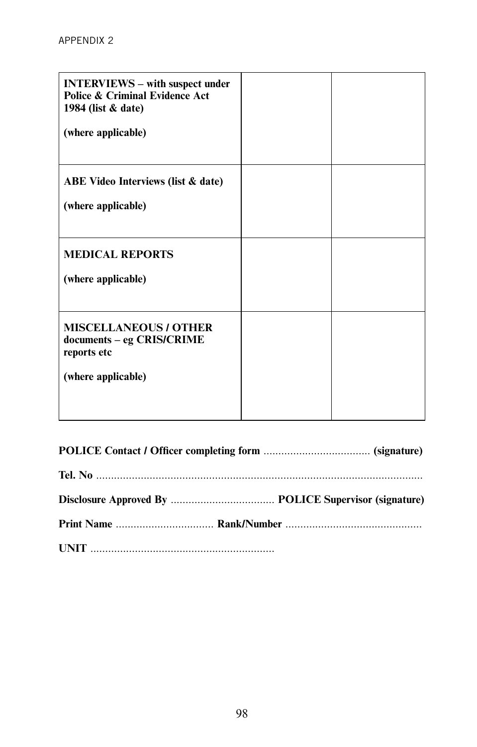| | | |
|---|---|---|
| **INTERVIEWS – with suspect under Police & Criminal Evidence Act 1984 (list & date)**<br><br>**(where applicable)** | | |
| **ABE Video Interviews (list & date)**<br><br>**(where applicable)** | | |
| **MEDICAL REPORTS**<br><br>**(where applicable)** | | |
| **MISCELLANEOUS / OTHER documents – eg CRIS/CRIME reports etc**<br><br>**(where applicable)** | | |

**POLICE Contact / Officer completing form** .................................... **(signature)**

**Tel. No** .............................................................................................................

**Disclosure Approved By** ................................... **POLICE Supervisor (signature)**

**Print Name** ................................. **Rank/Number** .............................................

**UNIT** .............................................................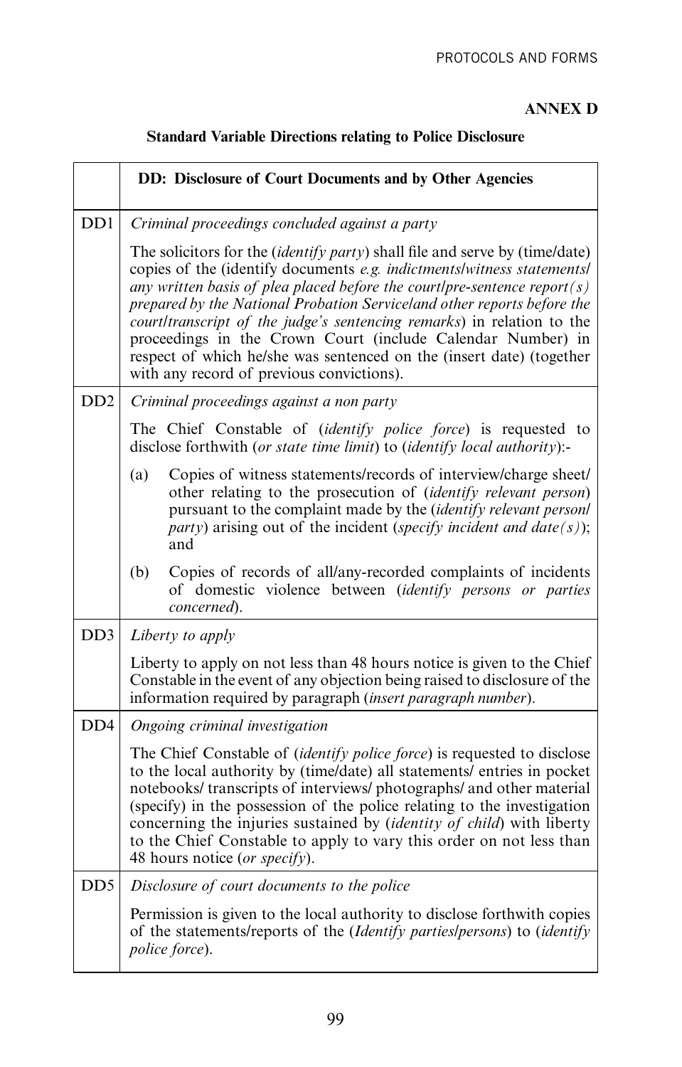**ANNEX D**

**Standard Variable Directions relating to Police Disclosure**

| | **DD: Disclosure of Court Documents and by Other Agencies** |
|---|---|
| DD1 | *Criminal proceedings concluded against a party*<br><br>The solicitors for the (*identify party*) shall file and serve by (time/date) copies of the (identify documents *e.g. indictments/witness statements/ any written basis of plea placed before the court/pre-sentence report(s) prepared by the National Probation Service/and other reports before the court/transcript of the judge's sentencing remarks*) in relation to the proceedings in the Crown Court (include Calendar Number) in respect of which he/she was sentenced on the (insert date) (together with any record of previous convictions). |
| DD2 | *Criminal proceedings against a non party*<br><br>The Chief Constable of (*identify police force*) is requested to disclose forthwith (*or state time limit*) to (*identify local authority*):-<br><br>(a) Copies of witness statements/records of interview/charge sheet/ other relating to the prosecution of (*identify relevant person*) pursuant to the complaint made by the (*identify relevant person/ party*) arising out of the incident (*specify incident and date(s)*); and<br><br>(b) Copies of records of all/any-recorded complaints of incidents of domestic violence between (*identify persons or parties concerned*). |
| DD3 | *Liberty to apply*<br><br>Liberty to apply on not less than 48 hours notice is given to the Chief Constable in the event of any objection being raised to disclosure of the information required by paragraph (*insert paragraph number*). |
| DD4 | *Ongoing criminal investigation*<br><br>The Chief Constable of (*identify police force*) is requested to disclose to the local authority by (time/date) all statements/ entries in pocket notebooks/ transcripts of interviews/ photographs/ and other material (specify) in the possession of the police relating to the investigation concerning the injuries sustained by (*identity of child*) with liberty to the Chief Constable to apply to vary this order on not less than 48 hours notice (*or specify*). |
| DD5 | *Disclosure of court documents to the police*<br><br>Permission is given to the local authority to disclose forthwith copies of the statements/reports of the (*Identify parties/persons*) to (*identify police force*). |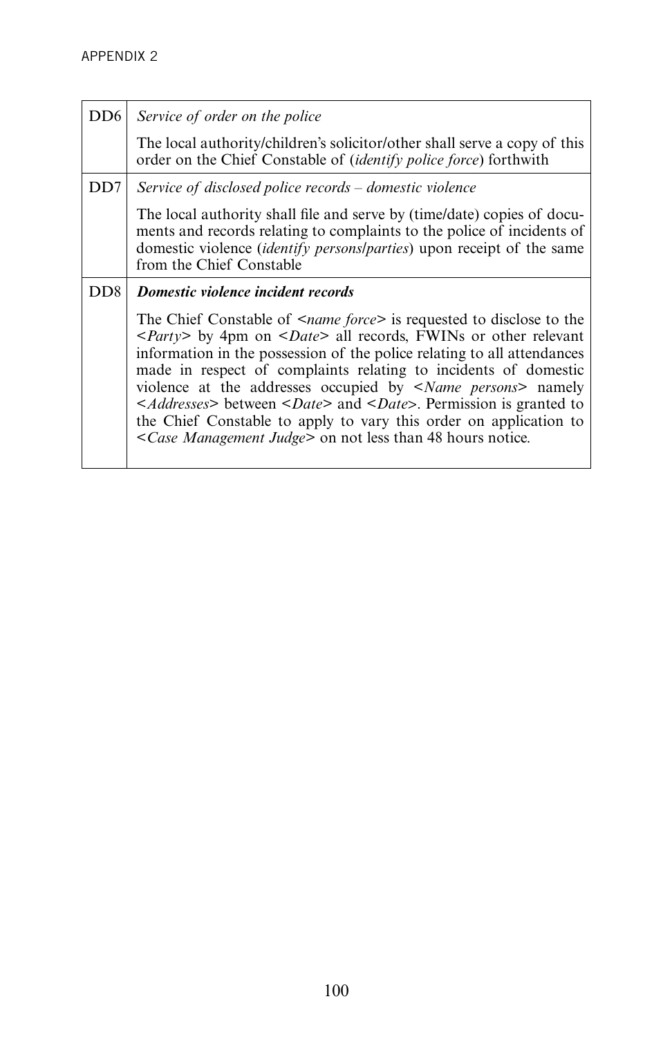| | |
|---|---|
| DD6 | *Service of order on the police*<br><br>The local authority/children's solicitor/other shall serve a copy of this order on the Chief Constable of (*identify police force*) forthwith |
| DD7 | *Service of disclosed police records – domestic violence*<br><br>The local authority shall file and serve by (time/date) copies of documents and records relating to complaints to the police of incidents of domestic violence (*identify persons/parties*) upon receipt of the same from the Chief Constable |
| DD8 | ***Domestic violence incident records***<br><br>The Chief Constable of <*name force*> is requested to disclose to the <*Party*> by 4pm on <*Date*> all records, FWINs or other relevant information in the possession of the police relating to all attendances made in respect of complaints relating to incidents of domestic violence at the addresses occupied by <*Name persons*> namely <*Addresses*> between <*Date*> and <*Date*>. Permission is granted to the Chief Constable to apply to vary this order on application to <*Case Management Judge*> on not less than 48 hours notice. |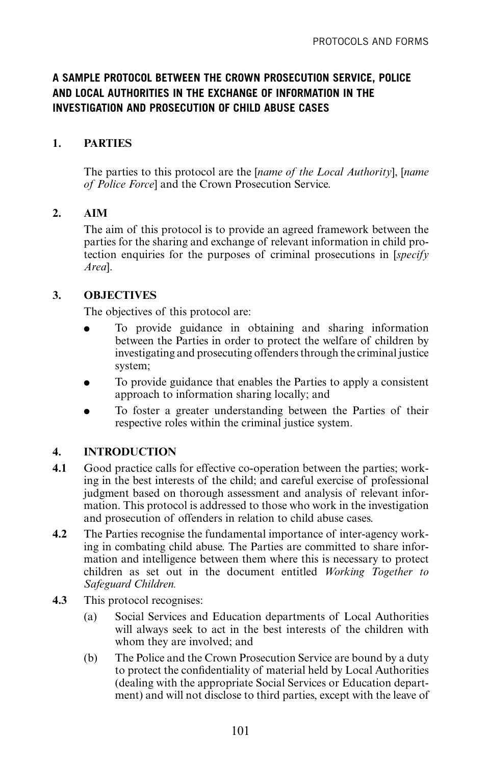## A SAMPLE PROTOCOL BETWEEN THE CROWN PROSECUTION SERVICE, POLICE AND LOCAL AUTHORITIES IN THE EXCHANGE OF INFORMATION IN THE INVESTIGATION AND PROSECUTION OF CHILD ABUSE CASES

### 1. PARTIES

The parties to this protocol are the [*name of the Local Authority*], [*name of Police Force*] and the Crown Prosecution Service.

### 2. AIM

The aim of this protocol is to provide an agreed framework between the parties for the sharing and exchange of relevant information in child protection enquiries for the purposes of criminal prosecutions in [*specify Area*].

### 3. OBJECTIVES

The objectives of this protocol are:

- To provide guidance in obtaining and sharing information between the Parties in order to protect the welfare of children by investigating and prosecuting offenders through the criminal justice system;
- To provide guidance that enables the Parties to apply a consistent approach to information sharing locally; and
- To foster a greater understanding between the Parties of their respective roles within the criminal justice system.

### 4. INTRODUCTION

**4.1** Good practice calls for effective co-operation between the parties; working in the best interests of the child; and careful exercise of professional judgment based on thorough assessment and analysis of relevant information. This protocol is addressed to those who work in the investigation and prosecution of offenders in relation to child abuse cases.

**4.2** The Parties recognise the fundamental importance of inter-agency working in combating child abuse. The Parties are committed to share information and intelligence between them where this is necessary to protect children as set out in the document entitled *Working Together to Safeguard Children.*

**4.3** This protocol recognises:

(a) Social Services and Education departments of Local Authorities will always seek to act in the best interests of the children with whom they are involved; and

(b) The Police and the Crown Prosecution Service are bound by a duty to protect the confidentiality of material held by Local Authorities (dealing with the appropriate Social Services or Education department) and will not disclose to third parties, except with the leave of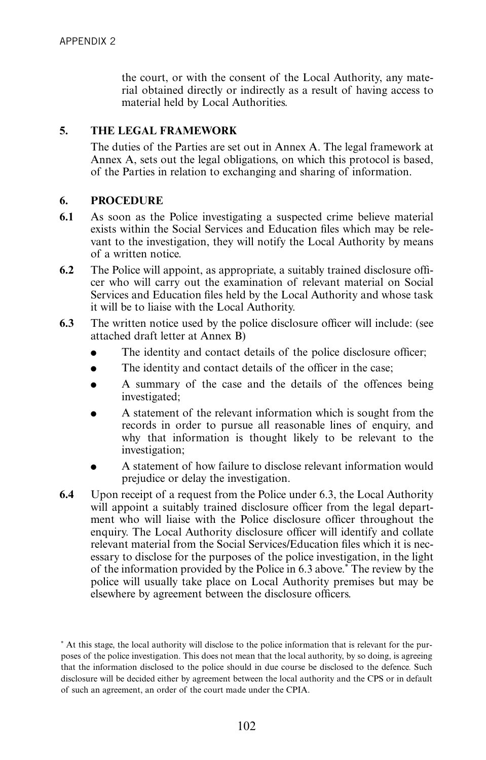the court, or with the consent of the Local Authority, any material obtained directly or indirectly as a result of having access to material held by Local Authorities.

## 5. THE LEGAL FRAMEWORK

The duties of the Parties are set out in Annex A. The legal framework at Annex A, sets out the legal obligations, on which this protocol is based, of the Parties in relation to exchanging and sharing of information.

## 6. PROCEDURE

**6.1** As soon as the Police investigating a suspected crime believe material exists within the Social Services and Education files which may be relevant to the investigation, they will notify the Local Authority by means of a written notice.

**6.2** The Police will appoint, as appropriate, a suitably trained disclosure officer who will carry out the examination of relevant material on Social Services and Education files held by the Local Authority and whose task it will be to liaise with the Local Authority.

**6.3** The written notice used by the police disclosure officer will include: (see attached draft letter at Annex B)

- The identity and contact details of the police disclosure officer;
- The identity and contact details of the officer in the case;
- A summary of the case and the details of the offences being investigated;
- A statement of the relevant information which is sought from the records in order to pursue all reasonable lines of enquiry, and why that information is thought likely to be relevant to the investigation;
- A statement of how failure to disclose relevant information would prejudice or delay the investigation.

**6.4** Upon receipt of a request from the Police under 6.3, the Local Authority will appoint a suitably trained disclosure officer from the legal department who will liaise with the Police disclosure officer throughout the enquiry. The Local Authority disclosure officer will identify and collate relevant material from the Social Services/Education files which it is necessary to disclose for the purposes of the police investigation, in the light of the information provided by the Police in 6.3 above.* The review by the police will usually take place on Local Authority premises but may be elsewhere by agreement between the disclosure officers.

* At this stage, the local authority will disclose to the police information that is relevant for the purposes of the police investigation. This does not mean that the local authority, by so doing, is agreeing that the information disclosed to the police should in due course be disclosed to the defence. Such disclosure will be decided either by agreement between the local authority and the CPS or in default of such an agreement, an order of the court made under the CPIA.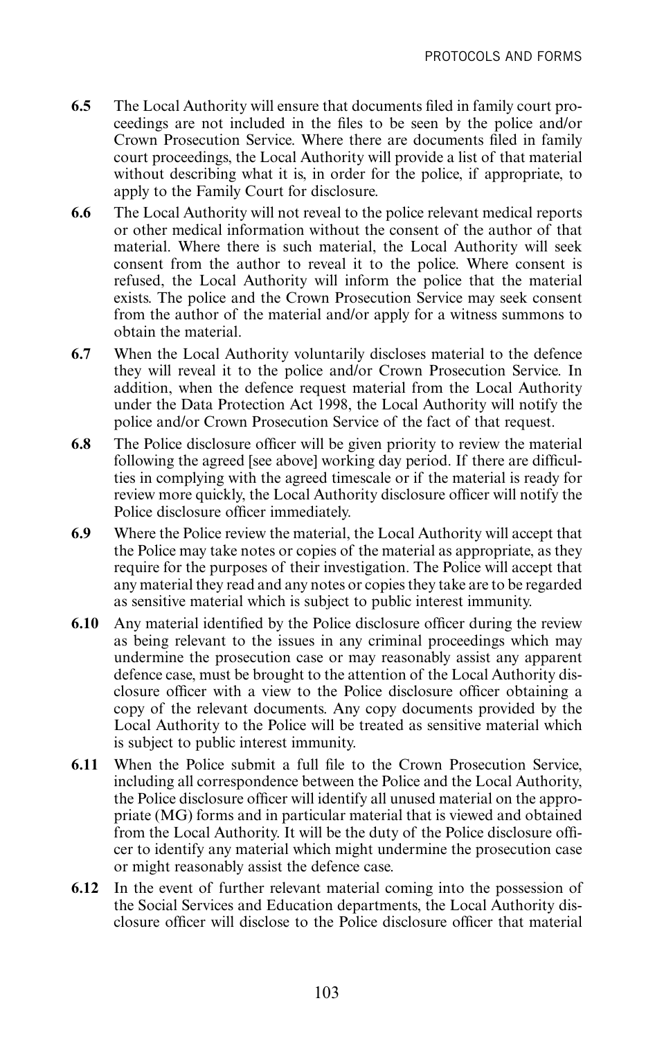**6.5** The Local Authority will ensure that documents filed in family court proceedings are not included in the files to be seen by the police and/or Crown Prosecution Service. Where there are documents filed in family court proceedings, the Local Authority will provide a list of that material without describing what it is, in order for the police, if appropriate, to apply to the Family Court for disclosure.

**6.6** The Local Authority will not reveal to the police relevant medical reports or other medical information without the consent of the author of that material. Where there is such material, the Local Authority will seek consent from the author to reveal it to the police. Where consent is refused, the Local Authority will inform the police that the material exists. The police and the Crown Prosecution Service may seek consent from the author of the material and/or apply for a witness summons to obtain the material.

**6.7** When the Local Authority voluntarily discloses material to the defence they will reveal it to the police and/or Crown Prosecution Service. In addition, when the defence request material from the Local Authority under the Data Protection Act 1998, the Local Authority will notify the police and/or Crown Prosecution Service of the fact of that request.

**6.8** The Police disclosure officer will be given priority to review the material following the agreed [see above] working day period. If there are difficulties in complying with the agreed timescale or if the material is ready for review more quickly, the Local Authority disclosure officer will notify the Police disclosure officer immediately.

**6.9** Where the Police review the material, the Local Authority will accept that the Police may take notes or copies of the material as appropriate, as they require for the purposes of their investigation. The Police will accept that any material they read and any notes or copies they take are to be regarded as sensitive material which is subject to public interest immunity.

**6.10** Any material identified by the Police disclosure officer during the review as being relevant to the issues in any criminal proceedings which may undermine the prosecution case or may reasonably assist any apparent defence case, must be brought to the attention of the Local Authority disclosure officer with a view to the Police disclosure officer obtaining a copy of the relevant documents. Any copy documents provided by the Local Authority to the Police will be treated as sensitive material which is subject to public interest immunity.

**6.11** When the Police submit a full file to the Crown Prosecution Service, including all correspondence between the Police and the Local Authority, the Police disclosure officer will identify all unused material on the appropriate (MG) forms and in particular material that is viewed and obtained from the Local Authority. It will be the duty of the Police disclosure officer to identify any material which might undermine the prosecution case or might reasonably assist the defence case.

**6.12** In the event of further relevant material coming into the possession of the Social Services and Education departments, the Local Authority disclosure officer will disclose to the Police disclosure officer that material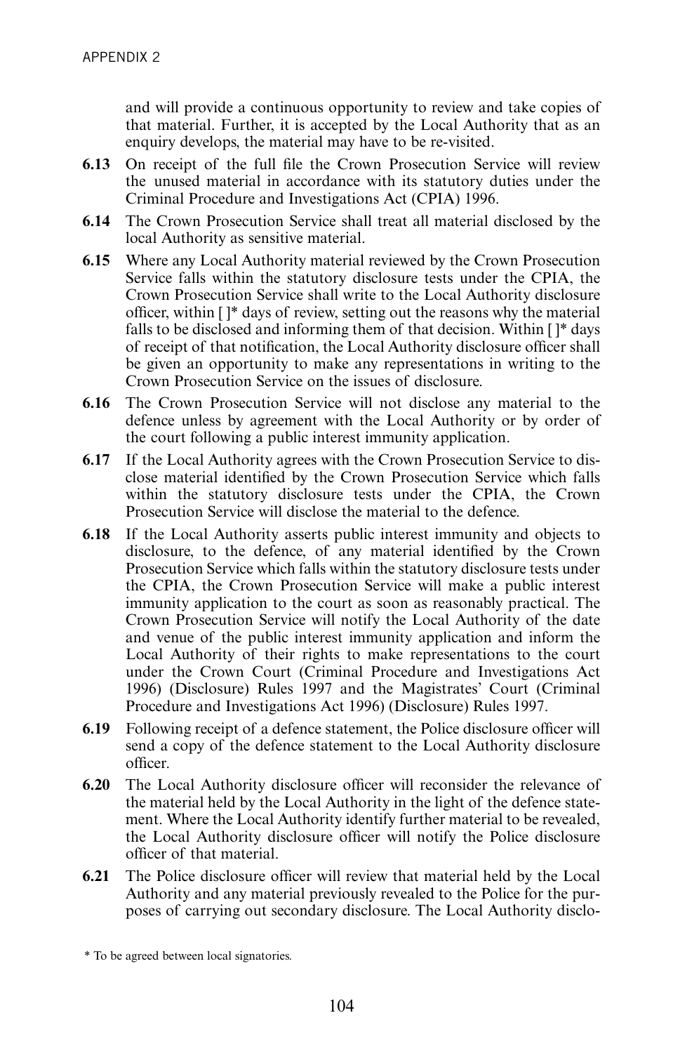and will provide a continuous opportunity to review and take copies of that material. Further, it is accepted by the Local Authority that as an enquiry develops, the material may have to be re-visited.

**6.13** On receipt of the full file the Crown Prosecution Service will review the unused material in accordance with its statutory duties under the Criminal Procedure and Investigations Act (CPIA) 1996.

**6.14** The Crown Prosecution Service shall treat all material disclosed by the local Authority as sensitive material.

**6.15** Where any Local Authority material reviewed by the Crown Prosecution Service falls within the statutory disclosure tests under the CPIA, the Crown Prosecution Service shall write to the Local Authority disclosure officer, within [ ]* days of review, setting out the reasons why the material falls to be disclosed and informing them of that decision. Within [ ]* days of receipt of that notification, the Local Authority disclosure officer shall be given an opportunity to make any representations in writing to the Crown Prosecution Service on the issues of disclosure.

**6.16** The Crown Prosecution Service will not disclose any material to the defence unless by agreement with the Local Authority or by order of the court following a public interest immunity application.

**6.17** If the Local Authority agrees with the Crown Prosecution Service to disclose material identified by the Crown Prosecution Service which falls within the statutory disclosure tests under the CPIA, the Crown Prosecution Service will disclose the material to the defence.

**6.18** If the Local Authority asserts public interest immunity and objects to disclosure, to the defence, of any material identified by the Crown Prosecution Service which falls within the statutory disclosure tests under the CPIA, the Crown Prosecution Service will make a public interest immunity application to the court as soon as reasonably practical. The Crown Prosecution Service will notify the Local Authority of the date and venue of the public interest immunity application and inform the Local Authority of their rights to make representations to the court under the Crown Court (Criminal Procedure and Investigations Act 1996) (Disclosure) Rules 1997 and the Magistrates' Court (Criminal Procedure and Investigations Act 1996) (Disclosure) Rules 1997.

**6.19** Following receipt of a defence statement, the Police disclosure officer will send a copy of the defence statement to the Local Authority disclosure officer.

**6.20** The Local Authority disclosure officer will reconsider the relevance of the material held by the Local Authority in the light of the defence statement. Where the Local Authority identify further material to be revealed, the Local Authority disclosure officer will notify the Police disclosure officer of that material.

**6.21** The Police disclosure officer will review that material held by the Local Authority and any material previously revealed to the Police for the purposes of carrying out secondary disclosure. The Local Authority disclo-

\* To be agreed between local signatories.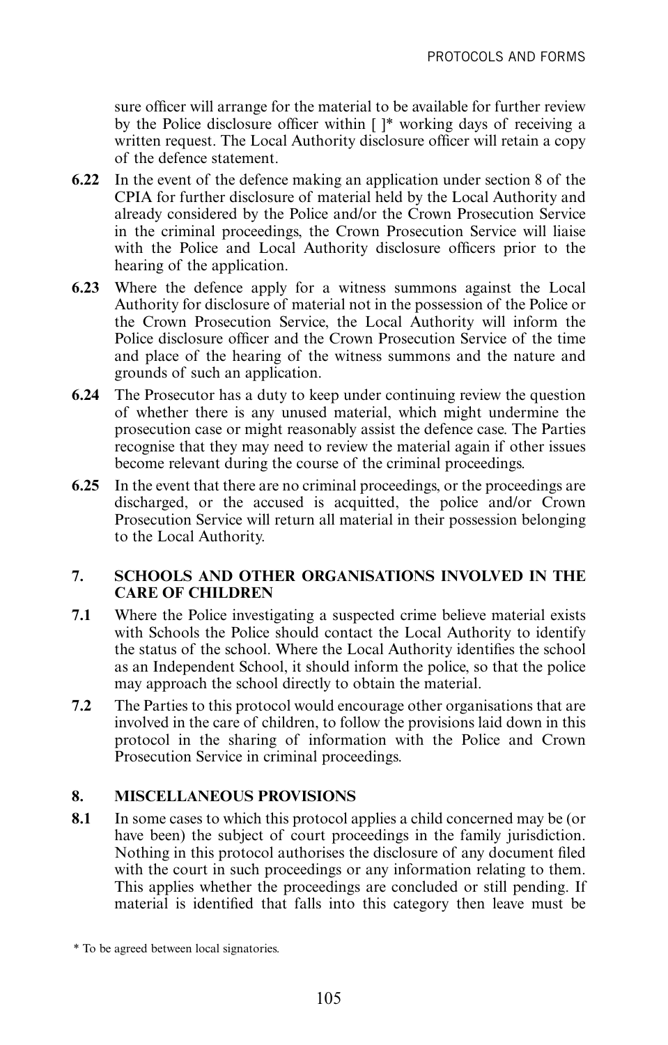sure officer will arrange for the material to be available for further review by the Police disclosure officer within [ ]* working days of receiving a written request. The Local Authority disclosure officer will retain a copy of the defence statement.

**6.22** In the event of the defence making an application under section 8 of the CPIA for further disclosure of material held by the Local Authority and already considered by the Police and/or the Crown Prosecution Service in the criminal proceedings, the Crown Prosecution Service will liaise with the Police and Local Authority disclosure officers prior to the hearing of the application.

**6.23** Where the defence apply for a witness summons against the Local Authority for disclosure of material not in the possession of the Police or the Crown Prosecution Service, the Local Authority will inform the Police disclosure officer and the Crown Prosecution Service of the time and place of the hearing of the witness summons and the nature and grounds of such an application.

**6.24** The Prosecutor has a duty to keep under continuing review the question of whether there is any unused material, which might undermine the prosecution case or might reasonably assist the defence case. The Parties recognise that they may need to review the material again if other issues become relevant during the course of the criminal proceedings.

**6.25** In the event that there are no criminal proceedings, or the proceedings are discharged, or the accused is acquitted, the police and/or Crown Prosecution Service will return all material in their possession belonging to the Local Authority.

## 7. SCHOOLS AND OTHER ORGANISATIONS INVOLVED IN THE CARE OF CHILDREN

**7.1** Where the Police investigating a suspected crime believe material exists with Schools the Police should contact the Local Authority to identify the status of the school. Where the Local Authority identifies the school as an Independent School, it should inform the police, so that the police may approach the school directly to obtain the material.

**7.2** The Parties to this protocol would encourage other organisations that are involved in the care of children, to follow the provisions laid down in this protocol in the sharing of information with the Police and Crown Prosecution Service in criminal proceedings.

## 8. MISCELLANEOUS PROVISIONS

**8.1** In some cases to which this protocol applies a child concerned may be (or have been) the subject of court proceedings in the family jurisdiction. Nothing in this protocol authorises the disclosure of any document filed with the court in such proceedings or any information relating to them. This applies whether the proceedings are concluded or still pending. If material is identified that falls into this category then leave must be

\* To be agreed between local signatories.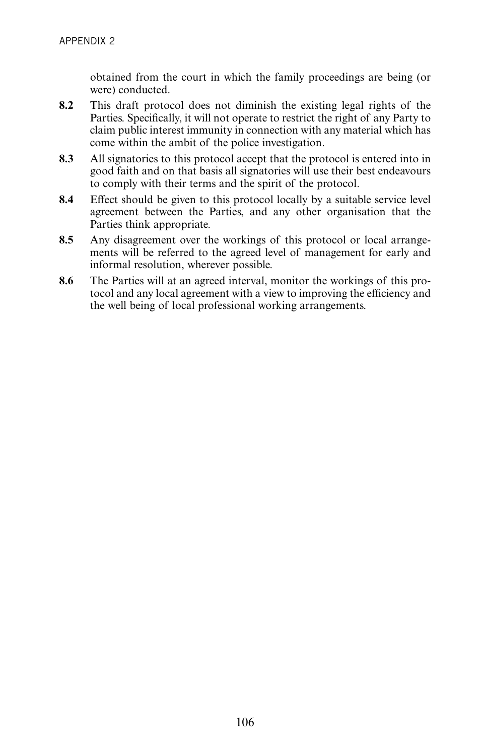obtained from the court in which the family proceedings are being (or were) conducted.

**8.2** This draft protocol does not diminish the existing legal rights of the Parties. Specifically, it will not operate to restrict the right of any Party to claim public interest immunity in connection with any material which has come within the ambit of the police investigation.

**8.3** All signatories to this protocol accept that the protocol is entered into in good faith and on that basis all signatories will use their best endeavours to comply with their terms and the spirit of the protocol.

**8.4** Effect should be given to this protocol locally by a suitable service level agreement between the Parties, and any other organisation that the Parties think appropriate.

**8.5** Any disagreement over the workings of this protocol or local arrangements will be referred to the agreed level of management for early and informal resolution, wherever possible.

**8.6** The Parties will at an agreed interval, monitor the workings of this protocol and any local agreement with a view to improving the efficiency and the well being of local professional working arrangements.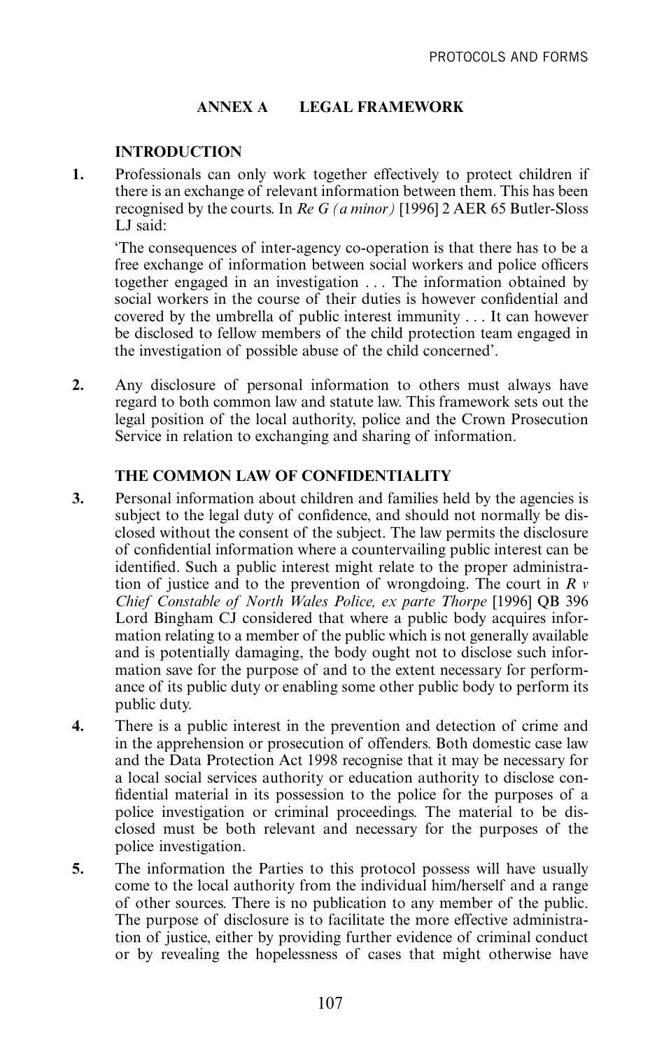## ANNEX A LEGAL FRAMEWORK

### INTRODUCTION

**1.** Professionals can only work together effectively to protect children if there is an exchange of relevant information between them. This has been recognised by the courts. In *Re G (a minor)* [1996] 2 AER 65 Butler-Sloss LJ said:

'The consequences of inter-agency co-operation is that there has to be a free exchange of information between social workers and police officers together engaged in an investigation . . . The information obtained by social workers in the course of their duties is however confidential and covered by the umbrella of public interest immunity . . . It can however be disclosed to fellow members of the child protection team engaged in the investigation of possible abuse of the child concerned'.

**2.** Any disclosure of personal information to others must always have regard to both common law and statute law. This framework sets out the legal position of the local authority, police and the Crown Prosecution Service in relation to exchanging and sharing of information.

### THE COMMON LAW OF CONFIDENTIALITY

**3.** Personal information about children and families held by the agencies is subject to the legal duty of confidence, and should not normally be disclosed without the consent of the subject. The law permits the disclosure of confidential information where a countervailing public interest can be identified. Such a public interest might relate to the proper administration of justice and to the prevention of wrongdoing. The court in *R v Chief Constable of North Wales Police, ex parte Thorpe* [1996] QB 396 Lord Bingham CJ considered that where a public body acquires information relating to a member of the public which is not generally available and is potentially damaging, the body ought not to disclose such information save for the purpose of and to the extent necessary for performance of its public duty or enabling some other public body to perform its public duty.

**4.** There is a public interest in the prevention and detection of crime and in the apprehension or prosecution of offenders. Both domestic case law and the Data Protection Act 1998 recognise that it may be necessary for a local social services authority or education authority to disclose confidential material in its possession to the police for the purposes of a police investigation or criminal proceedings. The material to be disclosed must be both relevant and necessary for the purposes of the police investigation.

**5.** The information the Parties to this protocol possess will have usually come to the local authority from the individual him/herself and a range of other sources. There is no publication to any member of the public. The purpose of disclosure is to facilitate the more effective administration of justice, either by providing further evidence of criminal conduct or by revealing the hopelessness of cases that might otherwise have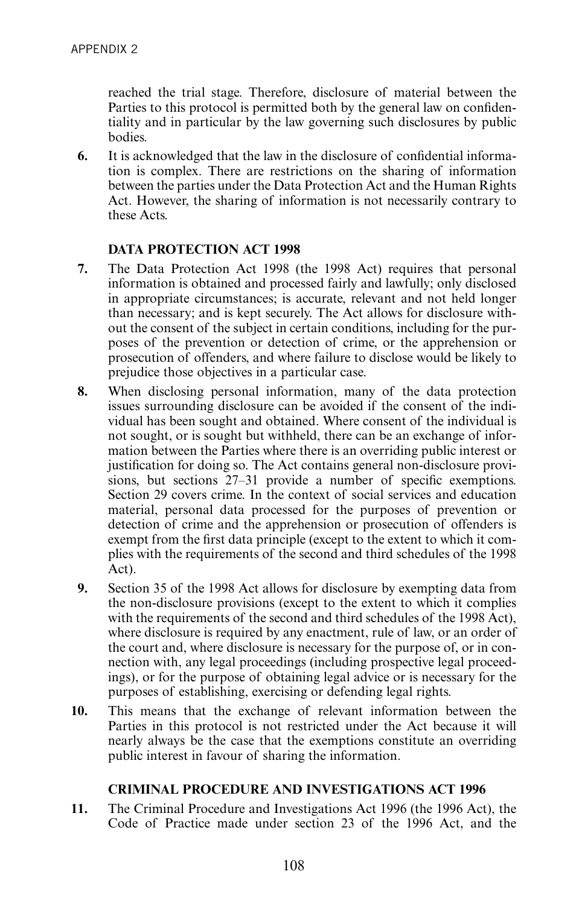reached the trial stage. Therefore, disclosure of material between the Parties to this protocol is permitted both by the general law on confidentiality and in particular by the law governing such disclosures by public bodies.

**6.** It is acknowledged that the law in the disclosure of confidential information is complex. There are restrictions on the sharing of information between the parties under the Data Protection Act and the Human Rights Act. However, the sharing of information is not necessarily contrary to these Acts.

### DATA PROTECTION ACT 1998

**7.** The Data Protection Act 1998 (the 1998 Act) requires that personal information is obtained and processed fairly and lawfully; only disclosed in appropriate circumstances; is accurate, relevant and not held longer than necessary; and is kept securely. The Act allows for disclosure without the consent of the subject in certain conditions, including for the purposes of the prevention or detection of crime, or the apprehension or prosecution of offenders, and where failure to disclose would be likely to prejudice those objectives in a particular case.

**8.** When disclosing personal information, many of the data protection issues surrounding disclosure can be avoided if the consent of the individual has been sought and obtained. Where consent of the individual is not sought, or is sought but withheld, there can be an exchange of information between the Parties where there is an overriding public interest or justification for doing so. The Act contains general non-disclosure provisions, but sections 27–31 provide a number of specific exemptions. Section 29 covers crime. In the context of social services and education material, personal data processed for the purposes of prevention or detection of crime and the apprehension or prosecution of offenders is exempt from the first data principle (except to the extent to which it complies with the requirements of the second and third schedules of the 1998 Act).

**9.** Section 35 of the 1998 Act allows for disclosure by exempting data from the non-disclosure provisions (except to the extent to which it complies with the requirements of the second and third schedules of the 1998 Act), where disclosure is required by any enactment, rule of law, or an order of the court and, where disclosure is necessary for the purpose of, or in connection with, any legal proceedings (including prospective legal proceedings), or for the purpose of obtaining legal advice or is necessary for the purposes of establishing, exercising or defending legal rights.

**10.** This means that the exchange of relevant information between the Parties in this protocol is not restricted under the Act because it will nearly always be the case that the exemptions constitute an overriding public interest in favour of sharing the information.

### CRIMINAL PROCEDURE AND INVESTIGATIONS ACT 1996

**11.** The Criminal Procedure and Investigations Act 1996 (the 1996 Act), the Code of Practice made under section 23 of the 1996 Act, and the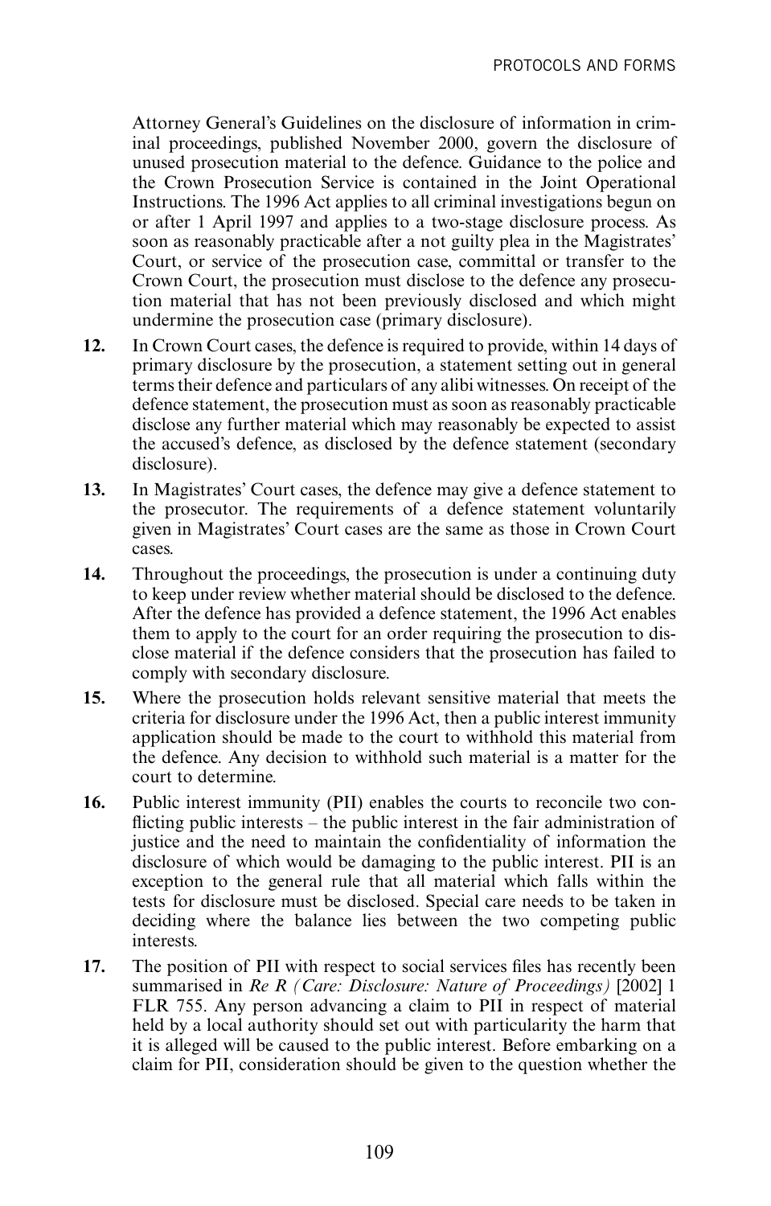Attorney General's Guidelines on the disclosure of information in criminal proceedings, published November 2000, govern the disclosure of unused prosecution material to the defence. Guidance to the police and the Crown Prosecution Service is contained in the Joint Operational Instructions. The 1996 Act applies to all criminal investigations begun on or after 1 April 1997 and applies to a two-stage disclosure process. As soon as reasonably practicable after a not guilty plea in the Magistrates' Court, or service of the prosecution case, committal or transfer to the Crown Court, the prosecution must disclose to the defence any prosecution material that has not been previously disclosed and which might undermine the prosecution case (primary disclosure).

**12.** In Crown Court cases, the defence is required to provide, within 14 days of primary disclosure by the prosecution, a statement setting out in general terms their defence and particulars of any alibi witnesses. On receipt of the defence statement, the prosecution must as soon as reasonably practicable disclose any further material which may reasonably be expected to assist the accused's defence, as disclosed by the defence statement (secondary disclosure).

**13.** In Magistrates' Court cases, the defence may give a defence statement to the prosecutor. The requirements of a defence statement voluntarily given in Magistrates' Court cases are the same as those in Crown Court cases.

**14.** Throughout the proceedings, the prosecution is under a continuing duty to keep under review whether material should be disclosed to the defence. After the defence has provided a defence statement, the 1996 Act enables them to apply to the court for an order requiring the prosecution to disclose material if the defence considers that the prosecution has failed to comply with secondary disclosure.

**15.** Where the prosecution holds relevant sensitive material that meets the criteria for disclosure under the 1996 Act, then a public interest immunity application should be made to the court to withhold this material from the defence. Any decision to withhold such material is a matter for the court to determine.

**16.** Public interest immunity (PII) enables the courts to reconcile two conflicting public interests – the public interest in the fair administration of justice and the need to maintain the confidentiality of information the disclosure of which would be damaging to the public interest. PII is an exception to the general rule that all material which falls within the tests for disclosure must be disclosed. Special care needs to be taken in deciding where the balance lies between the two competing public interests.

**17.** The position of PII with respect to social services files has recently been summarised in *Re R (Care: Disclosure: Nature of Proceedings)* [2002] 1 FLR 755. Any person advancing a claim to PII in respect of material held by a local authority should set out with particularity the harm that it is alleged will be caused to the public interest. Before embarking on a claim for PII, consideration should be given to the question whether the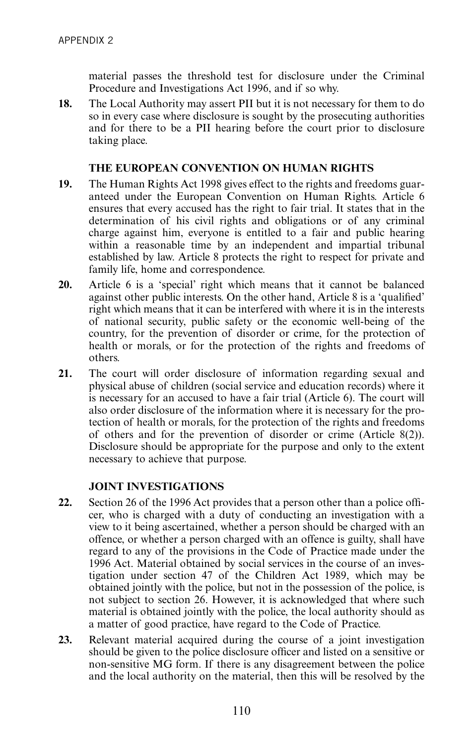material passes the threshold test for disclosure under the Criminal Procedure and Investigations Act 1996, and if so why.

**18.** The Local Authority may assert PII but it is not necessary for them to do so in every case where disclosure is sought by the prosecuting authorities and for there to be a PII hearing before the court prior to disclosure taking place.

### THE EUROPEAN CONVENTION ON HUMAN RIGHTS

**19.** The Human Rights Act 1998 gives effect to the rights and freedoms guaranteed under the European Convention on Human Rights. Article 6 ensures that every accused has the right to fair trial. It states that in the determination of his civil rights and obligations or of any criminal charge against him, everyone is entitled to a fair and public hearing within a reasonable time by an independent and impartial tribunal established by law. Article 8 protects the right to respect for private and family life, home and correspondence.

**20.** Article 6 is a 'special' right which means that it cannot be balanced against other public interests. On the other hand, Article 8 is a 'qualified' right which means that it can be interfered with where it is in the interests of national security, public safety or the economic well-being of the country, for the prevention of disorder or crime, for the protection of health or morals, or for the protection of the rights and freedoms of others.

**21.** The court will order disclosure of information regarding sexual and physical abuse of children (social service and education records) where it is necessary for an accused to have a fair trial (Article 6). The court will also order disclosure of the information where it is necessary for the protection of health or morals, for the protection of the rights and freedoms of others and for the prevention of disorder or crime (Article 8(2)). Disclosure should be appropriate for the purpose and only to the extent necessary to achieve that purpose.

### JOINT INVESTIGATIONS

**22.** Section 26 of the 1996 Act provides that a person other than a police officer, who is charged with a duty of conducting an investigation with a view to it being ascertained, whether a person should be charged with an offence, or whether a person charged with an offence is guilty, shall have regard to any of the provisions in the Code of Practice made under the 1996 Act. Material obtained by social services in the course of an investigation under section 47 of the Children Act 1989, which may be obtained jointly with the police, but not in the possession of the police, is not subject to section 26. However, it is acknowledged that where such material is obtained jointly with the police, the local authority should as a matter of good practice, have regard to the Code of Practice.

**23.** Relevant material acquired during the course of a joint investigation should be given to the police disclosure officer and listed on a sensitive or non-sensitive MG form. If there is any disagreement between the police and the local authority on the material, then this will be resolved by the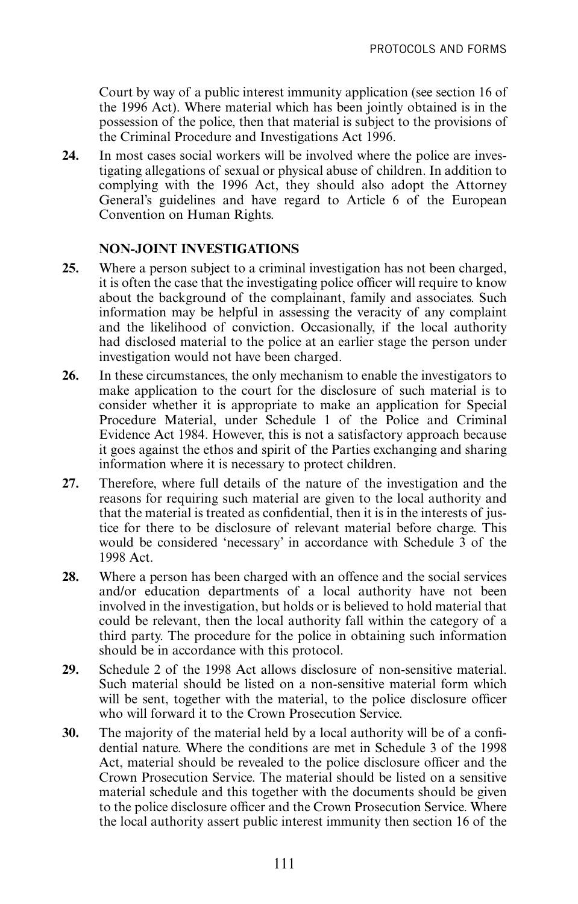Court by way of a public interest immunity application (see section 16 of the 1996 Act). Where material which has been jointly obtained is in the possession of the police, then that material is subject to the provisions of the Criminal Procedure and Investigations Act 1996.

**24.** In most cases social workers will be involved where the police are investigating allegations of sexual or physical abuse of children. In addition to complying with the 1996 Act, they should also adopt the Attorney General's guidelines and have regard to Article 6 of the European Convention on Human Rights.

### NON-JOINT INVESTIGATIONS

**25.** Where a person subject to a criminal investigation has not been charged, it is often the case that the investigating police officer will require to know about the background of the complainant, family and associates. Such information may be helpful in assessing the veracity of any complaint and the likelihood of conviction. Occasionally, if the local authority had disclosed material to the police at an earlier stage the person under investigation would not have been charged.

**26.** In these circumstances, the only mechanism to enable the investigators to make application to the court for the disclosure of such material is to consider whether it is appropriate to make an application for Special Procedure Material, under Schedule 1 of the Police and Criminal Evidence Act 1984. However, this is not a satisfactory approach because it goes against the ethos and spirit of the Parties exchanging and sharing information where it is necessary to protect children.

**27.** Therefore, where full details of the nature of the investigation and the reasons for requiring such material are given to the local authority and that the material is treated as confidential, then it is in the interests of justice for there to be disclosure of relevant material before charge. This would be considered 'necessary' in accordance with Schedule 3 of the 1998 Act.

**28.** Where a person has been charged with an offence and the social services and/or education departments of a local authority have not been involved in the investigation, but holds or is believed to hold material that could be relevant, then the local authority fall within the category of a third party. The procedure for the police in obtaining such information should be in accordance with this protocol.

**29.** Schedule 2 of the 1998 Act allows disclosure of non-sensitive material. Such material should be listed on a non-sensitive material form which will be sent, together with the material, to the police disclosure officer who will forward it to the Crown Prosecution Service.

**30.** The majority of the material held by a local authority will be of a confidential nature. Where the conditions are met in Schedule 3 of the 1998 Act, material should be revealed to the police disclosure officer and the Crown Prosecution Service. The material should be listed on a sensitive material schedule and this together with the documents should be given to the police disclosure officer and the Crown Prosecution Service. Where the local authority assert public interest immunity then section 16 of the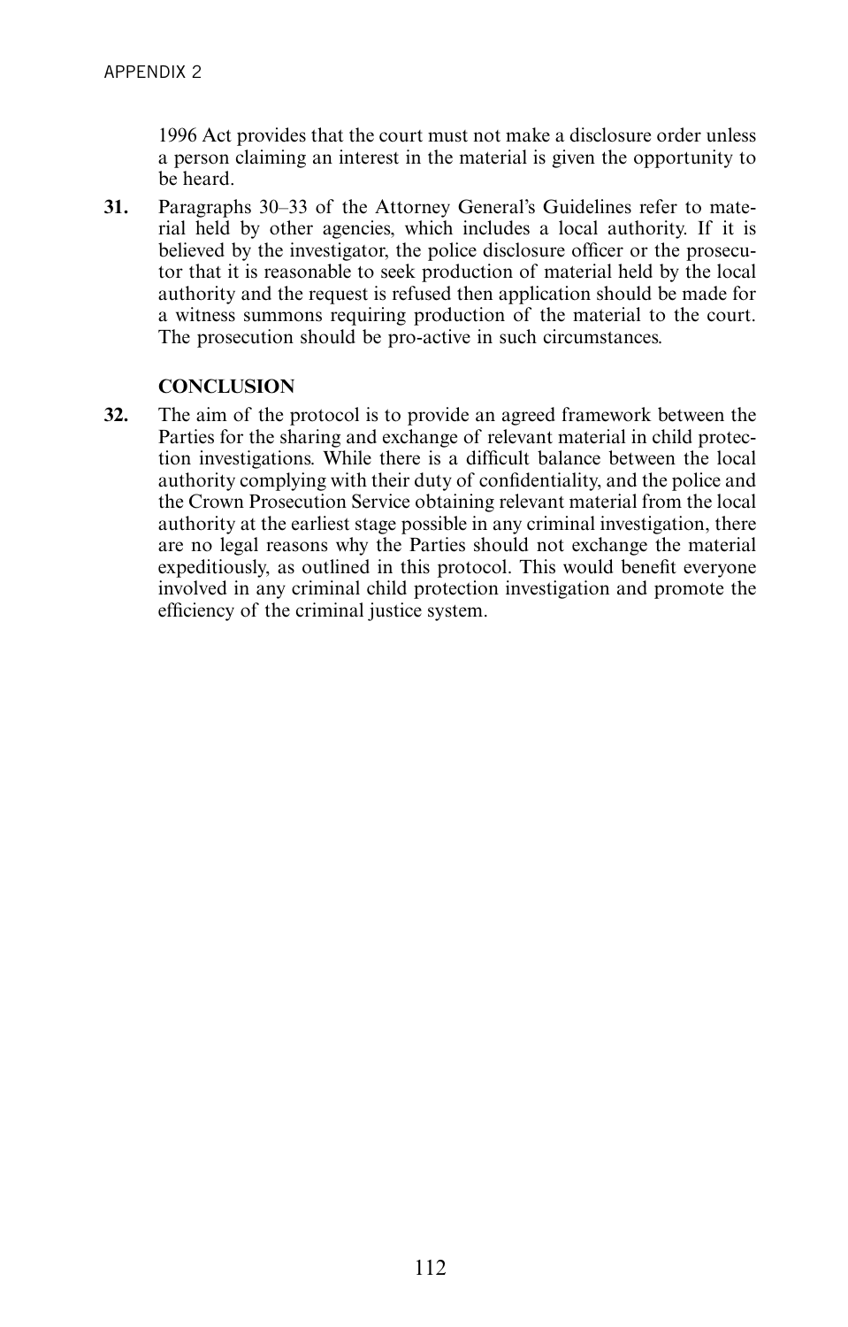1996 Act provides that the court must not make a disclosure order unless a person claiming an interest in the material is given the opportunity to be heard.

**31.** Paragraphs 30–33 of the Attorney General's Guidelines refer to material held by other agencies, which includes a local authority. If it is believed by the investigator, the police disclosure officer or the prosecutor that it is reasonable to seek production of material held by the local authority and the request is refused then application should be made for a witness summons requiring production of the material to the court. The prosecution should be pro-active in such circumstances.

## CONCLUSION

**32.** The aim of the protocol is to provide an agreed framework between the Parties for the sharing and exchange of relevant material in child protection investigations. While there is a difficult balance between the local authority complying with their duty of confidentiality, and the police and the Crown Prosecution Service obtaining relevant material from the local authority at the earliest stage possible in any criminal investigation, there are no legal reasons why the Parties should not exchange the material expeditiously, as outlined in this protocol. This would benefit everyone involved in any criminal child protection investigation and promote the efficiency of the criminal justice system.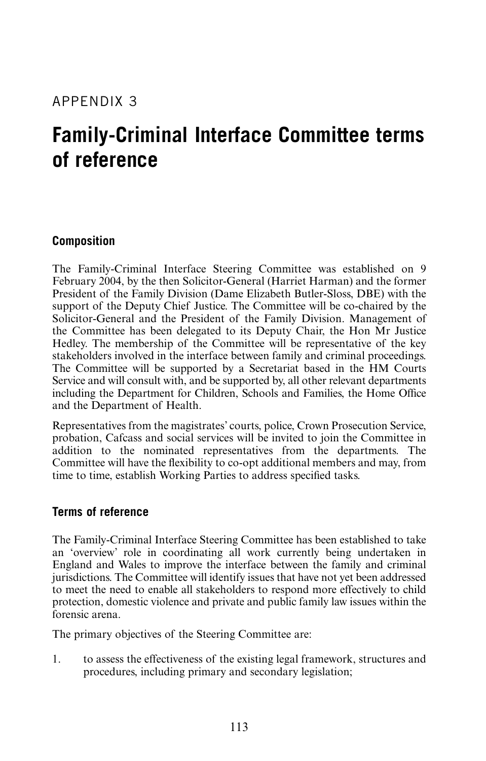APPENDIX 3

# Family-Criminal Interface Committee terms of reference

## Composition

The Family-Criminal Interface Steering Committee was established on 9 February 2004, by the then Solicitor-General (Harriet Harman) and the former President of the Family Division (Dame Elizabeth Butler-Sloss, DBE) with the support of the Deputy Chief Justice. The Committee will be co-chaired by the Solicitor-General and the President of the Family Division. Management of the Committee has been delegated to its Deputy Chair, the Hon Mr Justice Hedley. The membership of the Committee will be representative of the key stakeholders involved in the interface between family and criminal proceedings. The Committee will be supported by a Secretariat based in the HM Courts Service and will consult with, and be supported by, all other relevant departments including the Department for Children, Schools and Families, the Home Office and the Department of Health.

Representatives from the magistrates' courts, police, Crown Prosecution Service, probation, Cafcass and social services will be invited to join the Committee in addition to the nominated representatives from the departments. The Committee will have the flexibility to co-opt additional members and may, from time to time, establish Working Parties to address specified tasks.

## Terms of reference

The Family-Criminal Interface Steering Committee has been established to take an 'overview' role in coordinating all work currently being undertaken in England and Wales to improve the interface between the family and criminal jurisdictions. The Committee will identify issues that have not yet been addressed to meet the need to enable all stakeholders to respond more effectively to child protection, domestic violence and private and public family law issues within the forensic arena.

The primary objectives of the Steering Committee are:

1. to assess the effectiveness of the existing legal framework, structures and procedures, including primary and secondary legislation;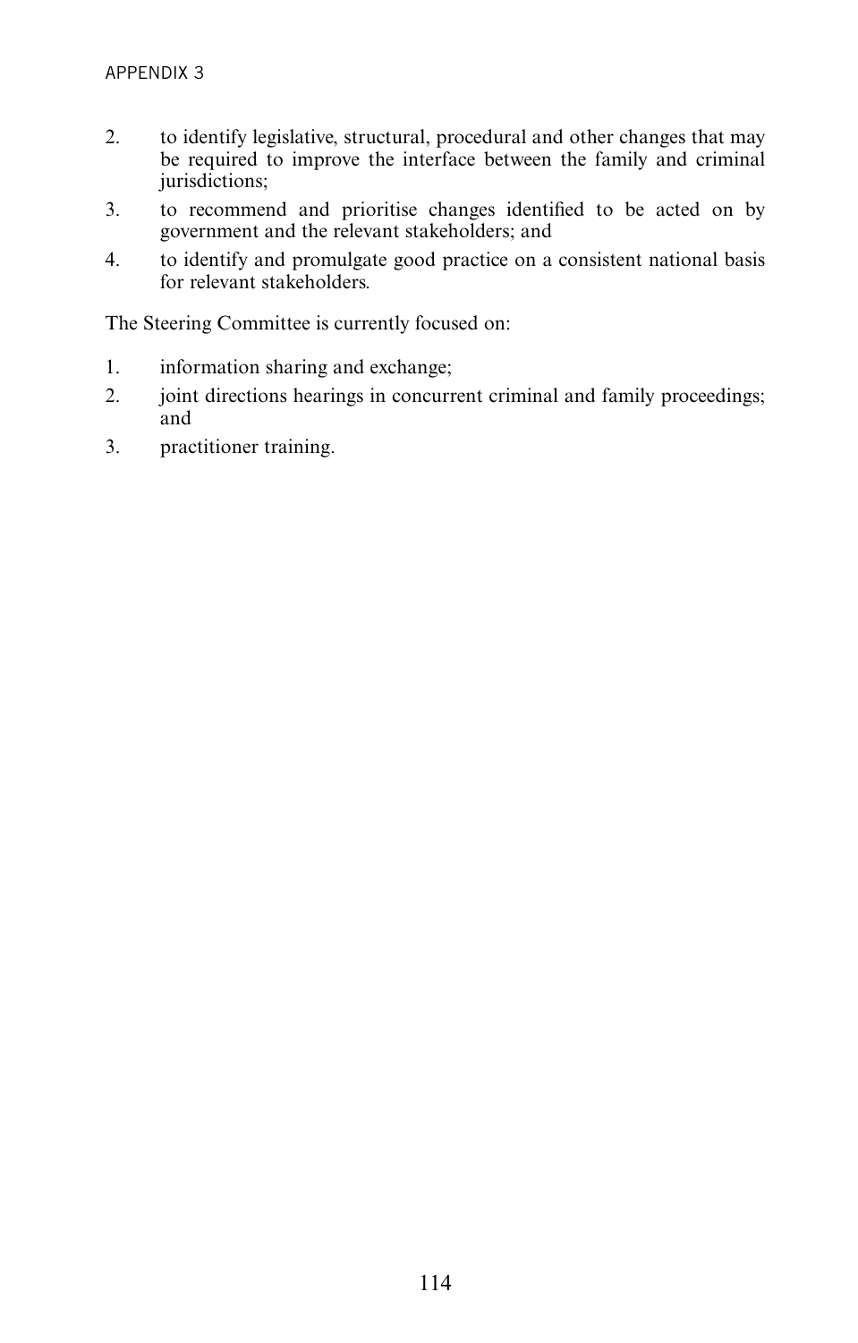2. to identify legislative, structural, procedural and other changes that may be required to improve the interface between the family and criminal jurisdictions;
3. to recommend and prioritise changes identified to be acted on by government and the relevant stakeholders; and
4. to identify and promulgate good practice on a consistent national basis for relevant stakeholders.

The Steering Committee is currently focused on:

1. information sharing and exchange;
2. joint directions hearings in concurrent criminal and family proceedings; and
3. practitioner training.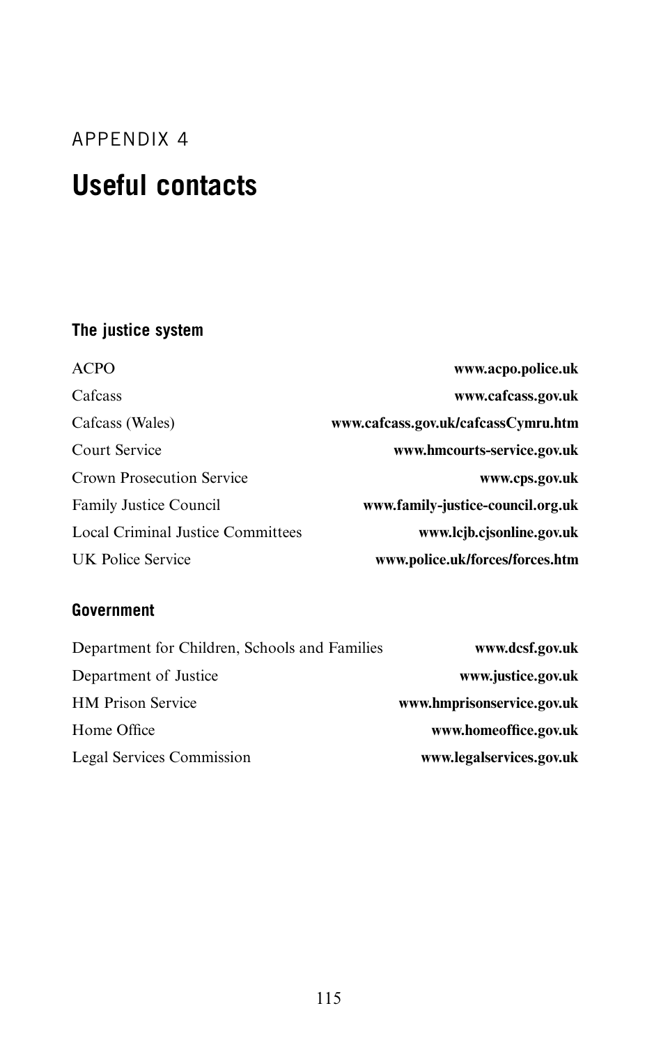APPENDIX 4

# Useful contacts

### The justice system

| | |
|---|---|
| ACPO | **www.acpo.police.uk** |
| Cafcass | **www.cafcass.gov.uk** |
| Cafcass (Wales) | **www.cafcass.gov.uk/cafcassCymru.htm** |
| Court Service | **www.hmcourts-service.gov.uk** |
| Crown Prosecution Service | **www.cps.gov.uk** |
| Family Justice Council | **www.family-justice-council.org.uk** |
| Local Criminal Justice Committees | **www.lcjb.cjsonline.gov.uk** |
| UK Police Service | **www.police.uk/forces/forces.htm** |

### Government

| | |
|---|---|
| Department for Children, Schools and Families | **www.dcsf.gov.uk** |
| Department of Justice | **www.justice.gov.uk** |
| HM Prison Service | **www.hmprisonservice.gov.uk** |
| Home Office | **www.homeoffice.gov.uk** |
| Legal Services Commission | **www.legalservices.gov.uk** |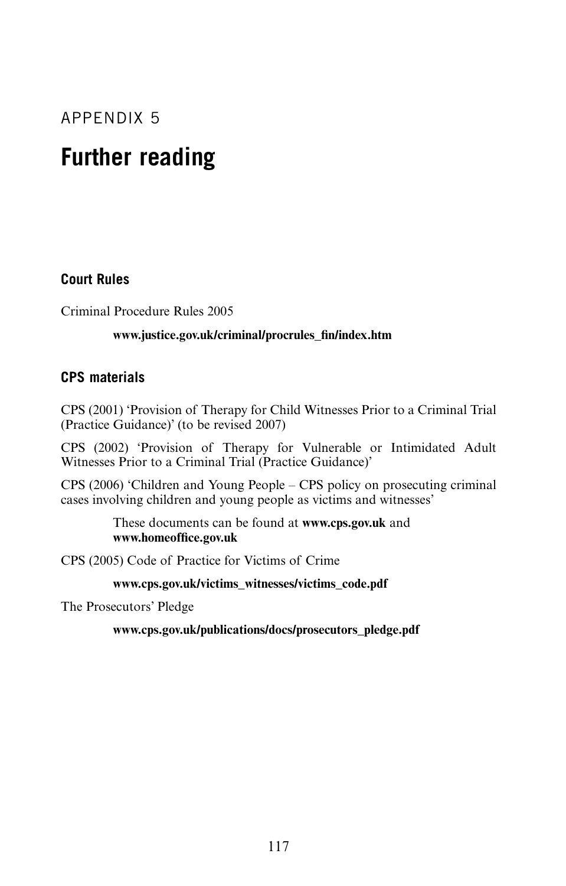APPENDIX 5

# Further reading

## Court Rules

Criminal Procedure Rules 2005

> **www.justice.gov.uk/criminal/procrules_fin/index.htm**

## CPS materials

CPS (2001) 'Provision of Therapy for Child Witnesses Prior to a Criminal Trial (Practice Guidance)' (to be revised 2007)

CPS (2002) 'Provision of Therapy for Vulnerable or Intimidated Adult Witnesses Prior to a Criminal Trial (Practice Guidance)'

CPS (2006) 'Children and Young People – CPS policy on prosecuting criminal cases involving children and young people as victims and witnesses'

> These documents can be found at **www.cps.gov.uk** and **www.homeoffice.gov.uk**

CPS (2005) Code of Practice for Victims of Crime

> **www.cps.gov.uk/victims_witnesses/victims_code.pdf**

The Prosecutors' Pledge

> **www.cps.gov.uk/publications/docs/prosecutors_pledge.pdf**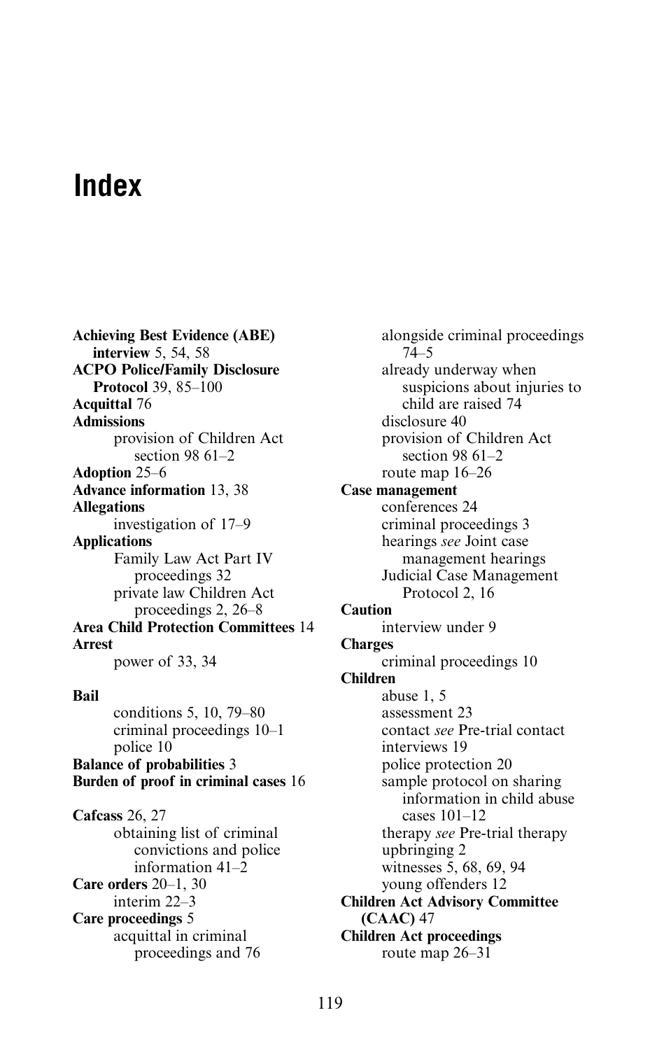# Index

**Achieving Best Evidence (ABE) interview** 5, 54, 58
**ACPO Police/Family Disclosure Protocol** 39, 85–100
**Acquittal** 76
**Admissions**
  provision of Children Act section 98 61–2
**Adoption** 25–6
**Advance information** 13, 38
**Allegations**
  investigation of 17–9
**Applications**
  Family Law Act Part IV proceedings 32
  private law Children Act proceedings 2, 26–8
**Area Child Protection Committees** 14
**Arrest**
  power of 33, 34

**Bail**
  conditions 5, 10, 79–80
  criminal proceedings 10–1
  police 10
**Balance of probabilities** 3
**Burden of proof in criminal cases** 16

**Cafcass** 26, 27
  obtaining list of criminal convictions and police information 41–2
**Care orders** 20–1, 30
  interim 22–3
**Care proceedings** 5
  acquittal in criminal proceedings and 76
  alongside criminal proceedings 74–5
  already underway when suspicions about injuries to child are raised 74
  disclosure 40
  provision of Children Act section 98 61–2
  route map 16–26
**Case management**
  conferences 24
  criminal proceedings 3
  hearings *see* Joint case management hearings
  Judicial Case Management Protocol 2, 16
**Caution**
  interview under 9
**Charges**
  criminal proceedings 10
**Children**
  abuse 1, 5
  assessment 23
  contact *see* Pre-trial contact
  interviews 19
  police protection 20
  sample protocol on sharing information in child abuse cases 101–12
  therapy *see* Pre-trial therapy
  upbringing 2
  witnesses 5, 68, 69, 94
  young offenders 12
**Children Act Advisory Committee (CAAC)** 47
**Children Act proceedings**
  route map 26–31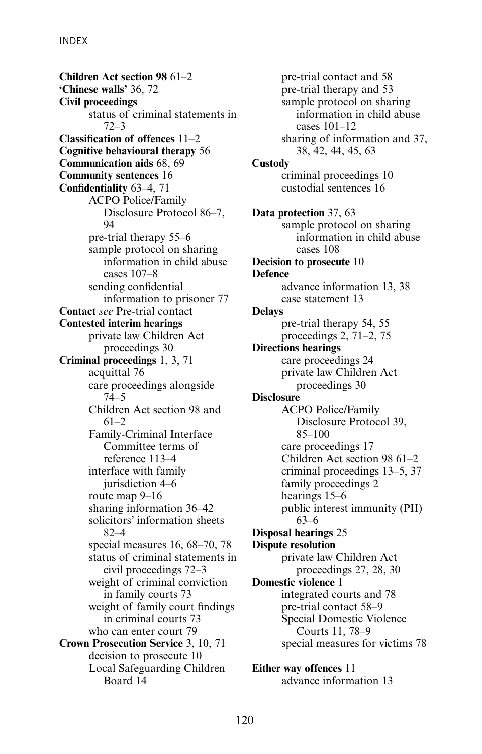**Children Act section 98** 61–2
**'Chinese walls'** 36, 72
**Civil proceedings**
- status of criminal statements in 72–3

**Classification of offences** 11–2
**Cognitive behavioural therapy** 56
**Communication aids** 68, 69
**Community sentences** 16
**Confidentiality** 63–4, 71
- ACPO Police/Family Disclosure Protocol 86–7, 94
- pre-trial therapy 55–6
- sample protocol on sharing information in child abuse cases 107–8
- sending confidential information to prisoner 77

**Contact** *see* Pre-trial contact
**Contested interim hearings**
- private law Children Act proceedings 30

**Criminal proceedings** 1, 3, 71
- acquittal 76
- care proceedings alongside 74–5
- Children Act section 98 and 61–2
- Family-Criminal Interface Committee terms of reference 113–4
- interface with family jurisdiction 4–6
- route map 9–16
- sharing information 36–42
- solicitors' information sheets 82–4
- special measures 16, 68–70, 78
- status of criminal statements in civil proceedings 72–3
- weight of criminal conviction in family courts 73
- weight of family court findings in criminal courts 73
- who can enter court 79

**Crown Prosecution Service** 3, 10, 71
- decision to prosecute 10
- Local Safeguarding Children Board 14
- pre-trial contact and 58
- pre-trial therapy and 53
- sample protocol on sharing information in child abuse cases 101–12
- sharing of information and 37, 38, 42, 44, 45, 63

**Custody**
- criminal proceedings 10
- custodial sentences 16

**Data protection** 37, 63
- sample protocol on sharing information in child abuse cases 108

**Decision to prosecute** 10
**Defence**
- advance information 13, 38
- case statement 13

**Delays**
- pre-trial therapy 54, 55
- proceedings 2, 71–2, 75

**Directions hearings**
- care proceedings 24
- private law Children Act proceedings 30

**Disclosure**
- ACPO Police/Family Disclosure Protocol 39, 85–100
- care proceedings 17
- Children Act section 98 61–2
- criminal proceedings 13–5, 37
- family proceedings 2
- hearings 15–6
- public interest immunity (PII) 63–6

**Disposal hearings** 25
**Dispute resolution**
- private law Children Act proceedings 27, 28, 30

**Domestic violence** 1
- integrated courts and 78
- pre-trial contact 58–9
- Special Domestic Violence Courts 11, 78–9
- special measures for victims 78

**Either way offences** 11
- advance information 13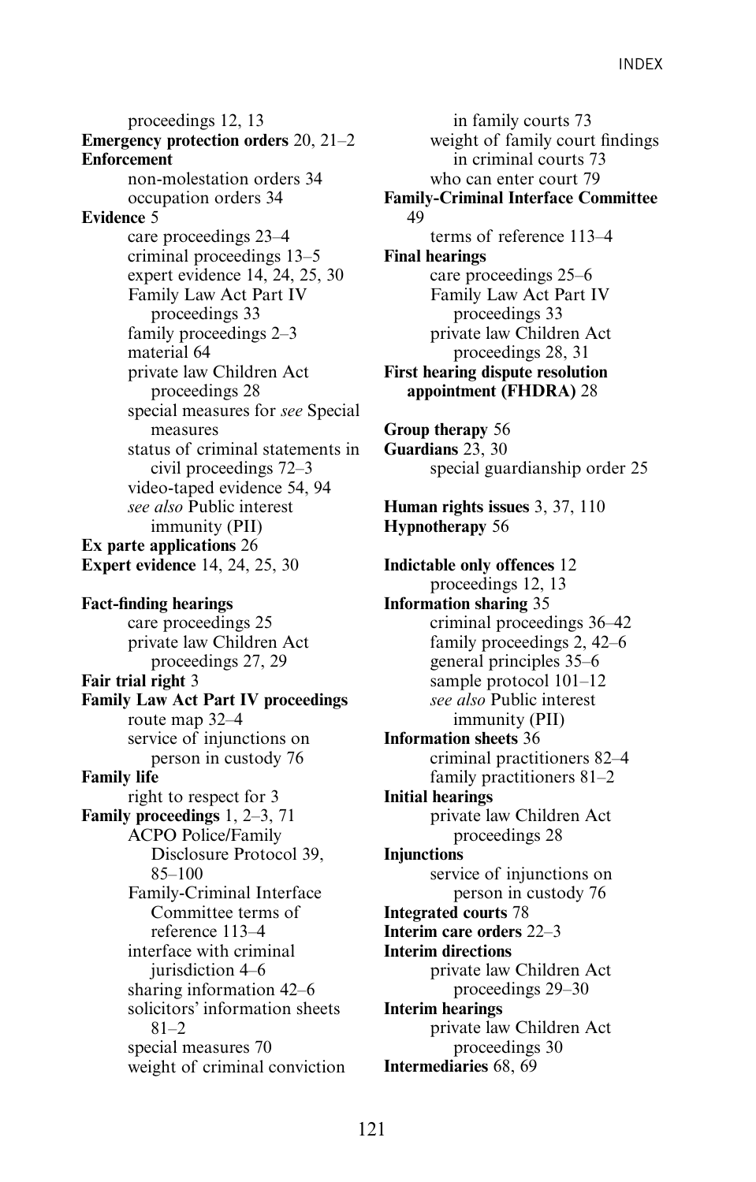proceedings 12, 13

**Emergency protection orders** 20, 21–2

**Enforcement**

- non-molestation orders 34
- occupation orders 34

**Evidence** 5

- care proceedings 23–4
- criminal proceedings 13–5
- expert evidence 14, 24, 25, 30
- Family Law Act Part IV proceedings 33
- family proceedings 2–3
- material 64
- private law Children Act proceedings 28
- special measures for *see* Special measures
- status of criminal statements in civil proceedings 72–3
- video-taped evidence 54, 94
- *see also* Public interest immunity (PII)

**Ex parte applications** 26

**Expert evidence** 14, 24, 25, 30

**Fact-finding hearings**

- care proceedings 25
- private law Children Act proceedings 27, 29

**Fair trial right** 3

**Family Law Act Part IV proceedings**

- route map 32–4
- service of injunctions on person in custody 76

**Family life**

- right to respect for 3

**Family proceedings** 1, 2–3, 71

- ACPO Police/Family Disclosure Protocol 39, 85–100
- Family-Criminal Interface Committee terms of reference 113–4
- interface with criminal jurisdiction 4–6
- sharing information 42–6
- solicitors' information sheets 81–2
- special measures 70
- weight of criminal conviction in family courts 73
- weight of family court findings in criminal courts 73
- who can enter court 79

**Family-Criminal Interface Committee** 49

- terms of reference 113–4

**Final hearings**

- care proceedings 25–6
- Family Law Act Part IV proceedings 33
- private law Children Act proceedings 28, 31

**First hearing dispute resolution appointment (FHDRA)** 28

**Group therapy** 56

**Guardians** 23, 30

- special guardianship order 25

**Human rights issues** 3, 37, 110

**Hypnotherapy** 56

**Indictable only offences** 12

- proceedings 12, 13

**Information sharing** 35

- criminal proceedings 36–42
- family proceedings 2, 42–6
- general principles 35–6
- sample protocol 101–12
- *see also* Public interest immunity (PII)

**Information sheets** 36

- criminal practitioners 82–4
- family practitioners 81–2

**Initial hearings**

- private law Children Act proceedings 28

**Injunctions**

- service of injunctions on person in custody 76

**Integrated courts** 78

**Interim care orders** 22–3

**Interim directions**

- private law Children Act proceedings 29–30

**Interim hearings**

- private law Children Act proceedings 30

**Intermediaries** 68, 69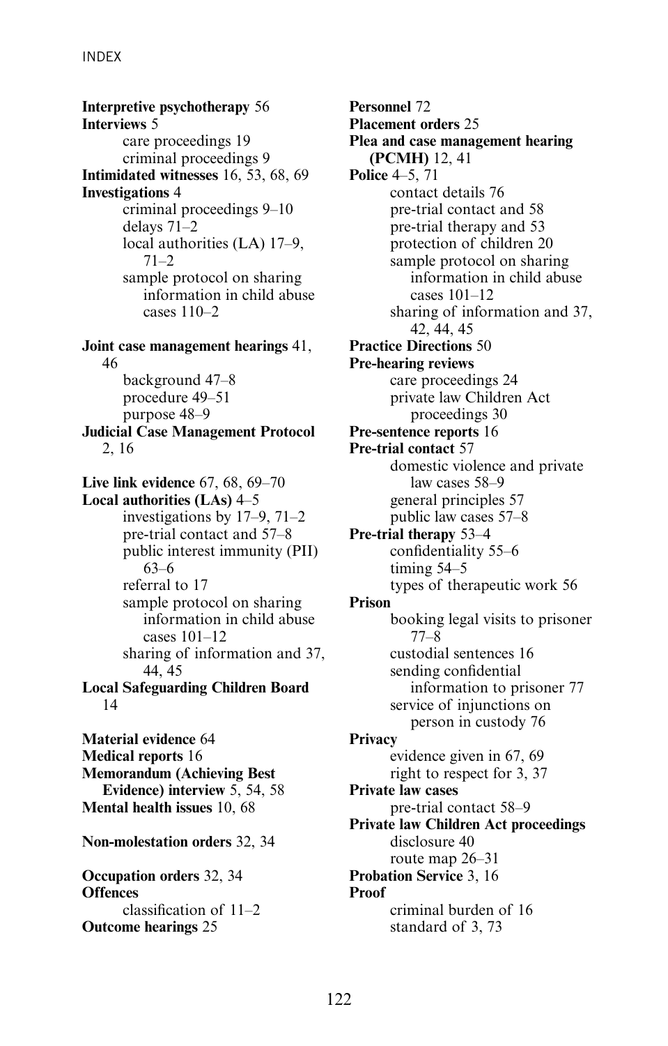**Interpretive psychotherapy** 56
**Interviews** 5
- care proceedings 19
- criminal proceedings 9

**Intimidated witnesses** 16, 53, 68, 69
**Investigations** 4
- criminal proceedings 9–10
- delays 71–2
- local authorities (LA) 17–9, 71–2
- sample protocol on sharing information in child abuse cases 110–2

**Joint case management hearings** 41, 46
- background 47–8
- procedure 49–51
- purpose 48–9

**Judicial Case Management Protocol** 2, 16

**Live link evidence** 67, 68, 69–70
**Local authorities (LAs)** 4–5
- investigations by 17–9, 71–2
- pre-trial contact and 57–8
- public interest immunity (PII) 63–6
- referral to 17
- sample protocol on sharing information in child abuse cases 101–12
- sharing of information and 37, 44, 45

**Local Safeguarding Children Board** 14

**Material evidence** 64
**Medical reports** 16
**Memorandum (Achieving Best Evidence) interview** 5, 54, 58
**Mental health issues** 10, 68

**Non-molestation orders** 32, 34

**Occupation orders** 32, 34
**Offences**
- classification of 11–2

**Outcome hearings** 25

**Personnel** 72
**Placement orders** 25
**Plea and case management hearing (PCMH)** 12, 41
**Police** 4–5, 71
- contact details 76
- pre-trial contact and 58
- pre-trial therapy and 53
- protection of children 20
- sample protocol on sharing information in child abuse cases 101–12
- sharing of information and 37, 42, 44, 45

**Practice Directions** 50
**Pre-hearing reviews**
- care proceedings 24
- private law Children Act proceedings 30

**Pre-sentence reports** 16
**Pre-trial contact** 57
- domestic violence and private law cases 58–9
- general principles 57
- public law cases 57–8

**Pre-trial therapy** 53–4
- confidentiality 55–6
- timing 54–5
- types of therapeutic work 56

**Prison**
- booking legal visits to prisoner 77–8
- custodial sentences 16
- sending confidential information to prisoner 77
- service of injunctions on person in custody 76

**Privacy**
- evidence given in 67, 69
- right to respect for 3, 37

**Private law cases**
- pre-trial contact 58–9

**Private law Children Act proceedings**
- disclosure 40
- route map 26–31

**Probation Service** 3, 16
**Proof**
- criminal burden of 16
- standard of 3, 73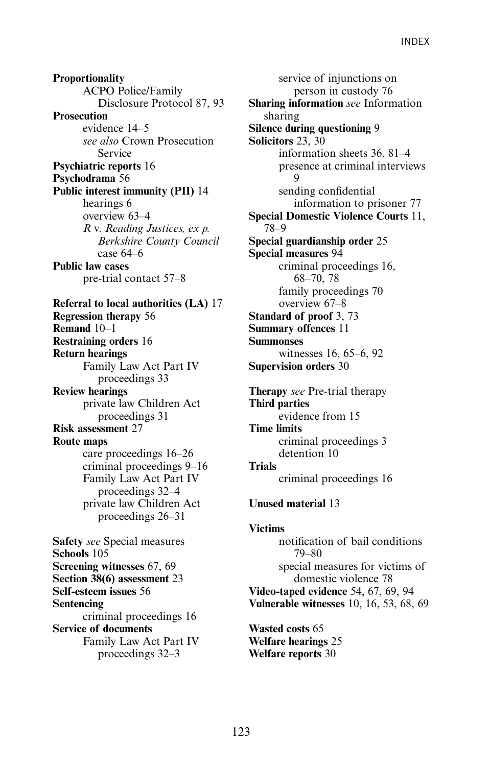**Proportionality**
- ACPO Police/Family Disclosure Protocol 87, 93

**Prosecution**
- evidence 14–5
- *see also* Crown Prosecution Service

**Psychiatric reports** 16
**Psychodrama** 56
**Public interest immunity (PII)** 14
- hearings 6
- overview 63–4
- *R* v. *Reading Justices, ex p. Berkshire County Council* case 64–6

**Public law cases**
- pre-trial contact 57–8

**Referral to local authorities (LA)** 17
**Regression therapy** 56
**Remand** 10–1
**Restraining orders** 16
**Return hearings**
- Family Law Act Part IV proceedings 33

**Review hearings**
- private law Children Act proceedings 31

**Risk assessment** 27
**Route maps**
- care proceedings 16–26
- criminal proceedings 9–16
- Family Law Act Part IV proceedings 32–4
- private law Children Act proceedings 26–31

**Safety** *see* Special measures
**Schools** 105
**Screening witnesses** 67, 69
**Section 38(6) assessment** 23
**Self-esteem issues** 56
**Sentencing**
- criminal proceedings 16

**Service of documents**
- Family Law Act Part IV proceedings 32–3
- service of injunctions on person in custody 76

**Sharing information** *see* Information sharing
**Silence during questioning** 9
**Solicitors** 23, 30
- information sheets 36, 81–4
- presence at criminal interviews 9
- sending confidential information to prisoner 77

**Special Domestic Violence Courts** 11, 78–9
**Special guardianship order** 25
**Special measures** 94
- criminal proceedings 16, 68–70, 78
- family proceedings 70
- overview 67–8

**Standard of proof** 3, 73
**Summary offences** 11
**Summonses**
- witnesses 16, 65–6, 92

**Supervision orders** 30

**Therapy** *see* Pre-trial therapy
**Third parties**
- evidence from 15

**Time limits**
- criminal proceedings 3
- detention 10

**Trials**
- criminal proceedings 16

**Unused material** 13

**Victims**
- notification of bail conditions 79–80
- special measures for victims of domestic violence 78

**Video-taped evidence** 54, 67, 69, 94
**Vulnerable witnesses** 10, 16, 53, 68, 69

**Wasted costs** 65
**Welfare hearings** 25
**Welfare reports** 30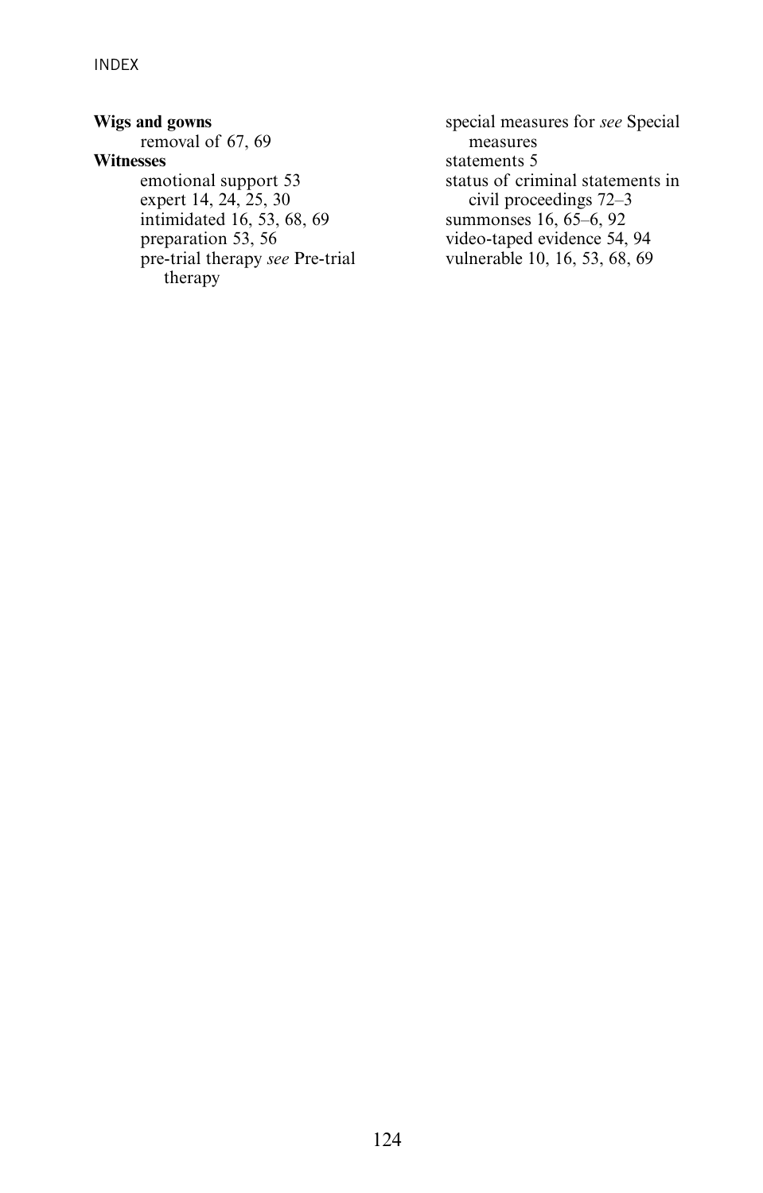**Wigs and gowns**

removal of 67, 69

**Witnesses**

emotional support 53
expert 14, 24, 25, 30
intimidated 16, 53, 68, 69
preparation 53, 56
pre-trial therapy *see* Pre-trial therapy
special measures for *see* Special measures
statements 5
status of criminal statements in civil proceedings 72–3
summonses 16, 65–6, 92
video-taped evidence 54, 94
vulnerable 10, 16, 53, 68, 69